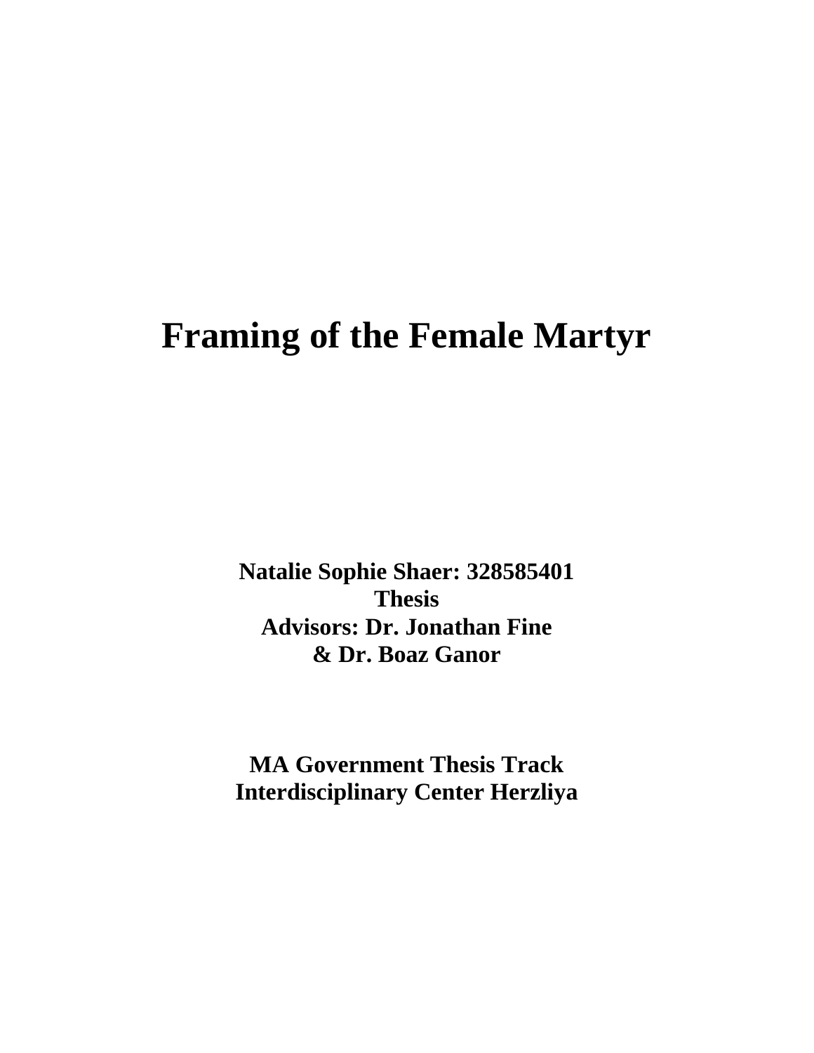# Framing of the Female Martyr

**Natalie Sophie Shaer: 328585401**
**Thesis**
**Advisors: Dr. Jonathan Fine**
**& Dr. Boaz Ganor**

**MA Government Thesis Track**
**Interdisciplinary Center Herzliya**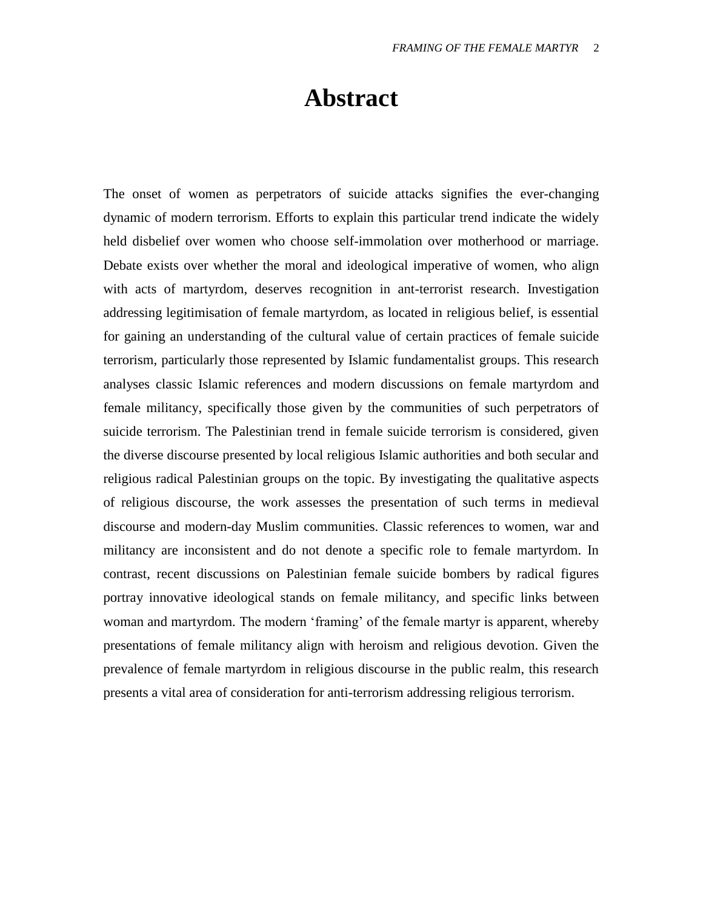# Abstract

The onset of women as perpetrators of suicide attacks signifies the ever-changing dynamic of modern terrorism. Efforts to explain this particular trend indicate the widely held disbelief over women who choose self-immolation over motherhood or marriage. Debate exists over whether the moral and ideological imperative of women, who align with acts of martyrdom, deserves recognition in ant-terrorist research. Investigation addressing legitimisation of female martyrdom, as located in religious belief, is essential for gaining an understanding of the cultural value of certain practices of female suicide terrorism, particularly those represented by Islamic fundamentalist groups. This research analyses classic Islamic references and modern discussions on female martyrdom and female militancy, specifically those given by the communities of such perpetrators of suicide terrorism. The Palestinian trend in female suicide terrorism is considered, given the diverse discourse presented by local religious Islamic authorities and both secular and religious radical Palestinian groups on the topic. By investigating the qualitative aspects of religious discourse, the work assesses the presentation of such terms in medieval discourse and modern-day Muslim communities. Classic references to women, war and militancy are inconsistent and do not denote a specific role to female martyrdom. In contrast, recent discussions on Palestinian female suicide bombers by radical figures portray innovative ideological stands on female militancy, and specific links between woman and martyrdom. The modern 'framing' of the female martyr is apparent, whereby presentations of female militancy align with heroism and religious devotion. Given the prevalence of female martyrdom in religious discourse in the public realm, this research presents a vital area of consideration for anti-terrorism addressing religious terrorism.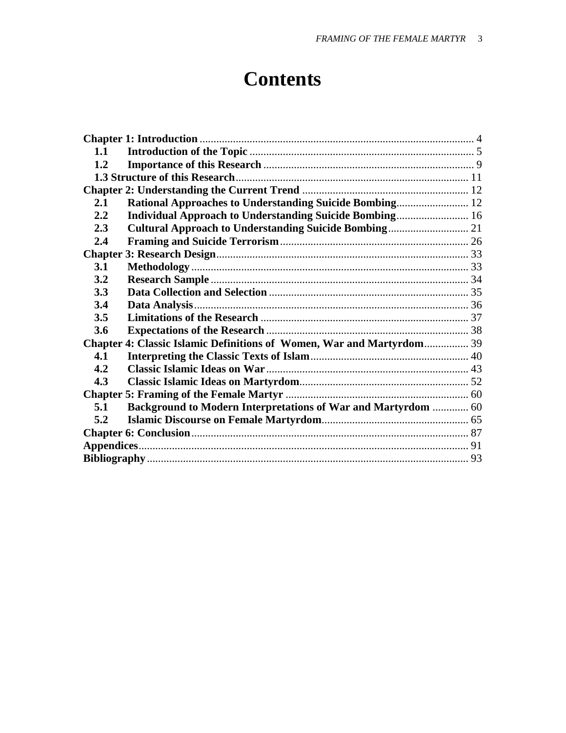# Contents

**Chapter 1: Introduction** .... 4
- **1.1 Introduction of the Topic** .... 5
- **1.2 Importance of this Research** .... 9
- **1.3 Structure of this Research** .... 11

**Chapter 2: Understanding the Current Trend** .... 12
- **2.1 Rational Approaches to Understanding Suicide Bombing** .... 12
- **2.2 Individual Approach to Understanding Suicide Bombing** .... 16
- **2.3 Cultural Approach to Understanding Suicide Bombing** .... 21
- **2.4 Framing and Suicide Terrorism** .... 26

**Chapter 3: Research Design** .... 33
- **3.1 Methodology** .... 33
- **3.2 Research Sample** .... 34
- **3.3 Data Collection and Selection** .... 35
- **3.4 Data Analysis** .... 36
- **3.5 Limitations of the Research** .... 37
- **3.6 Expectations of the Research** .... 38

**Chapter 4: Classic Islamic Definitions of Women, War and Martyrdom** .... 39
- **4.1 Interpreting the Classic Texts of Islam** .... 40
- **4.2 Classic Islamic Ideas on War** .... 43
- **4.3 Classic Islamic Ideas on Martyrdom** .... 52

**Chapter 5: Framing of the Female Martyr** .... 60
- **5.1 Background to Modern Interpretations of War and Martyrdom** .... 60
- **5.2 Islamic Discourse on Female Martyrdom** .... 65

**Chapter 6: Conclusion** .... 87

**Appendices** .... 91

**Bibliography** .... 93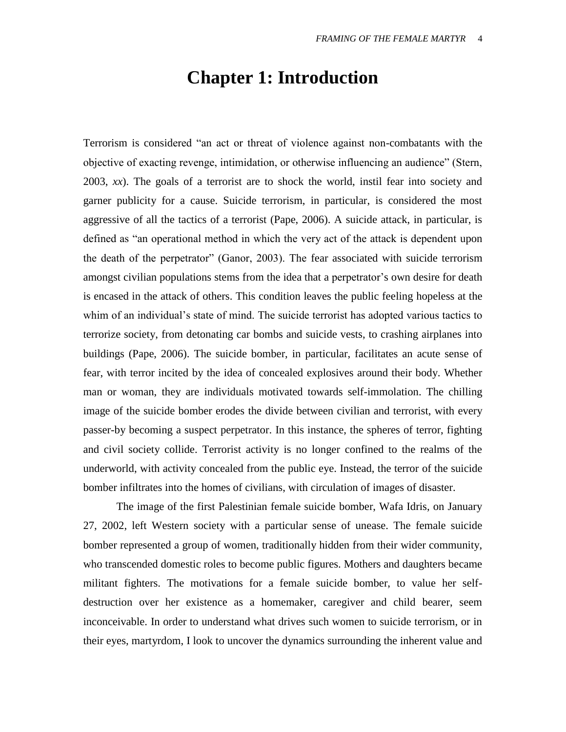# Chapter 1: Introduction

Terrorism is considered "an act or threat of violence against non-combatants with the objective of exacting revenge, intimidation, or otherwise influencing an audience" (Stern, 2003, *xx*). The goals of a terrorist are to shock the world, instil fear into society and garner publicity for a cause. Suicide terrorism, in particular, is considered the most aggressive of all the tactics of a terrorist (Pape, 2006). A suicide attack, in particular, is defined as "an operational method in which the very act of the attack is dependent upon the death of the perpetrator" (Ganor, 2003). The fear associated with suicide terrorism amongst civilian populations stems from the idea that a perpetrator's own desire for death is encased in the attack of others. This condition leaves the public feeling hopeless at the whim of an individual's state of mind. The suicide terrorist has adopted various tactics to terrorize society, from detonating car bombs and suicide vests, to crashing airplanes into buildings (Pape, 2006). The suicide bomber, in particular, facilitates an acute sense of fear, with terror incited by the idea of concealed explosives around their body. Whether man or woman, they are individuals motivated towards self-immolation. The chilling image of the suicide bomber erodes the divide between civilian and terrorist, with every passer-by becoming a suspect perpetrator. In this instance, the spheres of terror, fighting and civil society collide. Terrorist activity is no longer confined to the realms of the underworld, with activity concealed from the public eye. Instead, the terror of the suicide bomber infiltrates into the homes of civilians, with circulation of images of disaster.

The image of the first Palestinian female suicide bomber, Wafa Idris, on January 27, 2002, left Western society with a particular sense of unease. The female suicide bomber represented a group of women, traditionally hidden from their wider community, who transcended domestic roles to become public figures. Mothers and daughters became militant fighters. The motivations for a female suicide bomber, to value her self-destruction over her existence as a homemaker, caregiver and child bearer, seem inconceivable. In order to understand what drives such women to suicide terrorism, or in their eyes, martyrdom, I look to uncover the dynamics surrounding the inherent value and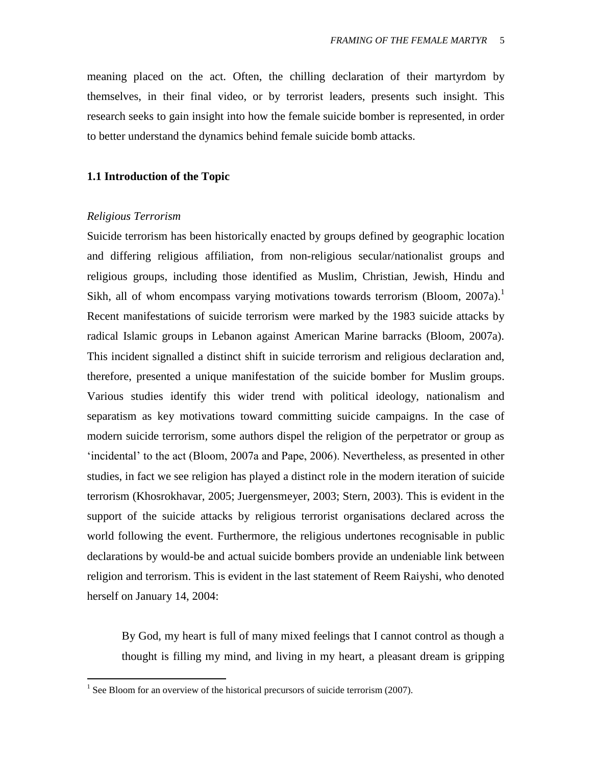meaning placed on the act. Often, the chilling declaration of their martyrdom by themselves, in their final video, or by terrorist leaders, presents such insight. This research seeks to gain insight into how the female suicide bomber is represented, in order to better understand the dynamics behind female suicide bomb attacks.

### 1.1 Introduction of the Topic

*Religious Terrorism*

Suicide terrorism has been historically enacted by groups defined by geographic location and differing religious affiliation, from non-religious secular/nationalist groups and religious groups, including those identified as Muslim, Christian, Jewish, Hindu and Sikh, all of whom encompass varying motivations towards terrorism (Bloom, 2007a).[1] Recent manifestations of suicide terrorism were marked by the 1983 suicide attacks by radical Islamic groups in Lebanon against American Marine barracks (Bloom, 2007a). This incident signalled a distinct shift in suicide terrorism and religious declaration and, therefore, presented a unique manifestation of the suicide bomber for Muslim groups. Various studies identify this wider trend with political ideology, nationalism and separatism as key motivations toward committing suicide campaigns. In the case of modern suicide terrorism, some authors dispel the religion of the perpetrator or group as 'incidental' to the act (Bloom, 2007a and Pape, 2006). Nevertheless, as presented in other studies, in fact we see religion has played a distinct role in the modern iteration of suicide terrorism (Khosrokhavar, 2005; Juergensmeyer, 2003; Stern, 2003). This is evident in the support of the suicide attacks by religious terrorist organisations declared across the world following the event. Furthermore, the religious undertones recognisable in public declarations by would-be and actual suicide bombers provide an undeniable link between religion and terrorism. This is evident in the last statement of Reem Raiyshi, who denoted herself on January 14, 2004:

> By God, my heart is full of many mixed feelings that I cannot control as though a thought is filling my mind, and living in my heart, a pleasant dream is gripping

[1] See Bloom for an overview of the historical precursors of suicide terrorism (2007).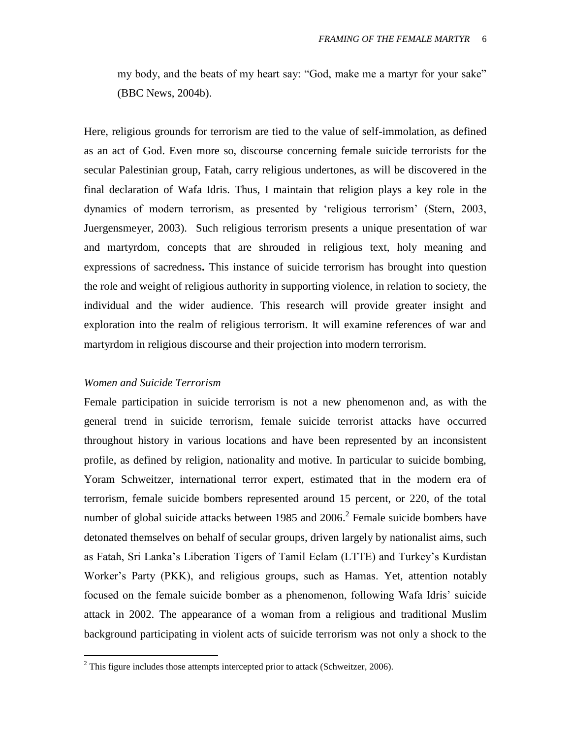my body, and the beats of my heart say: "God, make me a martyr for your sake" (BBC News, 2004b).

Here, religious grounds for terrorism are tied to the value of self-immolation, as defined as an act of God. Even more so, discourse concerning female suicide terrorists for the secular Palestinian group, Fatah, carry religious undertones, as will be discovered in the final declaration of Wafa Idris. Thus, I maintain that religion plays a key role in the dynamics of modern terrorism, as presented by 'religious terrorism' (Stern, 2003, Juergensmeyer, 2003). Such religious terrorism presents a unique presentation of war and martyrdom, concepts that are shrouded in religious text, holy meaning and expressions of sacredness**.** This instance of suicide terrorism has brought into question the role and weight of religious authority in supporting violence, in relation to society, the individual and the wider audience. This research will provide greater insight and exploration into the realm of religious terrorism. It will examine references of war and martyrdom in religious discourse and their projection into modern terrorism.

*Women and Suicide Terrorism*

Female participation in suicide terrorism is not a new phenomenon and, as with the general trend in suicide terrorism, female suicide terrorist attacks have occurred throughout history in various locations and have been represented by an inconsistent profile, as defined by religion, nationality and motive. In particular to suicide bombing, Yoram Schweitzer, international terror expert, estimated that in the modern era of terrorism, female suicide bombers represented around 15 percent, or 220, of the total number of global suicide attacks between 1985 and 2006.[2] Female suicide bombers have detonated themselves on behalf of secular groups, driven largely by nationalist aims, such as Fatah, Sri Lanka's Liberation Tigers of Tamil Eelam (LTTE) and Turkey's Kurdistan Worker's Party (PKK), and religious groups, such as Hamas. Yet, attention notably focused on the female suicide bomber as a phenomenon, following Wafa Idris' suicide attack in 2002. The appearance of a woman from a religious and traditional Muslim background participating in violent acts of suicide terrorism was not only a shock to the

[2] This figure includes those attempts intercepted prior to attack (Schweitzer, 2006).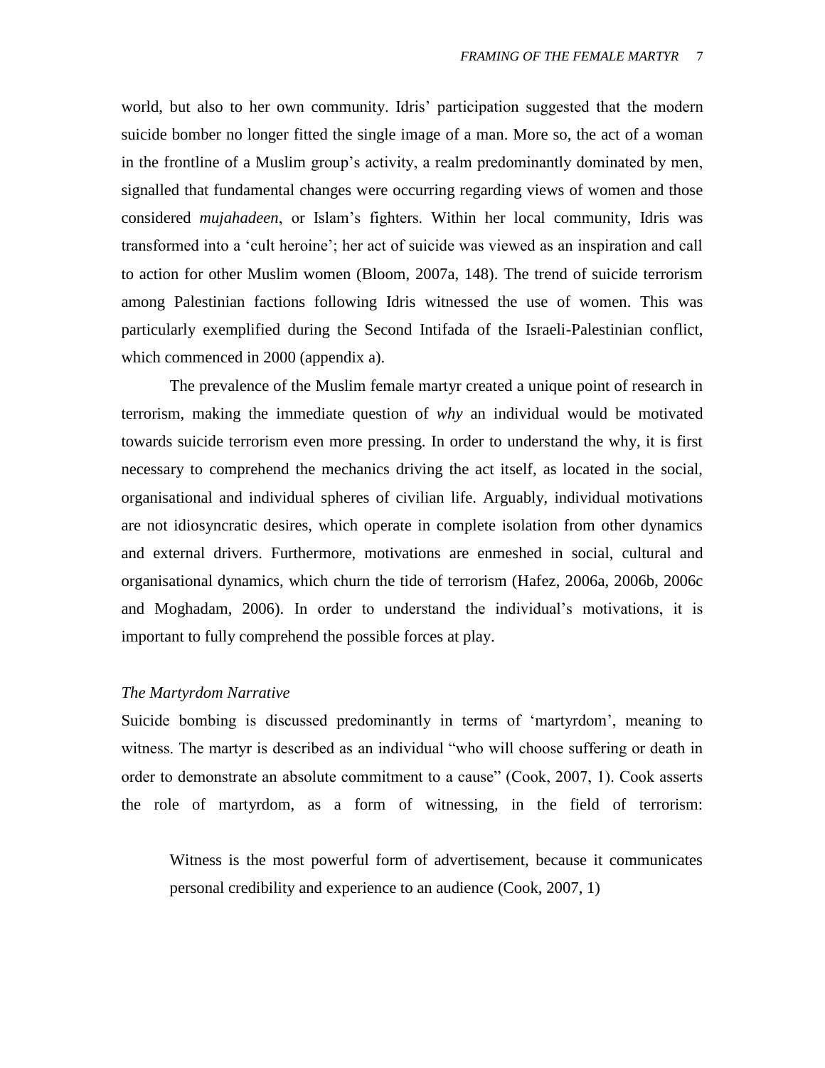world, but also to her own community. Idris' participation suggested that the modern suicide bomber no longer fitted the single image of a man. More so, the act of a woman in the frontline of a Muslim group's activity, a realm predominantly dominated by men, signalled that fundamental changes were occurring regarding views of women and those considered *mujahadeen*, or Islam's fighters. Within her local community, Idris was transformed into a 'cult heroine'; her act of suicide was viewed as an inspiration and call to action for other Muslim women (Bloom, 2007a, 148). The trend of suicide terrorism among Palestinian factions following Idris witnessed the use of women. This was particularly exemplified during the Second Intifada of the Israeli-Palestinian conflict, which commenced in 2000 (appendix a).

The prevalence of the Muslim female martyr created a unique point of research in terrorism, making the immediate question of *why* an individual would be motivated towards suicide terrorism even more pressing. In order to understand the why, it is first necessary to comprehend the mechanics driving the act itself, as located in the social, organisational and individual spheres of civilian life. Arguably, individual motivations are not idiosyncratic desires, which operate in complete isolation from other dynamics and external drivers. Furthermore, motivations are enmeshed in social, cultural and organisational dynamics, which churn the tide of terrorism (Hafez, 2006a, 2006b, 2006c and Moghadam, 2006). In order to understand the individual's motivations, it is important to fully comprehend the possible forces at play.

### *The Martyrdom Narrative*

Suicide bombing is discussed predominantly in terms of 'martyrdom', meaning to witness. The martyr is described as an individual "who will choose suffering or death in order to demonstrate an absolute commitment to a cause" (Cook, 2007, 1). Cook asserts the role of martyrdom, as a form of witnessing, in the field of terrorism:

> Witness is the most powerful form of advertisement, because it communicates personal credibility and experience to an audience (Cook, 2007, 1)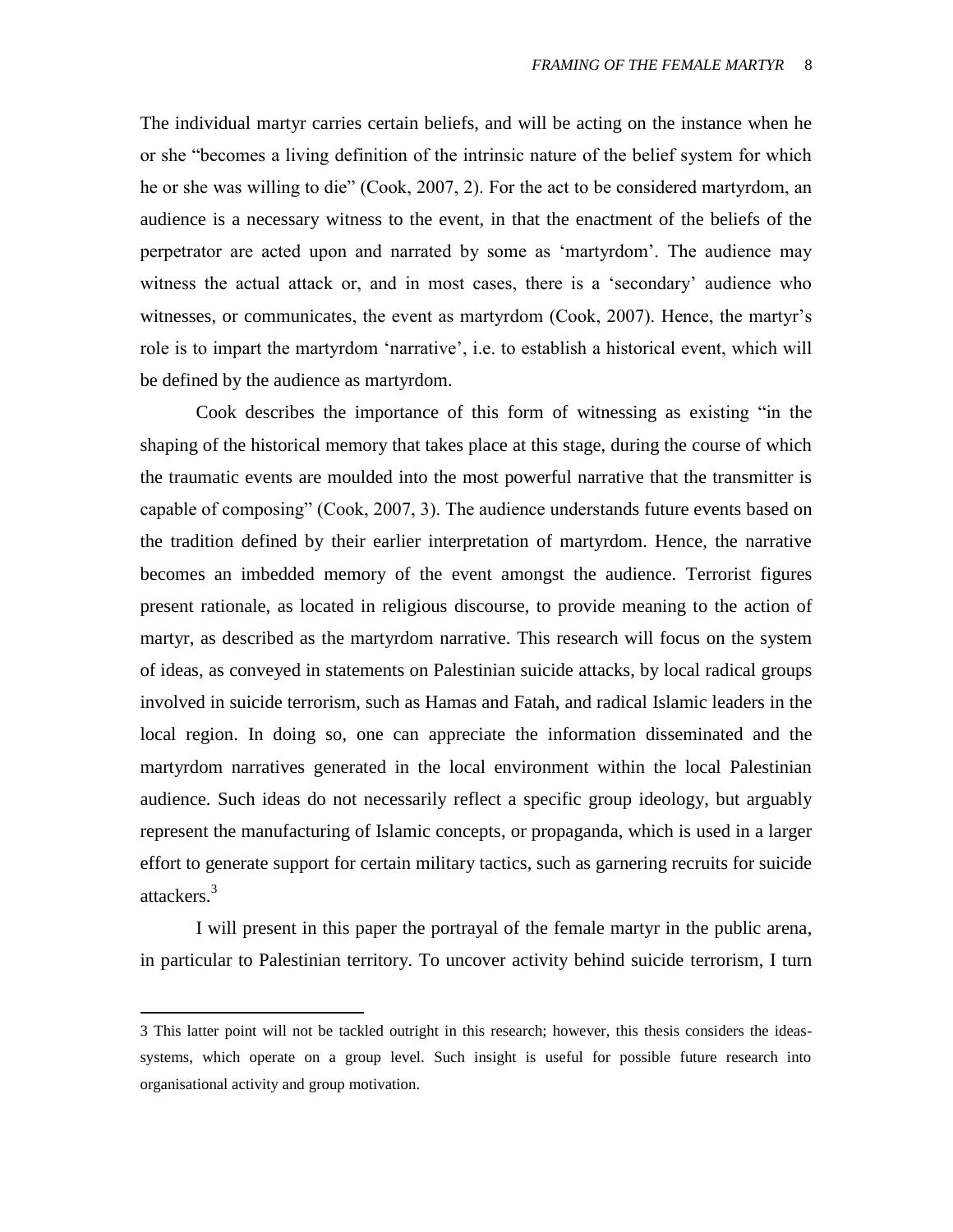The individual martyr carries certain beliefs, and will be acting on the instance when he or she "becomes a living definition of the intrinsic nature of the belief system for which he or she was willing to die" (Cook, 2007, 2). For the act to be considered martyrdom, an audience is a necessary witness to the event, in that the enactment of the beliefs of the perpetrator are acted upon and narrated by some as 'martyrdom'. The audience may witness the actual attack or, and in most cases, there is a 'secondary' audience who witnesses, or communicates, the event as martyrdom (Cook, 2007). Hence, the martyr's role is to impart the martyrdom 'narrative', i.e. to establish a historical event, which will be defined by the audience as martyrdom.

Cook describes the importance of this form of witnessing as existing "in the shaping of the historical memory that takes place at this stage, during the course of which the traumatic events are moulded into the most powerful narrative that the transmitter is capable of composing" (Cook, 2007, 3). The audience understands future events based on the tradition defined by their earlier interpretation of martyrdom. Hence, the narrative becomes an imbedded memory of the event amongst the audience. Terrorist figures present rationale, as located in religious discourse, to provide meaning to the action of martyr, as described as the martyrdom narrative. This research will focus on the system of ideas, as conveyed in statements on Palestinian suicide attacks, by local radical groups involved in suicide terrorism, such as Hamas and Fatah, and radical Islamic leaders in the local region. In doing so, one can appreciate the information disseminated and the martyrdom narratives generated in the local environment within the local Palestinian audience. Such ideas do not necessarily reflect a specific group ideology, but arguably represent the manufacturing of Islamic concepts, or propaganda, which is used in a larger effort to generate support for certain military tactics, such as garnering recruits for suicide attackers.[3]

I will present in this paper the portrayal of the female martyr in the public arena, in particular to Palestinian territory. To uncover activity behind suicide terrorism, I turn

[3] This latter point will not be tackled outright in this research; however, this thesis considers the ideas-systems, which operate on a group level. Such insight is useful for possible future research into organisational activity and group motivation.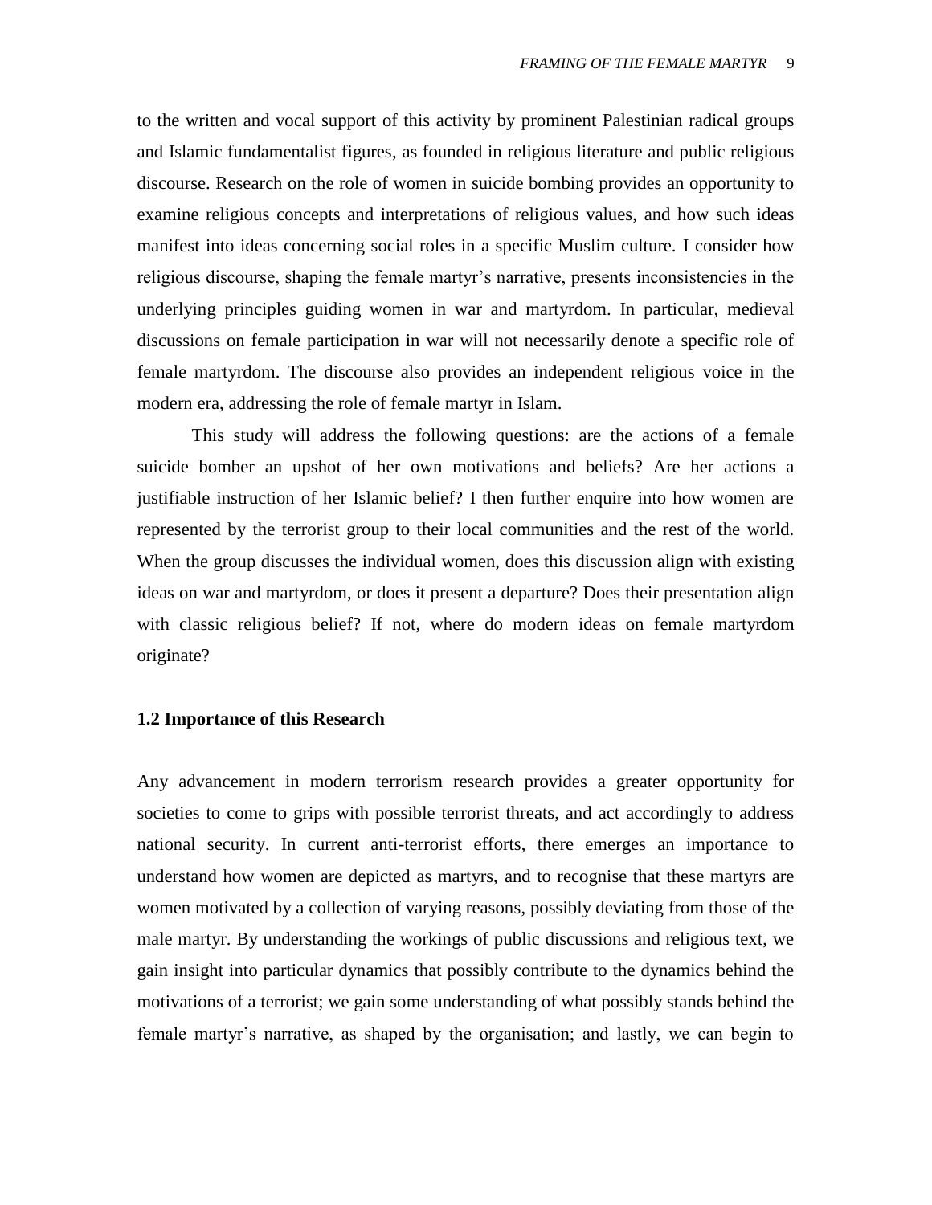to the written and vocal support of this activity by prominent Palestinian radical groups and Islamic fundamentalist figures, as founded in religious literature and public religious discourse. Research on the role of women in suicide bombing provides an opportunity to examine religious concepts and interpretations of religious values, and how such ideas manifest into ideas concerning social roles in a specific Muslim culture. I consider how religious discourse, shaping the female martyr's narrative, presents inconsistencies in the underlying principles guiding women in war and martyrdom. In particular, medieval discussions on female participation in war will not necessarily denote a specific role of female martyrdom. The discourse also provides an independent religious voice in the modern era, addressing the role of female martyr in Islam.

This study will address the following questions: are the actions of a female suicide bomber an upshot of her own motivations and beliefs? Are her actions a justifiable instruction of her Islamic belief? I then further enquire into how women are represented by the terrorist group to their local communities and the rest of the world. When the group discusses the individual women, does this discussion align with existing ideas on war and martyrdom, or does it present a departure? Does their presentation align with classic religious belief? If not, where do modern ideas on female martyrdom originate?

### 1.2 Importance of this Research

Any advancement in modern terrorism research provides a greater opportunity for societies to come to grips with possible terrorist threats, and act accordingly to address national security. In current anti-terrorist efforts, there emerges an importance to understand how women are depicted as martyrs, and to recognise that these martyrs are women motivated by a collection of varying reasons, possibly deviating from those of the male martyr. By understanding the workings of public discussions and religious text, we gain insight into particular dynamics that possibly contribute to the dynamics behind the motivations of a terrorist; we gain some understanding of what possibly stands behind the female martyr's narrative, as shaped by the organisation; and lastly, we can begin to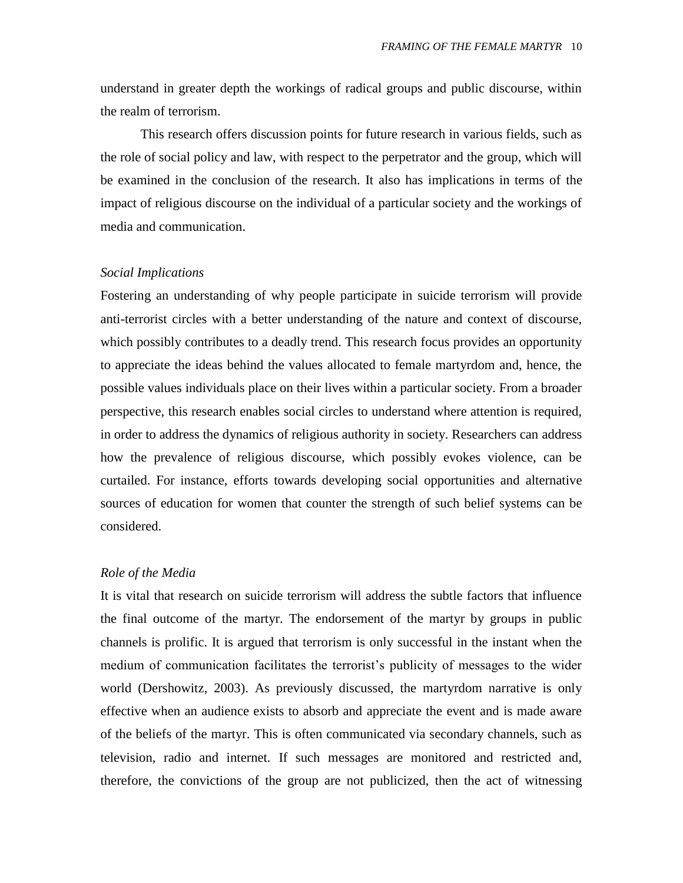understand in greater depth the workings of radical groups and public discourse, within the realm of terrorism.

This research offers discussion points for future research in various fields, such as the role of social policy and law, with respect to the perpetrator and the group, which will be examined in the conclusion of the research. It also has implications in terms of the impact of religious discourse on the individual of a particular society and the workings of media and communication.

### *Social Implications*

Fostering an understanding of why people participate in suicide terrorism will provide anti-terrorist circles with a better understanding of the nature and context of discourse, which possibly contributes to a deadly trend. This research focus provides an opportunity to appreciate the ideas behind the values allocated to female martyrdom and, hence, the possible values individuals place on their lives within a particular society. From a broader perspective, this research enables social circles to understand where attention is required, in order to address the dynamics of religious authority in society. Researchers can address how the prevalence of religious discourse, which possibly evokes violence, can be curtailed. For instance, efforts towards developing social opportunities and alternative sources of education for women that counter the strength of such belief systems can be considered.

### *Role of the Media*

It is vital that research on suicide terrorism will address the subtle factors that influence the final outcome of the martyr. The endorsement of the martyr by groups in public channels is prolific. It is argued that terrorism is only successful in the instant when the medium of communication facilitates the terrorist's publicity of messages to the wider world (Dershowitz, 2003). As previously discussed, the martyrdom narrative is only effective when an audience exists to absorb and appreciate the event and is made aware of the beliefs of the martyr. This is often communicated via secondary channels, such as television, radio and internet. If such messages are monitored and restricted and, therefore, the convictions of the group are not publicized, then the act of witnessing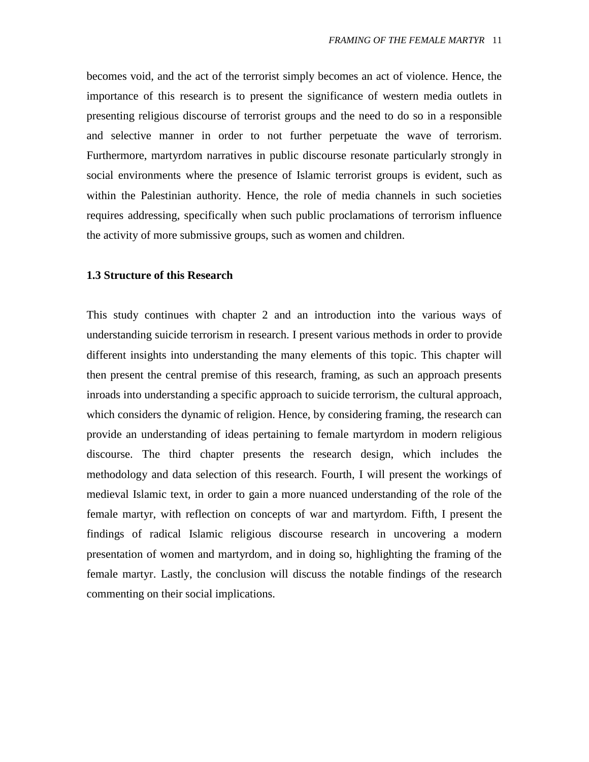becomes void, and the act of the terrorist simply becomes an act of violence. Hence, the importance of this research is to present the significance of western media outlets in presenting religious discourse of terrorist groups and the need to do so in a responsible and selective manner in order to not further perpetuate the wave of terrorism. Furthermore, martyrdom narratives in public discourse resonate particularly strongly in social environments where the presence of Islamic terrorist groups is evident, such as within the Palestinian authority. Hence, the role of media channels in such societies requires addressing, specifically when such public proclamations of terrorism influence the activity of more submissive groups, such as women and children.

### 1.3 Structure of this Research

This study continues with chapter 2 and an introduction into the various ways of understanding suicide terrorism in research. I present various methods in order to provide different insights into understanding the many elements of this topic. This chapter will then present the central premise of this research, framing, as such an approach presents inroads into understanding a specific approach to suicide terrorism, the cultural approach, which considers the dynamic of religion. Hence, by considering framing, the research can provide an understanding of ideas pertaining to female martyrdom in modern religious discourse. The third chapter presents the research design, which includes the methodology and data selection of this research. Fourth, I will present the workings of medieval Islamic text, in order to gain a more nuanced understanding of the role of the female martyr, with reflection on concepts of war and martyrdom. Fifth, I present the findings of radical Islamic religious discourse research in uncovering a modern presentation of women and martyrdom, and in doing so, highlighting the framing of the female martyr. Lastly, the conclusion will discuss the notable findings of the research commenting on their social implications.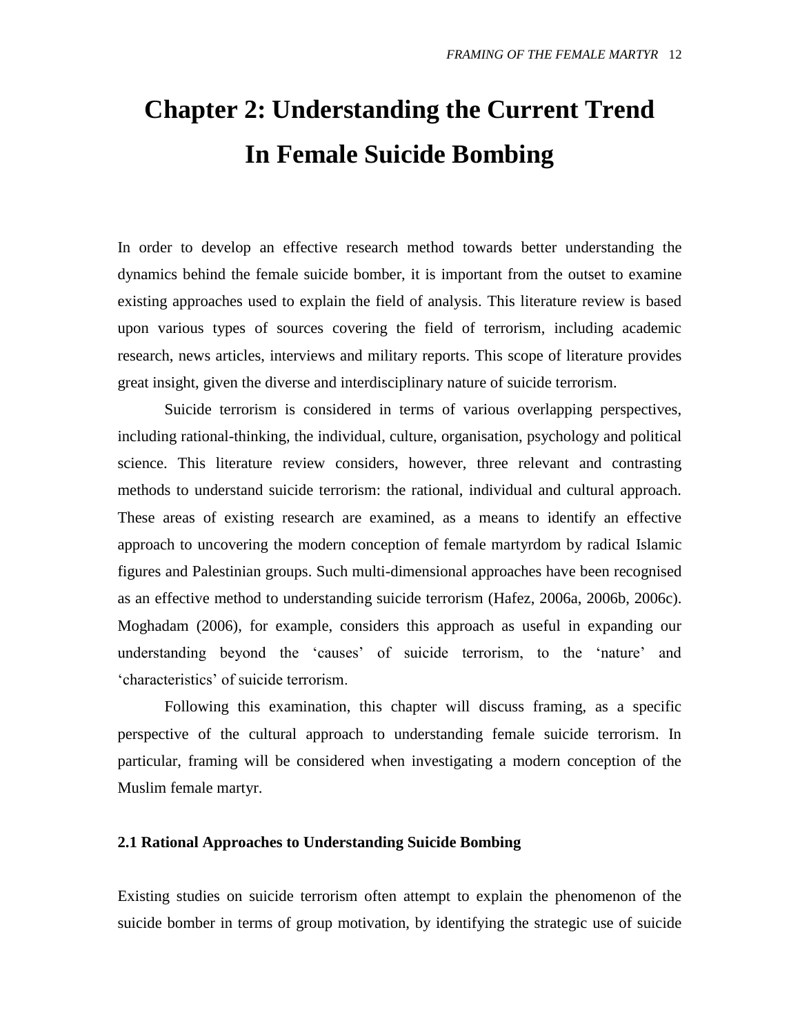# Chapter 2: Understanding the Current Trend In Female Suicide Bombing

In order to develop an effective research method towards better understanding the dynamics behind the female suicide bomber, it is important from the outset to examine existing approaches used to explain the field of analysis. This literature review is based upon various types of sources covering the field of terrorism, including academic research, news articles, interviews and military reports. This scope of literature provides great insight, given the diverse and interdisciplinary nature of suicide terrorism.

Suicide terrorism is considered in terms of various overlapping perspectives, including rational-thinking, the individual, culture, organisation, psychology and political science. This literature review considers, however, three relevant and contrasting methods to understand suicide terrorism: the rational, individual and cultural approach. These areas of existing research are examined, as a means to identify an effective approach to uncovering the modern conception of female martyrdom by radical Islamic figures and Palestinian groups. Such multi-dimensional approaches have been recognised as an effective method to understanding suicide terrorism (Hafez, 2006a, 2006b, 2006c). Moghadam (2006), for example, considers this approach as useful in expanding our understanding beyond the 'causes' of suicide terrorism, to the 'nature' and 'characteristics' of suicide terrorism.

Following this examination, this chapter will discuss framing, as a specific perspective of the cultural approach to understanding female suicide terrorism. In particular, framing will be considered when investigating a modern conception of the Muslim female martyr.

### 2.1 Rational Approaches to Understanding Suicide Bombing

Existing studies on suicide terrorism often attempt to explain the phenomenon of the suicide bomber in terms of group motivation, by identifying the strategic use of suicide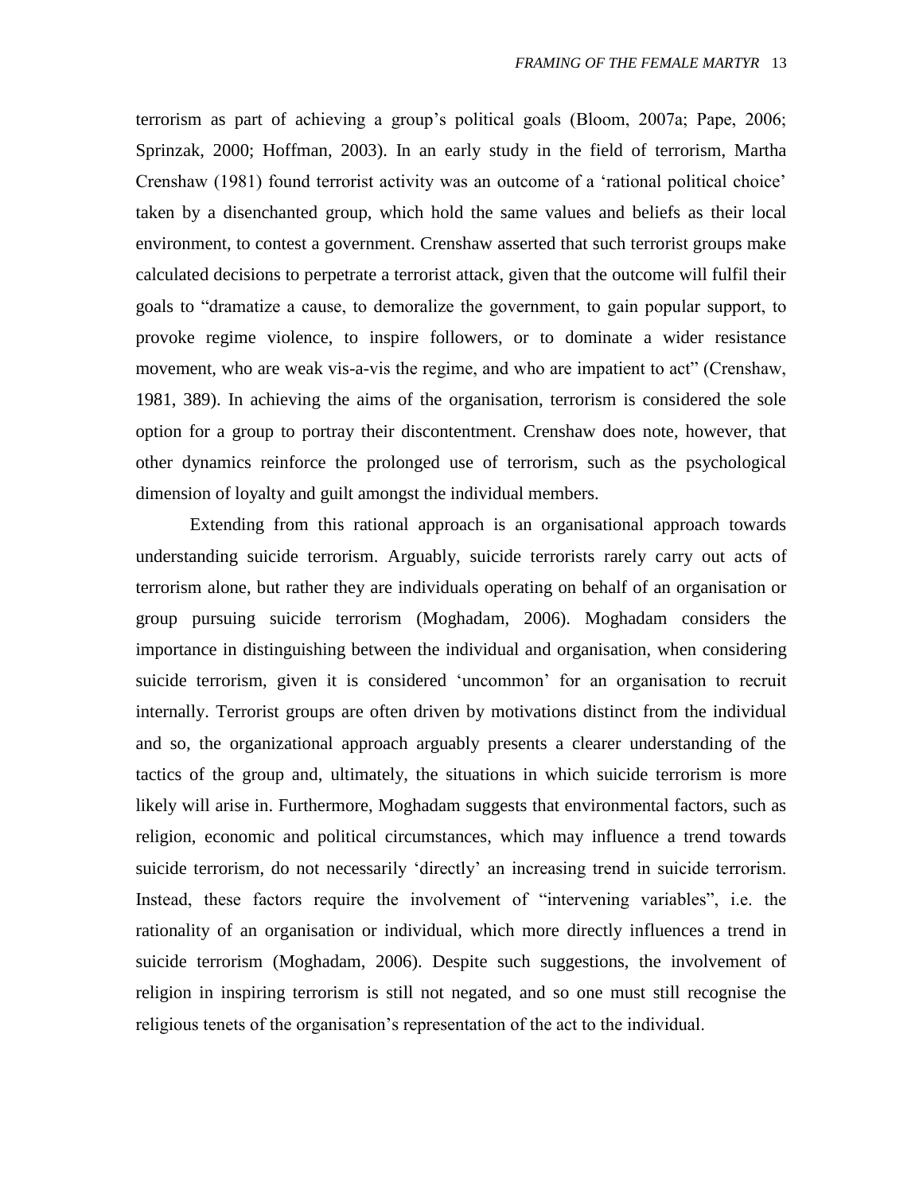terrorism as part of achieving a group's political goals (Bloom, 2007a; Pape, 2006; Sprinzak, 2000; Hoffman, 2003). In an early study in the field of terrorism, Martha Crenshaw (1981) found terrorist activity was an outcome of a 'rational political choice' taken by a disenchanted group, which hold the same values and beliefs as their local environment, to contest a government. Crenshaw asserted that such terrorist groups make calculated decisions to perpetrate a terrorist attack, given that the outcome will fulfil their goals to "dramatize a cause, to demoralize the government, to gain popular support, to provoke regime violence, to inspire followers, or to dominate a wider resistance movement, who are weak vis-a-vis the regime, and who are impatient to act" (Crenshaw, 1981, 389). In achieving the aims of the organisation, terrorism is considered the sole option for a group to portray their discontentment. Crenshaw does note, however, that other dynamics reinforce the prolonged use of terrorism, such as the psychological dimension of loyalty and guilt amongst the individual members.

Extending from this rational approach is an organisational approach towards understanding suicide terrorism. Arguably, suicide terrorists rarely carry out acts of terrorism alone, but rather they are individuals operating on behalf of an organisation or group pursuing suicide terrorism (Moghadam, 2006). Moghadam considers the importance in distinguishing between the individual and organisation, when considering suicide terrorism, given it is considered 'uncommon' for an organisation to recruit internally. Terrorist groups are often driven by motivations distinct from the individual and so, the organizational approach arguably presents a clearer understanding of the tactics of the group and, ultimately, the situations in which suicide terrorism is more likely will arise in. Furthermore, Moghadam suggests that environmental factors, such as religion, economic and political circumstances, which may influence a trend towards suicide terrorism, do not necessarily 'directly' an increasing trend in suicide terrorism. Instead, these factors require the involvement of "intervening variables", i.e. the rationality of an organisation or individual, which more directly influences a trend in suicide terrorism (Moghadam, 2006). Despite such suggestions, the involvement of religion in inspiring terrorism is still not negated, and so one must still recognise the religious tenets of the organisation's representation of the act to the individual.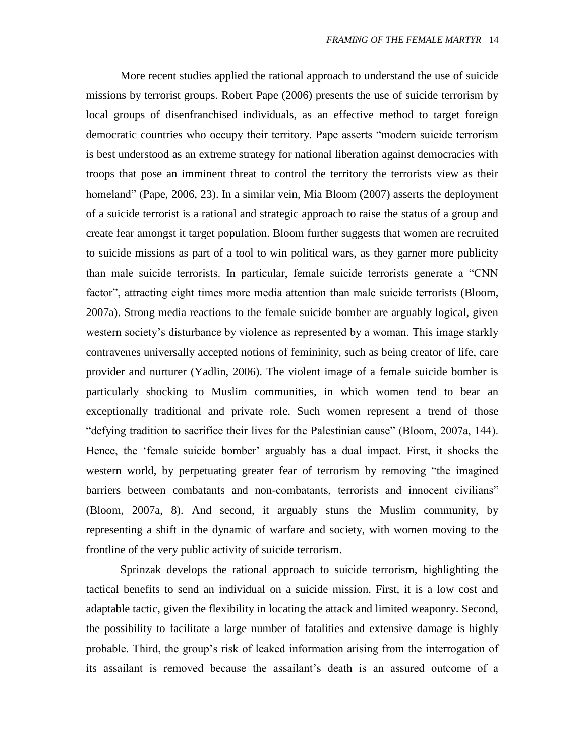More recent studies applied the rational approach to understand the use of suicide missions by terrorist groups. Robert Pape (2006) presents the use of suicide terrorism by local groups of disenfranchised individuals, as an effective method to target foreign democratic countries who occupy their territory. Pape asserts "modern suicide terrorism is best understood as an extreme strategy for national liberation against democracies with troops that pose an imminent threat to control the territory the terrorists view as their homeland" (Pape, 2006, 23). In a similar vein, Mia Bloom (2007) asserts the deployment of a suicide terrorist is a rational and strategic approach to raise the status of a group and create fear amongst it target population. Bloom further suggests that women are recruited to suicide missions as part of a tool to win political wars, as they garner more publicity than male suicide terrorists. In particular, female suicide terrorists generate a "CNN factor", attracting eight times more media attention than male suicide terrorists (Bloom, 2007a). Strong media reactions to the female suicide bomber are arguably logical, given western society's disturbance by violence as represented by a woman. This image starkly contravenes universally accepted notions of femininity, such as being creator of life, care provider and nurturer (Yadlin, 2006). The violent image of a female suicide bomber is particularly shocking to Muslim communities, in which women tend to bear an exceptionally traditional and private role. Such women represent a trend of those "defying tradition to sacrifice their lives for the Palestinian cause" (Bloom, 2007a, 144). Hence, the 'female suicide bomber' arguably has a dual impact. First, it shocks the western world, by perpetuating greater fear of terrorism by removing "the imagined barriers between combatants and non-combatants, terrorists and innocent civilians" (Bloom, 2007a, 8). And second, it arguably stuns the Muslim community, by representing a shift in the dynamic of warfare and society, with women moving to the frontline of the very public activity of suicide terrorism.

Sprinzak develops the rational approach to suicide terrorism, highlighting the tactical benefits to send an individual on a suicide mission. First, it is a low cost and adaptable tactic, given the flexibility in locating the attack and limited weaponry. Second, the possibility to facilitate a large number of fatalities and extensive damage is highly probable. Third, the group's risk of leaked information arising from the interrogation of its assailant is removed because the assailant's death is an assured outcome of a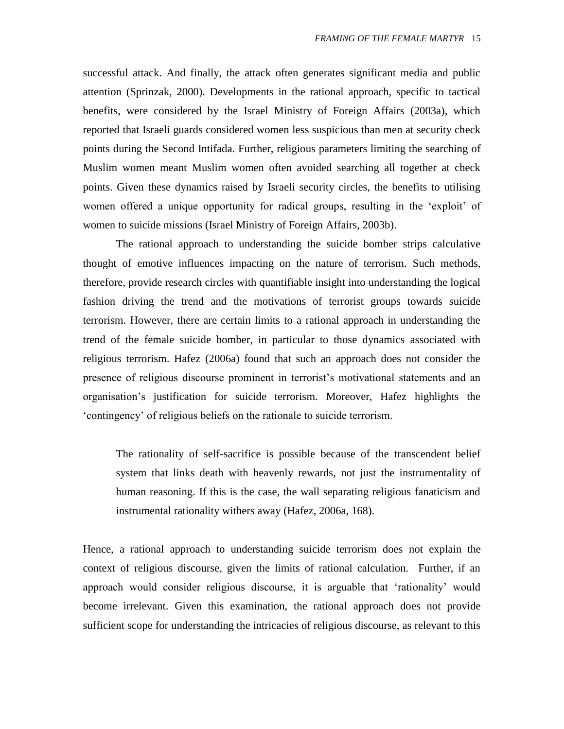successful attack. And finally, the attack often generates significant media and public attention (Sprinzak, 2000). Developments in the rational approach, specific to tactical benefits, were considered by the Israel Ministry of Foreign Affairs (2003a), which reported that Israeli guards considered women less suspicious than men at security check points during the Second Intifada. Further, religious parameters limiting the searching of Muslim women meant Muslim women often avoided searching all together at check points. Given these dynamics raised by Israeli security circles, the benefits to utilising women offered a unique opportunity for radical groups, resulting in the 'exploit' of women to suicide missions (Israel Ministry of Foreign Affairs, 2003b).

The rational approach to understanding the suicide bomber strips calculative thought of emotive influences impacting on the nature of terrorism. Such methods, therefore, provide research circles with quantifiable insight into understanding the logical fashion driving the trend and the motivations of terrorist groups towards suicide terrorism. However, there are certain limits to a rational approach in understanding the trend of the female suicide bomber, in particular to those dynamics associated with religious terrorism. Hafez (2006a) found that such an approach does not consider the presence of religious discourse prominent in terrorist's motivational statements and an organisation's justification for suicide terrorism. Moreover, Hafez highlights the 'contingency' of religious beliefs on the rationale to suicide terrorism.

> The rationality of self-sacrifice is possible because of the transcendent belief system that links death with heavenly rewards, not just the instrumentality of human reasoning. If this is the case, the wall separating religious fanaticism and instrumental rationality withers away (Hafez, 2006a, 168).

Hence, a rational approach to understanding suicide terrorism does not explain the context of religious discourse, given the limits of rational calculation. Further, if an approach would consider religious discourse, it is arguable that 'rationality' would become irrelevant. Given this examination, the rational approach does not provide sufficient scope for understanding the intricacies of religious discourse, as relevant to this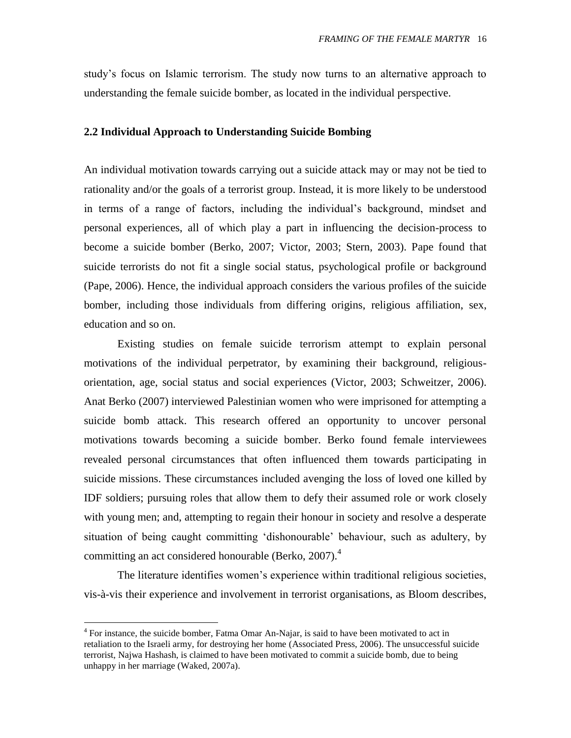study's focus on Islamic terrorism. The study now turns to an alternative approach to understanding the female suicide bomber, as located in the individual perspective.

## 2.2 Individual Approach to Understanding Suicide Bombing

An individual motivation towards carrying out a suicide attack may or may not be tied to rationality and/or the goals of a terrorist group. Instead, it is more likely to be understood in terms of a range of factors, including the individual's background, mindset and personal experiences, all of which play a part in influencing the decision-process to become a suicide bomber (Berko, 2007; Victor, 2003; Stern, 2003). Pape found that suicide terrorists do not fit a single social status, psychological profile or background (Pape, 2006). Hence, the individual approach considers the various profiles of the suicide bomber, including those individuals from differing origins, religious affiliation, sex, education and so on.

Existing studies on female suicide terrorism attempt to explain personal motivations of the individual perpetrator, by examining their background, religious-orientation, age, social status and social experiences (Victor, 2003; Schweitzer, 2006). Anat Berko (2007) interviewed Palestinian women who were imprisoned for attempting a suicide bomb attack. This research offered an opportunity to uncover personal motivations towards becoming a suicide bomber. Berko found female interviewees revealed personal circumstances that often influenced them towards participating in suicide missions. These circumstances included avenging the loss of loved one killed by IDF soldiers; pursuing roles that allow them to defy their assumed role or work closely with young men; and, attempting to regain their honour in society and resolve a desperate situation of being caught committing 'dishonourable' behaviour, such as adultery, by committing an act considered honourable (Berko, 2007).[4]

The literature identifies women's experience within traditional religious societies, vis-à-vis their experience and involvement in terrorist organisations, as Bloom describes,

[4] For instance, the suicide bomber, Fatma Omar An-Najar, is said to have been motivated to act in retaliation to the Israeli army, for destroying her home (Associated Press, 2006). The unsuccessful suicide terrorist, Najwa Hashash, is claimed to have been motivated to commit a suicide bomb, due to being unhappy in her marriage (Waked, 2007a).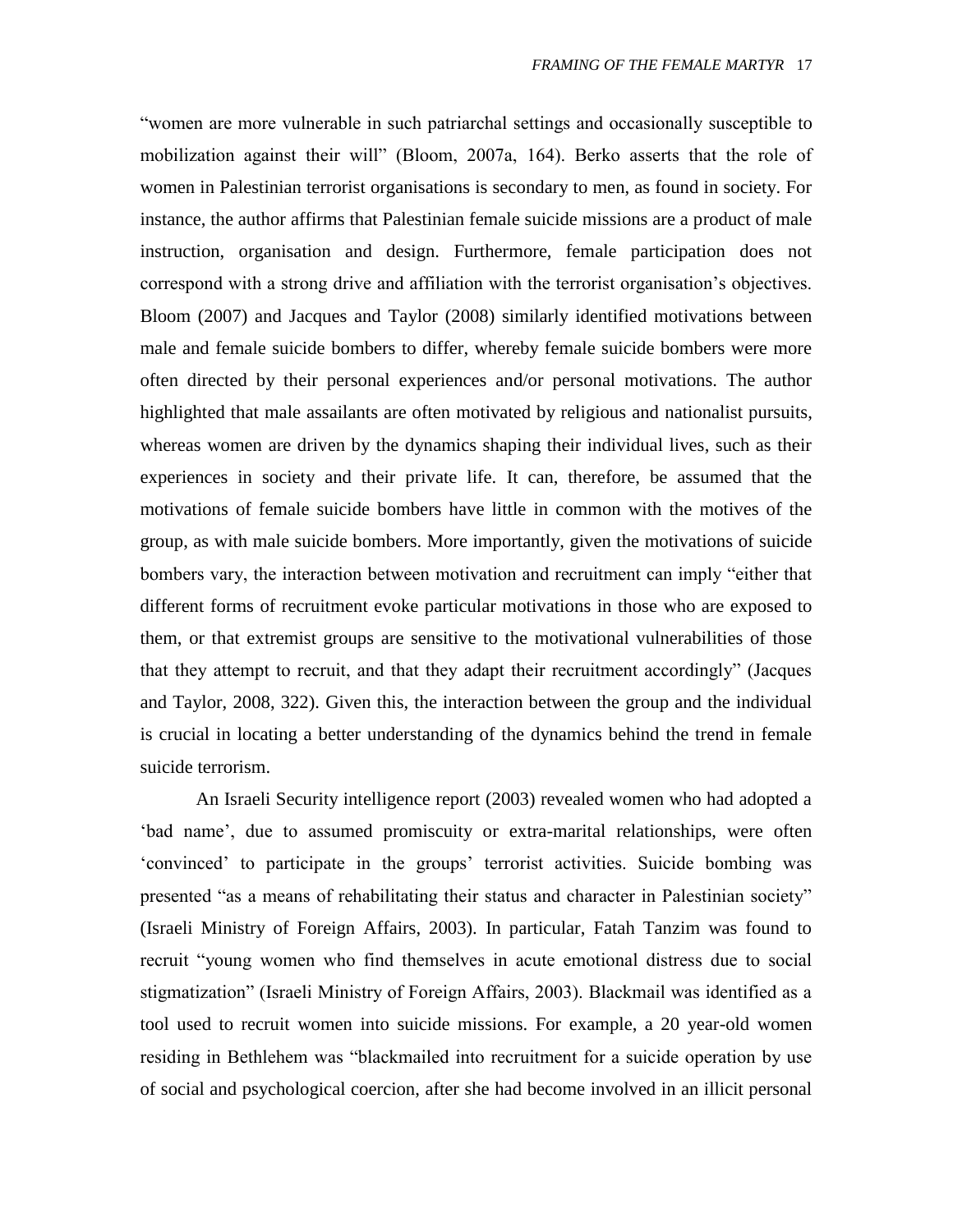"women are more vulnerable in such patriarchal settings and occasionally susceptible to mobilization against their will" (Bloom, 2007a, 164). Berko asserts that the role of women in Palestinian terrorist organisations is secondary to men, as found in society. For instance, the author affirms that Palestinian female suicide missions are a product of male instruction, organisation and design. Furthermore, female participation does not correspond with a strong drive and affiliation with the terrorist organisation's objectives. Bloom (2007) and Jacques and Taylor (2008) similarly identified motivations between male and female suicide bombers to differ, whereby female suicide bombers were more often directed by their personal experiences and/or personal motivations. The author highlighted that male assailants are often motivated by religious and nationalist pursuits, whereas women are driven by the dynamics shaping their individual lives, such as their experiences in society and their private life. It can, therefore, be assumed that the motivations of female suicide bombers have little in common with the motives of the group, as with male suicide bombers. More importantly, given the motivations of suicide bombers vary, the interaction between motivation and recruitment can imply "either that different forms of recruitment evoke particular motivations in those who are exposed to them, or that extremist groups are sensitive to the motivational vulnerabilities of those that they attempt to recruit, and that they adapt their recruitment accordingly" (Jacques and Taylor, 2008, 322). Given this, the interaction between the group and the individual is crucial in locating a better understanding of the dynamics behind the trend in female suicide terrorism.

An Israeli Security intelligence report (2003) revealed women who had adopted a 'bad name', due to assumed promiscuity or extra-marital relationships, were often 'convinced' to participate in the groups' terrorist activities. Suicide bombing was presented "as a means of rehabilitating their status and character in Palestinian society" (Israeli Ministry of Foreign Affairs, 2003). In particular, Fatah Tanzim was found to recruit "young women who find themselves in acute emotional distress due to social stigmatization" (Israeli Ministry of Foreign Affairs, 2003). Blackmail was identified as a tool used to recruit women into suicide missions. For example, a 20 year-old women residing in Bethlehem was "blackmailed into recruitment for a suicide operation by use of social and psychological coercion, after she had become involved in an illicit personal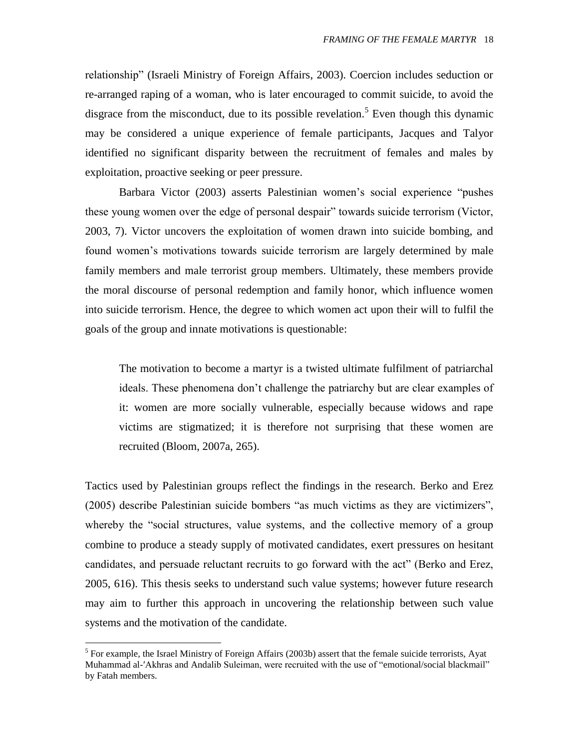relationship" (Israeli Ministry of Foreign Affairs, 2003). Coercion includes seduction or re-arranged raping of a woman, who is later encouraged to commit suicide, to avoid the disgrace from the misconduct, due to its possible revelation.[5] Even though this dynamic may be considered a unique experience of female participants, Jacques and Talyor identified no significant disparity between the recruitment of females and males by exploitation, proactive seeking or peer pressure.

Barbara Victor (2003) asserts Palestinian women's social experience "pushes these young women over the edge of personal despair" towards suicide terrorism (Victor, 2003, 7). Victor uncovers the exploitation of women drawn into suicide bombing, and found women's motivations towards suicide terrorism are largely determined by male family members and male terrorist group members. Ultimately, these members provide the moral discourse of personal redemption and family honor, which influence women into suicide terrorism. Hence, the degree to which women act upon their will to fulfil the goals of the group and innate motivations is questionable:

> The motivation to become a martyr is a twisted ultimate fulfilment of patriarchal ideals. These phenomena don't challenge the patriarchy but are clear examples of it: women are more socially vulnerable, especially because widows and rape victims are stigmatized; it is therefore not surprising that these women are recruited (Bloom, 2007a, 265).

Tactics used by Palestinian groups reflect the findings in the research. Berko and Erez (2005) describe Palestinian suicide bombers "as much victims as they are victimizers", whereby the "social structures, value systems, and the collective memory of a group combine to produce a steady supply of motivated candidates, exert pressures on hesitant candidates, and persuade reluctant recruits to go forward with the act" (Berko and Erez, 2005, 616). This thesis seeks to understand such value systems; however future research may aim to further this approach in uncovering the relationship between such value systems and the motivation of the candidate.

[5] For example, the Israel Ministry of Foreign Affairs (2003b) assert that the female suicide terrorists, Ayat Muhammad al-′Akhras and Andalib Suleiman, were recruited with the use of "emotional/social blackmail" by Fatah members.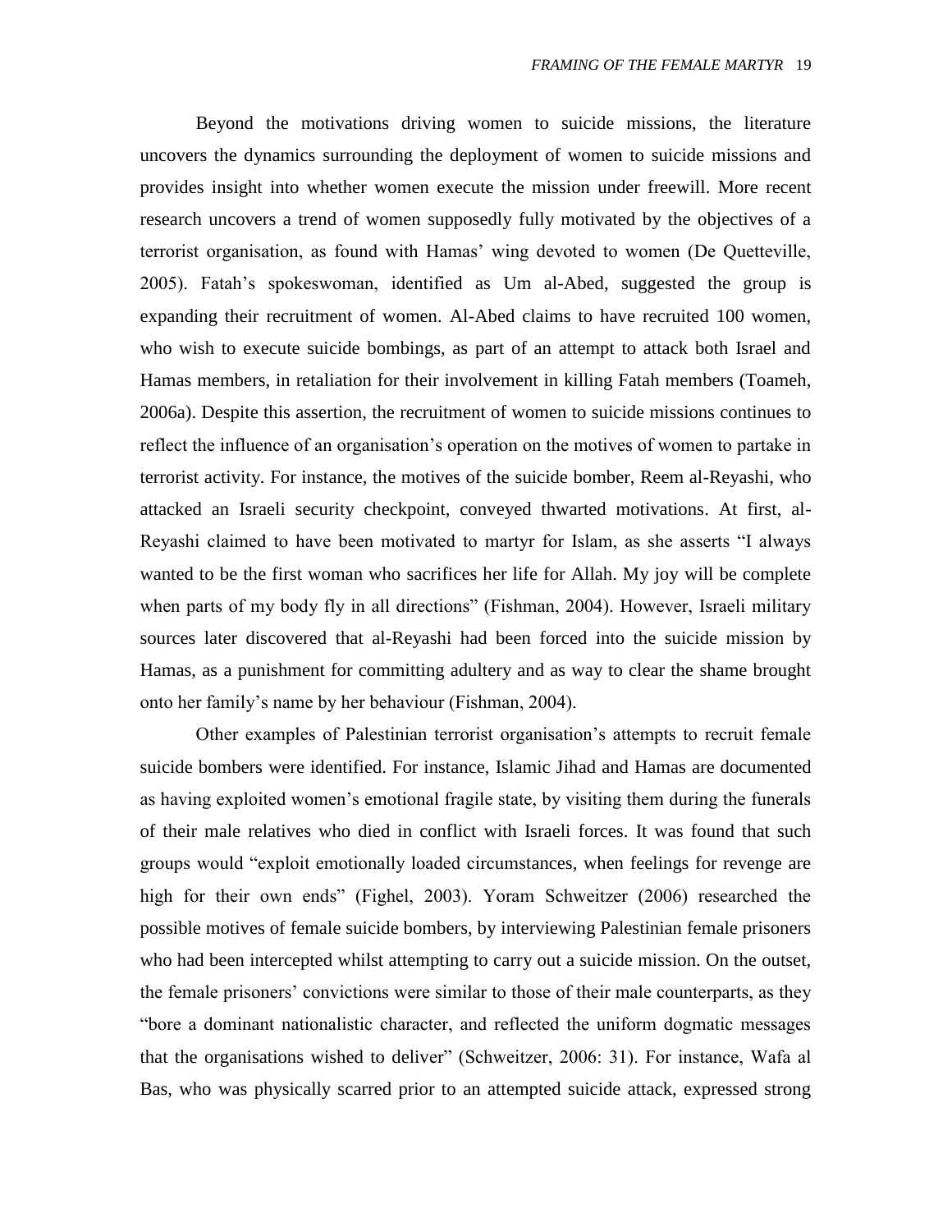Beyond the motivations driving women to suicide missions, the literature uncovers the dynamics surrounding the deployment of women to suicide missions and provides insight into whether women execute the mission under freewill. More recent research uncovers a trend of women supposedly fully motivated by the objectives of a terrorist organisation, as found with Hamas' wing devoted to women (De Quetteville, 2005). Fatah's spokeswoman, identified as Um al-Abed, suggested the group is expanding their recruitment of women. Al-Abed claims to have recruited 100 women, who wish to execute suicide bombings, as part of an attempt to attack both Israel and Hamas members, in retaliation for their involvement in killing Fatah members (Toameh, 2006a). Despite this assertion, the recruitment of women to suicide missions continues to reflect the influence of an organisation's operation on the motives of women to partake in terrorist activity. For instance, the motives of the suicide bomber, Reem al-Reyashi, who attacked an Israeli security checkpoint, conveyed thwarted motivations. At first, al-Reyashi claimed to have been motivated to martyr for Islam, as she asserts "I always wanted to be the first woman who sacrifices her life for Allah. My joy will be complete when parts of my body fly in all directions" (Fishman, 2004). However, Israeli military sources later discovered that al-Reyashi had been forced into the suicide mission by Hamas, as a punishment for committing adultery and as way to clear the shame brought onto her family's name by her behaviour (Fishman, 2004).

Other examples of Palestinian terrorist organisation's attempts to recruit female suicide bombers were identified. For instance, Islamic Jihad and Hamas are documented as having exploited women's emotional fragile state, by visiting them during the funerals of their male relatives who died in conflict with Israeli forces. It was found that such groups would "exploit emotionally loaded circumstances, when feelings for revenge are high for their own ends" (Fighel, 2003). Yoram Schweitzer (2006) researched the possible motives of female suicide bombers, by interviewing Palestinian female prisoners who had been intercepted whilst attempting to carry out a suicide mission. On the outset, the female prisoners' convictions were similar to those of their male counterparts, as they "bore a dominant nationalistic character, and reflected the uniform dogmatic messages that the organisations wished to deliver" (Schweitzer, 2006: 31). For instance, Wafa al Bas, who was physically scarred prior to an attempted suicide attack, expressed strong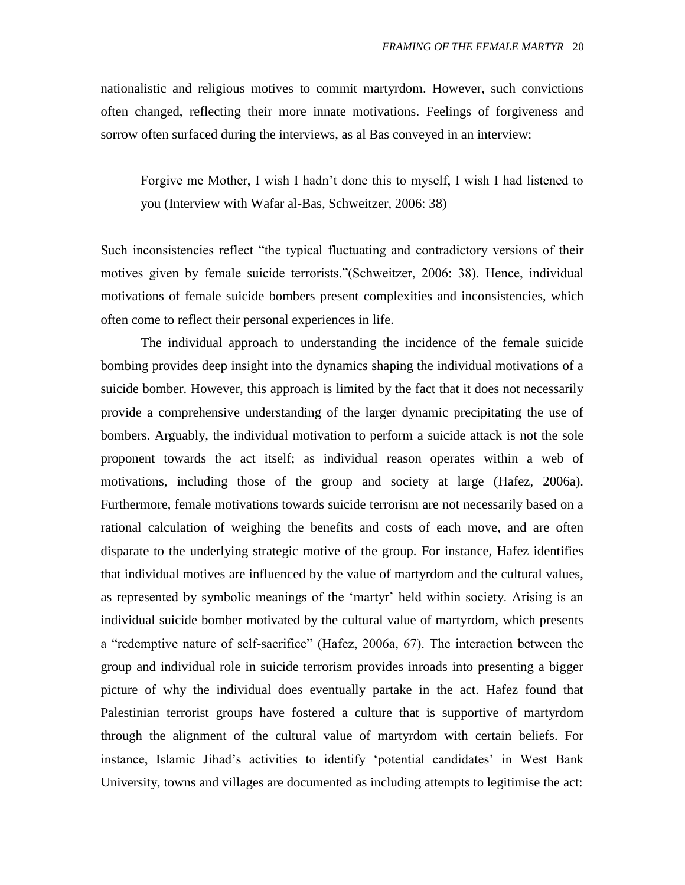nationalistic and religious motives to commit martyrdom. However, such convictions often changed, reflecting their more innate motivations. Feelings of forgiveness and sorrow often surfaced during the interviews, as al Bas conveyed in an interview:

> Forgive me Mother, I wish I hadn't done this to myself, I wish I had listened to you (Interview with Wafar al-Bas, Schweitzer, 2006: 38)

Such inconsistencies reflect "the typical fluctuating and contradictory versions of their motives given by female suicide terrorists."(Schweitzer, 2006: 38). Hence, individual motivations of female suicide bombers present complexities and inconsistencies, which often come to reflect their personal experiences in life.

The individual approach to understanding the incidence of the female suicide bombing provides deep insight into the dynamics shaping the individual motivations of a suicide bomber. However, this approach is limited by the fact that it does not necessarily provide a comprehensive understanding of the larger dynamic precipitating the use of bombers. Arguably, the individual motivation to perform a suicide attack is not the sole proponent towards the act itself; as individual reason operates within a web of motivations, including those of the group and society at large (Hafez, 2006a). Furthermore, female motivations towards suicide terrorism are not necessarily based on a rational calculation of weighing the benefits and costs of each move, and are often disparate to the underlying strategic motive of the group. For instance, Hafez identifies that individual motives are influenced by the value of martyrdom and the cultural values, as represented by symbolic meanings of the 'martyr' held within society. Arising is an individual suicide bomber motivated by the cultural value of martyrdom, which presents a "redemptive nature of self-sacrifice" (Hafez, 2006a, 67). The interaction between the group and individual role in suicide terrorism provides inroads into presenting a bigger picture of why the individual does eventually partake in the act. Hafez found that Palestinian terrorist groups have fostered a culture that is supportive of martyrdom through the alignment of the cultural value of martyrdom with certain beliefs. For instance, Islamic Jihad's activities to identify 'potential candidates' in West Bank University, towns and villages are documented as including attempts to legitimise the act: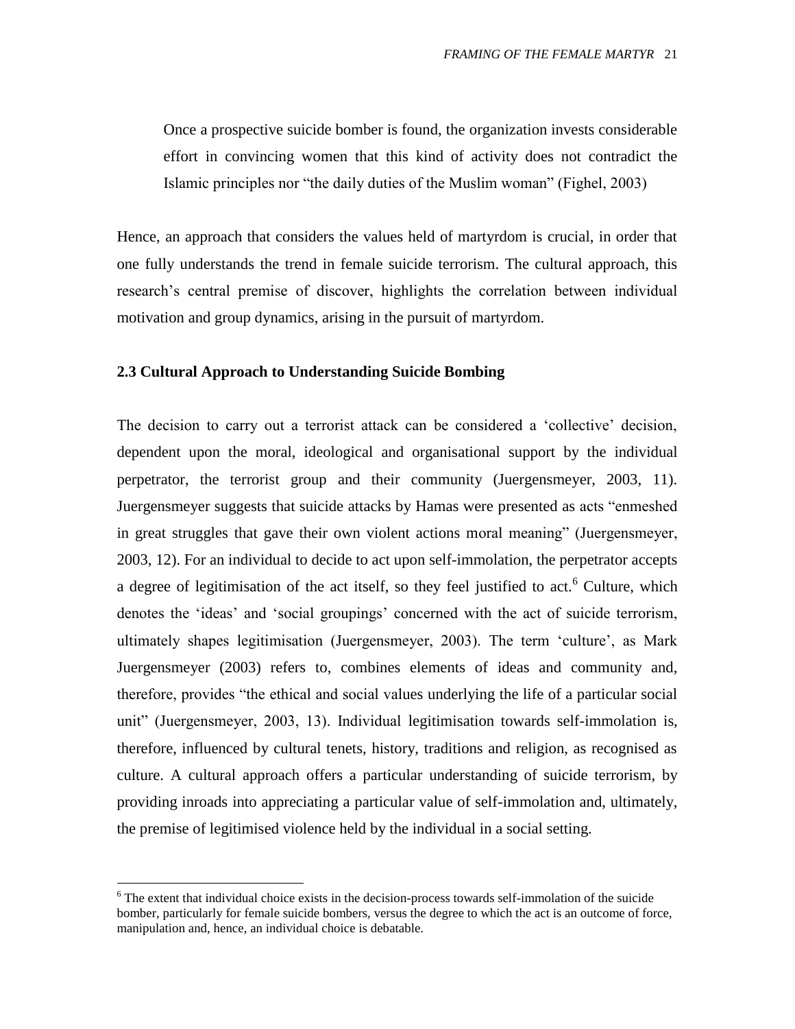> Once a prospective suicide bomber is found, the organization invests considerable effort in convincing women that this kind of activity does not contradict the Islamic principles nor "the daily duties of the Muslim woman" (Fighel, 2003)

Hence, an approach that considers the values held of martyrdom is crucial, in order that one fully understands the trend in female suicide terrorism. The cultural approach, this research's central premise of discover, highlights the correlation between individual motivation and group dynamics, arising in the pursuit of martyrdom.

### 2.3 Cultural Approach to Understanding Suicide Bombing

The decision to carry out a terrorist attack can be considered a 'collective' decision, dependent upon the moral, ideological and organisational support by the individual perpetrator, the terrorist group and their community (Juergensmeyer, 2003, 11). Juergensmeyer suggests that suicide attacks by Hamas were presented as acts "enmeshed in great struggles that gave their own violent actions moral meaning" (Juergensmeyer, 2003, 12). For an individual to decide to act upon self-immolation, the perpetrator accepts a degree of legitimisation of the act itself, so they feel justified to act.[6] Culture, which denotes the 'ideas' and 'social groupings' concerned with the act of suicide terrorism, ultimately shapes legitimisation (Juergensmeyer, 2003). The term 'culture', as Mark Juergensmeyer (2003) refers to, combines elements of ideas and community and, therefore, provides "the ethical and social values underlying the life of a particular social unit" (Juergensmeyer, 2003, 13). Individual legitimisation towards self-immolation is, therefore, influenced by cultural tenets, history, traditions and religion, as recognised as culture. A cultural approach offers a particular understanding of suicide terrorism, by providing inroads into appreciating a particular value of self-immolation and, ultimately, the premise of legitimised violence held by the individual in a social setting.

---

[6] The extent that individual choice exists in the decision-process towards self-immolation of the suicide bomber, particularly for female suicide bombers, versus the degree to which the act is an outcome of force, manipulation and, hence, an individual choice is debatable.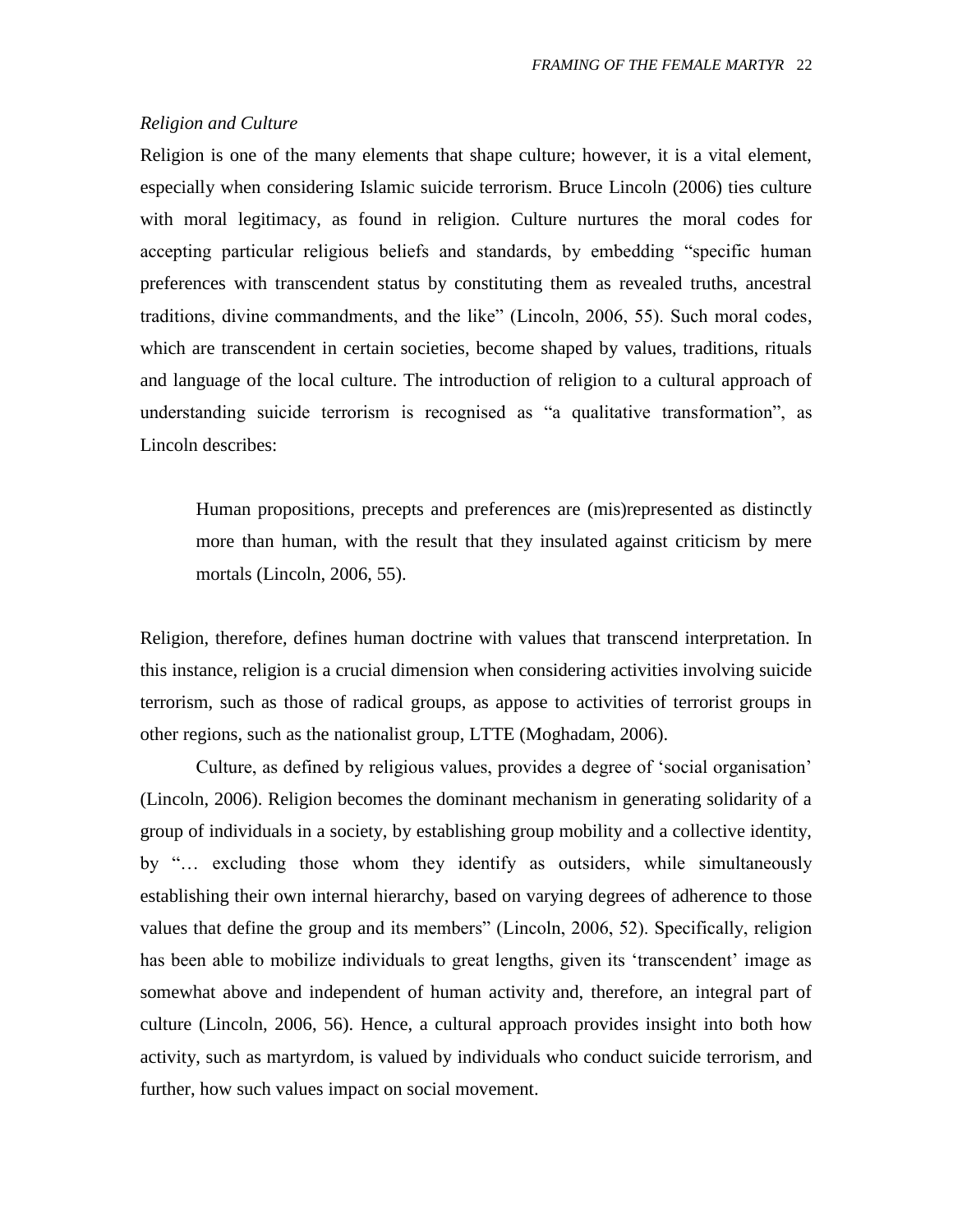*Religion and Culture*

Religion is one of the many elements that shape culture; however, it is a vital element, especially when considering Islamic suicide terrorism. Bruce Lincoln (2006) ties culture with moral legitimacy, as found in religion. Culture nurtures the moral codes for accepting particular religious beliefs and standards, by embedding "specific human preferences with transcendent status by constituting them as revealed truths, ancestral traditions, divine commandments, and the like" (Lincoln, 2006, 55). Such moral codes, which are transcendent in certain societies, become shaped by values, traditions, rituals and language of the local culture. The introduction of religion to a cultural approach of understanding suicide terrorism is recognised as "a qualitative transformation", as Lincoln describes:

> Human propositions, precepts and preferences are (mis)represented as distinctly more than human, with the result that they insulated against criticism by mere mortals (Lincoln, 2006, 55).

Religion, therefore, defines human doctrine with values that transcend interpretation. In this instance, religion is a crucial dimension when considering activities involving suicide terrorism, such as those of radical groups, as appose to activities of terrorist groups in other regions, such as the nationalist group, LTTE (Moghadam, 2006).

Culture, as defined by religious values, provides a degree of 'social organisation' (Lincoln, 2006). Religion becomes the dominant mechanism in generating solidarity of a group of individuals in a society, by establishing group mobility and a collective identity, by "… excluding those whom they identify as outsiders, while simultaneously establishing their own internal hierarchy, based on varying degrees of adherence to those values that define the group and its members" (Lincoln, 2006, 52). Specifically, religion has been able to mobilize individuals to great lengths, given its 'transcendent' image as somewhat above and independent of human activity and, therefore, an integral part of culture (Lincoln, 2006, 56). Hence, a cultural approach provides insight into both how activity, such as martyrdom, is valued by individuals who conduct suicide terrorism, and further, how such values impact on social movement.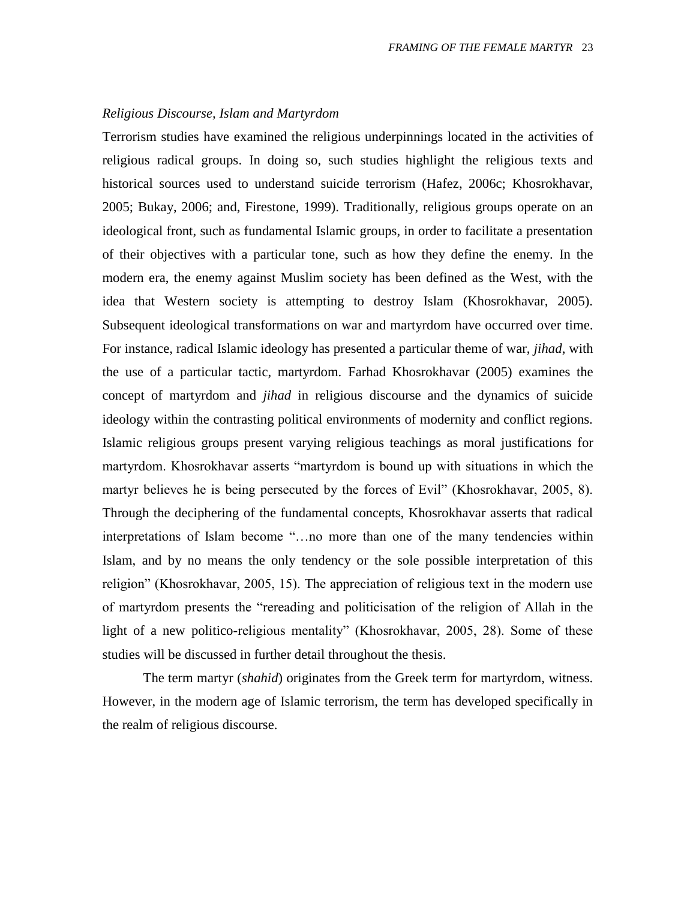*Religious Discourse, Islam and Martyrdom*

Terrorism studies have examined the religious underpinnings located in the activities of religious radical groups. In doing so, such studies highlight the religious texts and historical sources used to understand suicide terrorism (Hafez, 2006c; Khosrokhavar, 2005; Bukay, 2006; and, Firestone, 1999). Traditionally, religious groups operate on an ideological front, such as fundamental Islamic groups, in order to facilitate a presentation of their objectives with a particular tone, such as how they define the enemy. In the modern era, the enemy against Muslim society has been defined as the West, with the idea that Western society is attempting to destroy Islam (Khosrokhavar, 2005). Subsequent ideological transformations on war and martyrdom have occurred over time. For instance, radical Islamic ideology has presented a particular theme of war, *jihad*, with the use of a particular tactic, martyrdom. Farhad Khosrokhavar (2005) examines the concept of martyrdom and *jihad* in religious discourse and the dynamics of suicide ideology within the contrasting political environments of modernity and conflict regions. Islamic religious groups present varying religious teachings as moral justifications for martyrdom. Khosrokhavar asserts "martyrdom is bound up with situations in which the martyr believes he is being persecuted by the forces of Evil" (Khosrokhavar, 2005, 8). Through the deciphering of the fundamental concepts, Khosrokhavar asserts that radical interpretations of Islam become "…no more than one of the many tendencies within Islam, and by no means the only tendency or the sole possible interpretation of this religion" (Khosrokhavar, 2005, 15). The appreciation of religious text in the modern use of martyrdom presents the "rereading and politicisation of the religion of Allah in the light of a new politico-religious mentality" (Khosrokhavar, 2005, 28). Some of these studies will be discussed in further detail throughout the thesis.

The term martyr (*shahid*) originates from the Greek term for martyrdom, witness. However, in the modern age of Islamic terrorism, the term has developed specifically in the realm of religious discourse.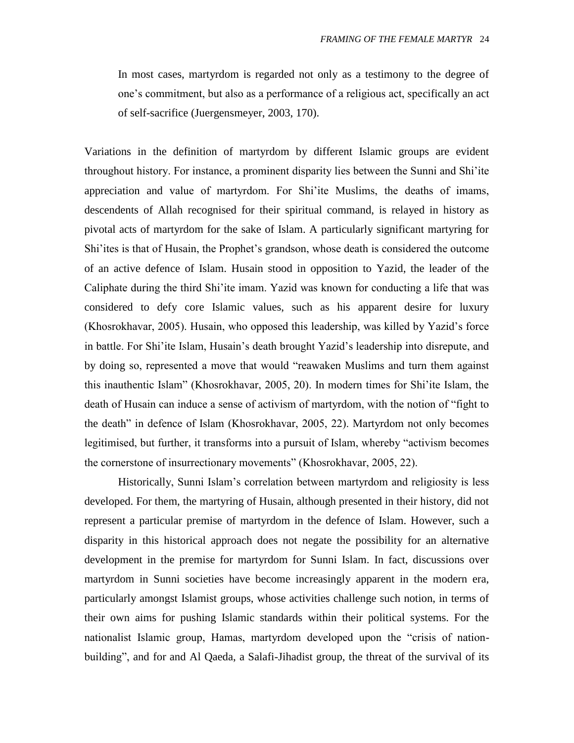In most cases, martyrdom is regarded not only as a testimony to the degree of one's commitment, but also as a performance of a religious act, specifically an act of self-sacrifice (Juergensmeyer, 2003, 170).

Variations in the definition of martyrdom by different Islamic groups are evident throughout history. For instance, a prominent disparity lies between the Sunni and Shi'ite appreciation and value of martyrdom. For Shi'ite Muslims, the deaths of imams, descendents of Allah recognised for their spiritual command, is relayed in history as pivotal acts of martyrdom for the sake of Islam. A particularly significant martyring for Shi'ites is that of Husain, the Prophet's grandson, whose death is considered the outcome of an active defence of Islam. Husain stood in opposition to Yazid, the leader of the Caliphate during the third Shi'ite imam. Yazid was known for conducting a life that was considered to defy core Islamic values, such as his apparent desire for luxury (Khosrokhavar, 2005). Husain, who opposed this leadership, was killed by Yazid's force in battle. For Shi'ite Islam, Husain's death brought Yazid's leadership into disrepute, and by doing so, represented a move that would "reawaken Muslims and turn them against this inauthentic Islam" (Khosrokhavar, 2005, 20). In modern times for Shi'ite Islam, the death of Husain can induce a sense of activism of martyrdom, with the notion of "fight to the death" in defence of Islam (Khosrokhavar, 2005, 22). Martyrdom not only becomes legitimised, but further, it transforms into a pursuit of Islam, whereby "activism becomes the cornerstone of insurrectionary movements" (Khosrokhavar, 2005, 22).

Historically, Sunni Islam's correlation between martyrdom and religiosity is less developed. For them, the martyring of Husain, although presented in their history, did not represent a particular premise of martyrdom in the defence of Islam. However, such a disparity in this historical approach does not negate the possibility for an alternative development in the premise for martyrdom for Sunni Islam. In fact, discussions over martyrdom in Sunni societies have become increasingly apparent in the modern era, particularly amongst Islamist groups, whose activities challenge such notion, in terms of their own aims for pushing Islamic standards within their political systems. For the nationalist Islamic group, Hamas, martyrdom developed upon the "crisis of nation-building", and for and Al Qaeda, a Salafi-Jihadist group, the threat of the survival of its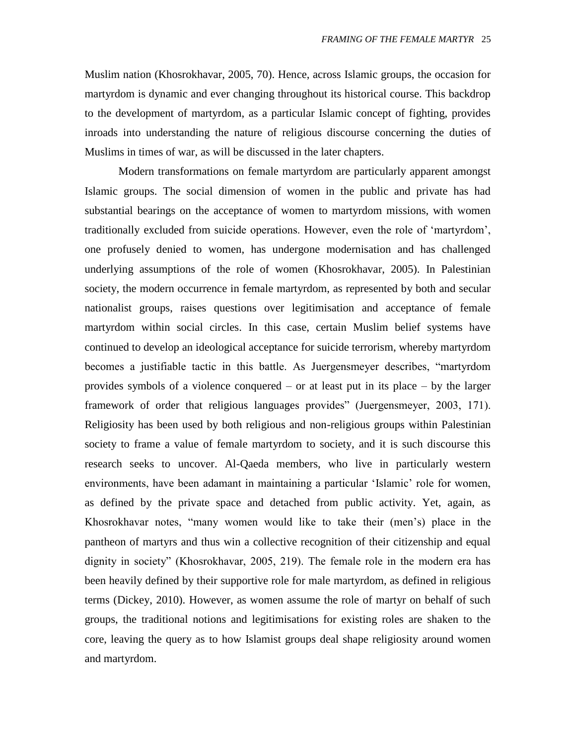Muslim nation (Khosrokhavar, 2005, 70). Hence, across Islamic groups, the occasion for martyrdom is dynamic and ever changing throughout its historical course. This backdrop to the development of martyrdom, as a particular Islamic concept of fighting, provides inroads into understanding the nature of religious discourse concerning the duties of Muslims in times of war, as will be discussed in the later chapters.

Modern transformations on female martyrdom are particularly apparent amongst Islamic groups. The social dimension of women in the public and private has had substantial bearings on the acceptance of women to martyrdom missions, with women traditionally excluded from suicide operations. However, even the role of 'martyrdom', one profusely denied to women, has undergone modernisation and has challenged underlying assumptions of the role of women (Khosrokhavar, 2005). In Palestinian society, the modern occurrence in female martyrdom, as represented by both and secular nationalist groups, raises questions over legitimisation and acceptance of female martyrdom within social circles. In this case, certain Muslim belief systems have continued to develop an ideological acceptance for suicide terrorism, whereby martyrdom becomes a justifiable tactic in this battle. As Juergensmeyer describes, "martyrdom provides symbols of a violence conquered – or at least put in its place – by the larger framework of order that religious languages provides" (Juergensmeyer, 2003, 171). Religiosity has been used by both religious and non-religious groups within Palestinian society to frame a value of female martyrdom to society, and it is such discourse this research seeks to uncover. Al-Qaeda members, who live in particularly western environments, have been adamant in maintaining a particular 'Islamic' role for women, as defined by the private space and detached from public activity. Yet, again, as Khosrokhavar notes, "many women would like to take their (men's) place in the pantheon of martyrs and thus win a collective recognition of their citizenship and equal dignity in society" (Khosrokhavar, 2005, 219). The female role in the modern era has been heavily defined by their supportive role for male martyrdom, as defined in religious terms (Dickey, 2010). However, as women assume the role of martyr on behalf of such groups, the traditional notions and legitimisations for existing roles are shaken to the core, leaving the query as to how Islamist groups deal shape religiosity around women and martyrdom.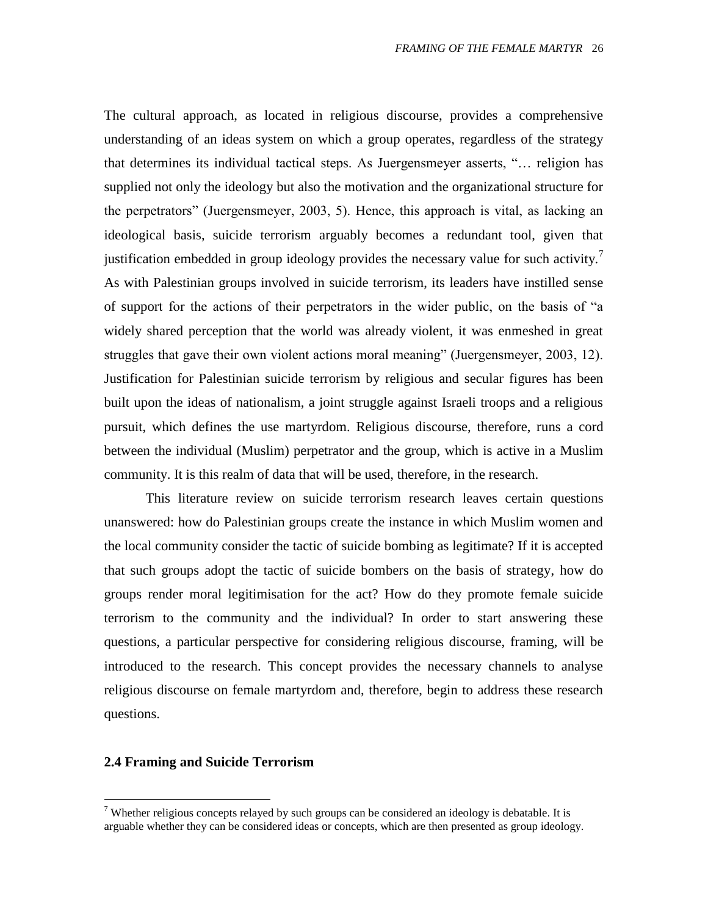The cultural approach, as located in religious discourse, provides a comprehensive understanding of an ideas system on which a group operates, regardless of the strategy that determines its individual tactical steps. As Juergensmeyer asserts, "… religion has supplied not only the ideology but also the motivation and the organizational structure for the perpetrators" (Juergensmeyer, 2003, 5). Hence, this approach is vital, as lacking an ideological basis, suicide terrorism arguably becomes a redundant tool, given that justification embedded in group ideology provides the necessary value for such activity.[7] As with Palestinian groups involved in suicide terrorism, its leaders have instilled sense of support for the actions of their perpetrators in the wider public, on the basis of "a widely shared perception that the world was already violent, it was enmeshed in great struggles that gave their own violent actions moral meaning" (Juergensmeyer, 2003, 12). Justification for Palestinian suicide terrorism by religious and secular figures has been built upon the ideas of nationalism, a joint struggle against Israeli troops and a religious pursuit, which defines the use martyrdom. Religious discourse, therefore, runs a cord between the individual (Muslim) perpetrator and the group, which is active in a Muslim community. It is this realm of data that will be used, therefore, in the research.

This literature review on suicide terrorism research leaves certain questions unanswered: how do Palestinian groups create the instance in which Muslim women and the local community consider the tactic of suicide bombing as legitimate? If it is accepted that such groups adopt the tactic of suicide bombers on the basis of strategy, how do groups render moral legitimisation for the act? How do they promote female suicide terrorism to the community and the individual? In order to start answering these questions, a particular perspective for considering religious discourse, framing, will be introduced to the research. This concept provides the necessary channels to analyse religious discourse on female martyrdom and, therefore, begin to address these research questions.

### 2.4 Framing and Suicide Terrorism

[7] Whether religious concepts relayed by such groups can be considered an ideology is debatable. It is arguable whether they can be considered ideas or concepts, which are then presented as group ideology.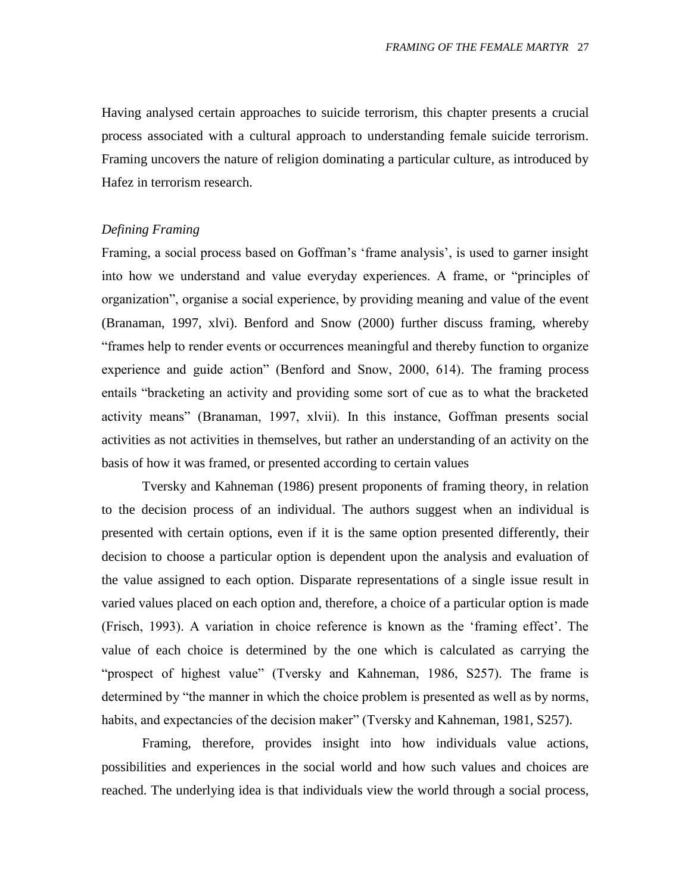Having analysed certain approaches to suicide terrorism, this chapter presents a crucial process associated with a cultural approach to understanding female suicide terrorism. Framing uncovers the nature of religion dominating a particular culture, as introduced by Hafez in terrorism research.

### *Defining Framing*

Framing, a social process based on Goffman's 'frame analysis', is used to garner insight into how we understand and value everyday experiences. A frame, or "principles of organization", organise a social experience, by providing meaning and value of the event (Branaman, 1997, xlvi). Benford and Snow (2000) further discuss framing, whereby "frames help to render events or occurrences meaningful and thereby function to organize experience and guide action" (Benford and Snow, 2000, 614). The framing process entails "bracketing an activity and providing some sort of cue as to what the bracketed activity means" (Branaman, 1997, xlvii). In this instance, Goffman presents social activities as not activities in themselves, but rather an understanding of an activity on the basis of how it was framed, or presented according to certain values

Tversky and Kahneman (1986) present proponents of framing theory, in relation to the decision process of an individual. The authors suggest when an individual is presented with certain options, even if it is the same option presented differently, their decision to choose a particular option is dependent upon the analysis and evaluation of the value assigned to each option. Disparate representations of a single issue result in varied values placed on each option and, therefore, a choice of a particular option is made (Frisch, 1993). A variation in choice reference is known as the 'framing effect'. The value of each choice is determined by the one which is calculated as carrying the "prospect of highest value" (Tversky and Kahneman, 1986, S257). The frame is determined by "the manner in which the choice problem is presented as well as by norms, habits, and expectancies of the decision maker" (Tversky and Kahneman, 1981, S257).

Framing, therefore, provides insight into how individuals value actions, possibilities and experiences in the social world and how such values and choices are reached. The underlying idea is that individuals view the world through a social process,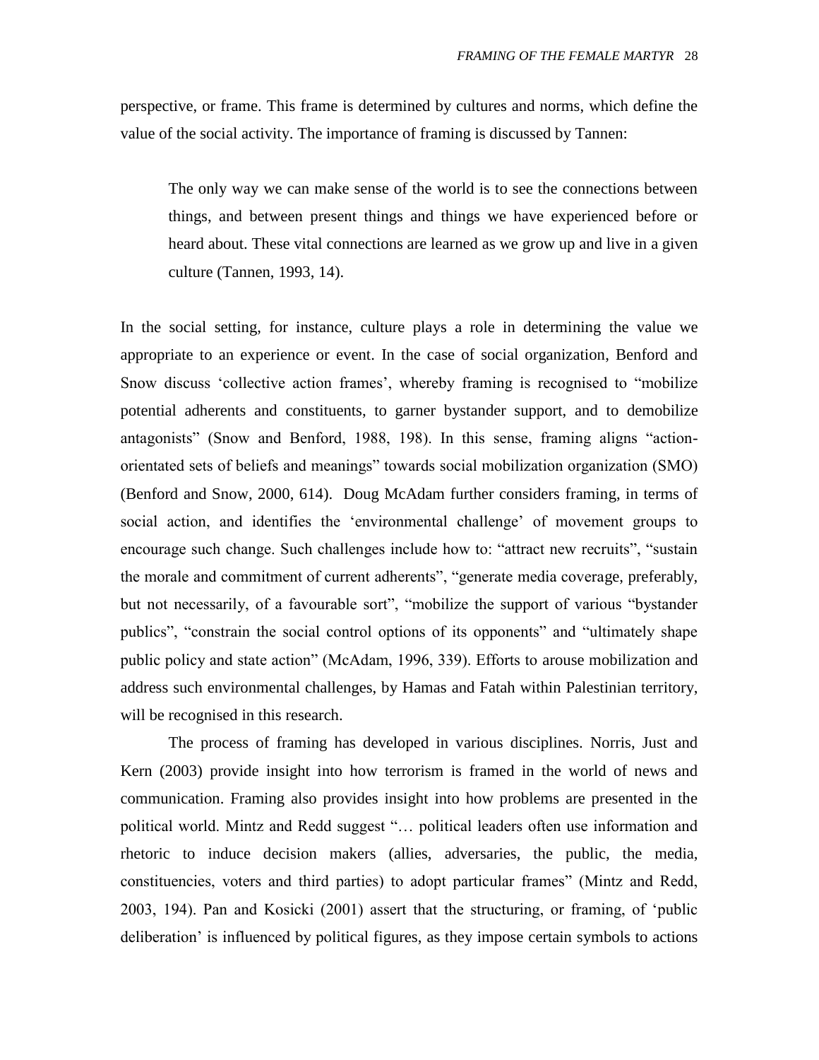perspective, or frame. This frame is determined by cultures and norms, which define the value of the social activity. The importance of framing is discussed by Tannen:

> The only way we can make sense of the world is to see the connections between things, and between present things and things we have experienced before or heard about. These vital connections are learned as we grow up and live in a given culture (Tannen, 1993, 14).

In the social setting, for instance, culture plays a role in determining the value we appropriate to an experience or event. In the case of social organization, Benford and Snow discuss 'collective action frames', whereby framing is recognised to "mobilize potential adherents and constituents, to garner bystander support, and to demobilize antagonists" (Snow and Benford, 1988, 198). In this sense, framing aligns "action-orientated sets of beliefs and meanings" towards social mobilization organization (SMO) (Benford and Snow, 2000, 614). Doug McAdam further considers framing, in terms of social action, and identifies the 'environmental challenge' of movement groups to encourage such change. Such challenges include how to: "attract new recruits", "sustain the morale and commitment of current adherents", "generate media coverage, preferably, but not necessarily, of a favourable sort", "mobilize the support of various "bystander publics", "constrain the social control options of its opponents" and "ultimately shape public policy and state action" (McAdam, 1996, 339). Efforts to arouse mobilization and address such environmental challenges, by Hamas and Fatah within Palestinian territory, will be recognised in this research.

The process of framing has developed in various disciplines. Norris, Just and Kern (2003) provide insight into how terrorism is framed in the world of news and communication. Framing also provides insight into how problems are presented in the political world. Mintz and Redd suggest "… political leaders often use information and rhetoric to induce decision makers (allies, adversaries, the public, the media, constituencies, voters and third parties) to adopt particular frames" (Mintz and Redd, 2003, 194). Pan and Kosicki (2001) assert that the structuring, or framing, of 'public deliberation' is influenced by political figures, as they impose certain symbols to actions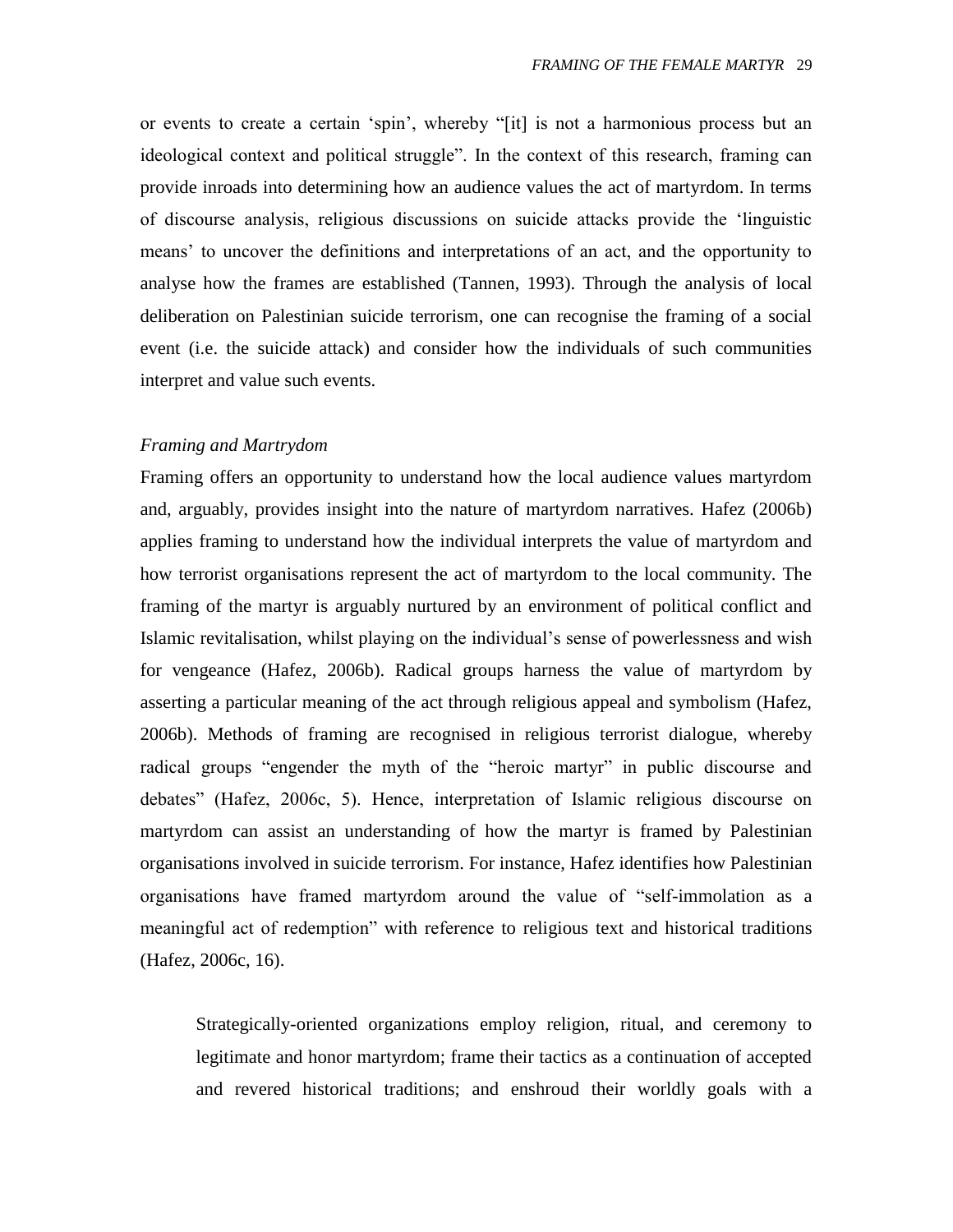or events to create a certain 'spin', whereby "[it] is not a harmonious process but an ideological context and political struggle". In the context of this research, framing can provide inroads into determining how an audience values the act of martyrdom. In terms of discourse analysis, religious discussions on suicide attacks provide the 'linguistic means' to uncover the definitions and interpretations of an act, and the opportunity to analyse how the frames are established (Tannen, 1993). Through the analysis of local deliberation on Palestinian suicide terrorism, one can recognise the framing of a social event (i.e. the suicide attack) and consider how the individuals of such communities interpret and value such events.

### *Framing and Martrydom*

Framing offers an opportunity to understand how the local audience values martyrdom and, arguably, provides insight into the nature of martyrdom narratives. Hafez (2006b) applies framing to understand how the individual interprets the value of martyrdom and how terrorist organisations represent the act of martyrdom to the local community. The framing of the martyr is arguably nurtured by an environment of political conflict and Islamic revitalisation, whilst playing on the individual's sense of powerlessness and wish for vengeance (Hafez, 2006b). Radical groups harness the value of martyrdom by asserting a particular meaning of the act through religious appeal and symbolism (Hafez, 2006b). Methods of framing are recognised in religious terrorist dialogue, whereby radical groups "engender the myth of the "heroic martyr" in public discourse and debates" (Hafez, 2006c, 5). Hence, interpretation of Islamic religious discourse on martyrdom can assist an understanding of how the martyr is framed by Palestinian organisations involved in suicide terrorism. For instance, Hafez identifies how Palestinian organisations have framed martyrdom around the value of "self-immolation as a meaningful act of redemption" with reference to religious text and historical traditions (Hafez, 2006c, 16).

> Strategically-oriented organizations employ religion, ritual, and ceremony to legitimate and honor martyrdom; frame their tactics as a continuation of accepted and revered historical traditions; and enshroud their worldly goals with a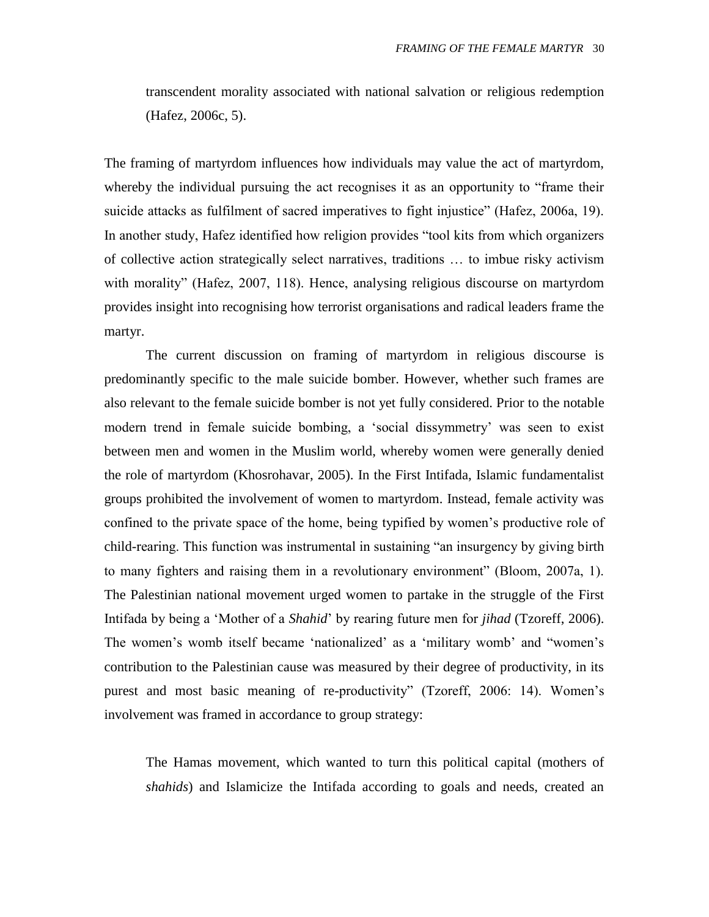> transcendent morality associated with national salvation or religious redemption (Hafez, 2006c, 5).

The framing of martyrdom influences how individuals may value the act of martyrdom, whereby the individual pursuing the act recognises it as an opportunity to "frame their suicide attacks as fulfilment of sacred imperatives to fight injustice" (Hafez, 2006a, 19). In another study, Hafez identified how religion provides "tool kits from which organizers of collective action strategically select narratives, traditions … to imbue risky activism with morality" (Hafez, 2007, 118). Hence, analysing religious discourse on martyrdom provides insight into recognising how terrorist organisations and radical leaders frame the martyr.

The current discussion on framing of martyrdom in religious discourse is predominantly specific to the male suicide bomber. However, whether such frames are also relevant to the female suicide bomber is not yet fully considered. Prior to the notable modern trend in female suicide bombing, a 'social dissymmetry' was seen to exist between men and women in the Muslim world, whereby women were generally denied the role of martyrdom (Khosrohavar, 2005). In the First Intifada, Islamic fundamentalist groups prohibited the involvement of women to martyrdom. Instead, female activity was confined to the private space of the home, being typified by women's productive role of child-rearing. This function was instrumental in sustaining "an insurgency by giving birth to many fighters and raising them in a revolutionary environment" (Bloom, 2007a, 1). The Palestinian national movement urged women to partake in the struggle of the First Intifada by being a 'Mother of a *Shahid*' by rearing future men for *jihad* (Tzoreff, 2006). The women's womb itself became 'nationalized' as a 'military womb' and "women's contribution to the Palestinian cause was measured by their degree of productivity, in its purest and most basic meaning of re-productivity" (Tzoreff, 2006: 14). Women's involvement was framed in accordance to group strategy:

> The Hamas movement, which wanted to turn this political capital (mothers of *shahids*) and Islamicize the Intifada according to goals and needs, created an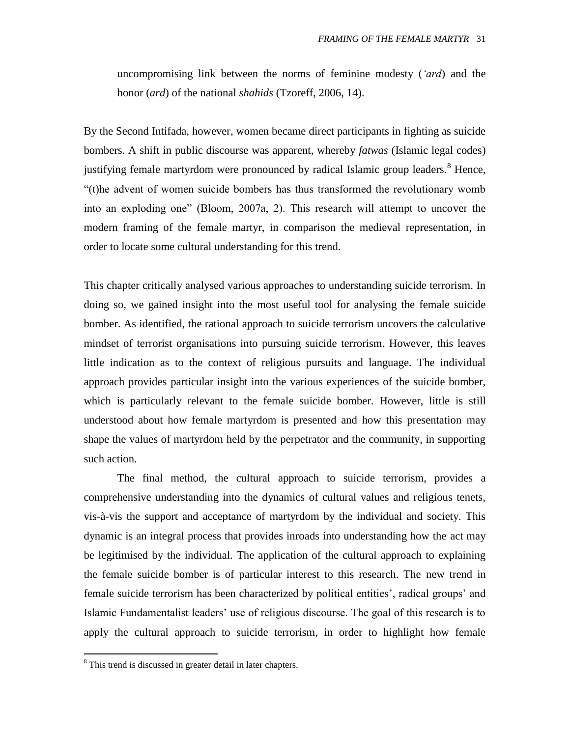uncompromising link between the norms of feminine modesty (*'ard*) and the honor (*ard*) of the national *shahids* (Tzoreff, 2006, 14).

By the Second Intifada, however, women became direct participants in fighting as suicide bombers. A shift in public discourse was apparent, whereby *fatwas* (Islamic legal codes) justifying female martyrdom were pronounced by radical Islamic group leaders.[8] Hence, "(t)he advent of women suicide bombers has thus transformed the revolutionary womb into an exploding one" (Bloom, 2007a, 2). This research will attempt to uncover the modern framing of the female martyr, in comparison the medieval representation, in order to locate some cultural understanding for this trend.

This chapter critically analysed various approaches to understanding suicide terrorism. In doing so, we gained insight into the most useful tool for analysing the female suicide bomber. As identified, the rational approach to suicide terrorism uncovers the calculative mindset of terrorist organisations into pursuing suicide terrorism. However, this leaves little indication as to the context of religious pursuits and language. The individual approach provides particular insight into the various experiences of the suicide bomber, which is particularly relevant to the female suicide bomber. However, little is still understood about how female martyrdom is presented and how this presentation may shape the values of martyrdom held by the perpetrator and the community, in supporting such action.

The final method, the cultural approach to suicide terrorism, provides a comprehensive understanding into the dynamics of cultural values and religious tenets, vis-à-vis the support and acceptance of martyrdom by the individual and society. This dynamic is an integral process that provides inroads into understanding how the act may be legitimised by the individual. The application of the cultural approach to explaining the female suicide bomber is of particular interest to this research. The new trend in female suicide terrorism has been characterized by political entities', radical groups' and Islamic Fundamentalist leaders' use of religious discourse. The goal of this research is to apply the cultural approach to suicide terrorism, in order to highlight how female

[8] This trend is discussed in greater detail in later chapters.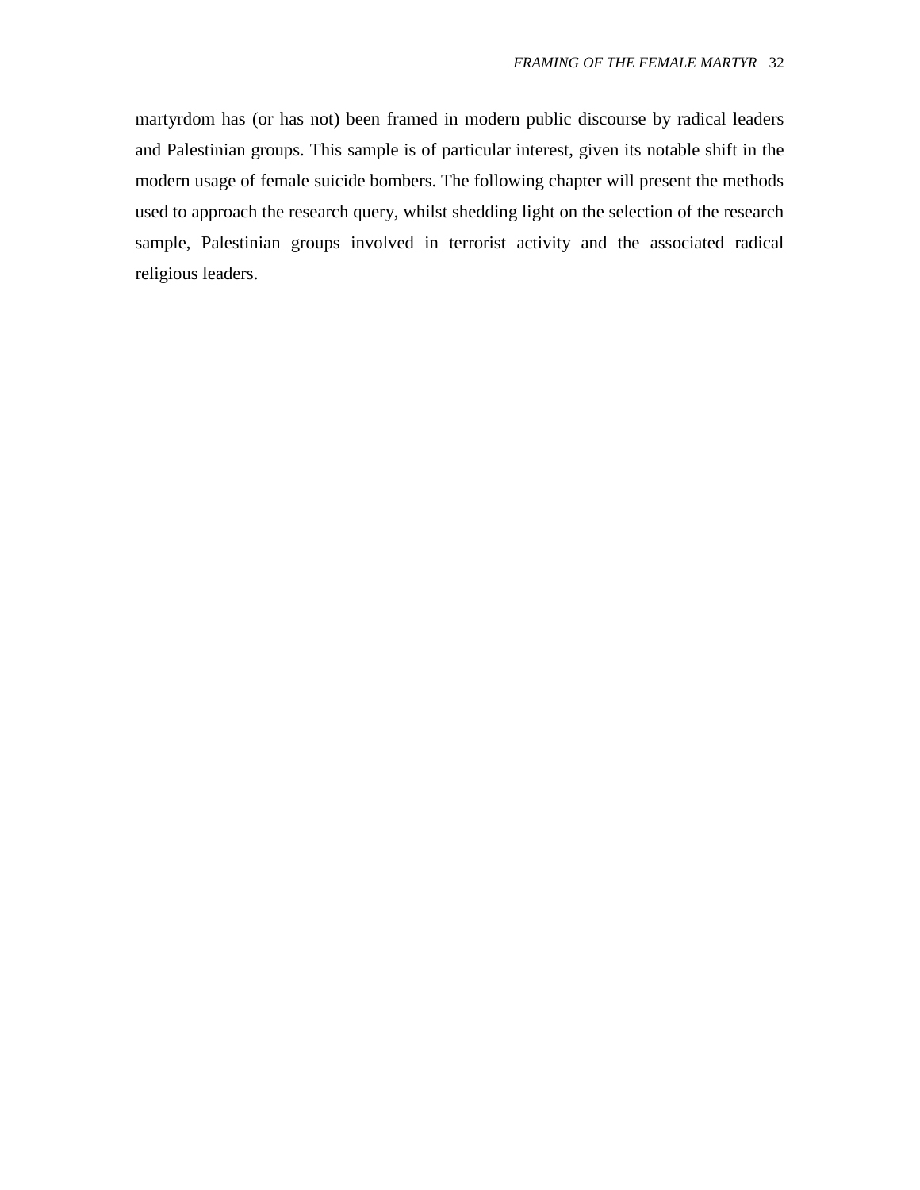martyrdom has (or has not) been framed in modern public discourse by radical leaders and Palestinian groups. This sample is of particular interest, given its notable shift in the modern usage of female suicide bombers. The following chapter will present the methods used to approach the research query, whilst shedding light on the selection of the research sample, Palestinian groups involved in terrorist activity and the associated radical religious leaders.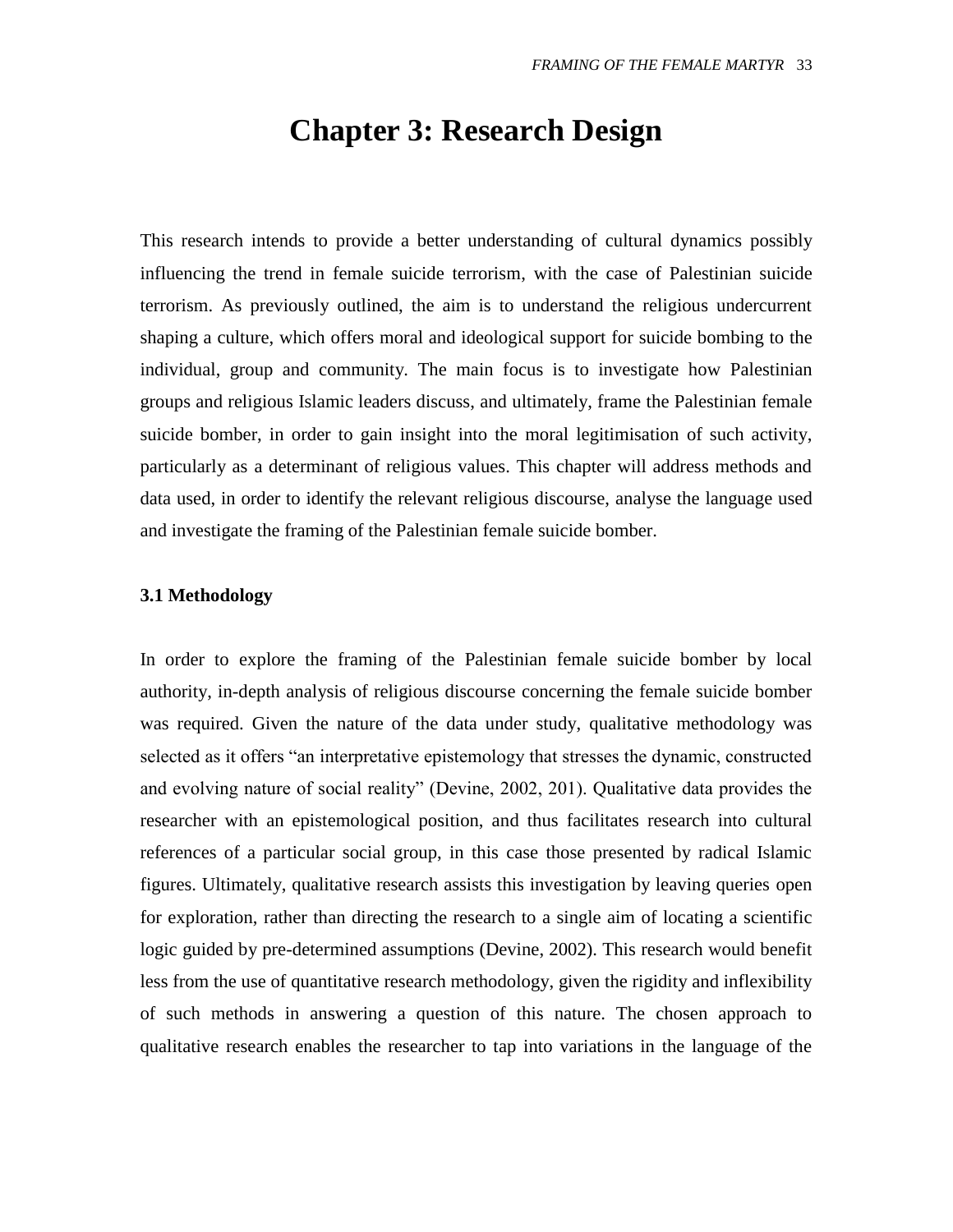# Chapter 3: Research Design

This research intends to provide a better understanding of cultural dynamics possibly influencing the trend in female suicide terrorism, with the case of Palestinian suicide terrorism. As previously outlined, the aim is to understand the religious undercurrent shaping a culture, which offers moral and ideological support for suicide bombing to the individual, group and community. The main focus is to investigate how Palestinian groups and religious Islamic leaders discuss, and ultimately, frame the Palestinian female suicide bomber, in order to gain insight into the moral legitimisation of such activity, particularly as a determinant of religious values. This chapter will address methods and data used, in order to identify the relevant religious discourse, analyse the language used and investigate the framing of the Palestinian female suicide bomber.

### 3.1 Methodology

In order to explore the framing of the Palestinian female suicide bomber by local authority, in-depth analysis of religious discourse concerning the female suicide bomber was required. Given the nature of the data under study, qualitative methodology was selected as it offers "an interpretative epistemology that stresses the dynamic, constructed and evolving nature of social reality" (Devine, 2002, 201). Qualitative data provides the researcher with an epistemological position, and thus facilitates research into cultural references of a particular social group, in this case those presented by radical Islamic figures. Ultimately, qualitative research assists this investigation by leaving queries open for exploration, rather than directing the research to a single aim of locating a scientific logic guided by pre-determined assumptions (Devine, 2002). This research would benefit less from the use of quantitative research methodology, given the rigidity and inflexibility of such methods in answering a question of this nature. The chosen approach to qualitative research enables the researcher to tap into variations in the language of the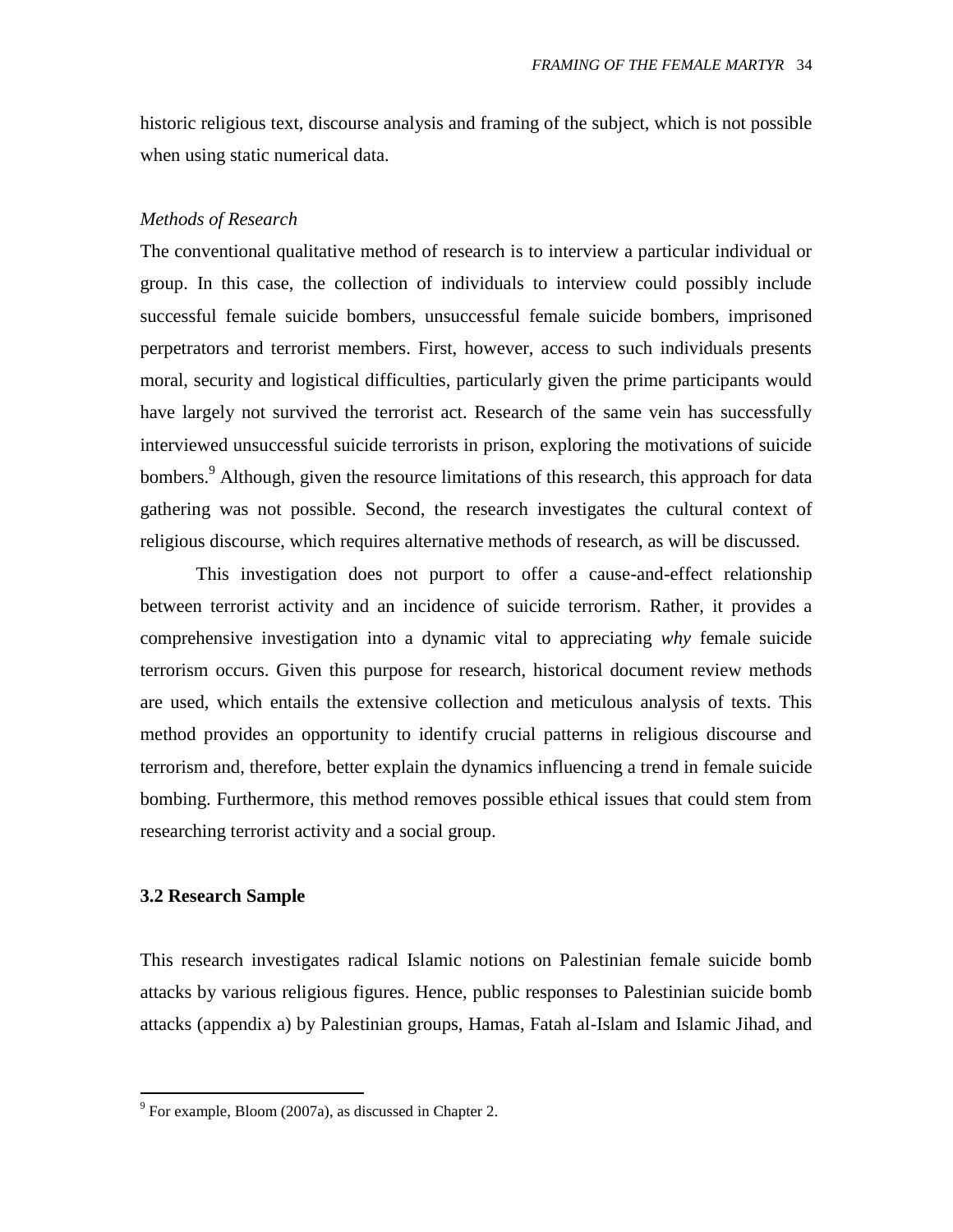historic religious text, discourse analysis and framing of the subject, which is not possible when using static numerical data.

*Methods of Research*

The conventional qualitative method of research is to interview a particular individual or group. In this case, the collection of individuals to interview could possibly include successful female suicide bombers, unsuccessful female suicide bombers, imprisoned perpetrators and terrorist members. First, however, access to such individuals presents moral, security and logistical difficulties, particularly given the prime participants would have largely not survived the terrorist act. Research of the same vein has successfully interviewed unsuccessful suicide terrorists in prison, exploring the motivations of suicide bombers.[9] Although, given the resource limitations of this research, this approach for data gathering was not possible. Second, the research investigates the cultural context of religious discourse, which requires alternative methods of research, as will be discussed.

This investigation does not purport to offer a cause-and-effect relationship between terrorist activity and an incidence of suicide terrorism. Rather, it provides a comprehensive investigation into a dynamic vital to appreciating *why* female suicide terrorism occurs. Given this purpose for research, historical document review methods are used, which entails the extensive collection and meticulous analysis of texts. This method provides an opportunity to identify crucial patterns in religious discourse and terrorism and, therefore, better explain the dynamics influencing a trend in female suicide bombing. Furthermore, this method removes possible ethical issues that could stem from researching terrorist activity and a social group.

**3.2 Research Sample**

This research investigates radical Islamic notions on Palestinian female suicide bomb attacks by various religious figures. Hence, public responses to Palestinian suicide bomb attacks (appendix a) by Palestinian groups, Hamas, Fatah al-Islam and Islamic Jihad, and

---

[9] For example, Bloom (2007a), as discussed in Chapter 2.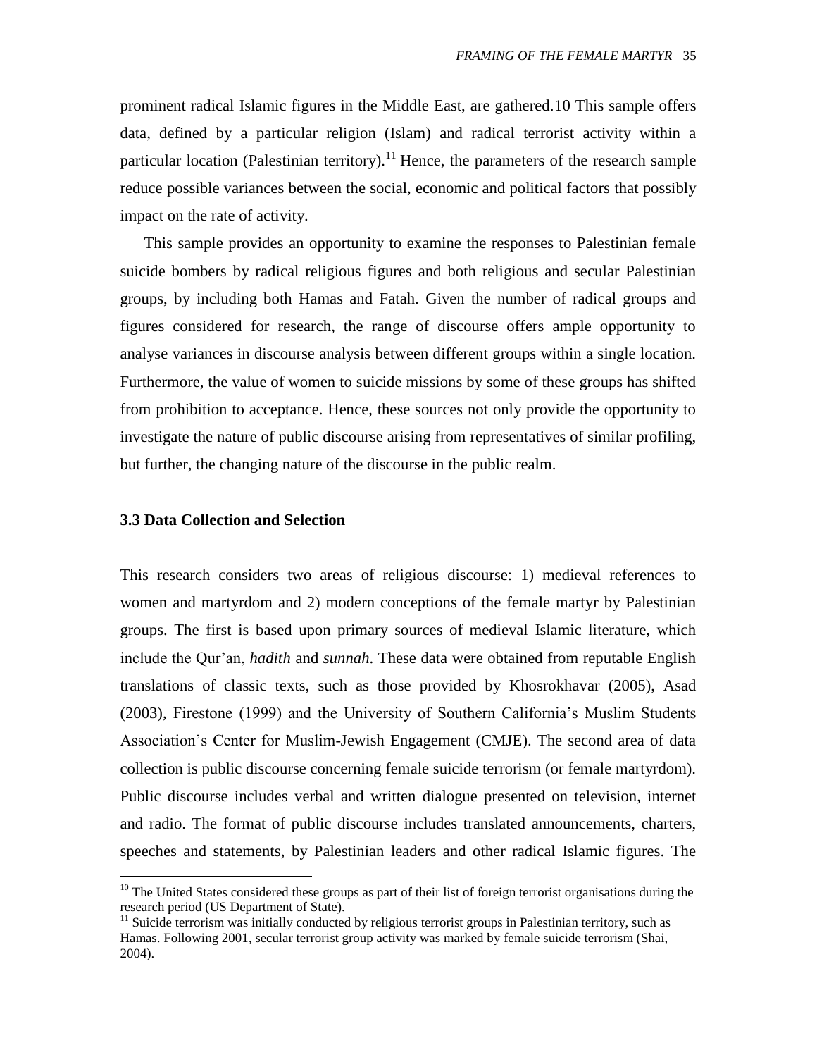prominent radical Islamic figures in the Middle East, are gathered.10 This sample offers data, defined by a particular religion (Islam) and radical terrorist activity within a particular location (Palestinian territory).[11] Hence, the parameters of the research sample reduce possible variances between the social, economic and political factors that possibly impact on the rate of activity.

This sample provides an opportunity to examine the responses to Palestinian female suicide bombers by radical religious figures and both religious and secular Palestinian groups, by including both Hamas and Fatah. Given the number of radical groups and figures considered for research, the range of discourse offers ample opportunity to analyse variances in discourse analysis between different groups within a single location. Furthermore, the value of women to suicide missions by some of these groups has shifted from prohibition to acceptance. Hence, these sources not only provide the opportunity to investigate the nature of public discourse arising from representatives of similar profiling, but further, the changing nature of the discourse in the public realm.

### 3.3 Data Collection and Selection

This research considers two areas of religious discourse: 1) medieval references to women and martyrdom and 2) modern conceptions of the female martyr by Palestinian groups. The first is based upon primary sources of medieval Islamic literature, which include the Qur'an, *hadith* and *sunnah*. These data were obtained from reputable English translations of classic texts, such as those provided by Khosrokhavar (2005), Asad (2003), Firestone (1999) and the University of Southern California's Muslim Students Association's Center for Muslim-Jewish Engagement (CMJE). The second area of data collection is public discourse concerning female suicide terrorism (or female martyrdom). Public discourse includes verbal and written dialogue presented on television, internet and radio. The format of public discourse includes translated announcements, charters, speeches and statements, by Palestinian leaders and other radical Islamic figures. The

---

[10] The United States considered these groups as part of their list of foreign terrorist organisations during the research period (US Department of State).

[11] Suicide terrorism was initially conducted by religious terrorist groups in Palestinian territory, such as Hamas. Following 2001, secular terrorist group activity was marked by female suicide terrorism (Shai, 2004).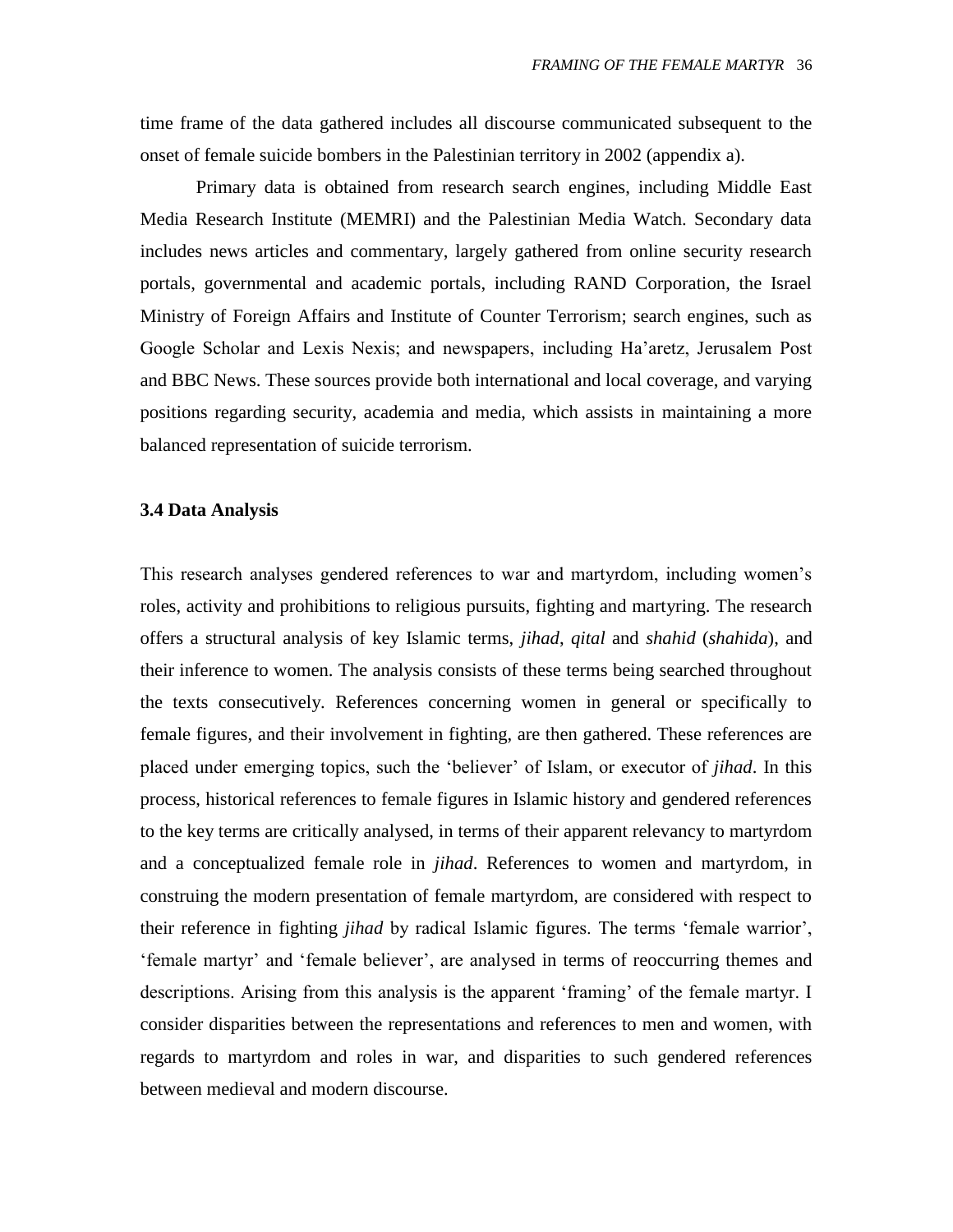time frame of the data gathered includes all discourse communicated subsequent to the onset of female suicide bombers in the Palestinian territory in 2002 (appendix a).

Primary data is obtained from research search engines, including Middle East Media Research Institute (MEMRI) and the Palestinian Media Watch. Secondary data includes news articles and commentary, largely gathered from online security research portals, governmental and academic portals, including RAND Corporation, the Israel Ministry of Foreign Affairs and Institute of Counter Terrorism; search engines, such as Google Scholar and Lexis Nexis; and newspapers, including Ha'aretz, Jerusalem Post and BBC News. These sources provide both international and local coverage, and varying positions regarding security, academia and media, which assists in maintaining a more balanced representation of suicide terrorism.

### 3.4 Data Analysis

This research analyses gendered references to war and martyrdom, including women's roles, activity and prohibitions to religious pursuits, fighting and martyring. The research offers a structural analysis of key Islamic terms, *jihad*, *qital* and *shahid* (*shahida*), and their inference to women. The analysis consists of these terms being searched throughout the texts consecutively. References concerning women in general or specifically to female figures, and their involvement in fighting, are then gathered. These references are placed under emerging topics, such the 'believer' of Islam, or executor of *jihad*. In this process, historical references to female figures in Islamic history and gendered references to the key terms are critically analysed, in terms of their apparent relevancy to martyrdom and a conceptualized female role in *jihad*. References to women and martyrdom, in construing the modern presentation of female martyrdom, are considered with respect to their reference in fighting *jihad* by radical Islamic figures. The terms 'female warrior', 'female martyr' and 'female believer', are analysed in terms of reoccurring themes and descriptions. Arising from this analysis is the apparent 'framing' of the female martyr. I consider disparities between the representations and references to men and women, with regards to martyrdom and roles in war, and disparities to such gendered references between medieval and modern discourse.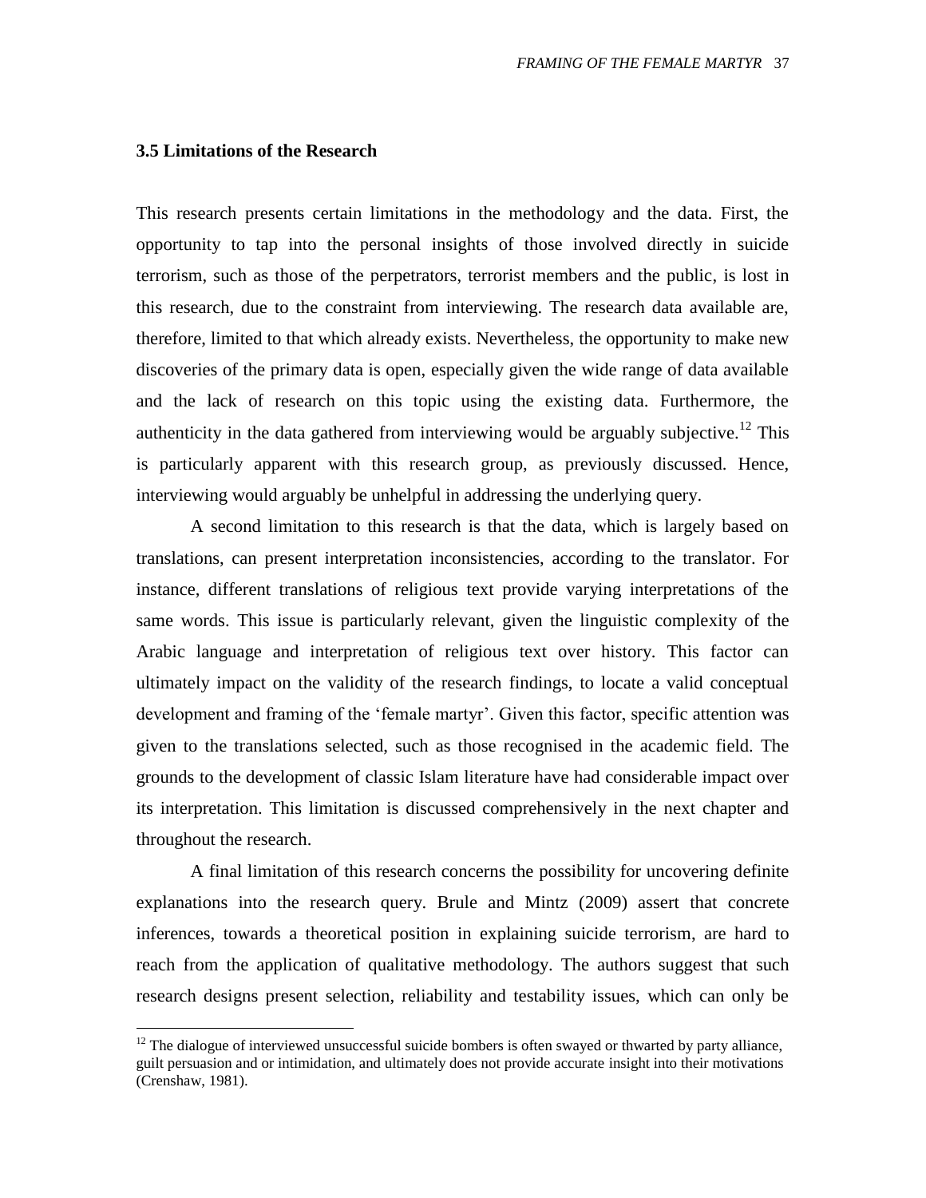### 3.5 Limitations of the Research

This research presents certain limitations in the methodology and the data. First, the opportunity to tap into the personal insights of those involved directly in suicide terrorism, such as those of the perpetrators, terrorist members and the public, is lost in this research, due to the constraint from interviewing. The research data available are, therefore, limited to that which already exists. Nevertheless, the opportunity to make new discoveries of the primary data is open, especially given the wide range of data available and the lack of research on this topic using the existing data. Furthermore, the authenticity in the data gathered from interviewing would be arguably subjective.[12] This is particularly apparent with this research group, as previously discussed. Hence, interviewing would arguably be unhelpful in addressing the underlying query.

A second limitation to this research is that the data, which is largely based on translations, can present interpretation inconsistencies, according to the translator. For instance, different translations of religious text provide varying interpretations of the same words. This issue is particularly relevant, given the linguistic complexity of the Arabic language and interpretation of religious text over history. This factor can ultimately impact on the validity of the research findings, to locate a valid conceptual development and framing of the 'female martyr'. Given this factor, specific attention was given to the translations selected, such as those recognised in the academic field. The grounds to the development of classic Islam literature have had considerable impact over its interpretation. This limitation is discussed comprehensively in the next chapter and throughout the research.

A final limitation of this research concerns the possibility for uncovering definite explanations into the research query. Brule and Mintz (2009) assert that concrete inferences, towards a theoretical position in explaining suicide terrorism, are hard to reach from the application of qualitative methodology. The authors suggest that such research designs present selection, reliability and testability issues, which can only be

---

[12] The dialogue of interviewed unsuccessful suicide bombers is often swayed or thwarted by party alliance, guilt persuasion and or intimidation, and ultimately does not provide accurate insight into their motivations (Crenshaw, 1981).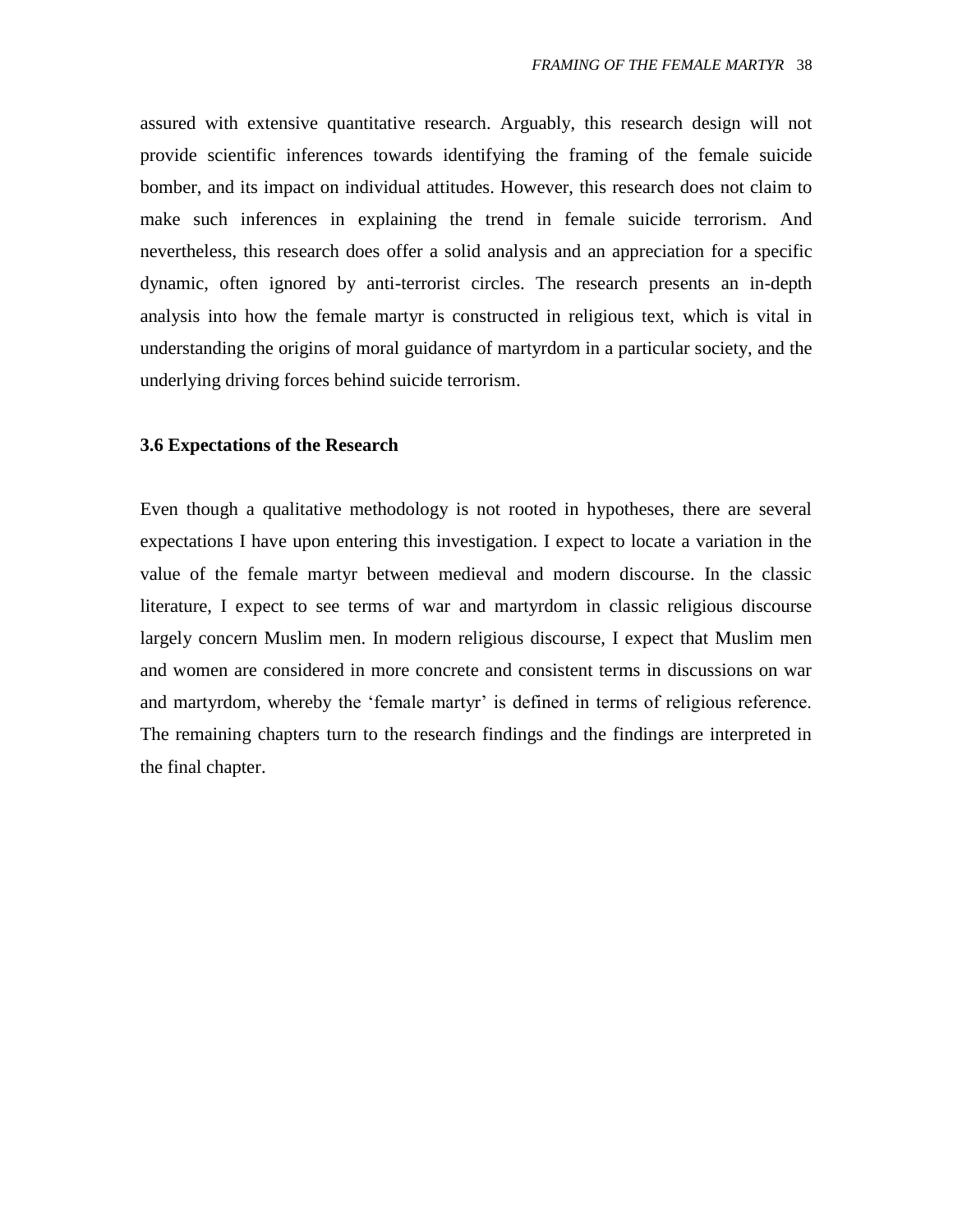assured with extensive quantitative research. Arguably, this research design will not provide scientific inferences towards identifying the framing of the female suicide bomber, and its impact on individual attitudes. However, this research does not claim to make such inferences in explaining the trend in female suicide terrorism. And nevertheless, this research does offer a solid analysis and an appreciation for a specific dynamic, often ignored by anti-terrorist circles. The research presents an in-depth analysis into how the female martyr is constructed in religious text, which is vital in understanding the origins of moral guidance of martyrdom in a particular society, and the underlying driving forces behind suicide terrorism.

### 3.6 Expectations of the Research

Even though a qualitative methodology is not rooted in hypotheses, there are several expectations I have upon entering this investigation. I expect to locate a variation in the value of the female martyr between medieval and modern discourse. In the classic literature, I expect to see terms of war and martyrdom in classic religious discourse largely concern Muslim men. In modern religious discourse, I expect that Muslim men and women are considered in more concrete and consistent terms in discussions on war and martyrdom, whereby the 'female martyr' is defined in terms of religious reference. The remaining chapters turn to the research findings and the findings are interpreted in the final chapter.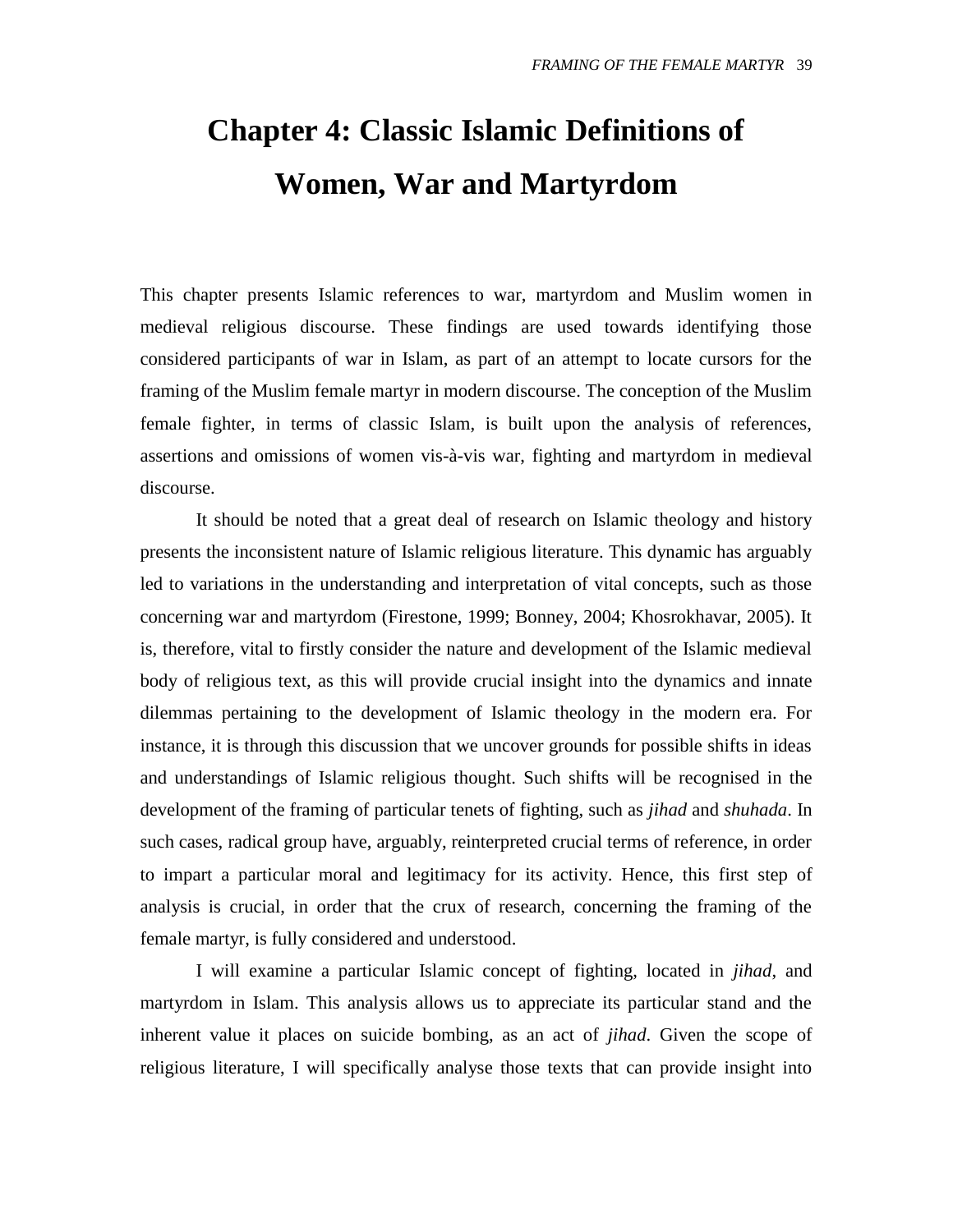# Chapter 4: Classic Islamic Definitions of Women, War and Martyrdom

This chapter presents Islamic references to war, martyrdom and Muslim women in medieval religious discourse. These findings are used towards identifying those considered participants of war in Islam, as part of an attempt to locate cursors for the framing of the Muslim female martyr in modern discourse. The conception of the Muslim female fighter, in terms of classic Islam, is built upon the analysis of references, assertions and omissions of women vis-à-vis war, fighting and martyrdom in medieval discourse.

It should be noted that a great deal of research on Islamic theology and history presents the inconsistent nature of Islamic religious literature. This dynamic has arguably led to variations in the understanding and interpretation of vital concepts, such as those concerning war and martyrdom (Firestone, 1999; Bonney, 2004; Khosrokhavar, 2005). It is, therefore, vital to firstly consider the nature and development of the Islamic medieval body of religious text, as this will provide crucial insight into the dynamics and innate dilemmas pertaining to the development of Islamic theology in the modern era. For instance, it is through this discussion that we uncover grounds for possible shifts in ideas and understandings of Islamic religious thought. Such shifts will be recognised in the development of the framing of particular tenets of fighting, such as *jihad* and *shuhada*. In such cases, radical group have, arguably, reinterpreted crucial terms of reference, in order to impart a particular moral and legitimacy for its activity. Hence, this first step of analysis is crucial, in order that the crux of research, concerning the framing of the female martyr, is fully considered and understood.

I will examine a particular Islamic concept of fighting, located in *jihad*, and martyrdom in Islam. This analysis allows us to appreciate its particular stand and the inherent value it places on suicide bombing, as an act of *jihad*. Given the scope of religious literature, I will specifically analyse those texts that can provide insight into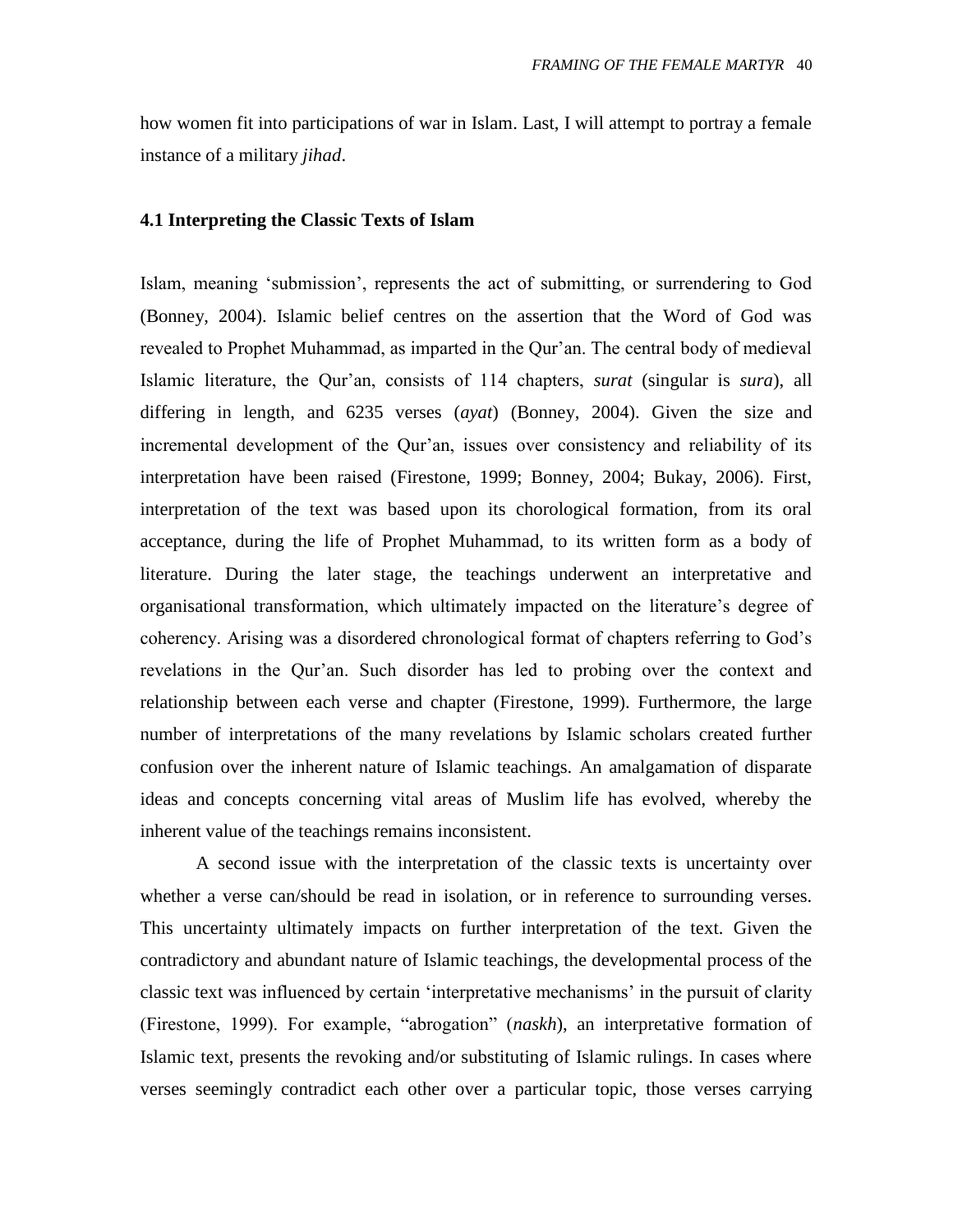how women fit into participations of war in Islam. Last, I will attempt to portray a female instance of a military *jihad*.

### 4.1 Interpreting the Classic Texts of Islam

Islam, meaning 'submission', represents the act of submitting, or surrendering to God (Bonney, 2004). Islamic belief centres on the assertion that the Word of God was revealed to Prophet Muhammad, as imparted in the Qur'an. The central body of medieval Islamic literature, the Qur'an, consists of 114 chapters, *surat* (singular is *sura*), all differing in length, and 6235 verses (*ayat*) (Bonney, 2004). Given the size and incremental development of the Qur'an, issues over consistency and reliability of its interpretation have been raised (Firestone, 1999; Bonney, 2004; Bukay, 2006). First, interpretation of the text was based upon its chorological formation, from its oral acceptance, during the life of Prophet Muhammad, to its written form as a body of literature. During the later stage, the teachings underwent an interpretative and organisational transformation, which ultimately impacted on the literature's degree of coherency. Arising was a disordered chronological format of chapters referring to God's revelations in the Qur'an. Such disorder has led to probing over the context and relationship between each verse and chapter (Firestone, 1999). Furthermore, the large number of interpretations of the many revelations by Islamic scholars created further confusion over the inherent nature of Islamic teachings. An amalgamation of disparate ideas and concepts concerning vital areas of Muslim life has evolved, whereby the inherent value of the teachings remains inconsistent.

A second issue with the interpretation of the classic texts is uncertainty over whether a verse can/should be read in isolation, or in reference to surrounding verses. This uncertainty ultimately impacts on further interpretation of the text. Given the contradictory and abundant nature of Islamic teachings, the developmental process of the classic text was influenced by certain 'interpretative mechanisms' in the pursuit of clarity (Firestone, 1999). For example, "abrogation" (*naskh*), an interpretative formation of Islamic text, presents the revoking and/or substituting of Islamic rulings. In cases where verses seemingly contradict each other over a particular topic, those verses carrying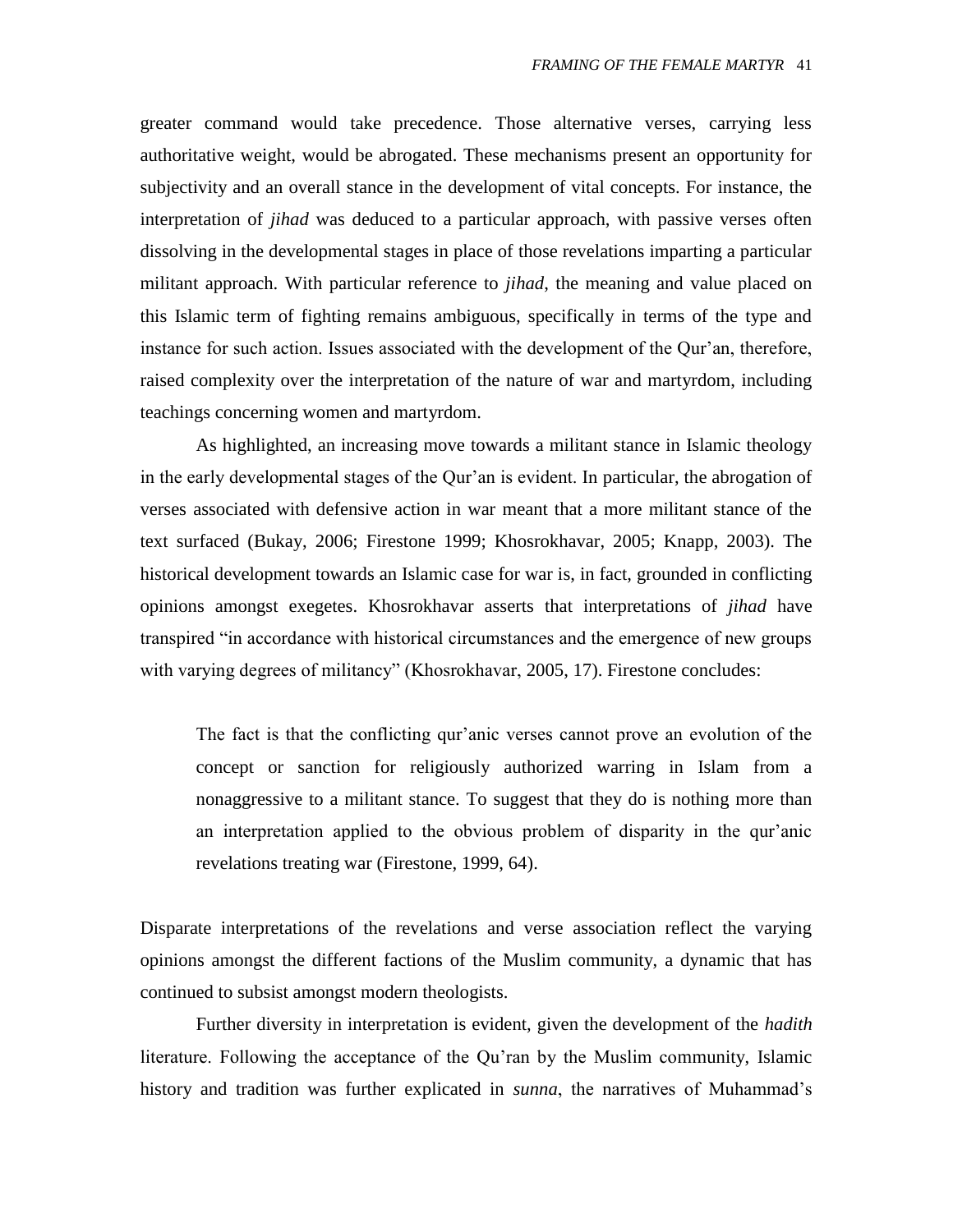greater command would take precedence. Those alternative verses, carrying less authoritative weight, would be abrogated. These mechanisms present an opportunity for subjectivity and an overall stance in the development of vital concepts. For instance, the interpretation of *jihad* was deduced to a particular approach, with passive verses often dissolving in the developmental stages in place of those revelations imparting a particular militant approach. With particular reference to *jihad*, the meaning and value placed on this Islamic term of fighting remains ambiguous, specifically in terms of the type and instance for such action. Issues associated with the development of the Qur'an, therefore, raised complexity over the interpretation of the nature of war and martyrdom, including teachings concerning women and martyrdom.

As highlighted, an increasing move towards a militant stance in Islamic theology in the early developmental stages of the Qur'an is evident. In particular, the abrogation of verses associated with defensive action in war meant that a more militant stance of the text surfaced (Bukay, 2006; Firestone 1999; Khosrokhavar, 2005; Knapp, 2003). The historical development towards an Islamic case for war is, in fact, grounded in conflicting opinions amongst exegetes. Khosrokhavar asserts that interpretations of *jihad* have transpired "in accordance with historical circumstances and the emergence of new groups with varying degrees of militancy" (Khosrokhavar, 2005, 17). Firestone concludes:

> The fact is that the conflicting qur'anic verses cannot prove an evolution of the concept or sanction for religiously authorized warring in Islam from a nonaggressive to a militant stance. To suggest that they do is nothing more than an interpretation applied to the obvious problem of disparity in the qur'anic revelations treating war (Firestone, 1999, 64).

Disparate interpretations of the revelations and verse association reflect the varying opinions amongst the different factions of the Muslim community, a dynamic that has continued to subsist amongst modern theologists.

Further diversity in interpretation is evident, given the development of the *hadith* literature. Following the acceptance of the Qu'ran by the Muslim community, Islamic history and tradition was further explicated in *sunna*, the narratives of Muhammad's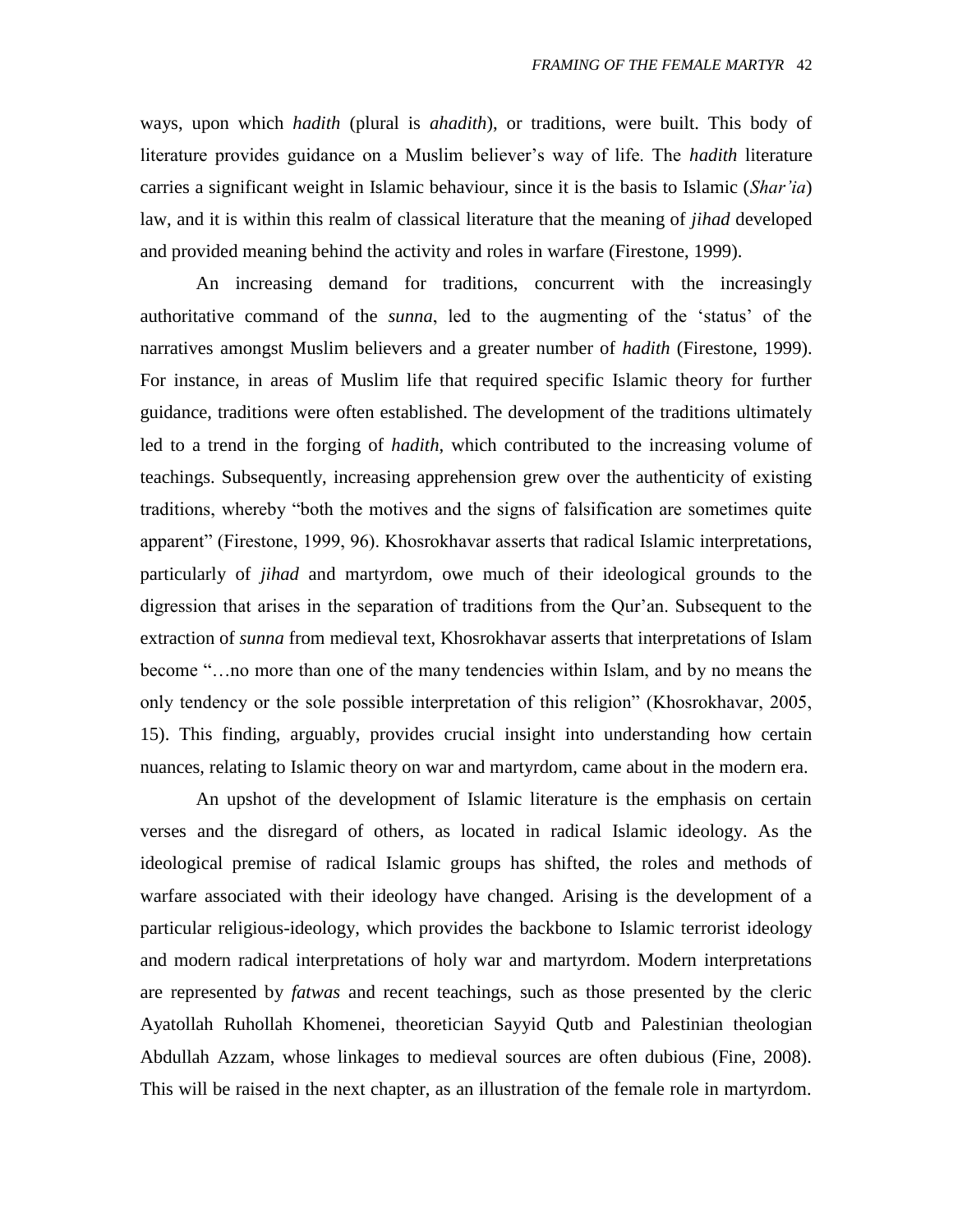ways, upon which *hadith* (plural is *ahadith*), or traditions, were built. This body of literature provides guidance on a Muslim believer's way of life. The *hadith* literature carries a significant weight in Islamic behaviour, since it is the basis to Islamic (*Shar'ia*) law, and it is within this realm of classical literature that the meaning of *jihad* developed and provided meaning behind the activity and roles in warfare (Firestone, 1999).

An increasing demand for traditions, concurrent with the increasingly authoritative command of the *sunna*, led to the augmenting of the 'status' of the narratives amongst Muslim believers and a greater number of *hadith* (Firestone, 1999). For instance, in areas of Muslim life that required specific Islamic theory for further guidance, traditions were often established. The development of the traditions ultimately led to a trend in the forging of *hadith*, which contributed to the increasing volume of teachings. Subsequently, increasing apprehension grew over the authenticity of existing traditions, whereby "both the motives and the signs of falsification are sometimes quite apparent" (Firestone, 1999, 96). Khosrokhavar asserts that radical Islamic interpretations, particularly of *jihad* and martyrdom, owe much of their ideological grounds to the digression that arises in the separation of traditions from the Qur'an. Subsequent to the extraction of *sunna* from medieval text, Khosrokhavar asserts that interpretations of Islam become "…no more than one of the many tendencies within Islam, and by no means the only tendency or the sole possible interpretation of this religion" (Khosrokhavar, 2005, 15). This finding, arguably, provides crucial insight into understanding how certain nuances, relating to Islamic theory on war and martyrdom, came about in the modern era.

An upshot of the development of Islamic literature is the emphasis on certain verses and the disregard of others, as located in radical Islamic ideology. As the ideological premise of radical Islamic groups has shifted, the roles and methods of warfare associated with their ideology have changed. Arising is the development of a particular religious-ideology, which provides the backbone to Islamic terrorist ideology and modern radical interpretations of holy war and martyrdom. Modern interpretations are represented by *fatwas* and recent teachings, such as those presented by the cleric Ayatollah Ruhollah Khomenei, theoretician Sayyid Qutb and Palestinian theologian Abdullah Azzam, whose linkages to medieval sources are often dubious (Fine, 2008). This will be raised in the next chapter, as an illustration of the female role in martyrdom.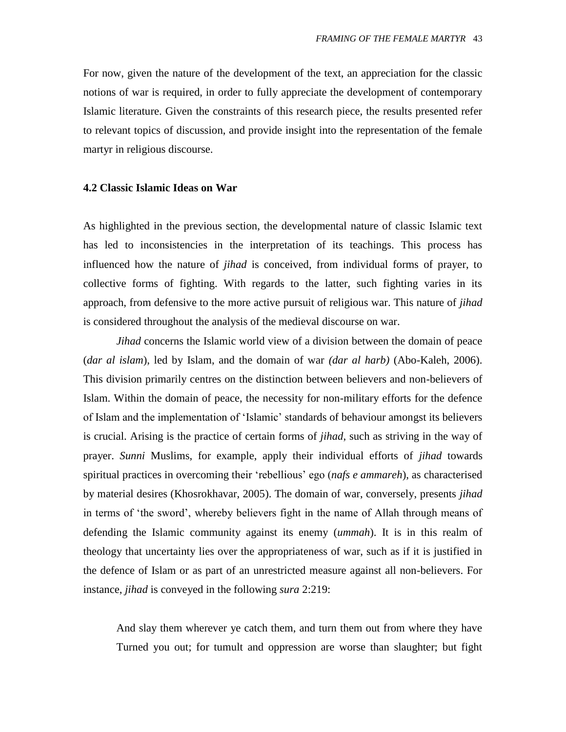For now, given the nature of the development of the text, an appreciation for the classic notions of war is required, in order to fully appreciate the development of contemporary Islamic literature. Given the constraints of this research piece, the results presented refer to relevant topics of discussion, and provide insight into the representation of the female martyr in religious discourse.

### 4.2 Classic Islamic Ideas on War

As highlighted in the previous section, the developmental nature of classic Islamic text has led to inconsistencies in the interpretation of its teachings. This process has influenced how the nature of *jihad* is conceived, from individual forms of prayer, to collective forms of fighting. With regards to the latter, such fighting varies in its approach, from defensive to the more active pursuit of religious war. This nature of *jihad* is considered throughout the analysis of the medieval discourse on war.

*Jihad* concerns the Islamic world view of a division between the domain of peace (*dar al islam*), led by Islam, and the domain of war *(dar al harb)* (Abo-Kaleh, 2006). This division primarily centres on the distinction between believers and non-believers of Islam. Within the domain of peace, the necessity for non-military efforts for the defence of Islam and the implementation of 'Islamic' standards of behaviour amongst its believers is crucial. Arising is the practice of certain forms of *jihad*, such as striving in the way of prayer. *Sunni* Muslims, for example, apply their individual efforts of *jihad* towards spiritual practices in overcoming their 'rebellious' ego (*nafs e ammareh*), as characterised by material desires (Khosrokhavar, 2005). The domain of war, conversely, presents *jihad* in terms of 'the sword', whereby believers fight in the name of Allah through means of defending the Islamic community against its enemy (*ummah*). It is in this realm of theology that uncertainty lies over the appropriateness of war, such as if it is justified in the defence of Islam or as part of an unrestricted measure against all non-believers. For instance, *jihad* is conveyed in the following *sura* 2:219:

> And slay them wherever ye catch them, and turn them out from where they have Turned you out; for tumult and oppression are worse than slaughter; but fight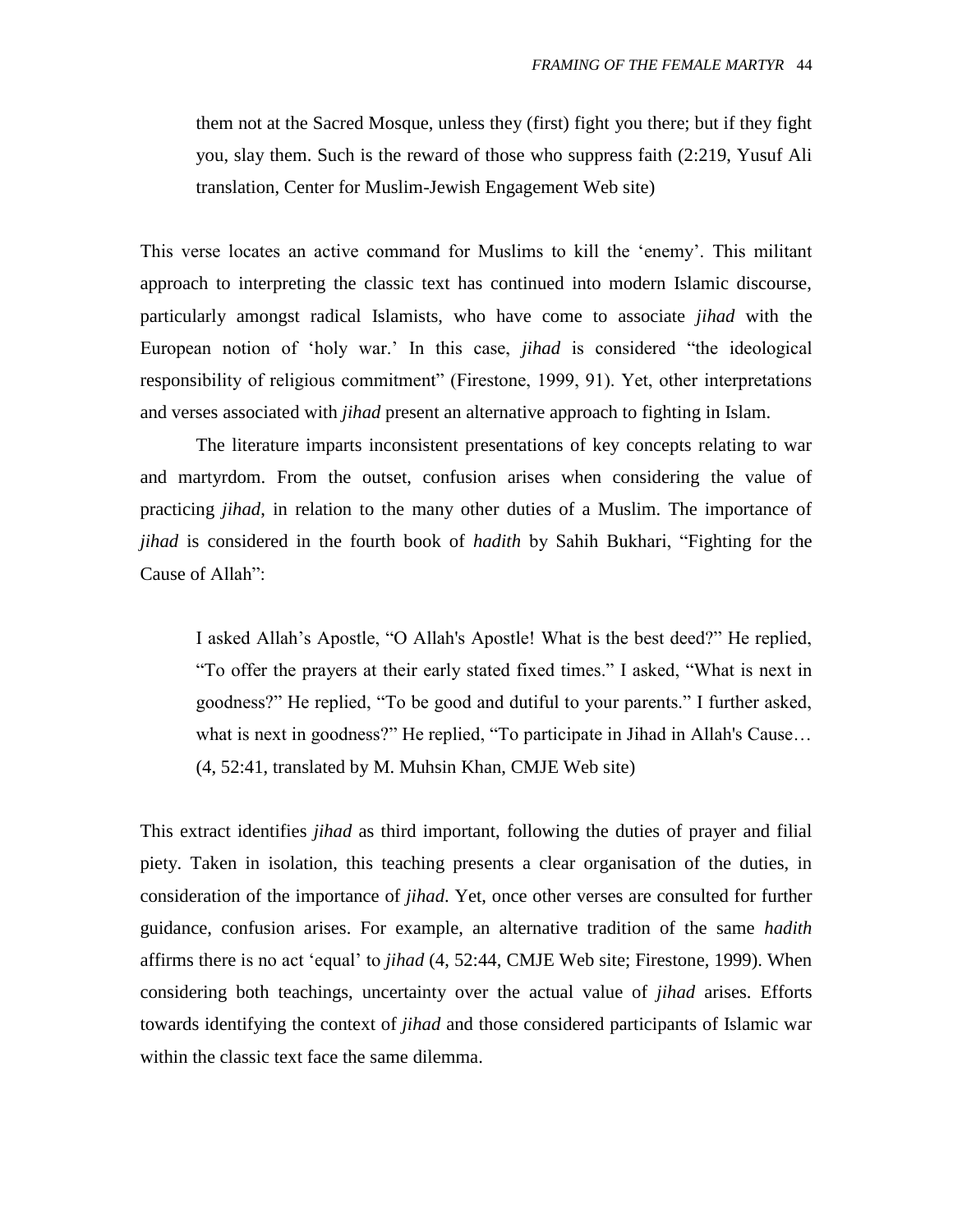> them not at the Sacred Mosque, unless they (first) fight you there; but if they fight you, slay them. Such is the reward of those who suppress faith (2:219, Yusuf Ali translation, Center for Muslim-Jewish Engagement Web site)

This verse locates an active command for Muslims to kill the 'enemy'. This militant approach to interpreting the classic text has continued into modern Islamic discourse, particularly amongst radical Islamists, who have come to associate *jihad* with the European notion of 'holy war.' In this case, *jihad* is considered "the ideological responsibility of religious commitment" (Firestone, 1999, 91). Yet, other interpretations and verses associated with *jihad* present an alternative approach to fighting in Islam.

The literature imparts inconsistent presentations of key concepts relating to war and martyrdom. From the outset, confusion arises when considering the value of practicing *jihad*, in relation to the many other duties of a Muslim. The importance of *jihad* is considered in the fourth book of *hadith* by Sahih Bukhari, "Fighting for the Cause of Allah":

> I asked Allah's Apostle, "O Allah's Apostle! What is the best deed?" He replied, "To offer the prayers at their early stated fixed times." I asked, "What is next in goodness?" He replied, "To be good and dutiful to your parents." I further asked, what is next in goodness?" He replied, "To participate in Jihad in Allah's Cause… (4, 52:41, translated by M. Muhsin Khan, CMJE Web site)

This extract identifies *jihad* as third important, following the duties of prayer and filial piety. Taken in isolation, this teaching presents a clear organisation of the duties, in consideration of the importance of *jihad*. Yet, once other verses are consulted for further guidance, confusion arises. For example, an alternative tradition of the same *hadith* affirms there is no act 'equal' to *jihad* (4, 52:44, CMJE Web site; Firestone, 1999). When considering both teachings, uncertainty over the actual value of *jihad* arises. Efforts towards identifying the context of *jihad* and those considered participants of Islamic war within the classic text face the same dilemma.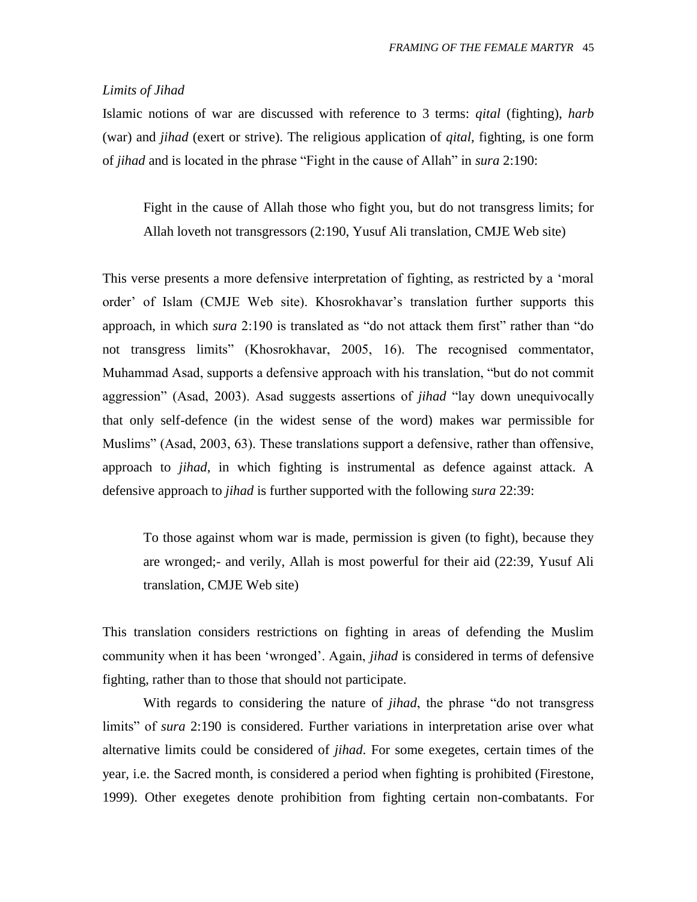*Limits of Jihad*

Islamic notions of war are discussed with reference to 3 terms: *qital* (fighting), *harb* (war) and *jihad* (exert or strive). The religious application of *qital*, fighting, is one form of *jihad* and is located in the phrase "Fight in the cause of Allah" in *sura* 2:190:

> Fight in the cause of Allah those who fight you, but do not transgress limits; for Allah loveth not transgressors (2:190, Yusuf Ali translation, CMJE Web site)

This verse presents a more defensive interpretation of fighting, as restricted by a 'moral order' of Islam (CMJE Web site). Khosrokhavar's translation further supports this approach, in which *sura* 2:190 is translated as "do not attack them first" rather than "do not transgress limits" (Khosrokhavar, 2005, 16). The recognised commentator, Muhammad Asad, supports a defensive approach with his translation, "but do not commit aggression" (Asad, 2003). Asad suggests assertions of *jihad* "lay down unequivocally that only self-defence (in the widest sense of the word) makes war permissible for Muslims" (Asad, 2003, 63). These translations support a defensive, rather than offensive, approach to *jihad*, in which fighting is instrumental as defence against attack. A defensive approach to *jihad* is further supported with the following *sura* 22:39:

> To those against whom war is made, permission is given (to fight), because they are wronged;- and verily, Allah is most powerful for their aid (22:39, Yusuf Ali translation, CMJE Web site)

This translation considers restrictions on fighting in areas of defending the Muslim community when it has been 'wronged'. Again, *jihad* is considered in terms of defensive fighting, rather than to those that should not participate.

With regards to considering the nature of *jihad*, the phrase "do not transgress limits" of *sura* 2:190 is considered. Further variations in interpretation arise over what alternative limits could be considered of *jihad*. For some exegetes, certain times of the year, i.e. the Sacred month, is considered a period when fighting is prohibited (Firestone, 1999). Other exegetes denote prohibition from fighting certain non-combatants. For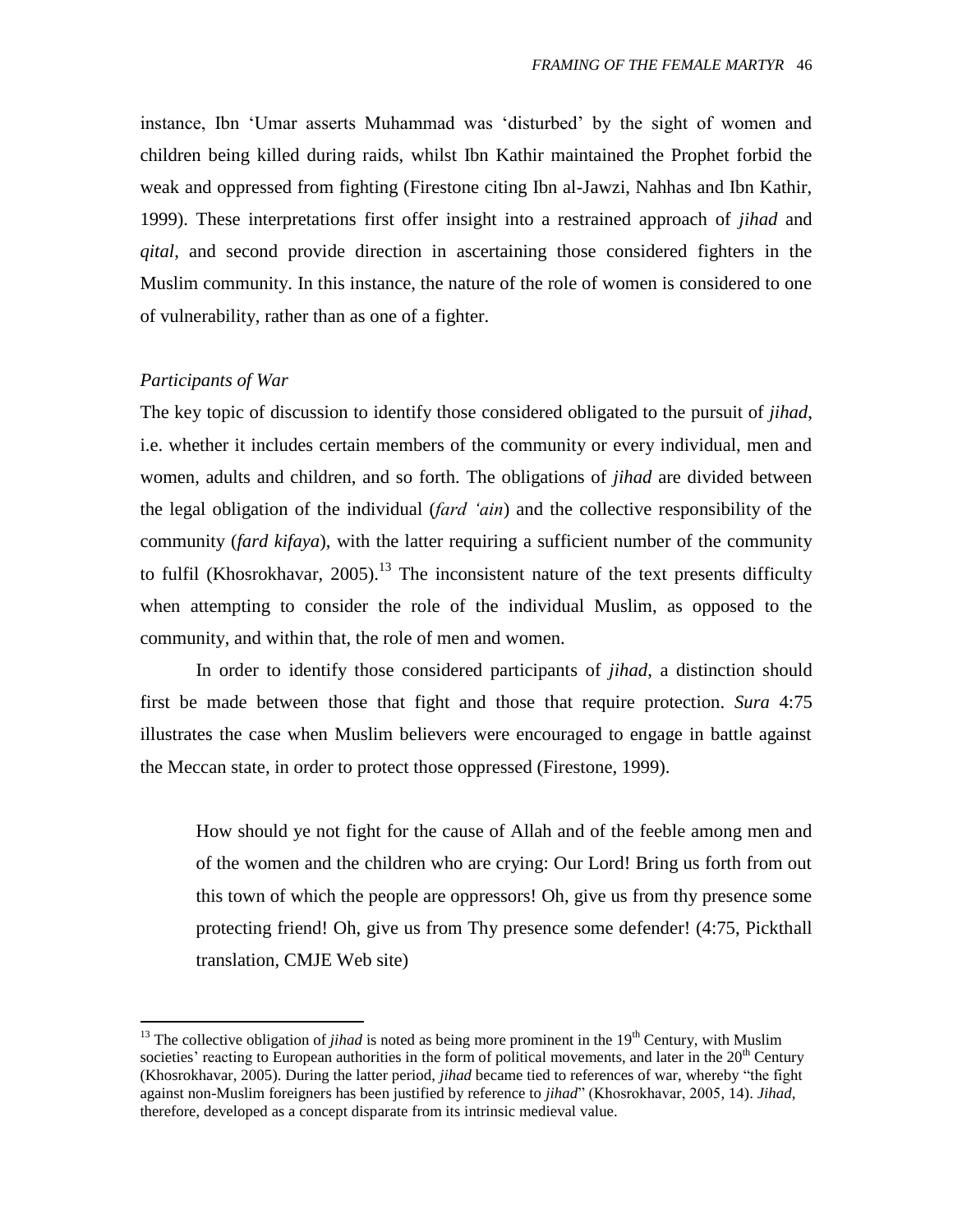instance, Ibn 'Umar asserts Muhammad was 'disturbed' by the sight of women and children being killed during raids, whilst Ibn Kathir maintained the Prophet forbid the weak and oppressed from fighting (Firestone citing Ibn al-Jawzi, Nahhas and Ibn Kathir, 1999). These interpretations first offer insight into a restrained approach of *jihad* and *qital*, and second provide direction in ascertaining those considered fighters in the Muslim community. In this instance, the nature of the role of women is considered to one of vulnerability, rather than as one of a fighter.

*Participants of War*

The key topic of discussion to identify those considered obligated to the pursuit of *jihad*, i.e. whether it includes certain members of the community or every individual, men and women, adults and children, and so forth. The obligations of *jihad* are divided between the legal obligation of the individual (*fard 'ain*) and the collective responsibility of the community (*fard kifaya*), with the latter requiring a sufficient number of the community to fulfil (Khosrokhavar, 2005).[13] The inconsistent nature of the text presents difficulty when attempting to consider the role of the individual Muslim, as opposed to the community, and within that, the role of men and women.

In order to identify those considered participants of *jihad*, a distinction should first be made between those that fight and those that require protection. *Sura* 4:75 illustrates the case when Muslim believers were encouraged to engage in battle against the Meccan state, in order to protect those oppressed (Firestone, 1999).

> How should ye not fight for the cause of Allah and of the feeble among men and of the women and the children who are crying: Our Lord! Bring us forth from out this town of which the people are oppressors! Oh, give us from thy presence some protecting friend! Oh, give us from Thy presence some defender! (4:75, Pickthall translation, CMJE Web site)

[13] The collective obligation of *jihad* is noted as being more prominent in the 19th Century, with Muslim societies' reacting to European authorities in the form of political movements, and later in the 20th Century (Khosrokhavar, 2005). During the latter period, *jihad* became tied to references of war, whereby "the fight against non-Muslim foreigners has been justified by reference to *jihad*" (Khosrokhavar, 2005, 14). *Jihad*, therefore, developed as a concept disparate from its intrinsic medieval value.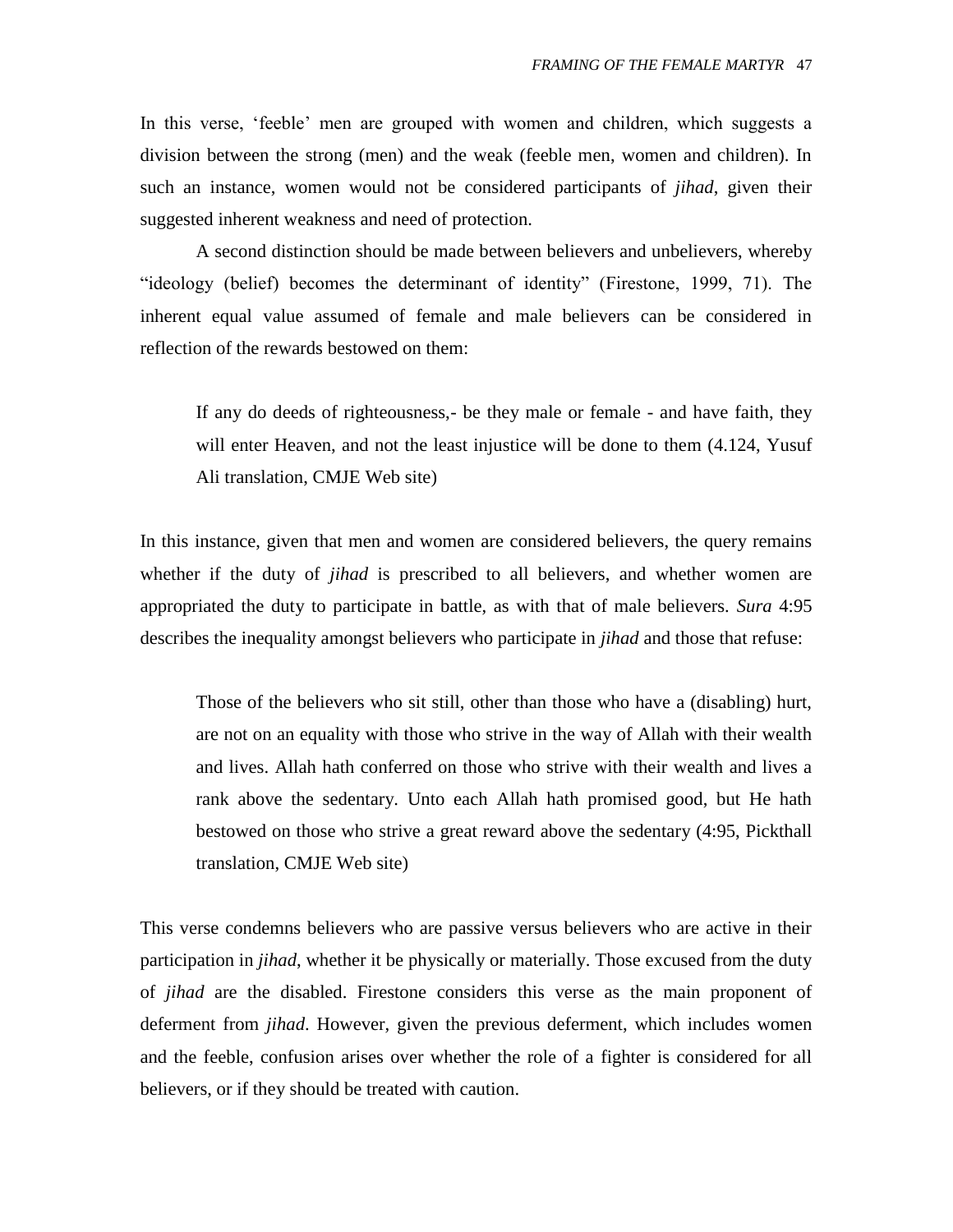In this verse, 'feeble' men are grouped with women and children, which suggests a division between the strong (men) and the weak (feeble men, women and children). In such an instance, women would not be considered participants of *jihad*, given their suggested inherent weakness and need of protection.

A second distinction should be made between believers and unbelievers, whereby "ideology (belief) becomes the determinant of identity" (Firestone, 1999, 71). The inherent equal value assumed of female and male believers can be considered in reflection of the rewards bestowed on them:

> If any do deeds of righteousness,- be they male or female - and have faith, they will enter Heaven, and not the least injustice will be done to them (4.124, Yusuf Ali translation, CMJE Web site)

In this instance, given that men and women are considered believers, the query remains whether if the duty of *jihad* is prescribed to all believers, and whether women are appropriated the duty to participate in battle, as with that of male believers. *Sura* 4:95 describes the inequality amongst believers who participate in *jihad* and those that refuse:

> Those of the believers who sit still, other than those who have a (disabling) hurt, are not on an equality with those who strive in the way of Allah with their wealth and lives. Allah hath conferred on those who strive with their wealth and lives a rank above the sedentary. Unto each Allah hath promised good, but He hath bestowed on those who strive a great reward above the sedentary (4:95, Pickthall translation, CMJE Web site)

This verse condemns believers who are passive versus believers who are active in their participation in *jihad*, whether it be physically or materially. Those excused from the duty of *jihad* are the disabled. Firestone considers this verse as the main proponent of deferment from *jihad*. However, given the previous deferment, which includes women and the feeble, confusion arises over whether the role of a fighter is considered for all believers, or if they should be treated with caution.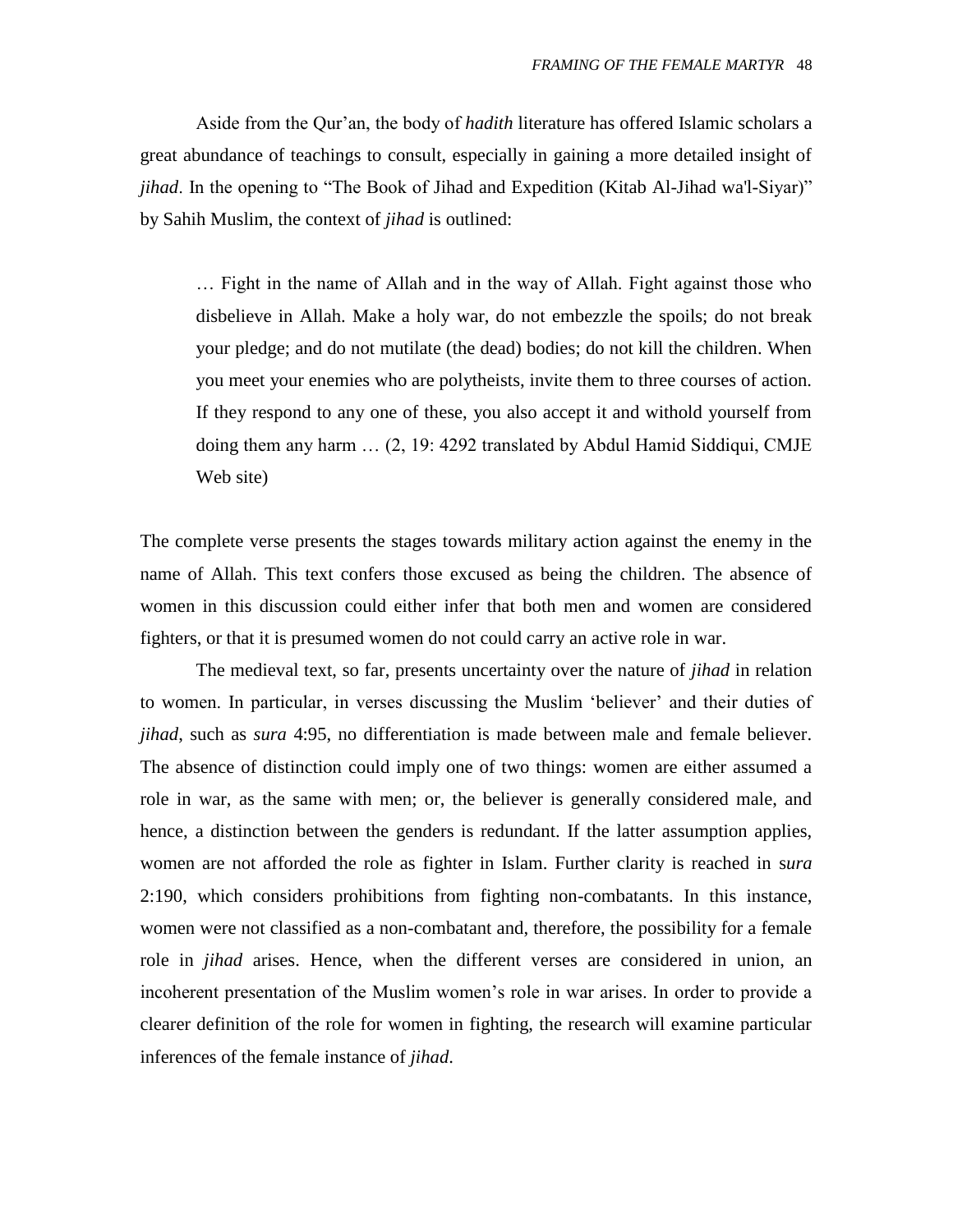Aside from the Qur'an, the body of *hadith* literature has offered Islamic scholars a great abundance of teachings to consult, especially in gaining a more detailed insight of *jihad*. In the opening to "The Book of Jihad and Expedition (Kitab Al-Jihad wa'l-Siyar)" by Sahih Muslim, the context of *jihad* is outlined:

> … Fight in the name of Allah and in the way of Allah. Fight against those who disbelieve in Allah. Make a holy war, do not embezzle the spoils; do not break your pledge; and do not mutilate (the dead) bodies; do not kill the children. When you meet your enemies who are polytheists, invite them to three courses of action. If they respond to any one of these, you also accept it and withold yourself from doing them any harm … (2, 19: 4292 translated by Abdul Hamid Siddiqui, CMJE Web site)

The complete verse presents the stages towards military action against the enemy in the name of Allah. This text confers those excused as being the children. The absence of women in this discussion could either infer that both men and women are considered fighters, or that it is presumed women do not could carry an active role in war.

The medieval text, so far, presents uncertainty over the nature of *jihad* in relation to women. In particular, in verses discussing the Muslim 'believer' and their duties of *jihad*, such as *sura* 4:95, no differentiation is made between male and female believer. The absence of distinction could imply one of two things: women are either assumed a role in war, as the same with men; or, the believer is generally considered male, and hence, a distinction between the genders is redundant. If the latter assumption applies, women are not afforded the role as fighter in Islam. Further clarity is reached in s*ura* 2:190, which considers prohibitions from fighting non-combatants. In this instance, women were not classified as a non-combatant and, therefore, the possibility for a female role in *jihad* arises. Hence, when the different verses are considered in union, an incoherent presentation of the Muslim women's role in war arises. In order to provide a clearer definition of the role for women in fighting, the research will examine particular inferences of the female instance of *jihad*.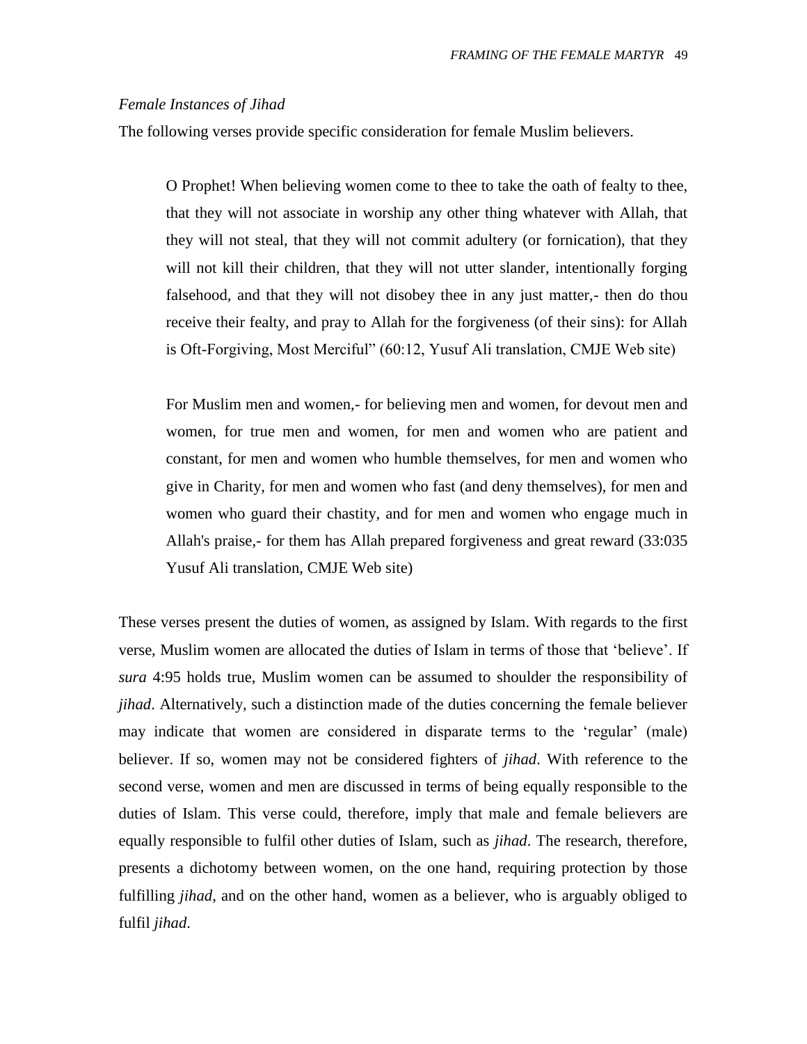*Female Instances of Jihad*

The following verses provide specific consideration for female Muslim believers.

> O Prophet! When believing women come to thee to take the oath of fealty to thee, that they will not associate in worship any other thing whatever with Allah, that they will not steal, that they will not commit adultery (or fornication), that they will not kill their children, that they will not utter slander, intentionally forging falsehood, and that they will not disobey thee in any just matter,- then do thou receive their fealty, and pray to Allah for the forgiveness (of their sins): for Allah is Oft-Forgiving, Most Merciful" (60:12, Yusuf Ali translation, CMJE Web site)

> For Muslim men and women,- for believing men and women, for devout men and women, for true men and women, for men and women who are patient and constant, for men and women who humble themselves, for men and women who give in Charity, for men and women who fast (and deny themselves), for men and women who guard their chastity, and for men and women who engage much in Allah's praise,- for them has Allah prepared forgiveness and great reward (33:035 Yusuf Ali translation, CMJE Web site)

These verses present the duties of women, as assigned by Islam. With regards to the first verse, Muslim women are allocated the duties of Islam in terms of those that 'believe'. If *sura* 4:95 holds true, Muslim women can be assumed to shoulder the responsibility of *jihad*. Alternatively, such a distinction made of the duties concerning the female believer may indicate that women are considered in disparate terms to the 'regular' (male) believer. If so, women may not be considered fighters of *jihad*. With reference to the second verse, women and men are discussed in terms of being equally responsible to the duties of Islam. This verse could, therefore, imply that male and female believers are equally responsible to fulfil other duties of Islam, such as *jihad*. The research, therefore, presents a dichotomy between women, on the one hand, requiring protection by those fulfilling *jihad*, and on the other hand, women as a believer, who is arguably obliged to fulfil *jihad*.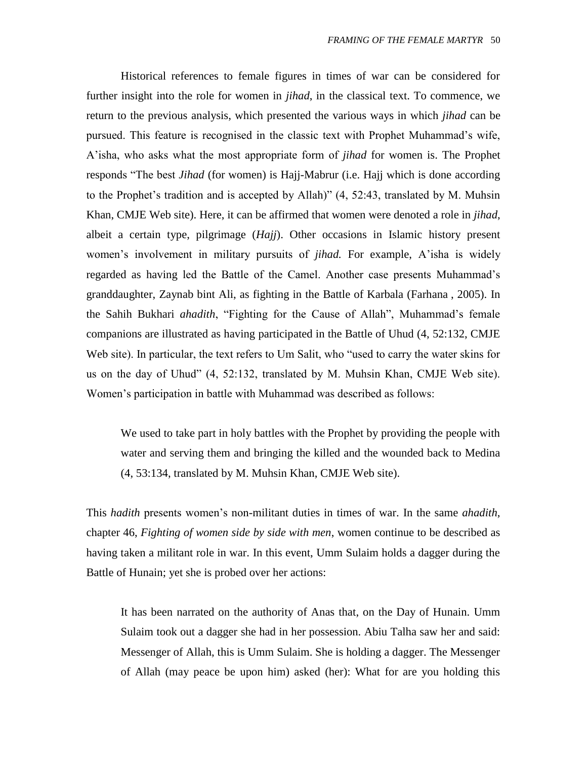Historical references to female figures in times of war can be considered for further insight into the role for women in *jihad*, in the classical text. To commence, we return to the previous analysis, which presented the various ways in which *jihad* can be pursued. This feature is recognised in the classic text with Prophet Muhammad's wife, A'isha, who asks what the most appropriate form of *jihad* for women is. The Prophet responds "The best *Jihad* (for women) is Hajj-Mabrur (i.e. Hajj which is done according to the Prophet's tradition and is accepted by Allah)" (4, 52:43, translated by M. Muhsin Khan, CMJE Web site). Here, it can be affirmed that women were denoted a role in *jihad*, albeit a certain type, pilgrimage (*Hajj*). Other occasions in Islamic history present women's involvement in military pursuits of *jihad.* For example, A'isha is widely regarded as having led the Battle of the Camel. Another case presents Muhammad's granddaughter, Zaynab bint Ali, as fighting in the Battle of Karbala (Farhana , 2005). In the Sahih Bukhari *ahadith*, "Fighting for the Cause of Allah", Muhammad's female companions are illustrated as having participated in the Battle of Uhud (4, 52:132, CMJE Web site). In particular, the text refers to Um Salit, who "used to carry the water skins for us on the day of Uhud" (4, 52:132, translated by M. Muhsin Khan, CMJE Web site). Women's participation in battle with Muhammad was described as follows:

> We used to take part in holy battles with the Prophet by providing the people with water and serving them and bringing the killed and the wounded back to Medina (4, 53:134, translated by M. Muhsin Khan, CMJE Web site).

This *hadith* presents women's non-militant duties in times of war. In the same *ahadith*, chapter 46, *Fighting of women side by side with men*, women continue to be described as having taken a militant role in war. In this event, Umm Sulaim holds a dagger during the Battle of Hunain; yet she is probed over her actions:

> It has been narrated on the authority of Anas that, on the Day of Hunain. Umm Sulaim took out a dagger she had in her possession. Abiu Talha saw her and said: Messenger of Allah, this is Umm Sulaim. She is holding a dagger. The Messenger of Allah (may peace be upon him) asked (her): What for are you holding this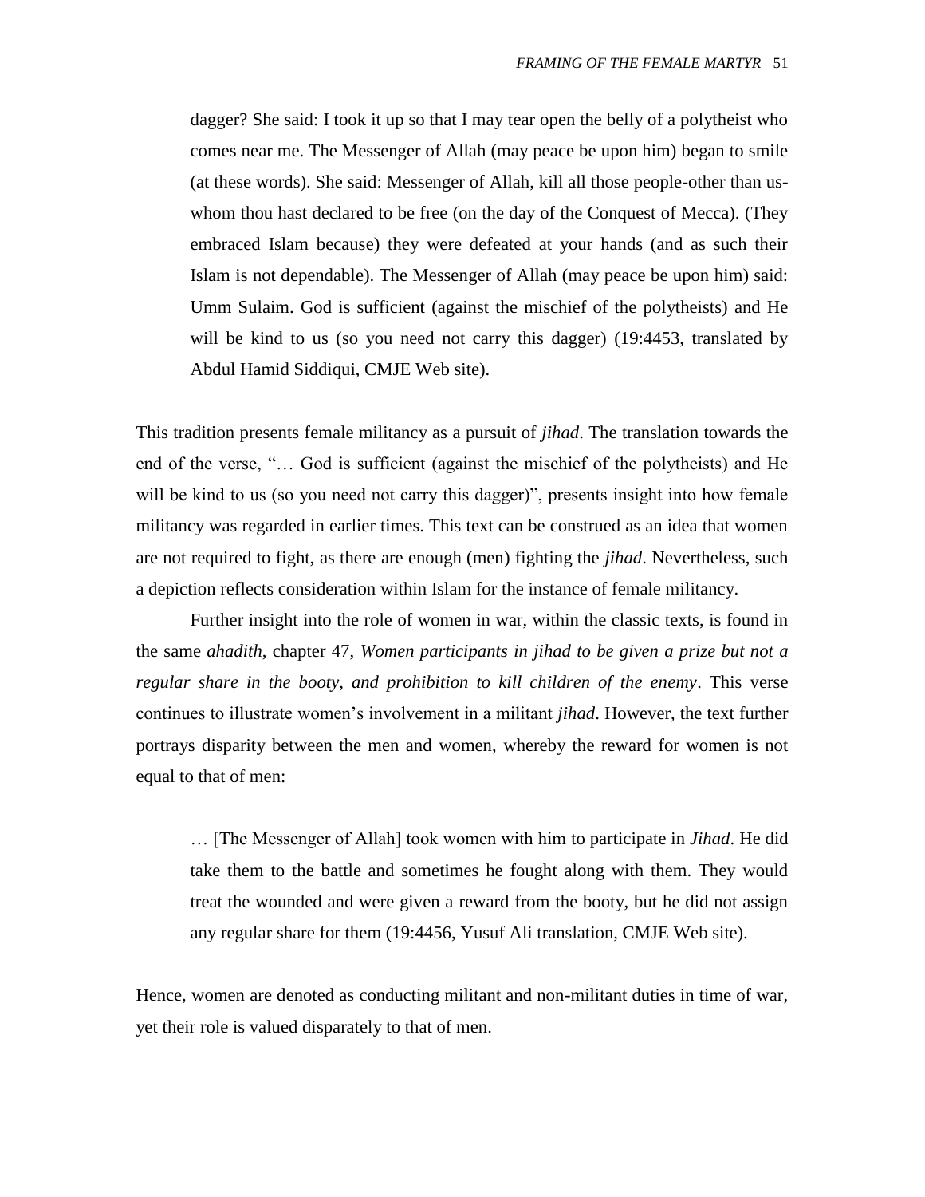> dagger? She said: I took it up so that I may tear open the belly of a polytheist who comes near me. The Messenger of Allah (may peace be upon him) began to smile (at these words). She said: Messenger of Allah, kill all those people-other than us-whom thou hast declared to be free (on the day of the Conquest of Mecca). (They embraced Islam because) they were defeated at your hands (and as such their Islam is not dependable). The Messenger of Allah (may peace be upon him) said: Umm Sulaim. God is sufficient (against the mischief of the polytheists) and He will be kind to us (so you need not carry this dagger) (19:4453, translated by Abdul Hamid Siddiqui, CMJE Web site).

This tradition presents female militancy as a pursuit of *jihad*. The translation towards the end of the verse, "… God is sufficient (against the mischief of the polytheists) and He will be kind to us (so you need not carry this dagger)", presents insight into how female militancy was regarded in earlier times. This text can be construed as an idea that women are not required to fight, as there are enough (men) fighting the *jihad*. Nevertheless, such a depiction reflects consideration within Islam for the instance of female militancy.

Further insight into the role of women in war, within the classic texts, is found in the same *ahadith*, chapter 47, *Women participants in jihad to be given a prize but not a regular share in the booty, and prohibition to kill children of the enemy*. This verse continues to illustrate women's involvement in a militant *jihad*. However, the text further portrays disparity between the men and women, whereby the reward for women is not equal to that of men:

> … [The Messenger of Allah] took women with him to participate in *Jihad*. He did take them to the battle and sometimes he fought along with them. They would treat the wounded and were given a reward from the booty, but he did not assign any regular share for them (19:4456, Yusuf Ali translation, CMJE Web site).

Hence, women are denoted as conducting militant and non-militant duties in time of war, yet their role is valued disparately to that of men.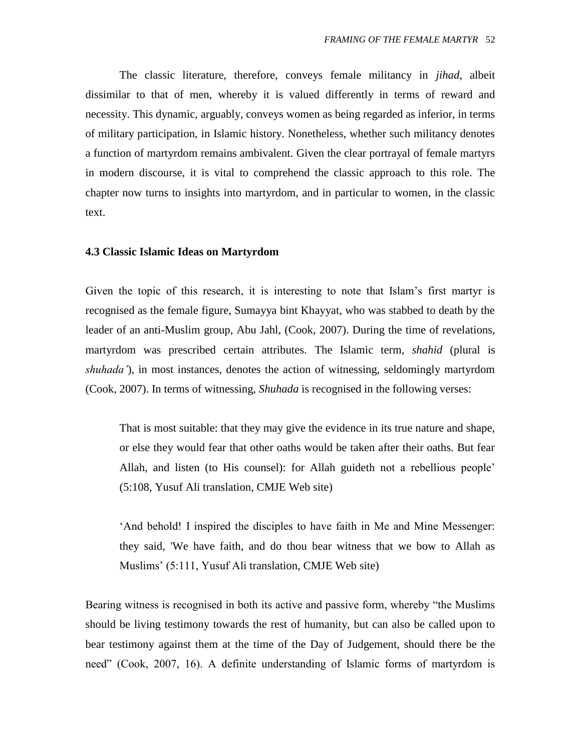The classic literature, therefore, conveys female militancy in *jihad*, albeit dissimilar to that of men, whereby it is valued differently in terms of reward and necessity. This dynamic, arguably, conveys women as being regarded as inferior, in terms of military participation, in Islamic history. Nonetheless, whether such militancy denotes a function of martyrdom remains ambivalent. Given the clear portrayal of female martyrs in modern discourse, it is vital to comprehend the classic approach to this role. The chapter now turns to insights into martyrdom, and in particular to women, in the classic text.

### 4.3 Classic Islamic Ideas on Martyrdom

Given the topic of this research, it is interesting to note that Islam's first martyr is recognised as the female figure, Sumayya bint Khayyat, who was stabbed to death by the leader of an anti-Muslim group, Abu Jahl, (Cook, 2007). During the time of revelations, martyrdom was prescribed certain attributes. The Islamic term, *shahid* (plural is *shuhada'*), in most instances, denotes the action of witnessing, seldomingly martyrdom (Cook, 2007). In terms of witnessing, *Shuhada* is recognised in the following verses:

> That is most suitable: that they may give the evidence in its true nature and shape, or else they would fear that other oaths would be taken after their oaths. But fear Allah, and listen (to His counsel): for Allah guideth not a rebellious people' (5:108, Yusuf Ali translation, CMJE Web site)

> 'And behold! I inspired the disciples to have faith in Me and Mine Messenger: they said, 'We have faith, and do thou bear witness that we bow to Allah as Muslims' (5:111, Yusuf Ali translation, CMJE Web site)

Bearing witness is recognised in both its active and passive form, whereby "the Muslims should be living testimony towards the rest of humanity, but can also be called upon to bear testimony against them at the time of the Day of Judgement, should there be the need" (Cook, 2007, 16). A definite understanding of Islamic forms of martyrdom is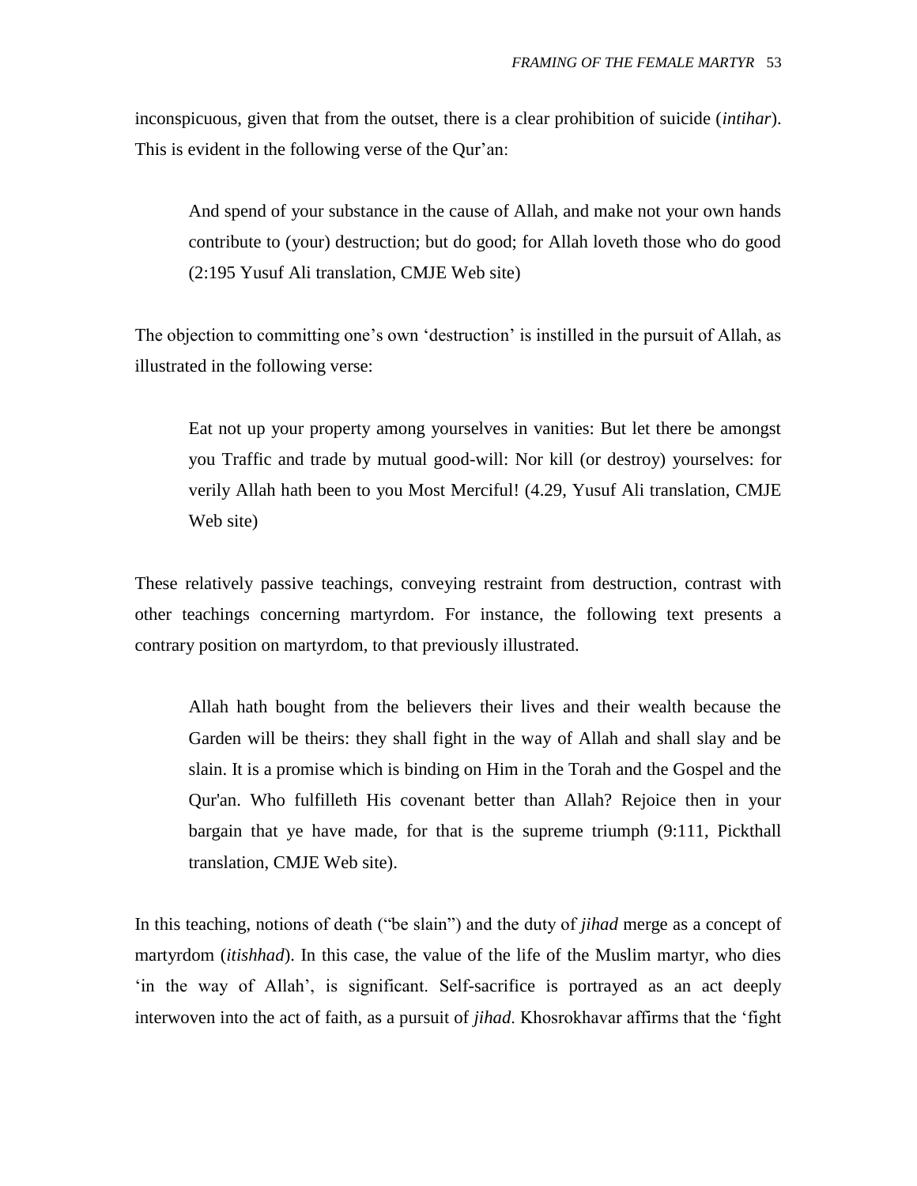inconspicuous, given that from the outset, there is a clear prohibition of suicide (*intihar*). This is evident in the following verse of the Qur'an:

> And spend of your substance in the cause of Allah, and make not your own hands contribute to (your) destruction; but do good; for Allah loveth those who do good (2:195 Yusuf Ali translation, CMJE Web site)

The objection to committing one's own 'destruction' is instilled in the pursuit of Allah, as illustrated in the following verse:

> Eat not up your property among yourselves in vanities: But let there be amongst you Traffic and trade by mutual good-will: Nor kill (or destroy) yourselves: for verily Allah hath been to you Most Merciful! (4.29, Yusuf Ali translation, CMJE Web site)

These relatively passive teachings, conveying restraint from destruction, contrast with other teachings concerning martyrdom. For instance, the following text presents a contrary position on martyrdom, to that previously illustrated.

> Allah hath bought from the believers their lives and their wealth because the Garden will be theirs: they shall fight in the way of Allah and shall slay and be slain. It is a promise which is binding on Him in the Torah and the Gospel and the Qur'an. Who fulfilleth His covenant better than Allah? Rejoice then in your bargain that ye have made, for that is the supreme triumph (9:111, Pickthall translation, CMJE Web site).

In this teaching, notions of death ("be slain") and the duty of *jihad* merge as a concept of martyrdom (*itishhad*). In this case, the value of the life of the Muslim martyr, who dies 'in the way of Allah', is significant. Self-sacrifice is portrayed as an act deeply interwoven into the act of faith, as a pursuit of *jihad*. Khosrokhavar affirms that the 'fight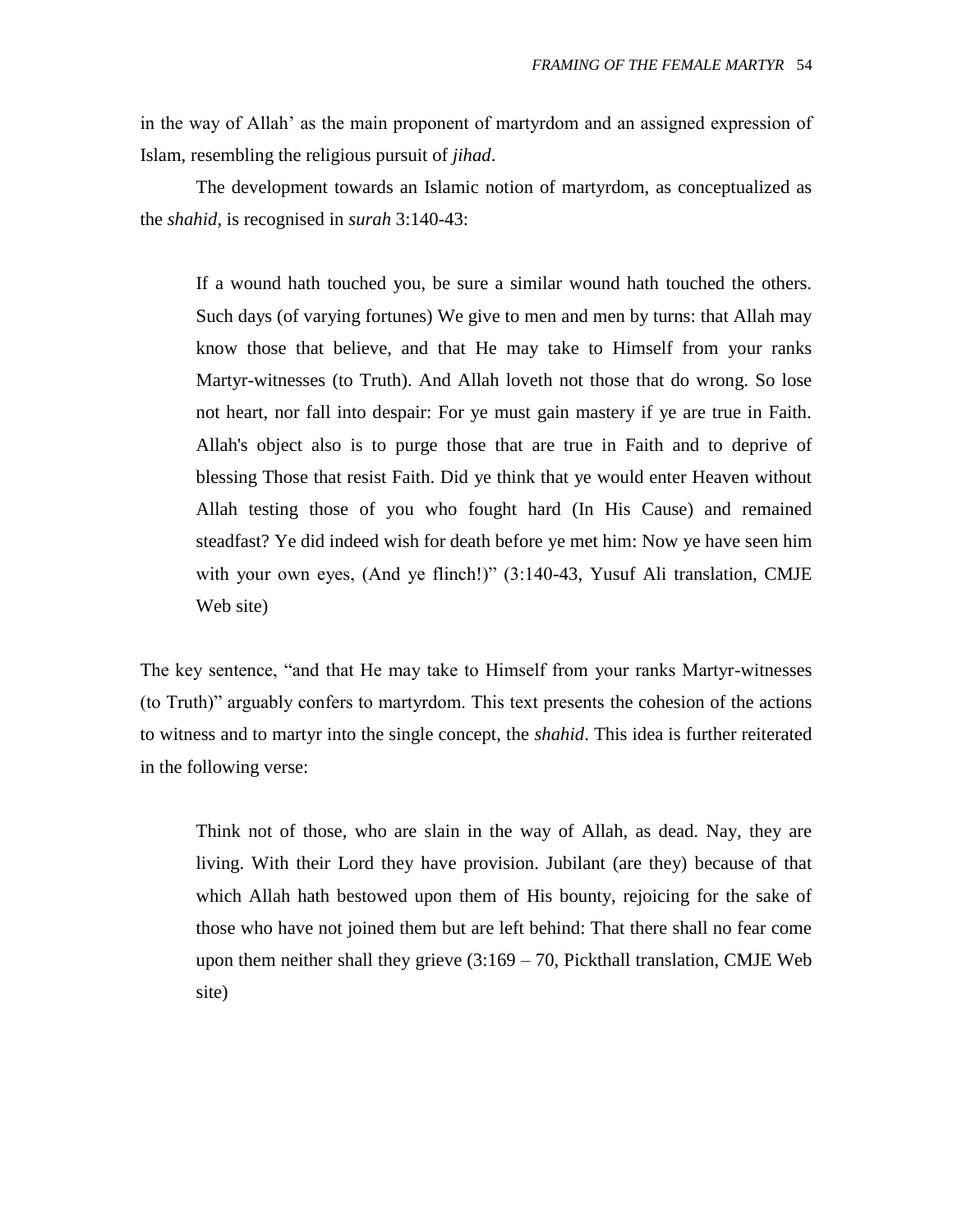in the way of Allah' as the main proponent of martyrdom and an assigned expression of Islam, resembling the religious pursuit of *jihad*.

The development towards an Islamic notion of martyrdom, as conceptualized as the *shahid*, is recognised in *surah* 3:140-43:

> If a wound hath touched you, be sure a similar wound hath touched the others. Such days (of varying fortunes) We give to men and men by turns: that Allah may know those that believe, and that He may take to Himself from your ranks Martyr-witnesses (to Truth). And Allah loveth not those that do wrong. So lose not heart, nor fall into despair: For ye must gain mastery if ye are true in Faith. Allah's object also is to purge those that are true in Faith and to deprive of blessing Those that resist Faith. Did ye think that ye would enter Heaven without Allah testing those of you who fought hard (In His Cause) and remained steadfast? Ye did indeed wish for death before ye met him: Now ye have seen him with your own eyes, (And ye flinch!)" (3:140-43, Yusuf Ali translation, CMJE Web site)

The key sentence, "and that He may take to Himself from your ranks Martyr-witnesses (to Truth)" arguably confers to martyrdom. This text presents the cohesion of the actions to witness and to martyr into the single concept, the *shahid*. This idea is further reiterated in the following verse:

> Think not of those, who are slain in the way of Allah, as dead. Nay, they are living. With their Lord they have provision. Jubilant (are they) because of that which Allah hath bestowed upon them of His bounty, rejoicing for the sake of those who have not joined them but are left behind: That there shall no fear come upon them neither shall they grieve (3:169 – 70, Pickthall translation, CMJE Web site)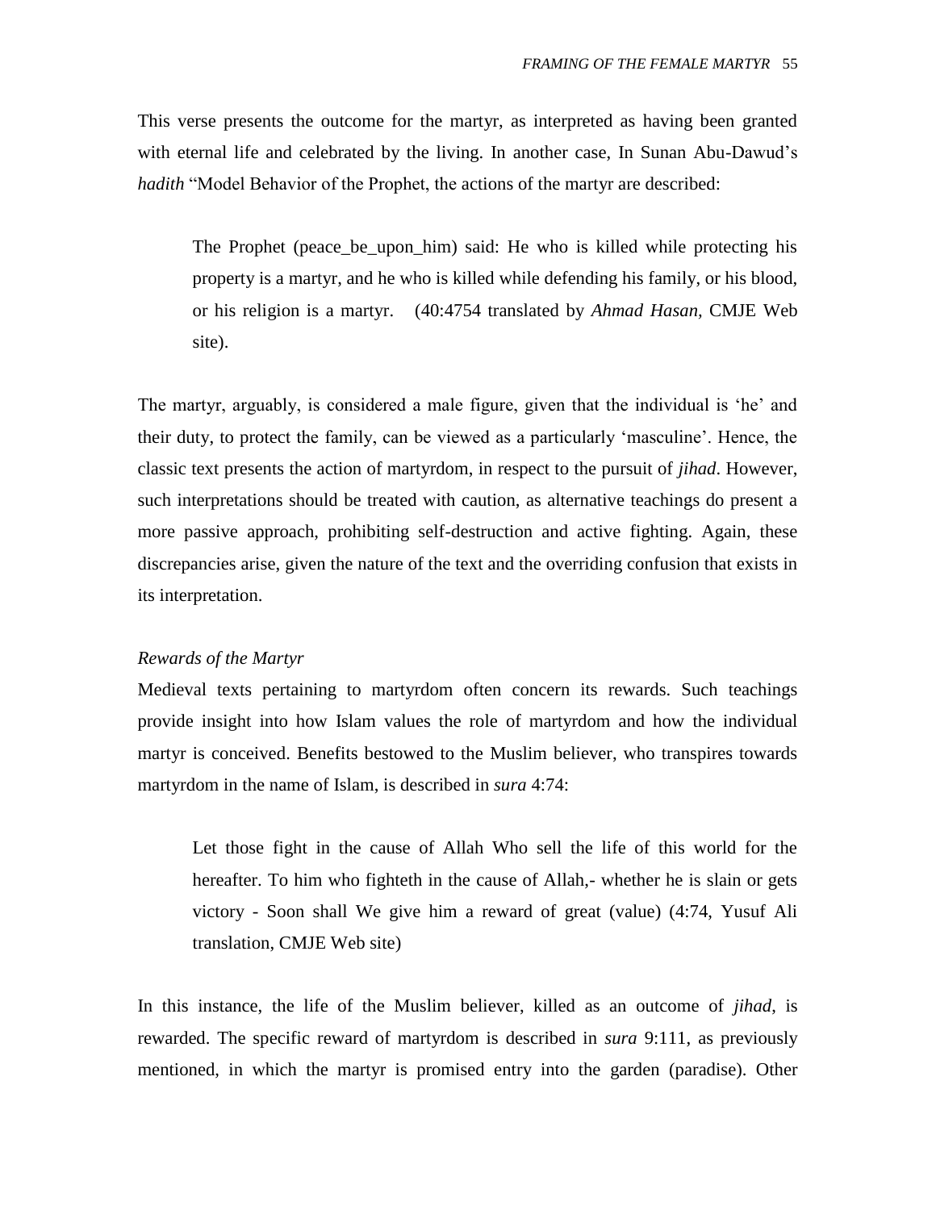This verse presents the outcome for the martyr, as interpreted as having been granted with eternal life and celebrated by the living. In another case, In Sunan Abu-Dawud's *hadith* "Model Behavior of the Prophet, the actions of the martyr are described:

> The Prophet (peace_be_upon_him) said: He who is killed while protecting his property is a martyr, and he who is killed while defending his family, or his blood, or his religion is a martyr. (40:4754 translated by *Ahmad Hasan,* CMJE Web site).

The martyr, arguably, is considered a male figure, given that the individual is 'he' and their duty, to protect the family, can be viewed as a particularly 'masculine'. Hence, the classic text presents the action of martyrdom, in respect to the pursuit of *jihad*. However, such interpretations should be treated with caution, as alternative teachings do present a more passive approach, prohibiting self-destruction and active fighting. Again, these discrepancies arise, given the nature of the text and the overriding confusion that exists in its interpretation.

*Rewards of the Martyr*

Medieval texts pertaining to martyrdom often concern its rewards. Such teachings provide insight into how Islam values the role of martyrdom and how the individual martyr is conceived. Benefits bestowed to the Muslim believer, who transpires towards martyrdom in the name of Islam, is described in *sura* 4:74:

> Let those fight in the cause of Allah Who sell the life of this world for the hereafter. To him who fighteth in the cause of Allah,- whether he is slain or gets victory - Soon shall We give him a reward of great (value) (4:74, Yusuf Ali translation, CMJE Web site)

In this instance, the life of the Muslim believer, killed as an outcome of *jihad*, is rewarded. The specific reward of martyrdom is described in *sura* 9:111, as previously mentioned, in which the martyr is promised entry into the garden (paradise). Other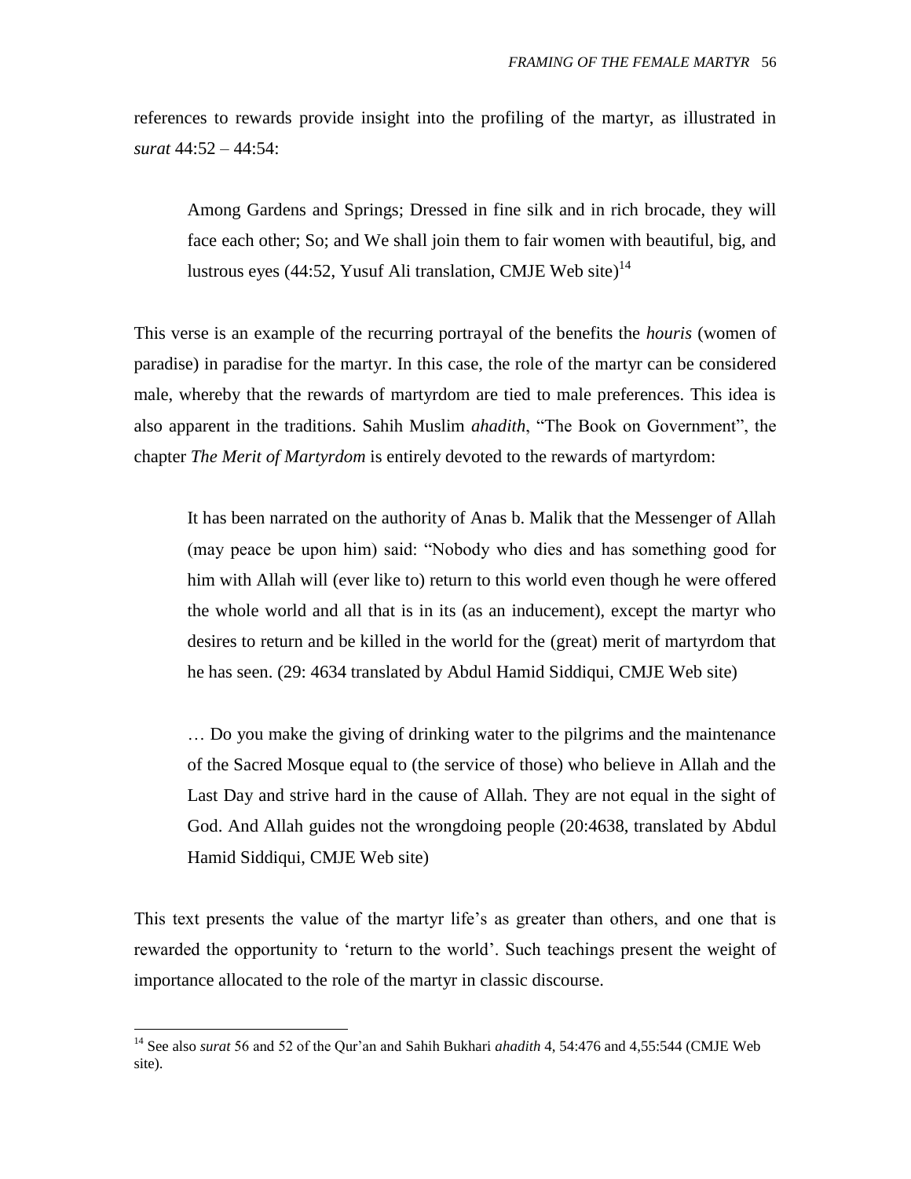references to rewards provide insight into the profiling of the martyr, as illustrated in *surat* 44:52 – 44:54:

> Among Gardens and Springs; Dressed in fine silk and in rich brocade, they will face each other; So; and We shall join them to fair women with beautiful, big, and lustrous eyes (44:52, Yusuf Ali translation, CMJE Web site)[14]

This verse is an example of the recurring portrayal of the benefits the *houris* (women of paradise) in paradise for the martyr. In this case, the role of the martyr can be considered male, whereby that the rewards of martyrdom are tied to male preferences. This idea is also apparent in the traditions. Sahih Muslim *ahadith*, "The Book on Government", the chapter *The Merit of Martyrdom* is entirely devoted to the rewards of martyrdom:

> It has been narrated on the authority of Anas b. Malik that the Messenger of Allah (may peace be upon him) said: "Nobody who dies and has something good for him with Allah will (ever like to) return to this world even though he were offered the whole world and all that is in its (as an inducement), except the martyr who desires to return and be killed in the world for the (great) merit of martyrdom that he has seen. (29: 4634 translated by Abdul Hamid Siddiqui, CMJE Web site)

> … Do you make the giving of drinking water to the pilgrims and the maintenance of the Sacred Mosque equal to (the service of those) who believe in Allah and the Last Day and strive hard in the cause of Allah. They are not equal in the sight of God. And Allah guides not the wrongdoing people (20:4638, translated by Abdul Hamid Siddiqui, CMJE Web site)

This text presents the value of the martyr life's as greater than others, and one that is rewarded the opportunity to 'return to the world'. Such teachings present the weight of importance allocated to the role of the martyr in classic discourse.

---

[14] See also *surat* 56 and 52 of the Qur'an and Sahih Bukhari *ahadith* 4, 54:476 and 4,55:544 (CMJE Web site).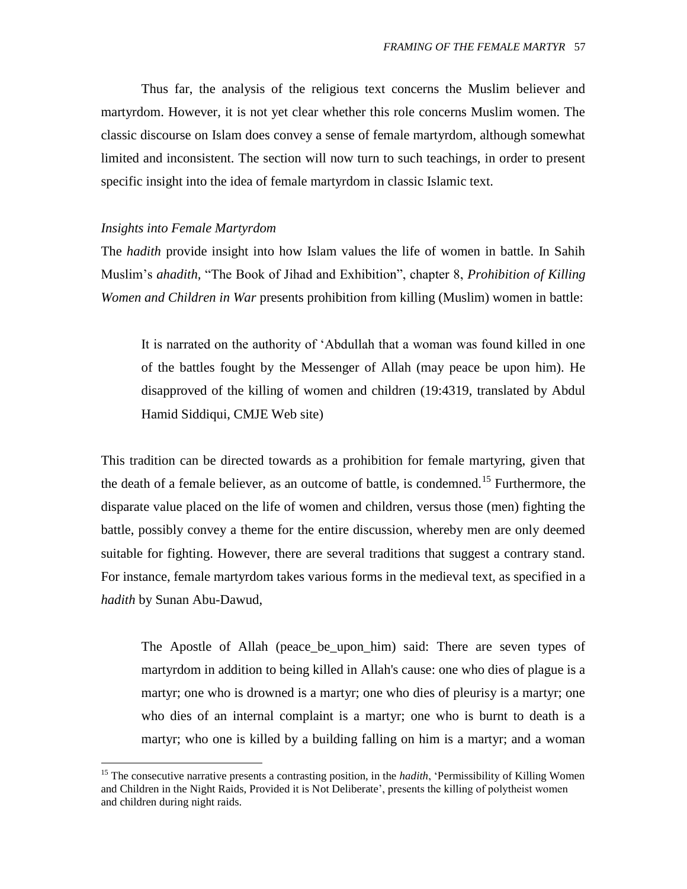Thus far, the analysis of the religious text concerns the Muslim believer and martyrdom. However, it is not yet clear whether this role concerns Muslim women. The classic discourse on Islam does convey a sense of female martyrdom, although somewhat limited and inconsistent. The section will now turn to such teachings, in order to present specific insight into the idea of female martyrdom in classic Islamic text.

### *Insights into Female Martyrdom*

The *hadith* provide insight into how Islam values the life of women in battle. In Sahih Muslim's *ahadith*, "The Book of Jihad and Exhibition", chapter 8, *Prohibition of Killing Women and Children in War* presents prohibition from killing (Muslim) women in battle:

> It is narrated on the authority of 'Abdullah that a woman was found killed in one of the battles fought by the Messenger of Allah (may peace be upon him). He disapproved of the killing of women and children (19:4319, translated by Abdul Hamid Siddiqui, CMJE Web site)

This tradition can be directed towards as a prohibition for female martyring, given that the death of a female believer, as an outcome of battle, is condemned.[15] Furthermore, the disparate value placed on the life of women and children, versus those (men) fighting the battle, possibly convey a theme for the entire discussion, whereby men are only deemed suitable for fighting. However, there are several traditions that suggest a contrary stand. For instance, female martyrdom takes various forms in the medieval text, as specified in a *hadith* by Sunan Abu-Dawud,

> The Apostle of Allah (peace_be_upon_him) said: There are seven types of martyrdom in addition to being killed in Allah's cause: one who dies of plague is a martyr; one who is drowned is a martyr; one who dies of pleurisy is a martyr; one who dies of an internal complaint is a martyr; one who is burnt to death is a martyr; who one is killed by a building falling on him is a martyr; and a woman

[15] The consecutive narrative presents a contrasting position, in the *hadith*, 'Permissibility of Killing Women and Children in the Night Raids, Provided it is Not Deliberate', presents the killing of polytheist women and children during night raids.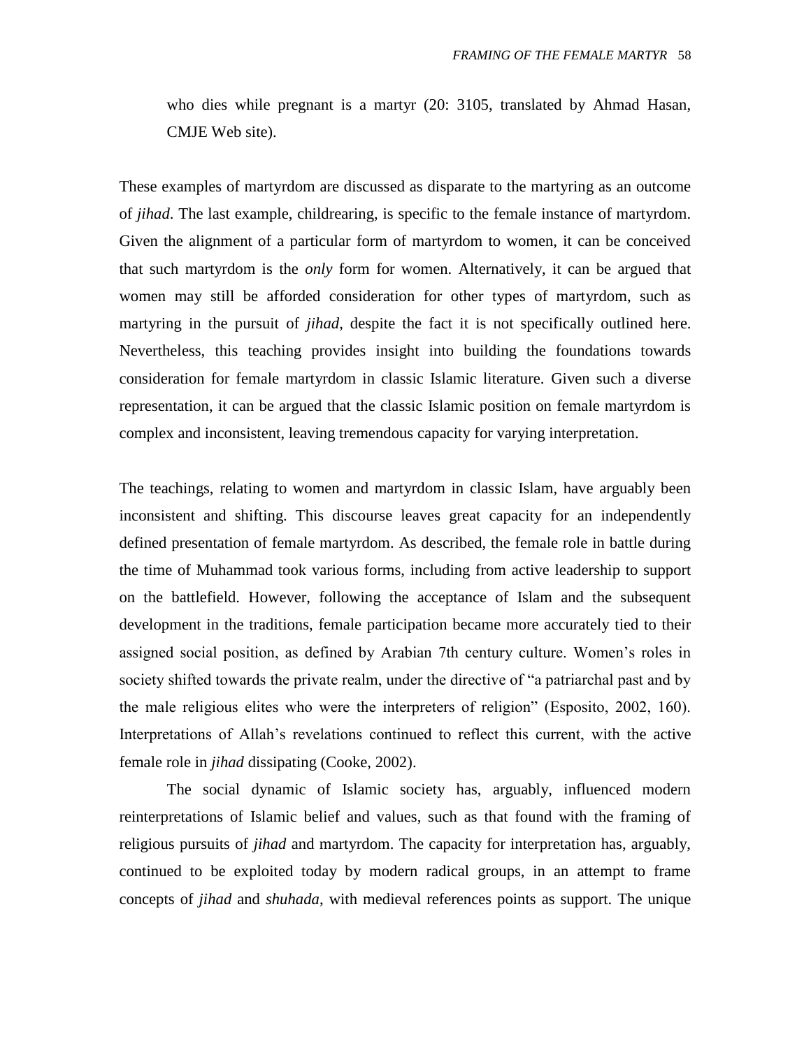who dies while pregnant is a martyr (20: 3105, translated by Ahmad Hasan, CMJE Web site).

These examples of martyrdom are discussed as disparate to the martyring as an outcome of *jihad*. The last example, childrearing, is specific to the female instance of martyrdom. Given the alignment of a particular form of martyrdom to women, it can be conceived that such martyrdom is the *only* form for women. Alternatively, it can be argued that women may still be afforded consideration for other types of martyrdom, such as martyring in the pursuit of *jihad*, despite the fact it is not specifically outlined here. Nevertheless, this teaching provides insight into building the foundations towards consideration for female martyrdom in classic Islamic literature. Given such a diverse representation, it can be argued that the classic Islamic position on female martyrdom is complex and inconsistent, leaving tremendous capacity for varying interpretation.

The teachings, relating to women and martyrdom in classic Islam, have arguably been inconsistent and shifting. This discourse leaves great capacity for an independently defined presentation of female martyrdom. As described, the female role in battle during the time of Muhammad took various forms, including from active leadership to support on the battlefield. However, following the acceptance of Islam and the subsequent development in the traditions, female participation became more accurately tied to their assigned social position, as defined by Arabian 7th century culture. Women's roles in society shifted towards the private realm, under the directive of "a patriarchal past and by the male religious elites who were the interpreters of religion" (Esposito, 2002, 160). Interpretations of Allah's revelations continued to reflect this current, with the active female role in *jihad* dissipating (Cooke, 2002).

The social dynamic of Islamic society has, arguably, influenced modern reinterpretations of Islamic belief and values, such as that found with the framing of religious pursuits of *jihad* and martyrdom. The capacity for interpretation has, arguably, continued to be exploited today by modern radical groups, in an attempt to frame concepts of *jihad* and *shuhada*, with medieval references points as support. The unique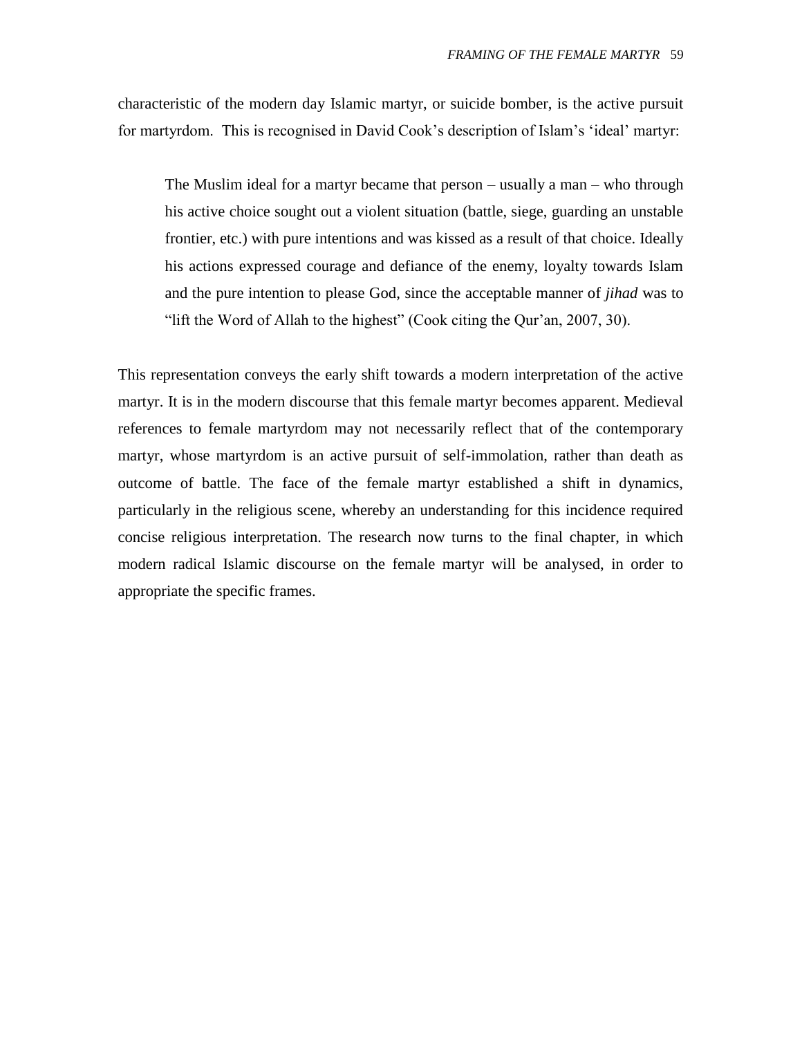characteristic of the modern day Islamic martyr, or suicide bomber, is the active pursuit for martyrdom. This is recognised in David Cook's description of Islam's 'ideal' martyr:

> The Muslim ideal for a martyr became that person – usually a man – who through his active choice sought out a violent situation (battle, siege, guarding an unstable frontier, etc.) with pure intentions and was kissed as a result of that choice. Ideally his actions expressed courage and defiance of the enemy, loyalty towards Islam and the pure intention to please God, since the acceptable manner of *jihad* was to "lift the Word of Allah to the highest" (Cook citing the Qur'an, 2007, 30).

This representation conveys the early shift towards a modern interpretation of the active martyr. It is in the modern discourse that this female martyr becomes apparent. Medieval references to female martyrdom may not necessarily reflect that of the contemporary martyr, whose martyrdom is an active pursuit of self-immolation, rather than death as outcome of battle. The face of the female martyr established a shift in dynamics, particularly in the religious scene, whereby an understanding for this incidence required concise religious interpretation. The research now turns to the final chapter, in which modern radical Islamic discourse on the female martyr will be analysed, in order to appropriate the specific frames.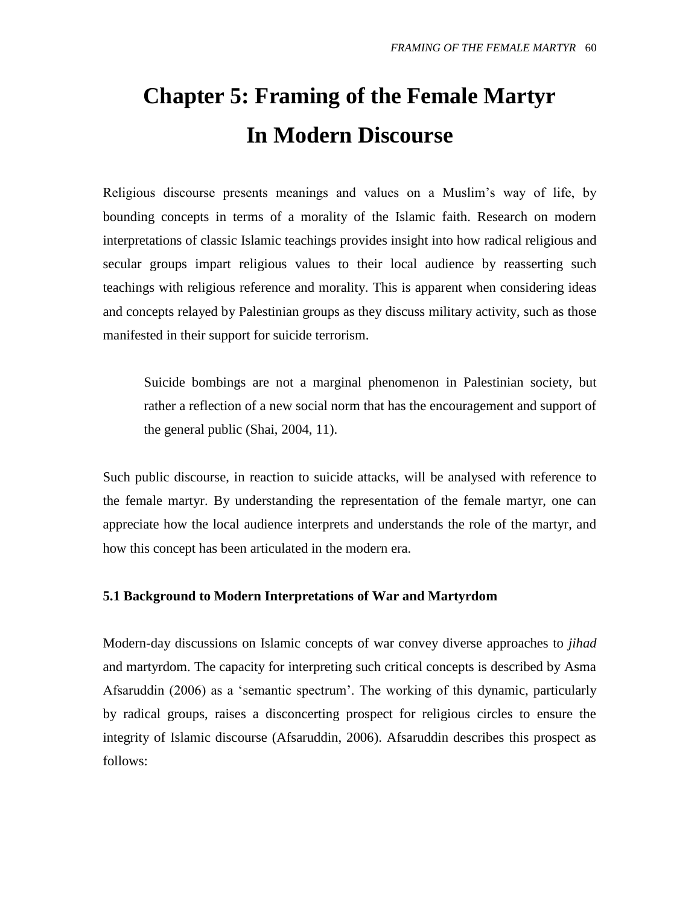# Chapter 5: Framing of the Female Martyr In Modern Discourse

Religious discourse presents meanings and values on a Muslim's way of life, by bounding concepts in terms of a morality of the Islamic faith. Research on modern interpretations of classic Islamic teachings provides insight into how radical religious and secular groups impart religious values to their local audience by reasserting such teachings with religious reference and morality. This is apparent when considering ideas and concepts relayed by Palestinian groups as they discuss military activity, such as those manifested in their support for suicide terrorism.

> Suicide bombings are not a marginal phenomenon in Palestinian society, but rather a reflection of a new social norm that has the encouragement and support of the general public (Shai, 2004, 11).

Such public discourse, in reaction to suicide attacks, will be analysed with reference to the female martyr. By understanding the representation of the female martyr, one can appreciate how the local audience interprets and understands the role of the martyr, and how this concept has been articulated in the modern era.

### 5.1 Background to Modern Interpretations of War and Martyrdom

Modern-day discussions on Islamic concepts of war convey diverse approaches to *jihad* and martyrdom. The capacity for interpreting such critical concepts is described by Asma Afsaruddin (2006) as a 'semantic spectrum'. The working of this dynamic, particularly by radical groups, raises a disconcerting prospect for religious circles to ensure the integrity of Islamic discourse (Afsaruddin, 2006). Afsaruddin describes this prospect as follows: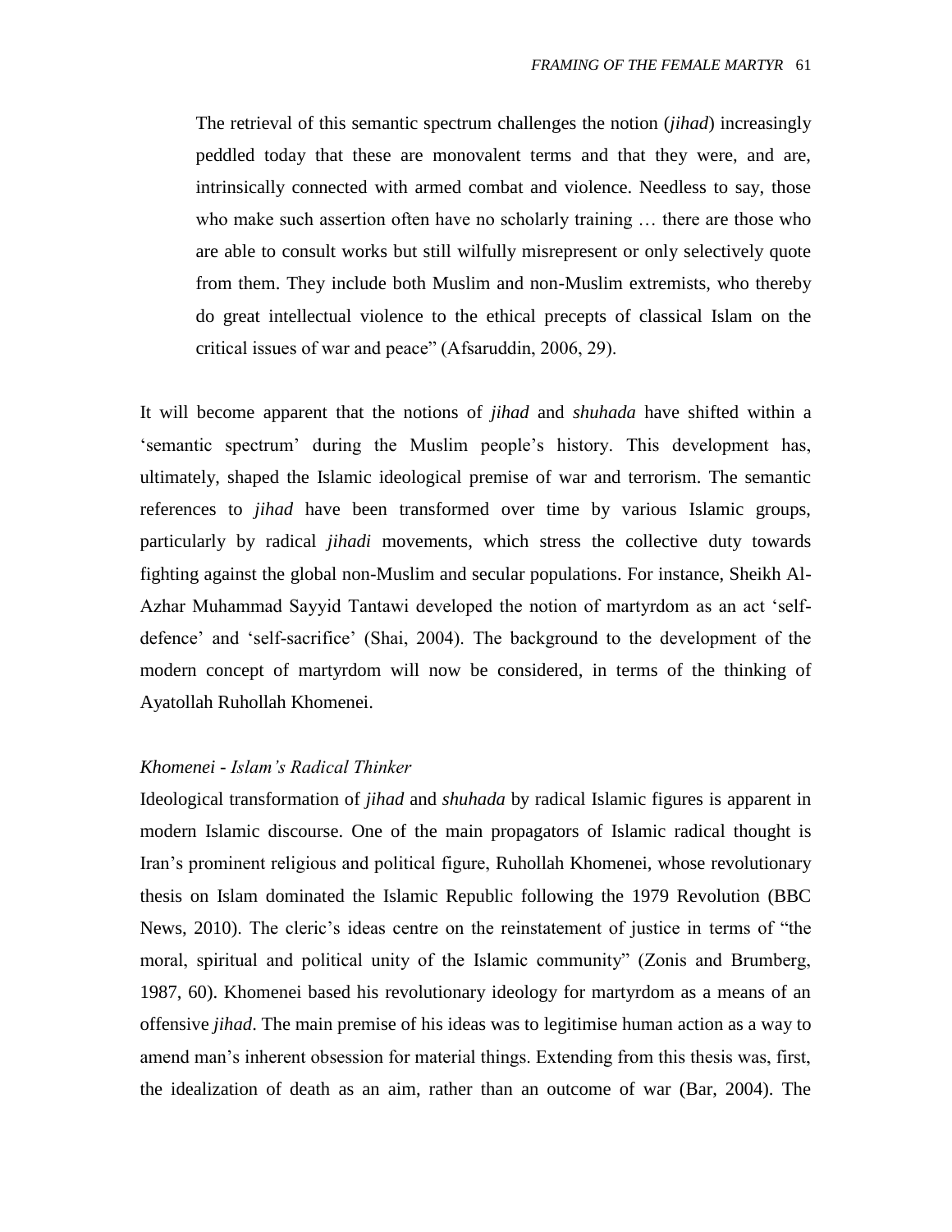> The retrieval of this semantic spectrum challenges the notion (*jihad*) increasingly peddled today that these are monovalent terms and that they were, and are, intrinsically connected with armed combat and violence. Needless to say, those who make such assertion often have no scholarly training … there are those who are able to consult works but still wilfully misrepresent or only selectively quote from them. They include both Muslim and non-Muslim extremists, who thereby do great intellectual violence to the ethical precepts of classical Islam on the critical issues of war and peace" (Afsaruddin, 2006, 29).

It will become apparent that the notions of *jihad* and *shuhada* have shifted within a 'semantic spectrum' during the Muslim people's history. This development has, ultimately, shaped the Islamic ideological premise of war and terrorism. The semantic references to *jihad* have been transformed over time by various Islamic groups, particularly by radical *jihadi* movements, which stress the collective duty towards fighting against the global non-Muslim and secular populations. For instance, Sheikh Al-Azhar Muhammad Sayyid Tantawi developed the notion of martyrdom as an act 'self-defence' and 'self-sacrifice' (Shai, 2004). The background to the development of the modern concept of martyrdom will now be considered, in terms of the thinking of Ayatollah Ruhollah Khomenei.

### *Khomenei - Islam's Radical Thinker*

Ideological transformation of *jihad* and *shuhada* by radical Islamic figures is apparent in modern Islamic discourse. One of the main propagators of Islamic radical thought is Iran's prominent religious and political figure, Ruhollah Khomenei, whose revolutionary thesis on Islam dominated the Islamic Republic following the 1979 Revolution (BBC News, 2010). The cleric's ideas centre on the reinstatement of justice in terms of "the moral, spiritual and political unity of the Islamic community" (Zonis and Brumberg, 1987, 60). Khomenei based his revolutionary ideology for martyrdom as a means of an offensive *jihad*. The main premise of his ideas was to legitimise human action as a way to amend man's inherent obsession for material things. Extending from this thesis was, first, the idealization of death as an aim, rather than an outcome of war (Bar, 2004). The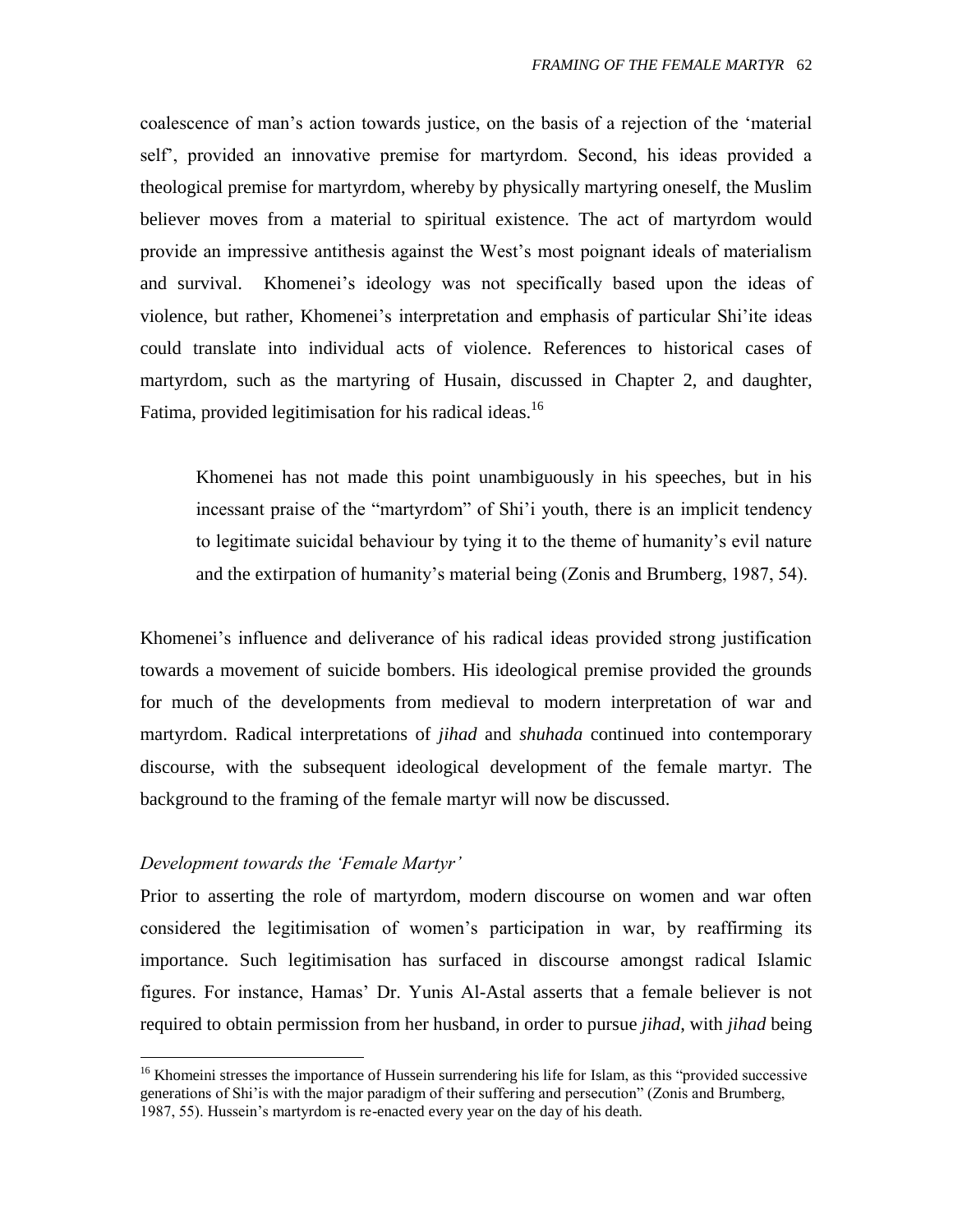coalescence of man's action towards justice, on the basis of a rejection of the 'material self', provided an innovative premise for martyrdom. Second, his ideas provided a theological premise for martyrdom, whereby by physically martyring oneself, the Muslim believer moves from a material to spiritual existence. The act of martyrdom would provide an impressive antithesis against the West's most poignant ideals of materialism and survival. Khomenei's ideology was not specifically based upon the ideas of violence, but rather, Khomenei's interpretation and emphasis of particular Shi'ite ideas could translate into individual acts of violence. References to historical cases of martyrdom, such as the martyring of Husain, discussed in Chapter 2, and daughter, Fatima, provided legitimisation for his radical ideas.[16]

> Khomenei has not made this point unambiguously in his speeches, but in his incessant praise of the "martyrdom" of Shi'i youth, there is an implicit tendency to legitimate suicidal behaviour by tying it to the theme of humanity's evil nature and the extirpation of humanity's material being (Zonis and Brumberg, 1987, 54).

Khomenei's influence and deliverance of his radical ideas provided strong justification towards a movement of suicide bombers. His ideological premise provided the grounds for much of the developments from medieval to modern interpretation of war and martyrdom. Radical interpretations of *jihad* and *shuhada* continued into contemporary discourse, with the subsequent ideological development of the female martyr. The background to the framing of the female martyr will now be discussed.

### *Development towards the 'Female Martyr'*

Prior to asserting the role of martyrdom, modern discourse on women and war often considered the legitimisation of women's participation in war, by reaffirming its importance. Such legitimisation has surfaced in discourse amongst radical Islamic figures. For instance, Hamas' Dr. Yunis Al-Astal asserts that a female believer is not required to obtain permission from her husband, in order to pursue *jihad*, with *jihad* being

[16] Khomeini stresses the importance of Hussein surrendering his life for Islam, as this "provided successive generations of Shi'is with the major paradigm of their suffering and persecution" (Zonis and Brumberg, 1987, 55). Hussein's martyrdom is re-enacted every year on the day of his death.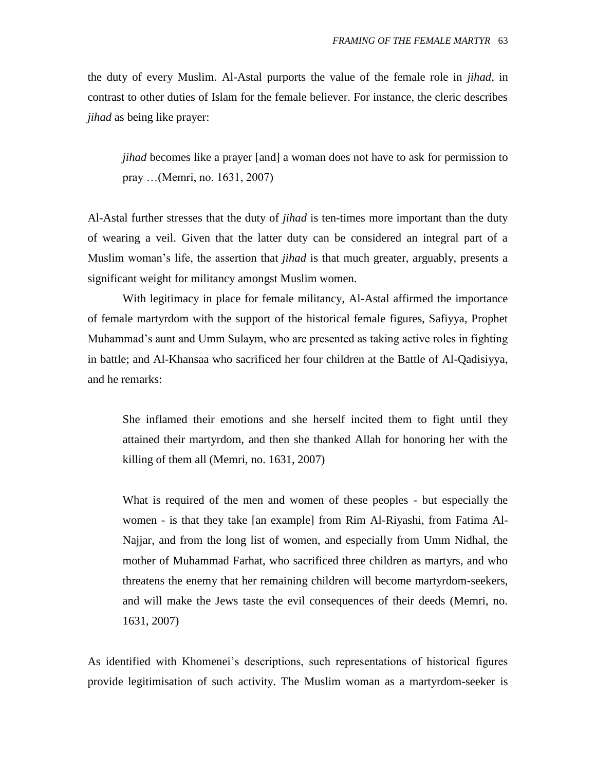the duty of every Muslim. Al-Astal purports the value of the female role in *jihad*, in contrast to other duties of Islam for the female believer. For instance, the cleric describes *jihad* as being like prayer:

> *jihad* becomes like a prayer [and] a woman does not have to ask for permission to pray …(Memri, no. 1631, 2007)

Al-Astal further stresses that the duty of *jihad* is ten-times more important than the duty of wearing a veil. Given that the latter duty can be considered an integral part of a Muslim woman's life, the assertion that *jihad* is that much greater, arguably, presents a significant weight for militancy amongst Muslim women.

With legitimacy in place for female militancy, Al-Astal affirmed the importance of female martyrdom with the support of the historical female figures, Safiyya, Prophet Muhammad's aunt and Umm Sulaym, who are presented as taking active roles in fighting in battle; and Al-Khansaa who sacrificed her four children at the Battle of Al-Qadisiyya, and he remarks:

> She inflamed their emotions and she herself incited them to fight until they attained their martyrdom, and then she thanked Allah for honoring her with the killing of them all (Memri, no. 1631, 2007)

> What is required of the men and women of these peoples - but especially the women - is that they take [an example] from Rim Al-Riyashi, from Fatima Al-Najjar, and from the long list of women, and especially from Umm Nidhal, the mother of Muhammad Farhat, who sacrificed three children as martyrs, and who threatens the enemy that her remaining children will become martyrdom-seekers, and will make the Jews taste the evil consequences of their deeds (Memri, no. 1631, 2007)

As identified with Khomenei's descriptions, such representations of historical figures provide legitimisation of such activity. The Muslim woman as a martyrdom-seeker is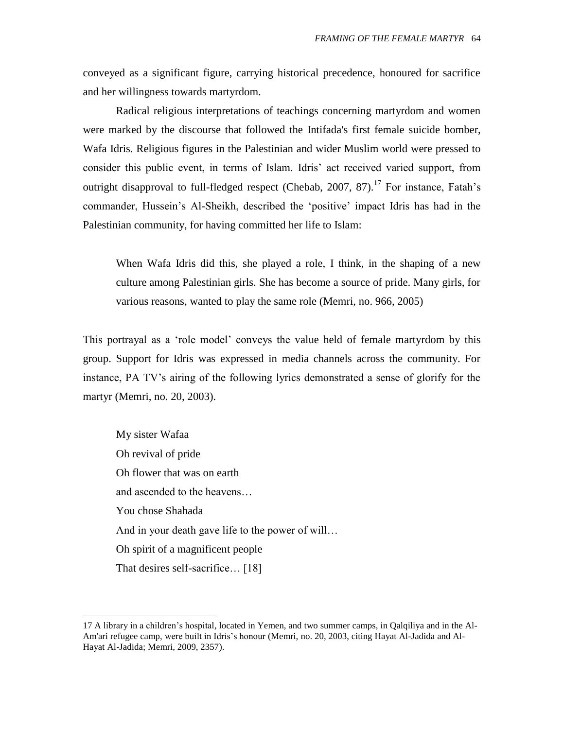conveyed as a significant figure, carrying historical precedence, honoured for sacrifice and her willingness towards martyrdom.

Radical religious interpretations of teachings concerning martyrdom and women were marked by the discourse that followed the Intifada's first female suicide bomber, Wafa Idris. Religious figures in the Palestinian and wider Muslim world were pressed to consider this public event, in terms of Islam. Idris' act received varied support, from outright disapproval to full-fledged respect (Chebab, 2007, 87).[17] For instance, Fatah's commander, Hussein's Al-Sheikh, described the 'positive' impact Idris has had in the Palestinian community, for having committed her life to Islam:

> When Wafa Idris did this, she played a role, I think, in the shaping of a new culture among Palestinian girls. She has become a source of pride. Many girls, for various reasons, wanted to play the same role (Memri, no. 966, 2005)

This portrayal as a 'role model' conveys the value held of female martyrdom by this group. Support for Idris was expressed in media channels across the community. For instance, PA TV's airing of the following lyrics demonstrated a sense of glorify for the martyr (Memri, no. 20, 2003).

> My sister Wafaa
> Oh revival of pride
> Oh flower that was on earth
> and ascended to the heavens…
> You chose Shahada
> And in your death gave life to the power of will…
> Oh spirit of a magnificent people
> That desires self-sacrifice… [18]

---

17 A library in a children's hospital, located in Yemen, and two summer camps, in Qalqiliya and in the Al-Am'ari refugee camp, were built in Idris's honour (Memri, no. 20, 2003, citing Hayat Al-Jadida and Al-Hayat Al-Jadida; Memri, 2009, 2357).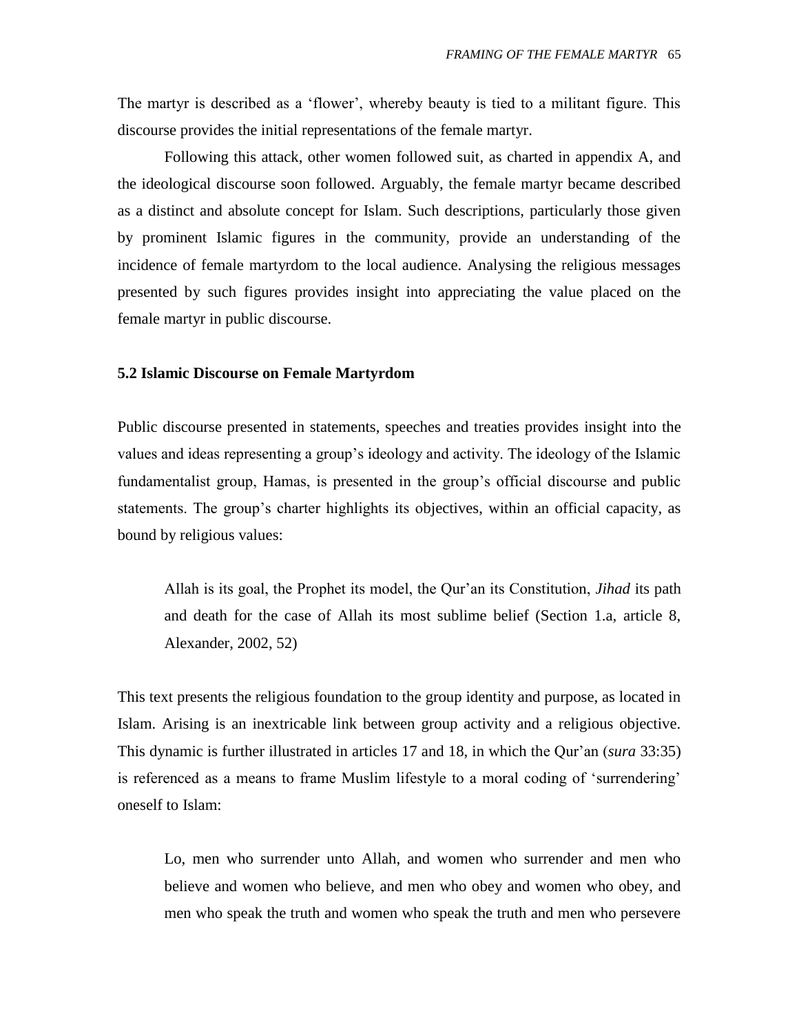The martyr is described as a 'flower', whereby beauty is tied to a militant figure. This discourse provides the initial representations of the female martyr.

Following this attack, other women followed suit, as charted in appendix A, and the ideological discourse soon followed. Arguably, the female martyr became described as a distinct and absolute concept for Islam. Such descriptions, particularly those given by prominent Islamic figures in the community, provide an understanding of the incidence of female martyrdom to the local audience. Analysing the religious messages presented by such figures provides insight into appreciating the value placed on the female martyr in public discourse.

### 5.2 Islamic Discourse on Female Martyrdom

Public discourse presented in statements, speeches and treaties provides insight into the values and ideas representing a group's ideology and activity. The ideology of the Islamic fundamentalist group, Hamas, is presented in the group's official discourse and public statements. The group's charter highlights its objectives, within an official capacity, as bound by religious values:

> Allah is its goal, the Prophet its model, the Qur'an its Constitution, *Jihad* its path and death for the case of Allah its most sublime belief (Section 1.a, article 8, Alexander, 2002, 52)

This text presents the religious foundation to the group identity and purpose, as located in Islam. Arising is an inextricable link between group activity and a religious objective. This dynamic is further illustrated in articles 17 and 18, in which the Qur'an (*sura* 33:35) is referenced as a means to frame Muslim lifestyle to a moral coding of 'surrendering' oneself to Islam:

> Lo, men who surrender unto Allah, and women who surrender and men who believe and women who believe, and men who obey and women who obey, and men who speak the truth and women who speak the truth and men who persevere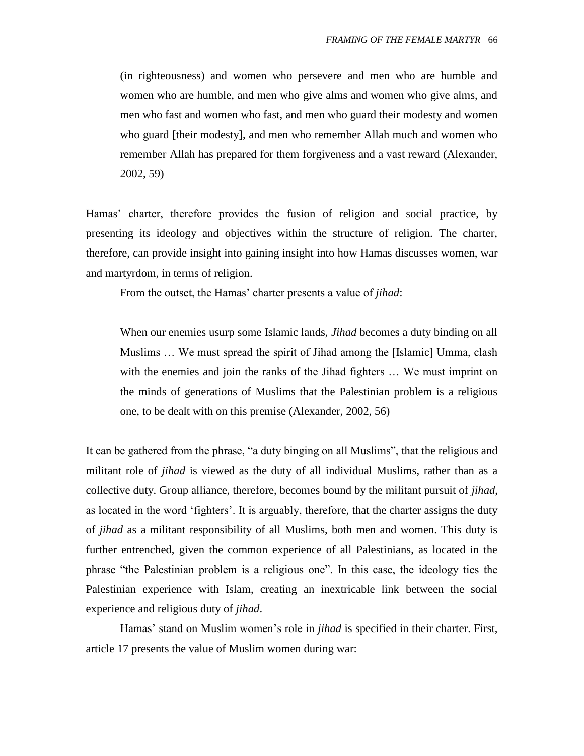> (in righteousness) and women who persevere and men who are humble and women who are humble, and men who give alms and women who give alms, and men who fast and women who fast, and men who guard their modesty and women who guard [their modesty], and men who remember Allah much and women who remember Allah has prepared for them forgiveness and a vast reward (Alexander, 2002, 59)

Hamas' charter, therefore provides the fusion of religion and social practice, by presenting its ideology and objectives within the structure of religion. The charter, therefore, can provide insight into gaining insight into how Hamas discusses women, war and martyrdom, in terms of religion.

From the outset, the Hamas' charter presents a value of *jihad*:

> When our enemies usurp some Islamic lands, *Jihad* becomes a duty binding on all Muslims … We must spread the spirit of Jihad among the [Islamic] Umma, clash with the enemies and join the ranks of the Jihad fighters … We must imprint on the minds of generations of Muslims that the Palestinian problem is a religious one, to be dealt with on this premise (Alexander, 2002, 56)

It can be gathered from the phrase, "a duty binging on all Muslims", that the religious and militant role of *jihad* is viewed as the duty of all individual Muslims, rather than as a collective duty. Group alliance, therefore, becomes bound by the militant pursuit of *jihad*, as located in the word 'fighters'. It is arguably, therefore, that the charter assigns the duty of *jihad* as a militant responsibility of all Muslims, both men and women. This duty is further entrenched, given the common experience of all Palestinians, as located in the phrase "the Palestinian problem is a religious one". In this case, the ideology ties the Palestinian experience with Islam, creating an inextricable link between the social experience and religious duty of *jihad*.

Hamas' stand on Muslim women's role in *jihad* is specified in their charter. First, article 17 presents the value of Muslim women during war: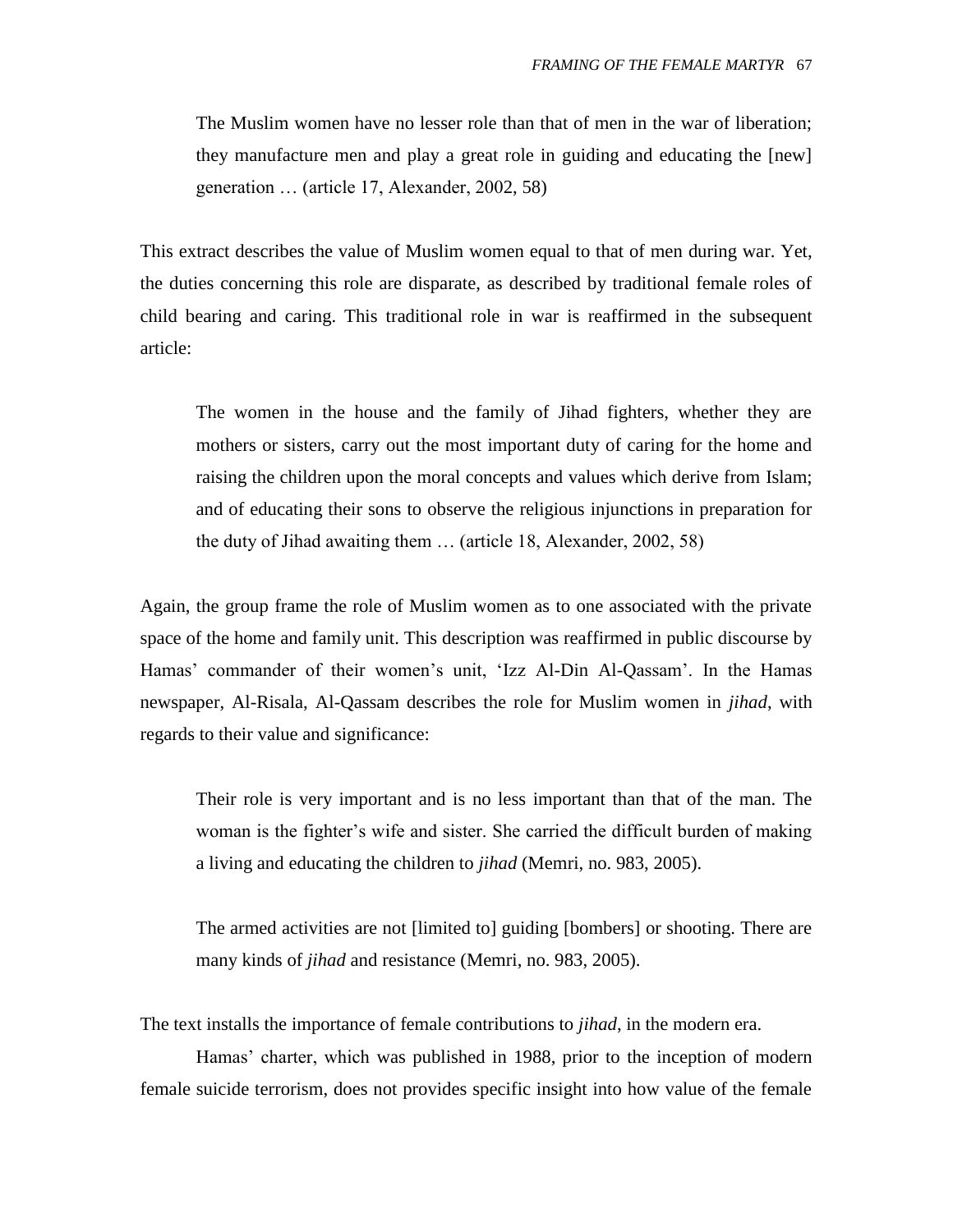> The Muslim women have no lesser role than that of men in the war of liberation; they manufacture men and play a great role in guiding and educating the [new] generation … (article 17, Alexander, 2002, 58)

This extract describes the value of Muslim women equal to that of men during war. Yet, the duties concerning this role are disparate, as described by traditional female roles of child bearing and caring. This traditional role in war is reaffirmed in the subsequent article:

> The women in the house and the family of Jihad fighters, whether they are mothers or sisters, carry out the most important duty of caring for the home and raising the children upon the moral concepts and values which derive from Islam; and of educating their sons to observe the religious injunctions in preparation for the duty of Jihad awaiting them … (article 18, Alexander, 2002, 58)

Again, the group frame the role of Muslim women as to one associated with the private space of the home and family unit. This description was reaffirmed in public discourse by Hamas' commander of their women's unit, 'Izz Al-Din Al-Qassam'. In the Hamas newspaper, Al-Risala, Al-Qassam describes the role for Muslim women in *jihad*, with regards to their value and significance:

> Their role is very important and is no less important than that of the man. The woman is the fighter's wife and sister. She carried the difficult burden of making a living and educating the children to *jihad* (Memri, no. 983, 2005).

> The armed activities are not [limited to] guiding [bombers] or shooting. There are many kinds of *jihad* and resistance (Memri, no. 983, 2005).

The text installs the importance of female contributions to *jihad*, in the modern era.

Hamas' charter, which was published in 1988, prior to the inception of modern female suicide terrorism, does not provides specific insight into how value of the female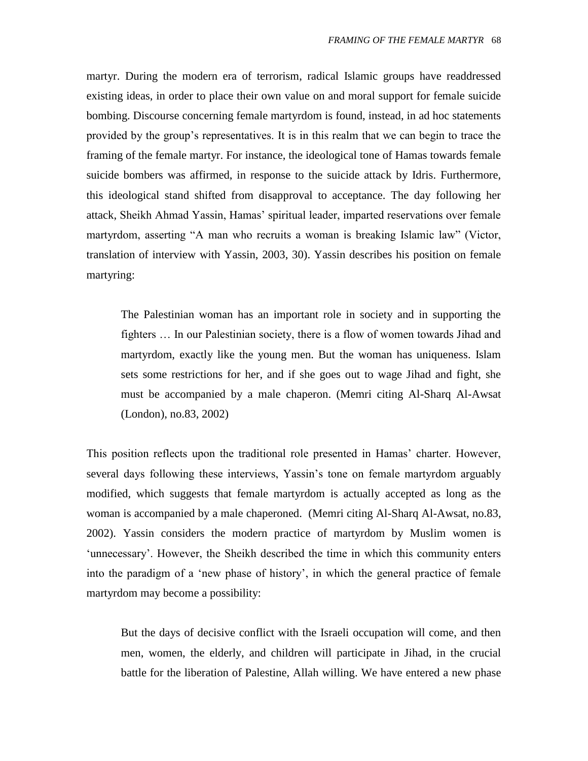martyr. During the modern era of terrorism, radical Islamic groups have readdressed existing ideas, in order to place their own value on and moral support for female suicide bombing. Discourse concerning female martyrdom is found, instead, in ad hoc statements provided by the group's representatives. It is in this realm that we can begin to trace the framing of the female martyr. For instance, the ideological tone of Hamas towards female suicide bombers was affirmed, in response to the suicide attack by Idris. Furthermore, this ideological stand shifted from disapproval to acceptance. The day following her attack, Sheikh Ahmad Yassin, Hamas' spiritual leader, imparted reservations over female martyrdom, asserting "A man who recruits a woman is breaking Islamic law" (Victor, translation of interview with Yassin, 2003, 30). Yassin describes his position on female martyring:

> The Palestinian woman has an important role in society and in supporting the fighters … In our Palestinian society, there is a flow of women towards Jihad and martyrdom, exactly like the young men. But the woman has uniqueness. Islam sets some restrictions for her, and if she goes out to wage Jihad and fight, she must be accompanied by a male chaperon. (Memri citing Al-Sharq Al-Awsat (London), no.83, 2002)

This position reflects upon the traditional role presented in Hamas' charter. However, several days following these interviews, Yassin's tone on female martyrdom arguably modified, which suggests that female martyrdom is actually accepted as long as the woman is accompanied by a male chaperoned. (Memri citing Al-Sharq Al-Awsat, no.83, 2002). Yassin considers the modern practice of martyrdom by Muslim women is 'unnecessary'. However, the Sheikh described the time in which this community enters into the paradigm of a 'new phase of history', in which the general practice of female martyrdom may become a possibility:

> But the days of decisive conflict with the Israeli occupation will come, and then men, women, the elderly, and children will participate in Jihad, in the crucial battle for the liberation of Palestine, Allah willing. We have entered a new phase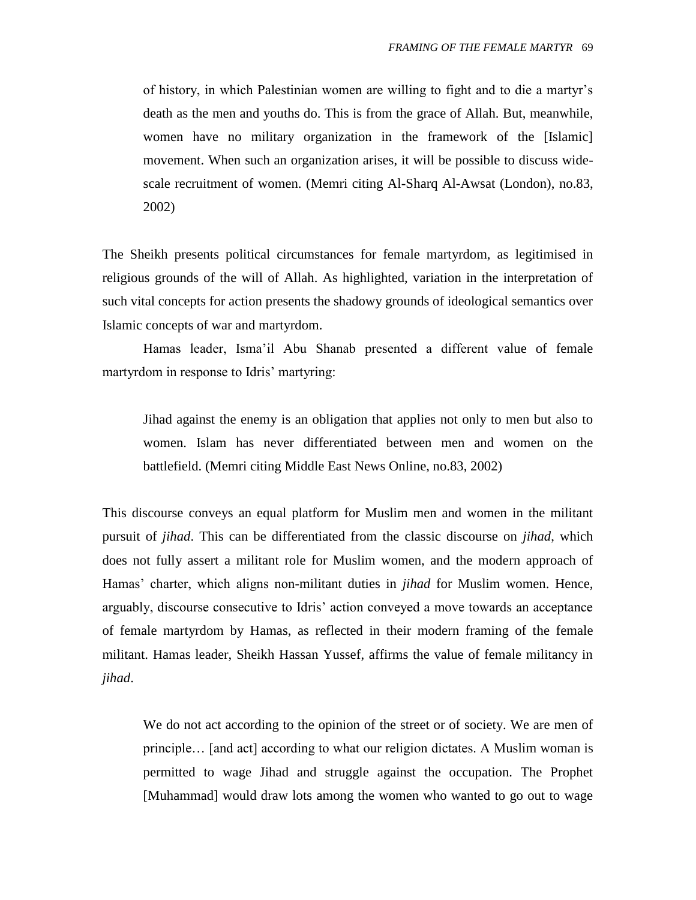> of history, in which Palestinian women are willing to fight and to die a martyr's death as the men and youths do. This is from the grace of Allah. But, meanwhile, women have no military organization in the framework of the [Islamic] movement. When such an organization arises, it will be possible to discuss wide-scale recruitment of women. (Memri citing Al-Sharq Al-Awsat (London), no.83, 2002)

The Sheikh presents political circumstances for female martyrdom, as legitimised in religious grounds of the will of Allah. As highlighted, variation in the interpretation of such vital concepts for action presents the shadowy grounds of ideological semantics over Islamic concepts of war and martyrdom.

Hamas leader, Isma'il Abu Shanab presented a different value of female martyrdom in response to Idris' martyring:

> Jihad against the enemy is an obligation that applies not only to men but also to women. Islam has never differentiated between men and women on the battlefield. (Memri citing Middle East News Online, no.83, 2002)

This discourse conveys an equal platform for Muslim men and women in the militant pursuit of *jihad*. This can be differentiated from the classic discourse on *jihad*, which does not fully assert a militant role for Muslim women, and the modern approach of Hamas' charter, which aligns non-militant duties in *jihad* for Muslim women. Hence, arguably, discourse consecutive to Idris' action conveyed a move towards an acceptance of female martyrdom by Hamas, as reflected in their modern framing of the female militant. Hamas leader, Sheikh Hassan Yussef, affirms the value of female militancy in *jihad*.

> We do not act according to the opinion of the street or of society. We are men of principle… [and act] according to what our religion dictates. A Muslim woman is permitted to wage Jihad and struggle against the occupation. The Prophet [Muhammad] would draw lots among the women who wanted to go out to wage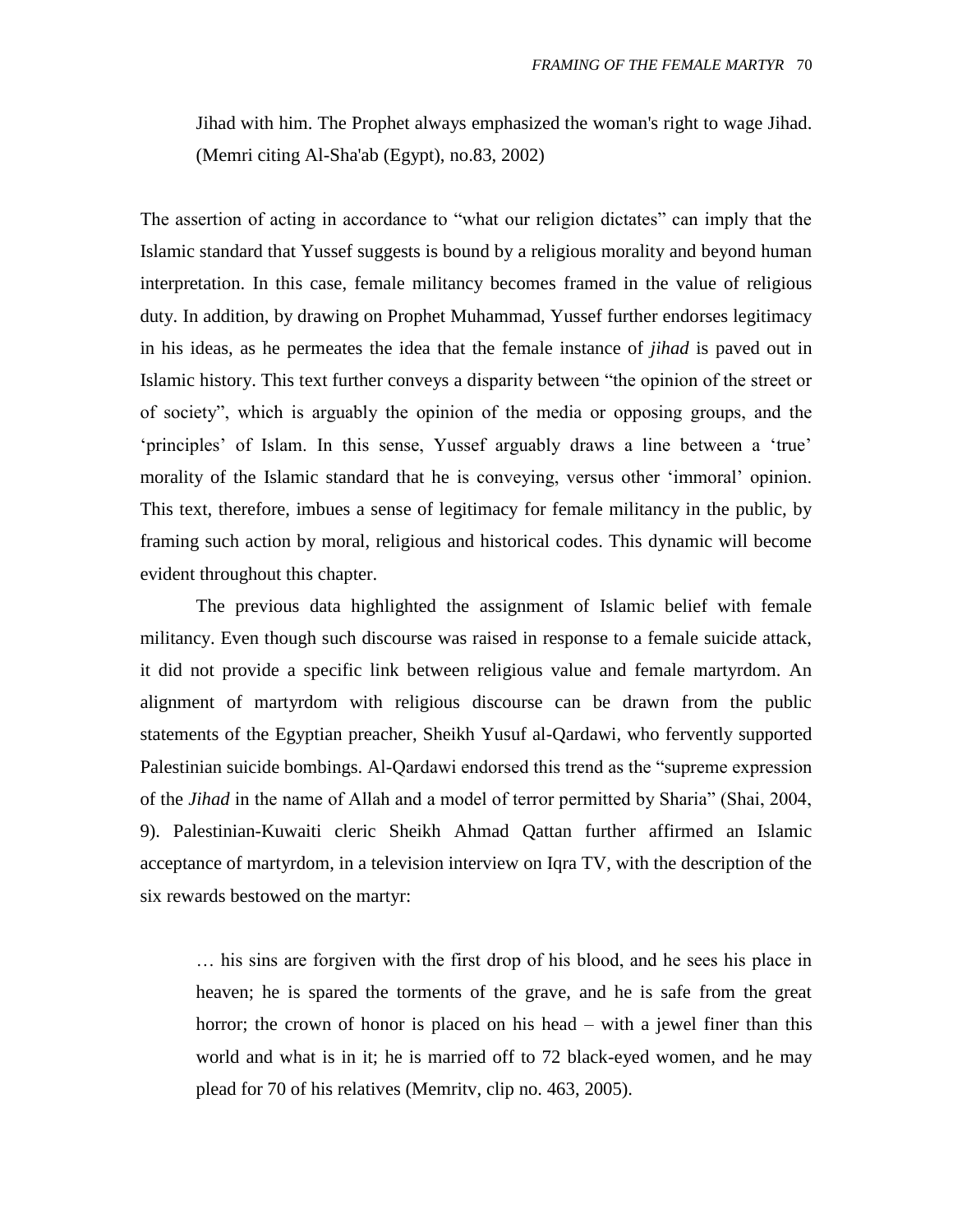> Jihad with him. The Prophet always emphasized the woman's right to wage Jihad. (Memri citing Al-Sha'ab (Egypt), no.83, 2002)

The assertion of acting in accordance to "what our religion dictates" can imply that the Islamic standard that Yussef suggests is bound by a religious morality and beyond human interpretation. In this case, female militancy becomes framed in the value of religious duty. In addition, by drawing on Prophet Muhammad, Yussef further endorses legitimacy in his ideas, as he permeates the idea that the female instance of *jihad* is paved out in Islamic history. This text further conveys a disparity between "the opinion of the street or of society", which is arguably the opinion of the media or opposing groups, and the 'principles' of Islam. In this sense, Yussef arguably draws a line between a 'true' morality of the Islamic standard that he is conveying, versus other 'immoral' opinion. This text, therefore, imbues a sense of legitimacy for female militancy in the public, by framing such action by moral, religious and historical codes. This dynamic will become evident throughout this chapter.

The previous data highlighted the assignment of Islamic belief with female militancy. Even though such discourse was raised in response to a female suicide attack, it did not provide a specific link between religious value and female martyrdom. An alignment of martyrdom with religious discourse can be drawn from the public statements of the Egyptian preacher, Sheikh Yusuf al-Qardawi, who fervently supported Palestinian suicide bombings. Al-Qardawi endorsed this trend as the "supreme expression of the *Jihad* in the name of Allah and a model of terror permitted by Sharia" (Shai, 2004, 9). Palestinian-Kuwaiti cleric Sheikh Ahmad Qattan further affirmed an Islamic acceptance of martyrdom, in a television interview on Iqra TV, with the description of the six rewards bestowed on the martyr:

> … his sins are forgiven with the first drop of his blood, and he sees his place in heaven; he is spared the torments of the grave, and he is safe from the great horror; the crown of honor is placed on his head – with a jewel finer than this world and what is in it; he is married off to 72 black-eyed women, and he may plead for 70 of his relatives (Memritv, clip no. 463, 2005).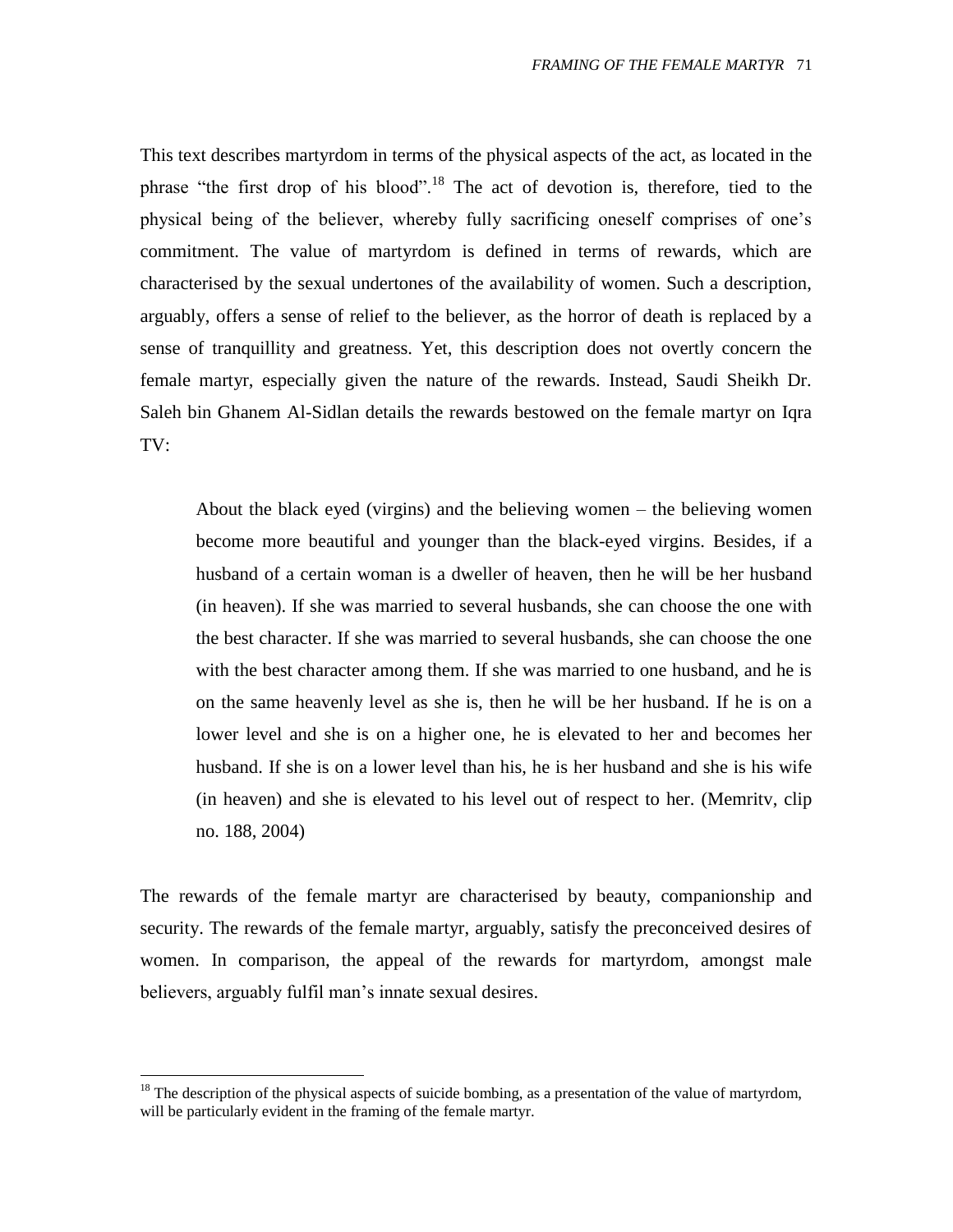This text describes martyrdom in terms of the physical aspects of the act, as located in the phrase "the first drop of his blood".[18] The act of devotion is, therefore, tied to the physical being of the believer, whereby fully sacrificing oneself comprises of one's commitment. The value of martyrdom is defined in terms of rewards, which are characterised by the sexual undertones of the availability of women. Such a description, arguably, offers a sense of relief to the believer, as the horror of death is replaced by a sense of tranquillity and greatness. Yet, this description does not overtly concern the female martyr, especially given the nature of the rewards. Instead, Saudi Sheikh Dr. Saleh bin Ghanem Al-Sidlan details the rewards bestowed on the female martyr on Iqra TV:

> About the black eyed (virgins) and the believing women – the believing women become more beautiful and younger than the black-eyed virgins. Besides, if a husband of a certain woman is a dweller of heaven, then he will be her husband (in heaven). If she was married to several husbands, she can choose the one with the best character. If she was married to several husbands, she can choose the one with the best character among them. If she was married to one husband, and he is on the same heavenly level as she is, then he will be her husband. If he is on a lower level and she is on a higher one, he is elevated to her and becomes her husband. If she is on a lower level than his, he is her husband and she is his wife (in heaven) and she is elevated to his level out of respect to her. (Memritv, clip no. 188, 2004)

The rewards of the female martyr are characterised by beauty, companionship and security. The rewards of the female martyr, arguably, satisfy the preconceived desires of women. In comparison, the appeal of the rewards for martyrdom, amongst male believers, arguably fulfil man's innate sexual desires.

[18] The description of the physical aspects of suicide bombing, as a presentation of the value of martyrdom, will be particularly evident in the framing of the female martyr.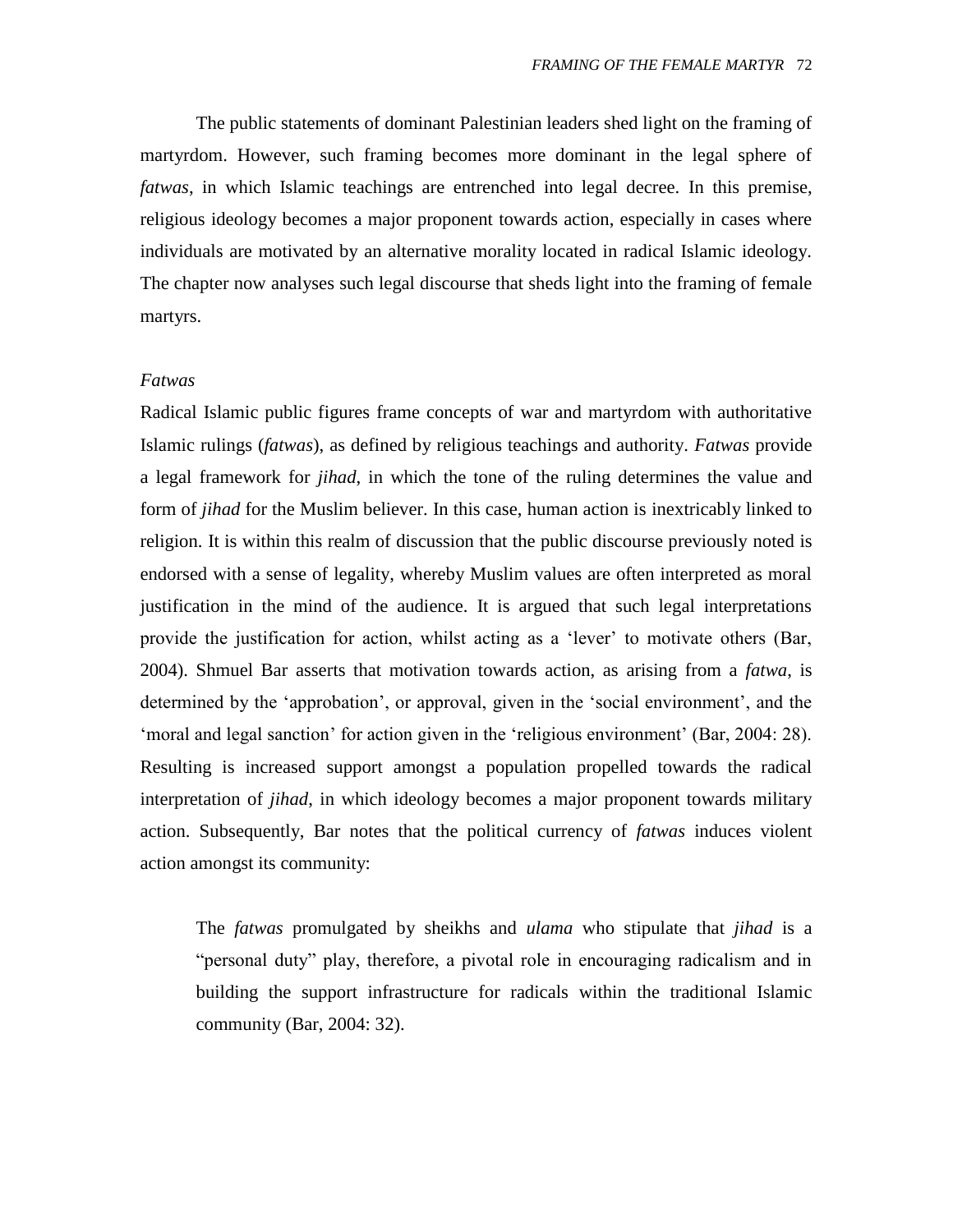The public statements of dominant Palestinian leaders shed light on the framing of martyrdom. However, such framing becomes more dominant in the legal sphere of *fatwas*, in which Islamic teachings are entrenched into legal decree. In this premise, religious ideology becomes a major proponent towards action, especially in cases where individuals are motivated by an alternative morality located in radical Islamic ideology. The chapter now analyses such legal discourse that sheds light into the framing of female martyrs.

### *Fatwas*

Radical Islamic public figures frame concepts of war and martyrdom with authoritative Islamic rulings (*fatwas*), as defined by religious teachings and authority. *Fatwas* provide a legal framework for *jihad*, in which the tone of the ruling determines the value and form of *jihad* for the Muslim believer. In this case, human action is inextricably linked to religion. It is within this realm of discussion that the public discourse previously noted is endorsed with a sense of legality, whereby Muslim values are often interpreted as moral justification in the mind of the audience. It is argued that such legal interpretations provide the justification for action, whilst acting as a 'lever' to motivate others (Bar, 2004). Shmuel Bar asserts that motivation towards action, as arising from a *fatwa*, is determined by the 'approbation', or approval, given in the 'social environment', and the 'moral and legal sanction' for action given in the 'religious environment' (Bar, 2004: 28). Resulting is increased support amongst a population propelled towards the radical interpretation of *jihad*, in which ideology becomes a major proponent towards military action. Subsequently, Bar notes that the political currency of *fatwas* induces violent action amongst its community:

> The *fatwas* promulgated by sheikhs and *ulama* who stipulate that *jihad* is a "personal duty" play, therefore, a pivotal role in encouraging radicalism and in building the support infrastructure for radicals within the traditional Islamic community (Bar, 2004: 32).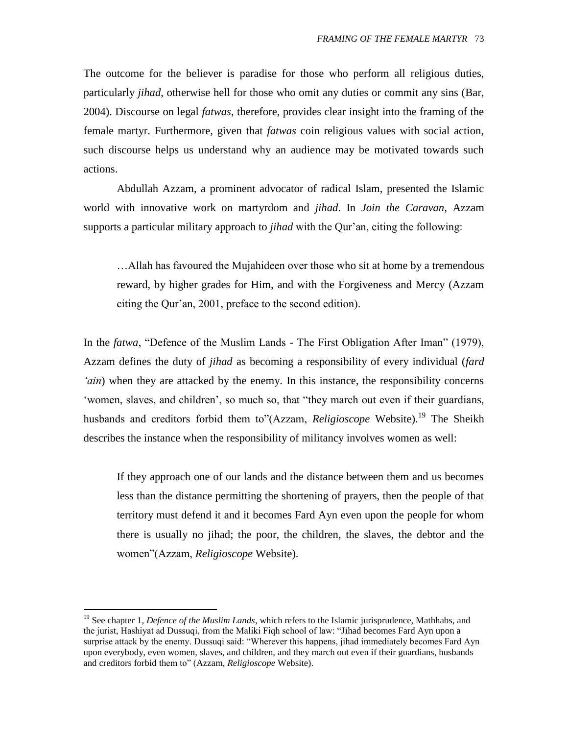The outcome for the believer is paradise for those who perform all religious duties, particularly *jihad*, otherwise hell for those who omit any duties or commit any sins (Bar, 2004). Discourse on legal *fatwas*, therefore, provides clear insight into the framing of the female martyr. Furthermore, given that *fatwas* coin religious values with social action, such discourse helps us understand why an audience may be motivated towards such actions.

Abdullah Azzam, a prominent advocator of radical Islam, presented the Islamic world with innovative work on martyrdom and *jihad*. In *Join the Caravan*, Azzam supports a particular military approach to *jihad* with the Qur'an, citing the following:

> …Allah has favoured the Mujahideen over those who sit at home by a tremendous reward, by higher grades for Him, and with the Forgiveness and Mercy (Azzam citing the Qur'an, 2001, preface to the second edition).

In the *fatwa*, "Defence of the Muslim Lands - The First Obligation After Iman" (1979), Azzam defines the duty of *jihad* as becoming a responsibility of every individual (*fard 'ain*) when they are attacked by the enemy. In this instance, the responsibility concerns 'women, slaves, and children', so much so, that "they march out even if their guardians, husbands and creditors forbid them to"(Azzam, *Religioscope* Website).[19] The Sheikh describes the instance when the responsibility of militancy involves women as well:

> If they approach one of our lands and the distance between them and us becomes less than the distance permitting the shortening of prayers, then the people of that territory must defend it and it becomes Fard Ayn even upon the people for whom there is usually no jihad; the poor, the children, the slaves, the debtor and the women"(Azzam, *Religioscope* Website).

---

[19] See chapter 1, *Defence of the Muslim Lands*, which refers to the Islamic jurisprudence, Mathhabs, and the jurist, Hashiyat ad Dussuqi, from the Maliki Fiqh school of law: "Jihad becomes Fard Ayn upon a surprise attack by the enemy. Dussuqi said: "Wherever this happens, jihad immediately becomes Fard Ayn upon everybody, even women, slaves, and children, and they march out even if their guardians, husbands and creditors forbid them to" (Azzam, *Religioscope* Website).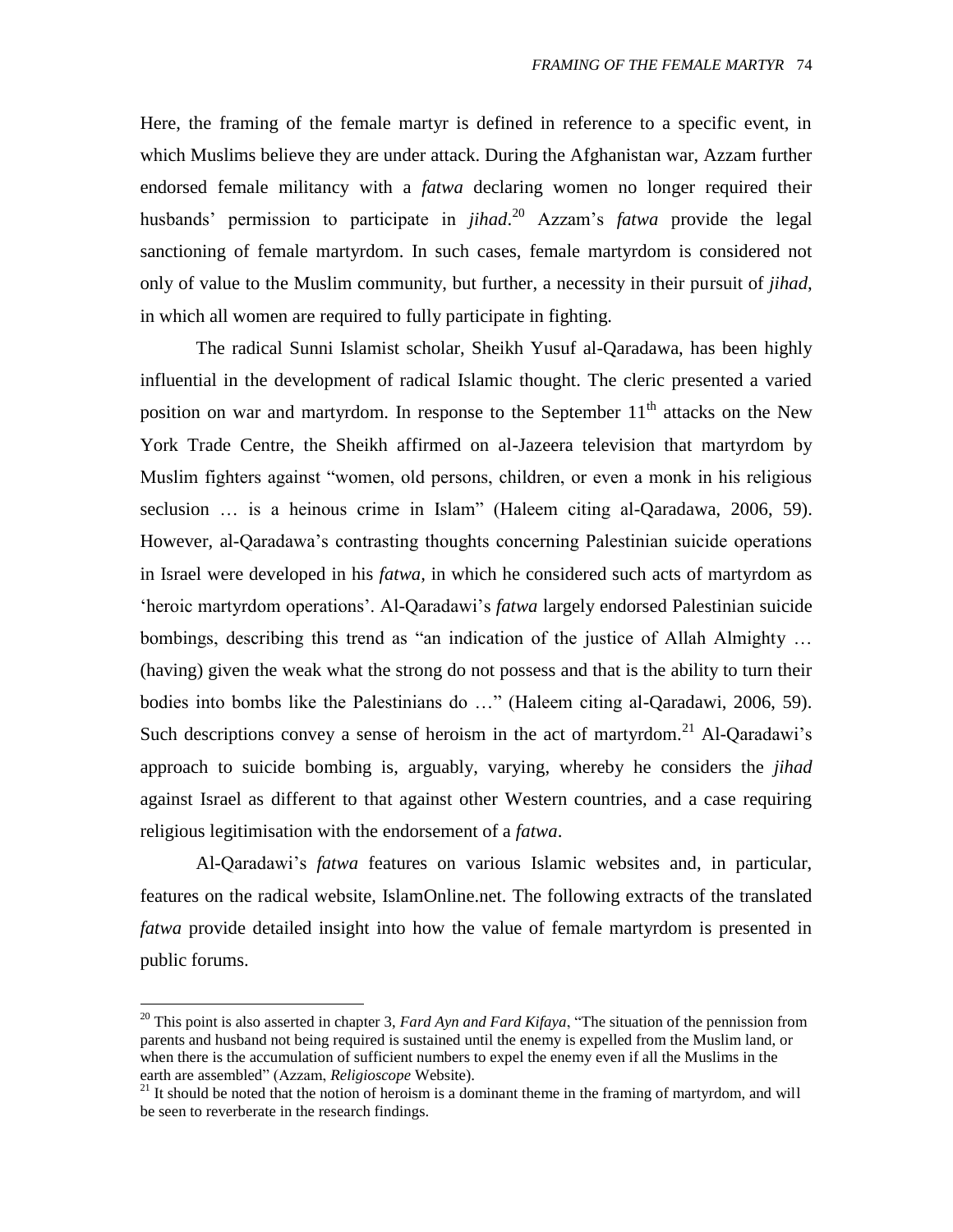Here, the framing of the female martyr is defined in reference to a specific event, in which Muslims believe they are under attack. During the Afghanistan war, Azzam further endorsed female militancy with a *fatwa* declaring women no longer required their husbands' permission to participate in *jihad*.[20] Azzam's *fatwa* provide the legal sanctioning of female martyrdom. In such cases, female martyrdom is considered not only of value to the Muslim community, but further, a necessity in their pursuit of *jihad*, in which all women are required to fully participate in fighting.

The radical Sunni Islamist scholar, Sheikh Yusuf al-Qaradawa, has been highly influential in the development of radical Islamic thought. The cleric presented a varied position on war and martyrdom. In response to the September 11th attacks on the New York Trade Centre, the Sheikh affirmed on al-Jazeera television that martyrdom by Muslim fighters against "women, old persons, children, or even a monk in his religious seclusion … is a heinous crime in Islam" (Haleem citing al-Qaradawa, 2006, 59). However, al-Qaradawa's contrasting thoughts concerning Palestinian suicide operations in Israel were developed in his *fatwa,* in which he considered such acts of martyrdom as 'heroic martyrdom operations'. Al-Qaradawi's *fatwa* largely endorsed Palestinian suicide bombings, describing this trend as "an indication of the justice of Allah Almighty … (having) given the weak what the strong do not possess and that is the ability to turn their bodies into bombs like the Palestinians do …" (Haleem citing al-Qaradawi, 2006, 59). Such descriptions convey a sense of heroism in the act of martyrdom.[21] Al-Qaradawi's approach to suicide bombing is, arguably, varying, whereby he considers the *jihad* against Israel as different to that against other Western countries, and a case requiring religious legitimisation with the endorsement of a *fatwa*.

Al-Qaradawi's *fatwa* features on various Islamic websites and, in particular, features on the radical website, IslamOnline.net. The following extracts of the translated *fatwa* provide detailed insight into how the value of female martyrdom is presented in public forums.

---

[20] This point is also asserted in chapter 3, *Fard Ayn and Fard Kifaya*, "The situation of the pennission from parents and husband not being required is sustained until the enemy is expelled from the Muslim land, or when there is the accumulation of sufficient numbers to expel the enemy even if all the Muslims in the earth are assembled" (Azzam, *Religioscope* Website).

[21] It should be noted that the notion of heroism is a dominant theme in the framing of martyrdom, and will be seen to reverberate in the research findings.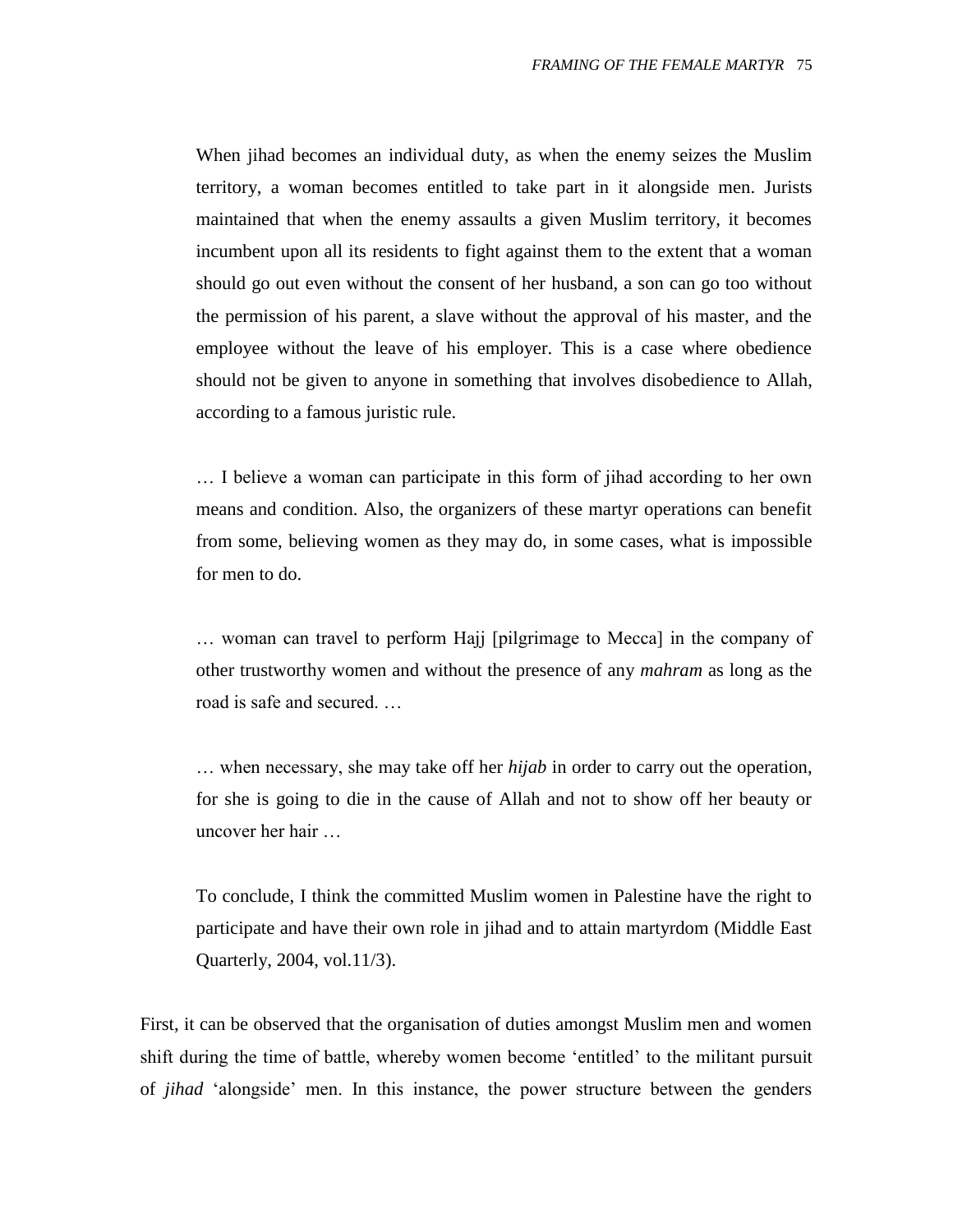> When jihad becomes an individual duty, as when the enemy seizes the Muslim territory, a woman becomes entitled to take part in it alongside men. Jurists maintained that when the enemy assaults a given Muslim territory, it becomes incumbent upon all its residents to fight against them to the extent that a woman should go out even without the consent of her husband, a son can go too without the permission of his parent, a slave without the approval of his master, and the employee without the leave of his employer. This is a case where obedience should not be given to anyone in something that involves disobedience to Allah, according to a famous juristic rule.
>
> … I believe a woman can participate in this form of jihad according to her own means and condition. Also, the organizers of these martyr operations can benefit from some, believing women as they may do, in some cases, what is impossible for men to do.
>
> … woman can travel to perform Hajj [pilgrimage to Mecca] in the company of other trustworthy women and without the presence of any *mahram* as long as the road is safe and secured. …
>
> … when necessary, she may take off her *hijab* in order to carry out the operation, for she is going to die in the cause of Allah and not to show off her beauty or uncover her hair …
>
> To conclude, I think the committed Muslim women in Palestine have the right to participate and have their own role in jihad and to attain martyrdom (Middle East Quarterly, 2004, vol.11/3).

First, it can be observed that the organisation of duties amongst Muslim men and women shift during the time of battle, whereby women become 'entitled' to the militant pursuit of *jihad* 'alongside' men. In this instance, the power structure between the genders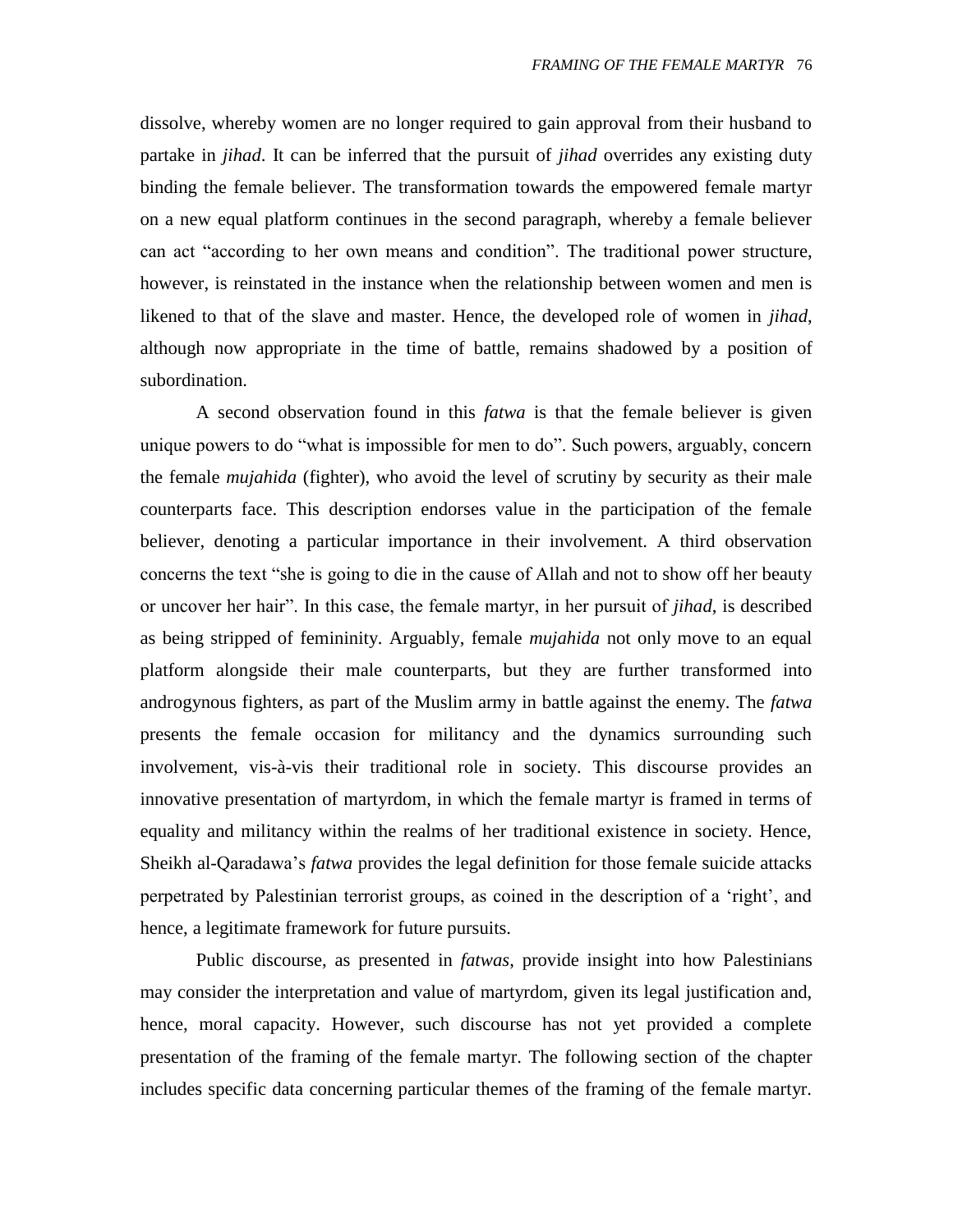dissolve, whereby women are no longer required to gain approval from their husband to partake in *jihad*. It can be inferred that the pursuit of *jihad* overrides any existing duty binding the female believer. The transformation towards the empowered female martyr on a new equal platform continues in the second paragraph, whereby a female believer can act "according to her own means and condition". The traditional power structure, however, is reinstated in the instance when the relationship between women and men is likened to that of the slave and master. Hence, the developed role of women in *jihad*, although now appropriate in the time of battle, remains shadowed by a position of subordination.

A second observation found in this *fatwa* is that the female believer is given unique powers to do "what is impossible for men to do". Such powers, arguably, concern the female *mujahida* (fighter), who avoid the level of scrutiny by security as their male counterparts face. This description endorses value in the participation of the female believer, denoting a particular importance in their involvement. A third observation concerns the text "she is going to die in the cause of Allah and not to show off her beauty or uncover her hair". In this case, the female martyr, in her pursuit of *jihad*, is described as being stripped of femininity. Arguably, female *mujahida* not only move to an equal platform alongside their male counterparts, but they are further transformed into androgynous fighters, as part of the Muslim army in battle against the enemy. The *fatwa* presents the female occasion for militancy and the dynamics surrounding such involvement, vis-à-vis their traditional role in society. This discourse provides an innovative presentation of martyrdom, in which the female martyr is framed in terms of equality and militancy within the realms of her traditional existence in society. Hence, Sheikh al-Qaradawa's *fatwa* provides the legal definition for those female suicide attacks perpetrated by Palestinian terrorist groups, as coined in the description of a 'right', and hence, a legitimate framework for future pursuits.

Public discourse, as presented in *fatwas*, provide insight into how Palestinians may consider the interpretation and value of martyrdom, given its legal justification and, hence, moral capacity. However, such discourse has not yet provided a complete presentation of the framing of the female martyr. The following section of the chapter includes specific data concerning particular themes of the framing of the female martyr.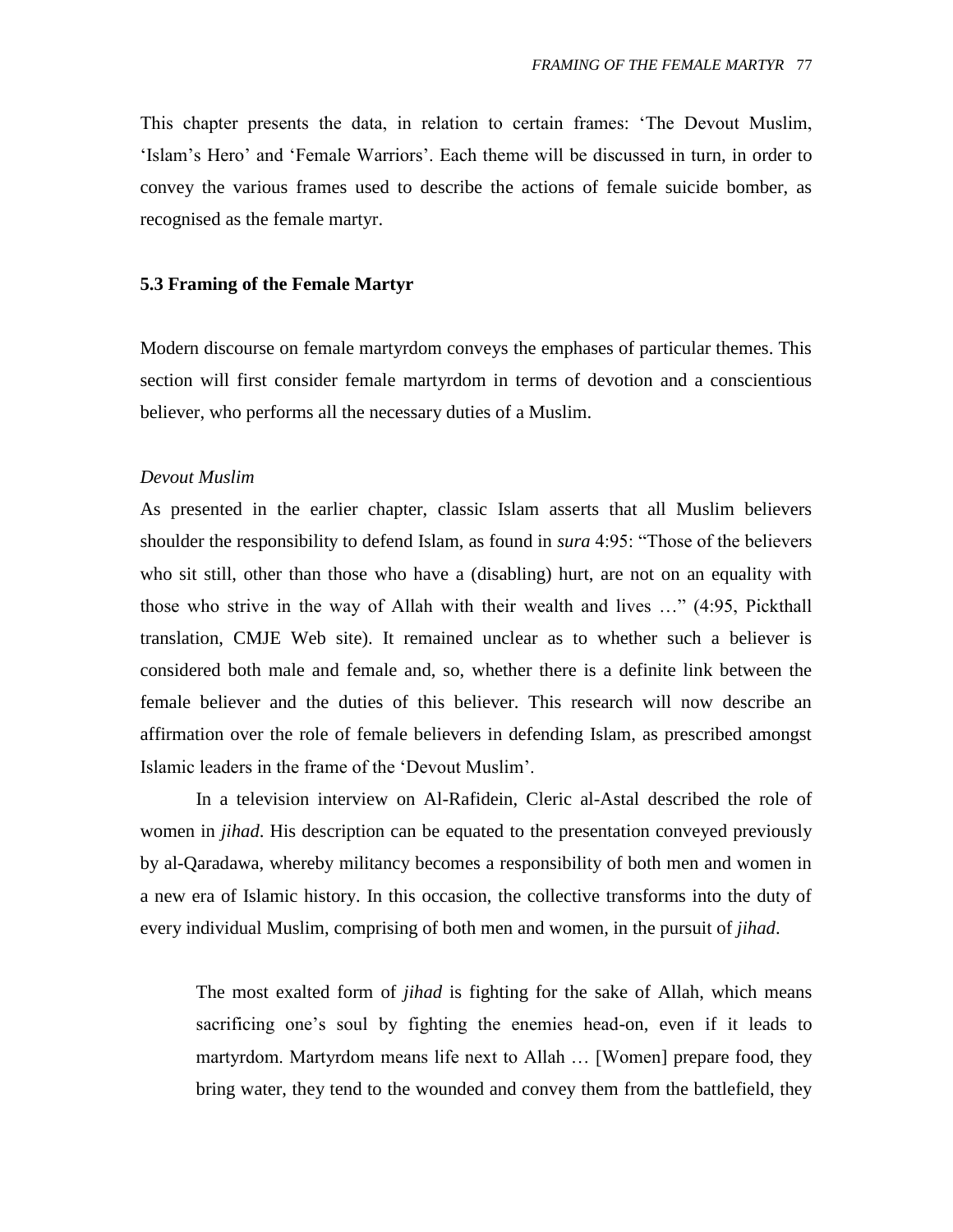This chapter presents the data, in relation to certain frames: 'The Devout Muslim, 'Islam's Hero' and 'Female Warriors'. Each theme will be discussed in turn, in order to convey the various frames used to describe the actions of female suicide bomber, as recognised as the female martyr.

### 5.3 Framing of the Female Martyr

Modern discourse on female martyrdom conveys the emphases of particular themes. This section will first consider female martyrdom in terms of devotion and a conscientious believer, who performs all the necessary duties of a Muslim.

*Devout Muslim*

As presented in the earlier chapter, classic Islam asserts that all Muslim believers shoulder the responsibility to defend Islam, as found in *sura* 4:95: "Those of the believers who sit still, other than those who have a (disabling) hurt, are not on an equality with those who strive in the way of Allah with their wealth and lives …" (4:95, Pickthall translation, CMJE Web site). It remained unclear as to whether such a believer is considered both male and female and, so, whether there is a definite link between the female believer and the duties of this believer. This research will now describe an affirmation over the role of female believers in defending Islam, as prescribed amongst Islamic leaders in the frame of the 'Devout Muslim'.

In a television interview on Al-Rafidein, Cleric al-Astal described the role of women in *jihad*. His description can be equated to the presentation conveyed previously by al-Qaradawa, whereby militancy becomes a responsibility of both men and women in a new era of Islamic history. In this occasion, the collective transforms into the duty of every individual Muslim, comprising of both men and women, in the pursuit of *jihad*.

> The most exalted form of *jihad* is fighting for the sake of Allah, which means sacrificing one's soul by fighting the enemies head-on, even if it leads to martyrdom. Martyrdom means life next to Allah … [Women] prepare food, they bring water, they tend to the wounded and convey them from the battlefield, they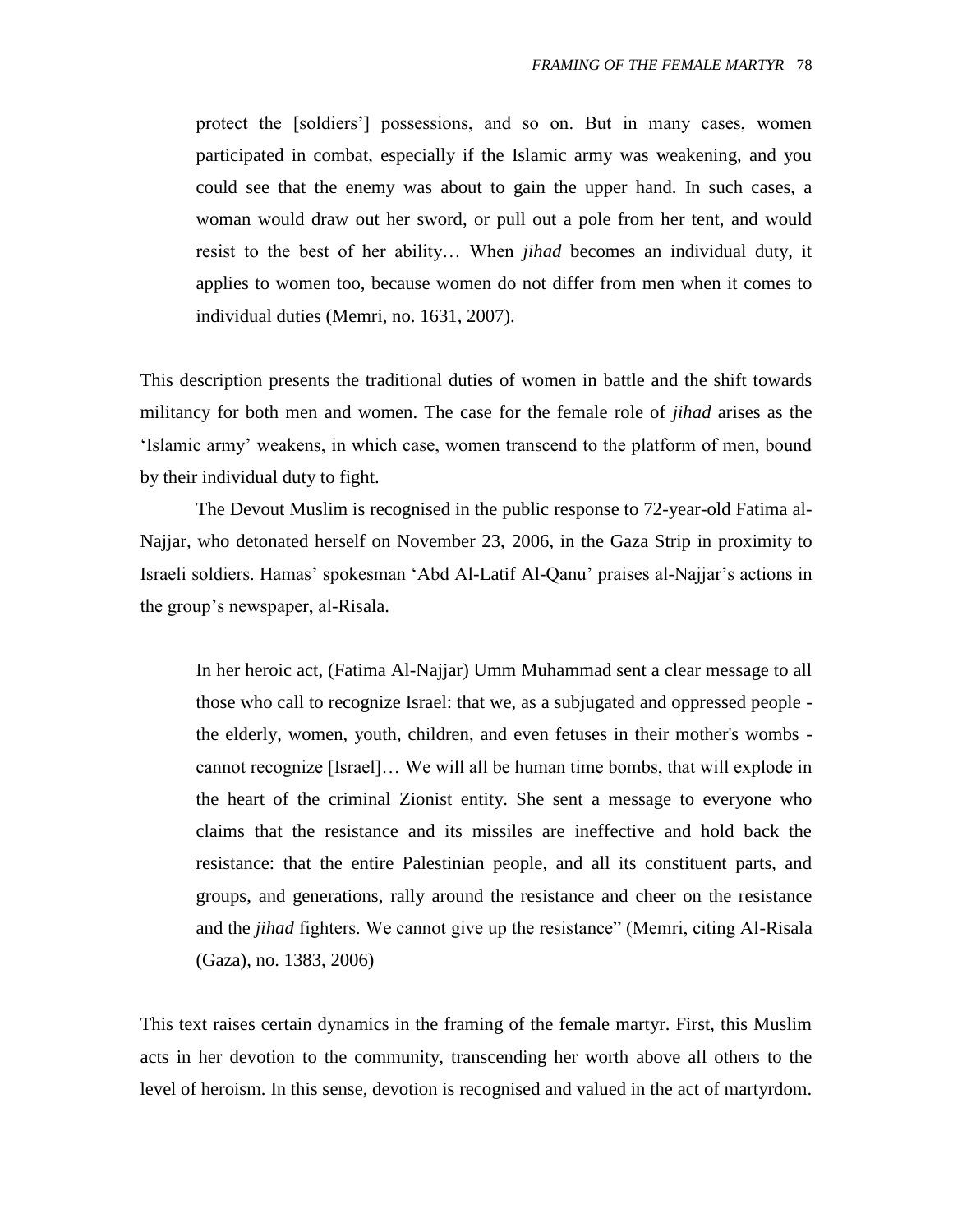> protect the [soldiers'] possessions, and so on. But in many cases, women participated in combat, especially if the Islamic army was weakening, and you could see that the enemy was about to gain the upper hand. In such cases, a woman would draw out her sword, or pull out a pole from her tent, and would resist to the best of her ability… When *jihad* becomes an individual duty, it applies to women too, because women do not differ from men when it comes to individual duties (Memri, no. 1631, 2007).

This description presents the traditional duties of women in battle and the shift towards militancy for both men and women. The case for the female role of *jihad* arises as the 'Islamic army' weakens, in which case, women transcend to the platform of men, bound by their individual duty to fight.

The Devout Muslim is recognised in the public response to 72-year-old Fatima al-Najjar, who detonated herself on November 23, 2006, in the Gaza Strip in proximity to Israeli soldiers. Hamas' spokesman 'Abd Al-Latif Al-Qanu' praises al-Najjar's actions in the group's newspaper, al-Risala.

> In her heroic act, (Fatima Al-Najjar) Umm Muhammad sent a clear message to all those who call to recognize Israel: that we, as a subjugated and oppressed people - the elderly, women, youth, children, and even fetuses in their mother's wombs - cannot recognize [Israel]… We will all be human time bombs, that will explode in the heart of the criminal Zionist entity. She sent a message to everyone who claims that the resistance and its missiles are ineffective and hold back the resistance: that the entire Palestinian people, and all its constituent parts, and groups, and generations, rally around the resistance and cheer on the resistance and the *jihad* fighters. We cannot give up the resistance" (Memri, citing Al-Risala (Gaza), no. 1383, 2006)

This text raises certain dynamics in the framing of the female martyr. First, this Muslim acts in her devotion to the community, transcending her worth above all others to the level of heroism. In this sense, devotion is recognised and valued in the act of martyrdom.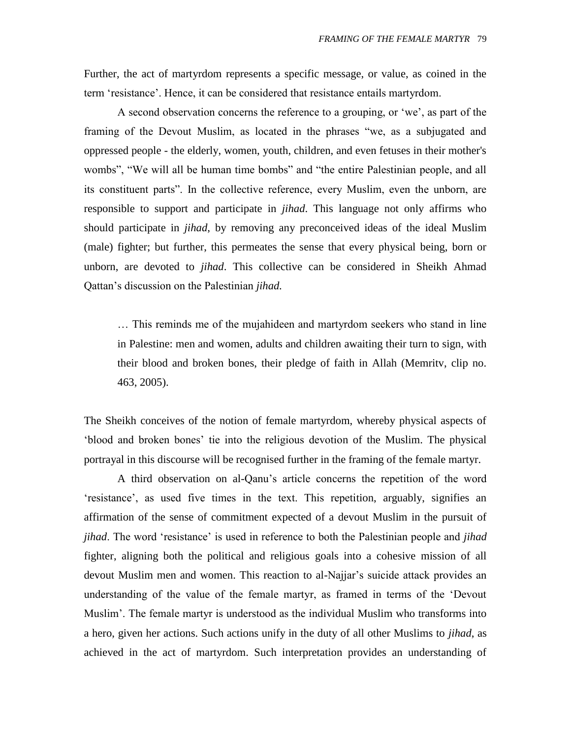Further, the act of martyrdom represents a specific message, or value, as coined in the term 'resistance'. Hence, it can be considered that resistance entails martyrdom.

A second observation concerns the reference to a grouping, or 'we', as part of the framing of the Devout Muslim, as located in the phrases "we, as a subjugated and oppressed people - the elderly, women, youth, children, and even fetuses in their mother's wombs", "We will all be human time bombs" and "the entire Palestinian people, and all its constituent parts". In the collective reference, every Muslim, even the unborn, are responsible to support and participate in *jihad*. This language not only affirms who should participate in *jihad*, by removing any preconceived ideas of the ideal Muslim (male) fighter; but further, this permeates the sense that every physical being, born or unborn, are devoted to *jihad*. This collective can be considered in Sheikh Ahmad Qattan's discussion on the Palestinian *jihad*.

> … This reminds me of the mujahideen and martyrdom seekers who stand in line in Palestine: men and women, adults and children awaiting their turn to sign, with their blood and broken bones, their pledge of faith in Allah (Memritv, clip no. 463, 2005).

The Sheikh conceives of the notion of female martyrdom, whereby physical aspects of 'blood and broken bones' tie into the religious devotion of the Muslim. The physical portrayal in this discourse will be recognised further in the framing of the female martyr.

A third observation on al-Qanu's article concerns the repetition of the word 'resistance', as used five times in the text. This repetition, arguably, signifies an affirmation of the sense of commitment expected of a devout Muslim in the pursuit of *jihad*. The word 'resistance' is used in reference to both the Palestinian people and *jihad* fighter, aligning both the political and religious goals into a cohesive mission of all devout Muslim men and women. This reaction to al-Najjar's suicide attack provides an understanding of the value of the female martyr, as framed in terms of the 'Devout Muslim'. The female martyr is understood as the individual Muslim who transforms into a hero, given her actions. Such actions unify in the duty of all other Muslims to *jihad*, as achieved in the act of martyrdom. Such interpretation provides an understanding of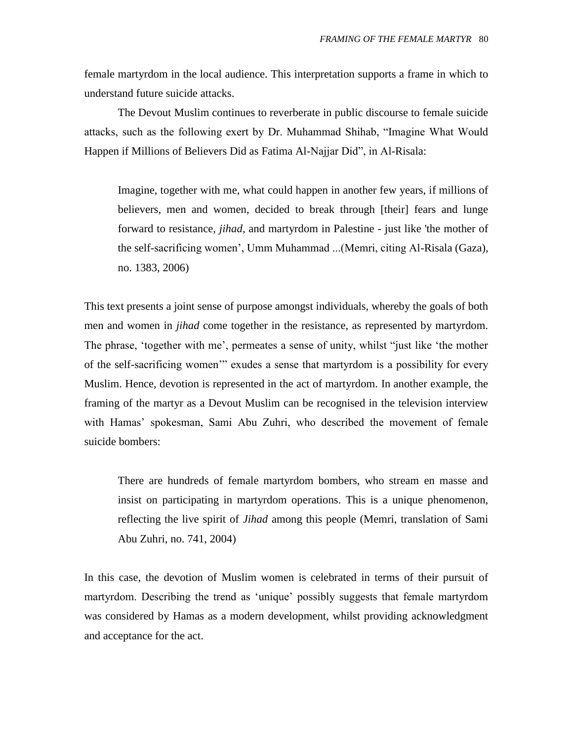female martyrdom in the local audience. This interpretation supports a frame in which to understand future suicide attacks.

The Devout Muslim continues to reverberate in public discourse to female suicide attacks, such as the following exert by Dr. Muhammad Shihab, "Imagine What Would Happen if Millions of Believers Did as Fatima Al-Najjar Did", in Al-Risala:

> Imagine, together with me, what could happen in another few years, if millions of believers, men and women, decided to break through [their] fears and lunge forward to resistance, *jihad*, and martyrdom in Palestine - just like 'the mother of the self-sacrificing women', Umm Muhammad ...(Memri, citing Al-Risala (Gaza), no. 1383, 2006)

This text presents a joint sense of purpose amongst individuals, whereby the goals of both men and women in *jihad* come together in the resistance, as represented by martyrdom. The phrase, 'together with me', permeates a sense of unity, whilst "just like 'the mother of the self-sacrificing women'" exudes a sense that martyrdom is a possibility for every Muslim. Hence, devotion is represented in the act of martyrdom. In another example, the framing of the martyr as a Devout Muslim can be recognised in the television interview with Hamas' spokesman, Sami Abu Zuhri, who described the movement of female suicide bombers:

> There are hundreds of female martyrdom bombers, who stream en masse and insist on participating in martyrdom operations. This is a unique phenomenon, reflecting the live spirit of *Jihad* among this people (Memri, translation of Sami Abu Zuhri, no. 741, 2004)

In this case, the devotion of Muslim women is celebrated in terms of their pursuit of martyrdom. Describing the trend as 'unique' possibly suggests that female martyrdom was considered by Hamas as a modern development, whilst providing acknowledgment and acceptance for the act.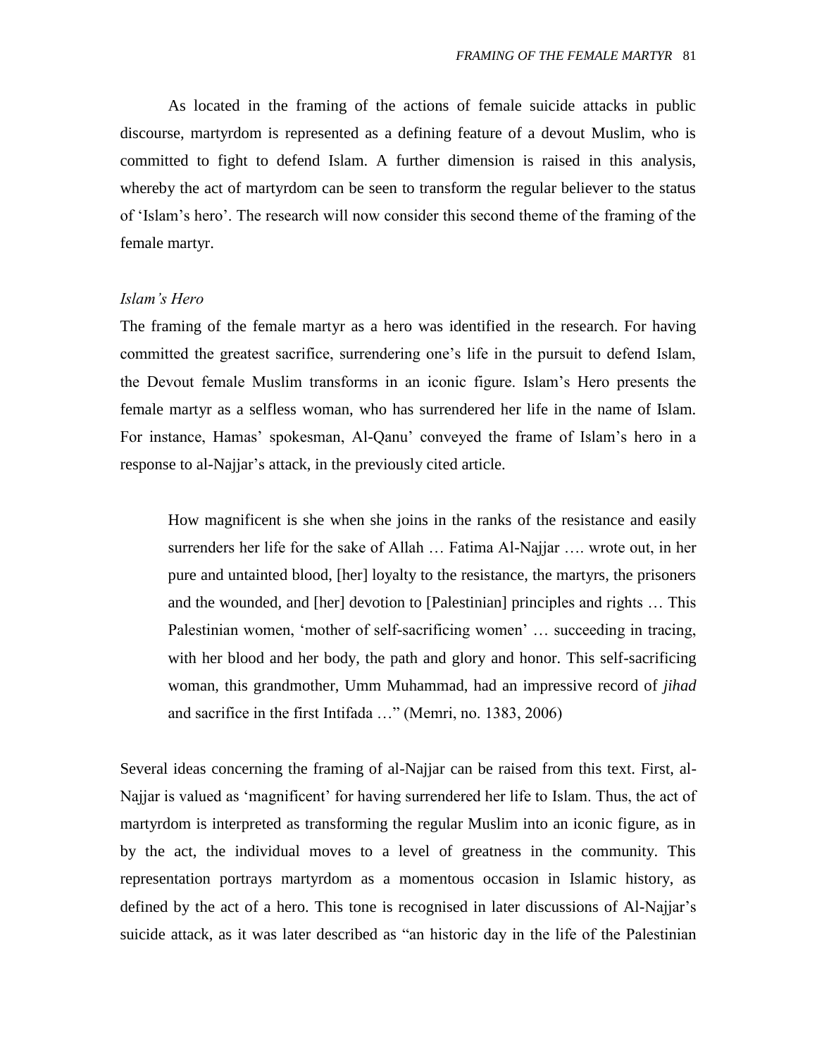As located in the framing of the actions of female suicide attacks in public discourse, martyrdom is represented as a defining feature of a devout Muslim, who is committed to fight to defend Islam. A further dimension is raised in this analysis, whereby the act of martyrdom can be seen to transform the regular believer to the status of 'Islam's hero'. The research will now consider this second theme of the framing of the female martyr.

*Islam's Hero*

The framing of the female martyr as a hero was identified in the research. For having committed the greatest sacrifice, surrendering one's life in the pursuit to defend Islam, the Devout female Muslim transforms in an iconic figure. Islam's Hero presents the female martyr as a selfless woman, who has surrendered her life in the name of Islam. For instance, Hamas' spokesman, Al-Qanu' conveyed the frame of Islam's hero in a response to al-Najjar's attack, in the previously cited article.

> How magnificent is she when she joins in the ranks of the resistance and easily surrenders her life for the sake of Allah … Fatima Al-Najjar …. wrote out, in her pure and untainted blood, [her] loyalty to the resistance, the martyrs, the prisoners and the wounded, and [her] devotion to [Palestinian] principles and rights … This Palestinian women, 'mother of self-sacrificing women' … succeeding in tracing, with her blood and her body, the path and glory and honor. This self-sacrificing woman, this grandmother, Umm Muhammad, had an impressive record of *jihad* and sacrifice in the first Intifada …" (Memri, no. 1383, 2006)

Several ideas concerning the framing of al-Najjar can be raised from this text. First, al-Najjar is valued as 'magnificent' for having surrendered her life to Islam. Thus, the act of martyrdom is interpreted as transforming the regular Muslim into an iconic figure, as in by the act, the individual moves to a level of greatness in the community. This representation portrays martyrdom as a momentous occasion in Islamic history, as defined by the act of a hero. This tone is recognised in later discussions of Al-Najjar's suicide attack, as it was later described as "an historic day in the life of the Palestinian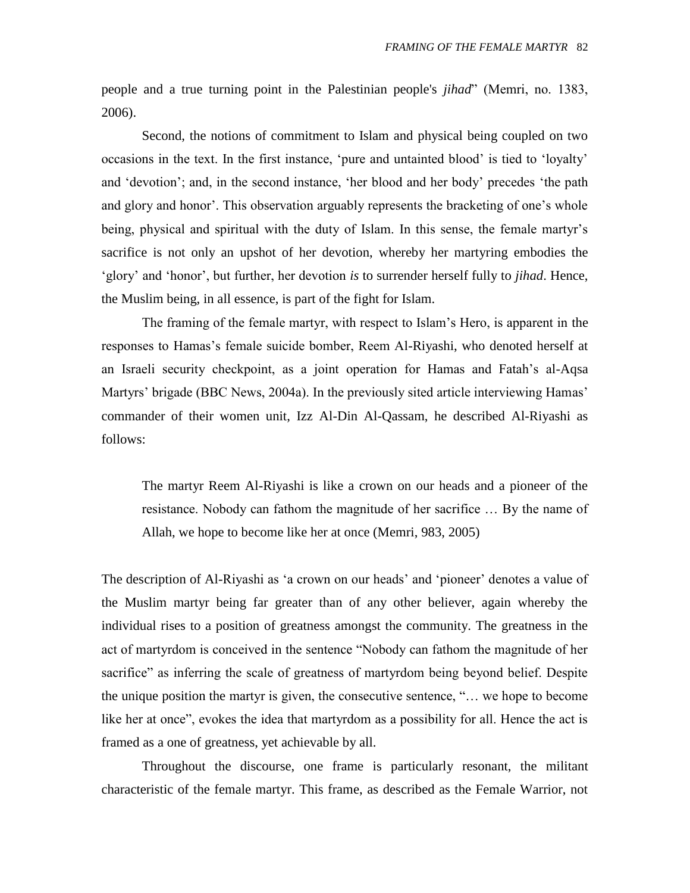people and a true turning point in the Palestinian people's *jihad*" (Memri, no. 1383, 2006).

Second, the notions of commitment to Islam and physical being coupled on two occasions in the text. In the first instance, 'pure and untainted blood' is tied to 'loyalty' and 'devotion'; and, in the second instance, 'her blood and her body' precedes 'the path and glory and honor'. This observation arguably represents the bracketing of one's whole being, physical and spiritual with the duty of Islam. In this sense, the female martyr's sacrifice is not only an upshot of her devotion, whereby her martyring embodies the 'glory' and 'honor', but further, her devotion *is* to surrender herself fully to *jihad*. Hence, the Muslim being, in all essence, is part of the fight for Islam.

The framing of the female martyr, with respect to Islam's Hero, is apparent in the responses to Hamas's female suicide bomber, Reem Al-Riyashi, who denoted herself at an Israeli security checkpoint, as a joint operation for Hamas and Fatah's al-Aqsa Martyrs' brigade (BBC News, 2004a). In the previously sited article interviewing Hamas' commander of their women unit, Izz Al-Din Al-Qassam, he described Al-Riyashi as follows:

> The martyr Reem Al-Riyashi is like a crown on our heads and a pioneer of the resistance. Nobody can fathom the magnitude of her sacrifice … By the name of Allah, we hope to become like her at once (Memri, 983, 2005)

The description of Al-Riyashi as 'a crown on our heads' and 'pioneer' denotes a value of the Muslim martyr being far greater than of any other believer, again whereby the individual rises to a position of greatness amongst the community. The greatness in the act of martyrdom is conceived in the sentence "Nobody can fathom the magnitude of her sacrifice" as inferring the scale of greatness of martyrdom being beyond belief. Despite the unique position the martyr is given, the consecutive sentence, "… we hope to become like her at once", evokes the idea that martyrdom as a possibility for all. Hence the act is framed as a one of greatness, yet achievable by all.

Throughout the discourse, one frame is particularly resonant, the militant characteristic of the female martyr. This frame, as described as the Female Warrior, not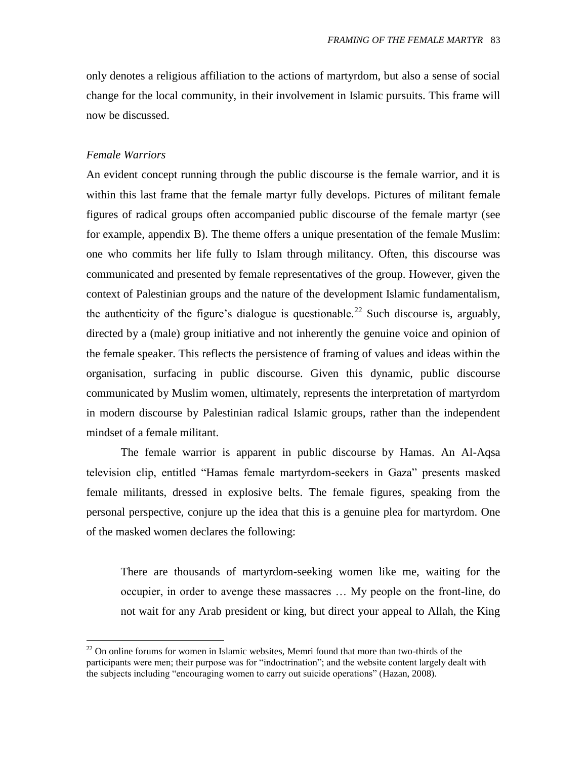only denotes a religious affiliation to the actions of martyrdom, but also a sense of social change for the local community, in their involvement in Islamic pursuits. This frame will now be discussed.

### *Female Warriors*

An evident concept running through the public discourse is the female warrior, and it is within this last frame that the female martyr fully develops. Pictures of militant female figures of radical groups often accompanied public discourse of the female martyr (see for example, appendix B). The theme offers a unique presentation of the female Muslim: one who commits her life fully to Islam through militancy. Often, this discourse was communicated and presented by female representatives of the group. However, given the context of Palestinian groups and the nature of the development Islamic fundamentalism, the authenticity of the figure's dialogue is questionable.[22] Such discourse is, arguably, directed by a (male) group initiative and not inherently the genuine voice and opinion of the female speaker. This reflects the persistence of framing of values and ideas within the organisation, surfacing in public discourse. Given this dynamic, public discourse communicated by Muslim women, ultimately, represents the interpretation of martyrdom in modern discourse by Palestinian radical Islamic groups, rather than the independent mindset of a female militant.

The female warrior is apparent in public discourse by Hamas. An Al-Aqsa television clip, entitled "Hamas female martyrdom-seekers in Gaza" presents masked female militants, dressed in explosive belts. The female figures, speaking from the personal perspective, conjure up the idea that this is a genuine plea for martyrdom. One of the masked women declares the following:

> There are thousands of martyrdom-seeking women like me, waiting for the occupier, in order to avenge these massacres … My people on the front-line, do not wait for any Arab president or king, but direct your appeal to Allah, the King

[22] On online forums for women in Islamic websites, Memri found that more than two-thirds of the participants were men; their purpose was for "indoctrination"; and the website content largely dealt with the subjects including "encouraging women to carry out suicide operations" (Hazan, 2008).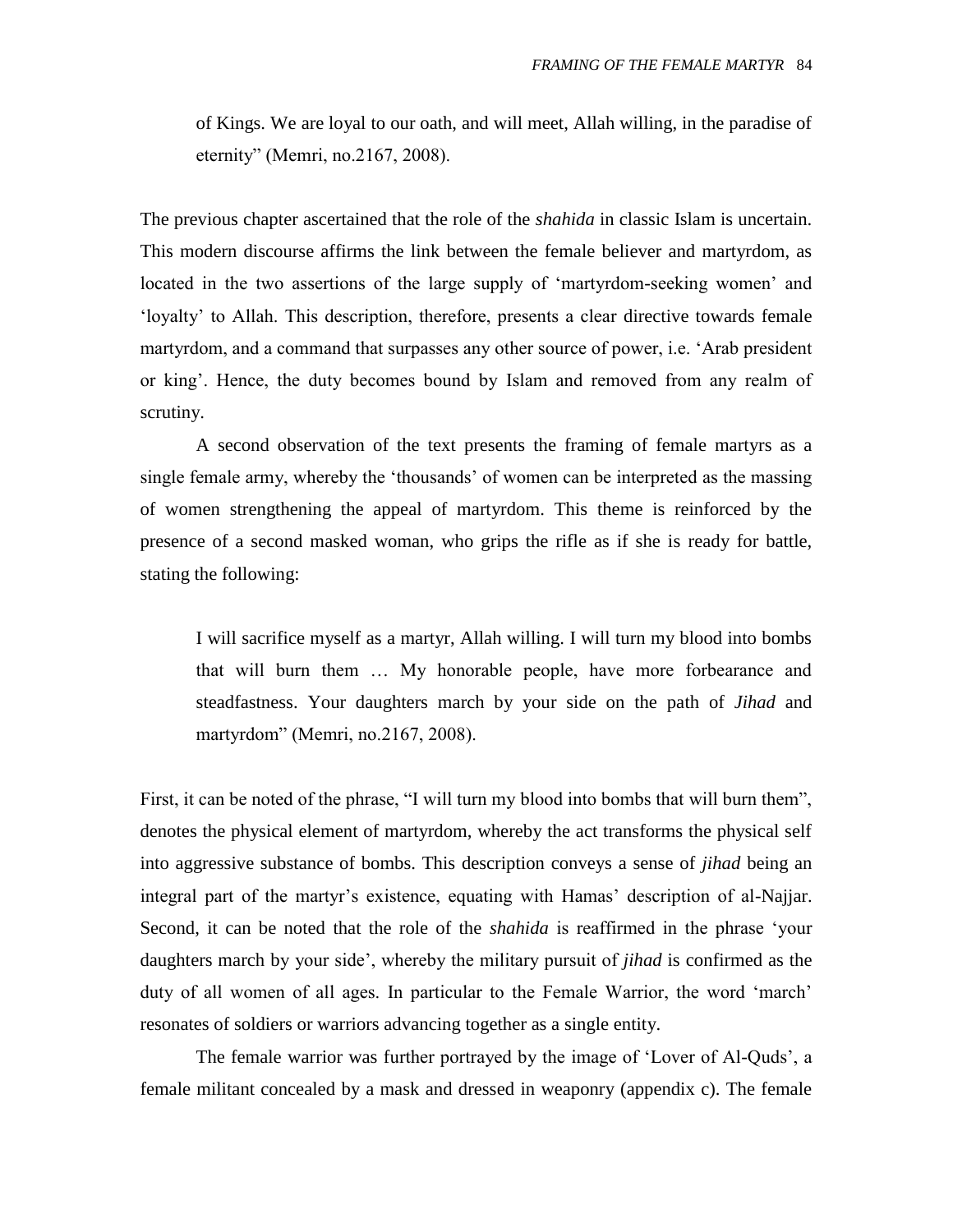> of Kings. We are loyal to our oath, and will meet, Allah willing, in the paradise of eternity" (Memri, no.2167, 2008).

The previous chapter ascertained that the role of the *shahida* in classic Islam is uncertain. This modern discourse affirms the link between the female believer and martyrdom, as located in the two assertions of the large supply of 'martyrdom-seeking women' and 'loyalty' to Allah. This description, therefore, presents a clear directive towards female martyrdom, and a command that surpasses any other source of power, i.e. 'Arab president or king'. Hence, the duty becomes bound by Islam and removed from any realm of scrutiny.

A second observation of the text presents the framing of female martyrs as a single female army, whereby the 'thousands' of women can be interpreted as the massing of women strengthening the appeal of martyrdom. This theme is reinforced by the presence of a second masked woman, who grips the rifle as if she is ready for battle, stating the following:

> I will sacrifice myself as a martyr, Allah willing. I will turn my blood into bombs that will burn them … My honorable people, have more forbearance and steadfastness. Your daughters march by your side on the path of *Jihad* and martyrdom" (Memri, no.2167, 2008).

First, it can be noted of the phrase, "I will turn my blood into bombs that will burn them", denotes the physical element of martyrdom, whereby the act transforms the physical self into aggressive substance of bombs. This description conveys a sense of *jihad* being an integral part of the martyr's existence, equating with Hamas' description of al-Najjar. Second, it can be noted that the role of the *shahida* is reaffirmed in the phrase 'your daughters march by your side', whereby the military pursuit of *jihad* is confirmed as the duty of all women of all ages. In particular to the Female Warrior, the word 'march' resonates of soldiers or warriors advancing together as a single entity.

The female warrior was further portrayed by the image of 'Lover of Al-Quds', a female militant concealed by a mask and dressed in weaponry (appendix c). The female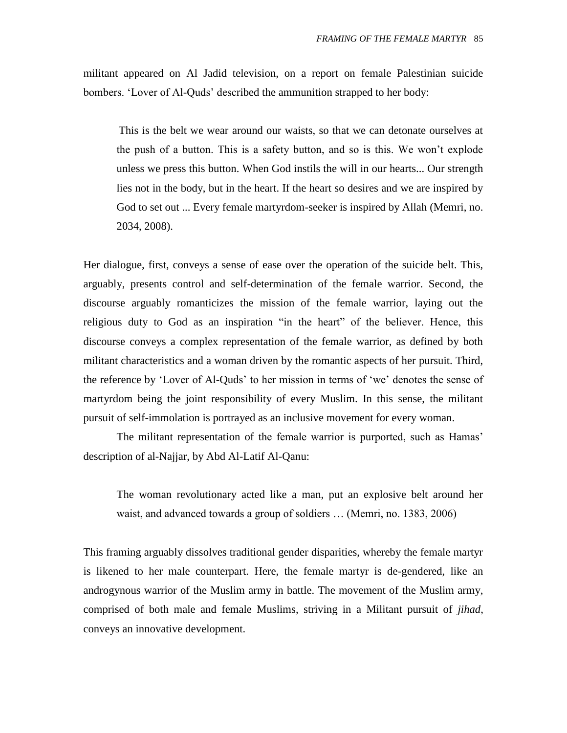militant appeared on Al Jadid television, on a report on female Palestinian suicide bombers. 'Lover of Al-Quds' described the ammunition strapped to her body:

> This is the belt we wear around our waists, so that we can detonate ourselves at the push of a button. This is a safety button, and so is this. We won't explode unless we press this button. When God instils the will in our hearts... Our strength lies not in the body, but in the heart. If the heart so desires and we are inspired by God to set out ... Every female martyrdom-seeker is inspired by Allah (Memri, no. 2034, 2008).

Her dialogue, first, conveys a sense of ease over the operation of the suicide belt. This, arguably, presents control and self-determination of the female warrior. Second, the discourse arguably romanticizes the mission of the female warrior, laying out the religious duty to God as an inspiration "in the heart" of the believer. Hence, this discourse conveys a complex representation of the female warrior, as defined by both militant characteristics and a woman driven by the romantic aspects of her pursuit. Third, the reference by 'Lover of Al-Quds' to her mission in terms of 'we' denotes the sense of martyrdom being the joint responsibility of every Muslim. In this sense, the militant pursuit of self-immolation is portrayed as an inclusive movement for every woman.

The militant representation of the female warrior is purported, such as Hamas' description of al-Najjar, by Abd Al-Latif Al-Qanu:

> The woman revolutionary acted like a man, put an explosive belt around her waist, and advanced towards a group of soldiers … (Memri, no. 1383, 2006)

This framing arguably dissolves traditional gender disparities, whereby the female martyr is likened to her male counterpart. Here, the female martyr is de-gendered, like an androgynous warrior of the Muslim army in battle. The movement of the Muslim army, comprised of both male and female Muslims, striving in a Militant pursuit of *jihad*, conveys an innovative development.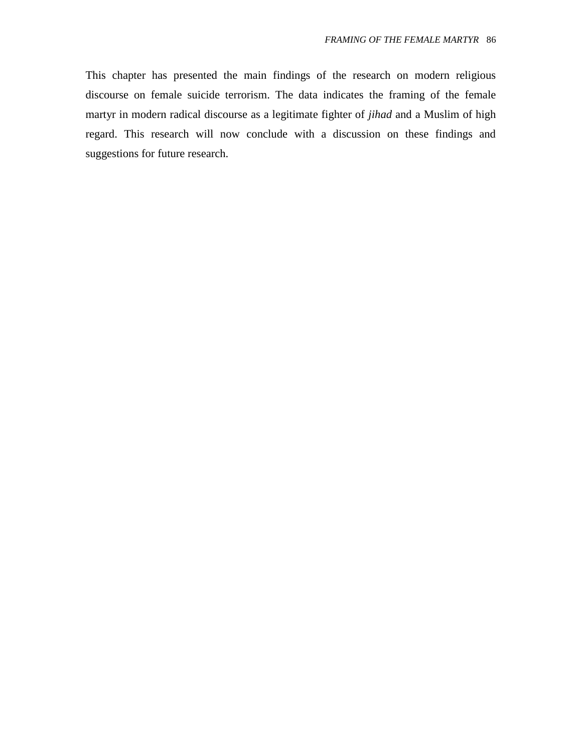This chapter has presented the main findings of the research on modern religious discourse on female suicide terrorism. The data indicates the framing of the female martyr in modern radical discourse as a legitimate fighter of *jihad* and a Muslim of high regard. This research will now conclude with a discussion on these findings and suggestions for future research.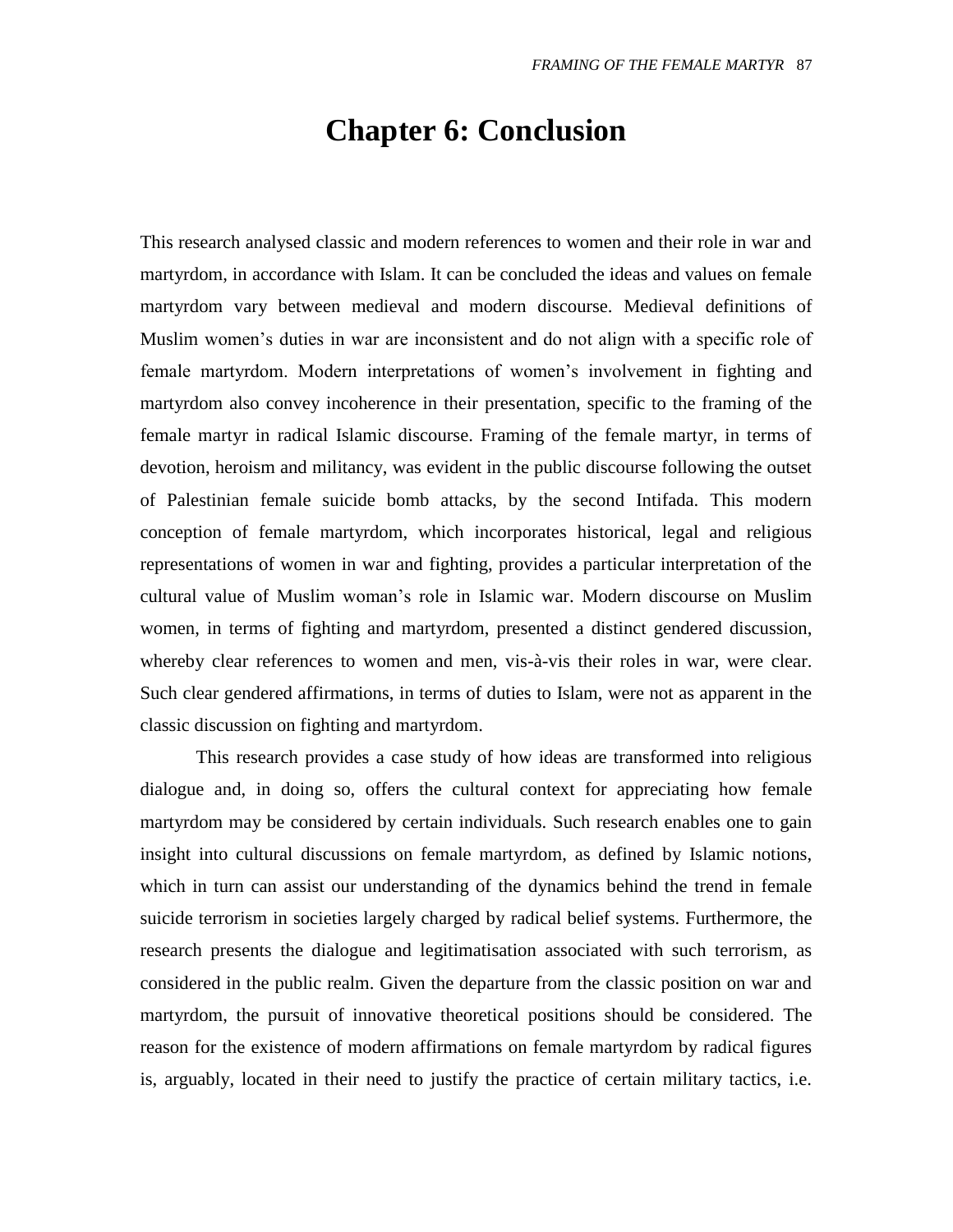# Chapter 6: Conclusion

This research analysed classic and modern references to women and their role in war and martyrdom, in accordance with Islam. It can be concluded the ideas and values on female martyrdom vary between medieval and modern discourse. Medieval definitions of Muslim women's duties in war are inconsistent and do not align with a specific role of female martyrdom. Modern interpretations of women's involvement in fighting and martyrdom also convey incoherence in their presentation, specific to the framing of the female martyr in radical Islamic discourse. Framing of the female martyr, in terms of devotion, heroism and militancy, was evident in the public discourse following the outset of Palestinian female suicide bomb attacks, by the second Intifada. This modern conception of female martyrdom, which incorporates historical, legal and religious representations of women in war and fighting, provides a particular interpretation of the cultural value of Muslim woman's role in Islamic war. Modern discourse on Muslim women, in terms of fighting and martyrdom, presented a distinct gendered discussion, whereby clear references to women and men, vis-à-vis their roles in war, were clear. Such clear gendered affirmations, in terms of duties to Islam, were not as apparent in the classic discussion on fighting and martyrdom.

This research provides a case study of how ideas are transformed into religious dialogue and, in doing so, offers the cultural context for appreciating how female martyrdom may be considered by certain individuals. Such research enables one to gain insight into cultural discussions on female martyrdom, as defined by Islamic notions, which in turn can assist our understanding of the dynamics behind the trend in female suicide terrorism in societies largely charged by radical belief systems. Furthermore, the research presents the dialogue and legitimatisation associated with such terrorism, as considered in the public realm. Given the departure from the classic position on war and martyrdom, the pursuit of innovative theoretical positions should be considered. The reason for the existence of modern affirmations on female martyrdom by radical figures is, arguably, located in their need to justify the practice of certain military tactics, i.e.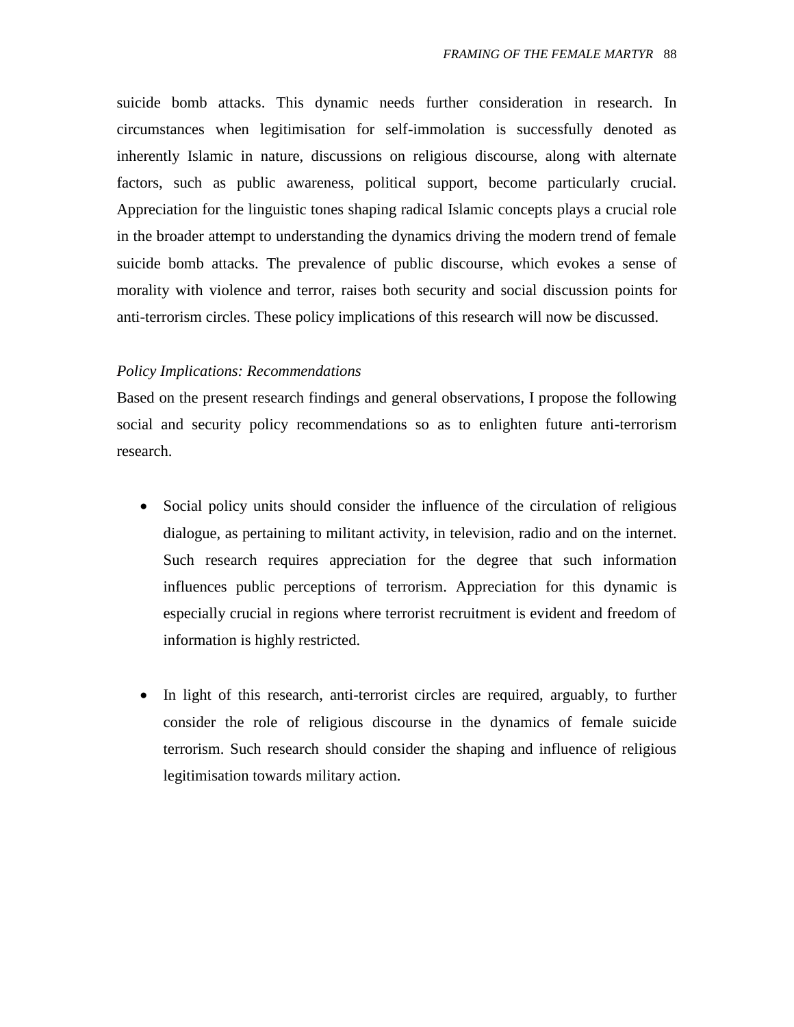suicide bomb attacks. This dynamic needs further consideration in research. In circumstances when legitimisation for self-immolation is successfully denoted as inherently Islamic in nature, discussions on religious discourse, along with alternate factors, such as public awareness, political support, become particularly crucial. Appreciation for the linguistic tones shaping radical Islamic concepts plays a crucial role in the broader attempt to understanding the dynamics driving the modern trend of female suicide bomb attacks. The prevalence of public discourse, which evokes a sense of morality with violence and terror, raises both security and social discussion points for anti-terrorism circles. These policy implications of this research will now be discussed.

*Policy Implications: Recommendations*

Based on the present research findings and general observations, I propose the following social and security policy recommendations so as to enlighten future anti-terrorism research.

- Social policy units should consider the influence of the circulation of religious dialogue, as pertaining to militant activity, in television, radio and on the internet. Such research requires appreciation for the degree that such information influences public perceptions of terrorism. Appreciation for this dynamic is especially crucial in regions where terrorist recruitment is evident and freedom of information is highly restricted.

- In light of this research, anti-terrorist circles are required, arguably, to further consider the role of religious discourse in the dynamics of female suicide terrorism. Such research should consider the shaping and influence of religious legitimisation towards military action.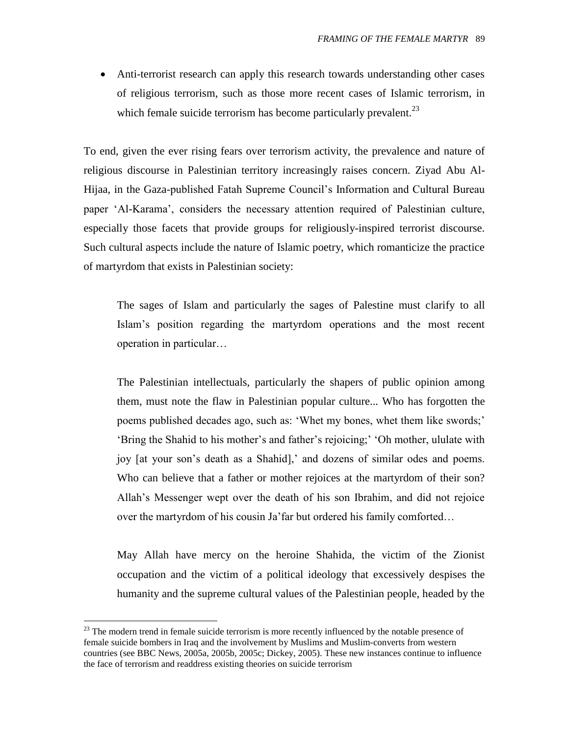- Anti-terrorist research can apply this research towards understanding other cases of religious terrorism, such as those more recent cases of Islamic terrorism, in which female suicide terrorism has become particularly prevalent.[23]

To end, given the ever rising fears over terrorism activity, the prevalence and nature of religious discourse in Palestinian territory increasingly raises concern. Ziyad Abu Al-Hijaa, in the Gaza-published Fatah Supreme Council's Information and Cultural Bureau paper 'Al-Karama', considers the necessary attention required of Palestinian culture, especially those facets that provide groups for religiously-inspired terrorist discourse. Such cultural aspects include the nature of Islamic poetry, which romanticize the practice of martyrdom that exists in Palestinian society:

> The sages of Islam and particularly the sages of Palestine must clarify to all Islam's position regarding the martyrdom operations and the most recent operation in particular…
>
> The Palestinian intellectuals, particularly the shapers of public opinion among them, must note the flaw in Palestinian popular culture... Who has forgotten the poems published decades ago, such as: 'Whet my bones, whet them like swords;' 'Bring the Shahid to his mother's and father's rejoicing;' 'Oh mother, ululate with joy [at your son's death as a Shahid],' and dozens of similar odes and poems. Who can believe that a father or mother rejoices at the martyrdom of their son? Allah's Messenger wept over the death of his son Ibrahim, and did not rejoice over the martyrdom of his cousin Ja'far but ordered his family comforted…
>
> May Allah have mercy on the heroine Shahida, the victim of the Zionist occupation and the victim of a political ideology that excessively despises the humanity and the supreme cultural values of the Palestinian people, headed by the

[23] The modern trend in female suicide terrorism is more recently influenced by the notable presence of female suicide bombers in Iraq and the involvement by Muslims and Muslim-converts from western countries (see BBC News, 2005a, 2005b, 2005c; Dickey, 2005). These new instances continue to influence the face of terrorism and readdress existing theories on suicide terrorism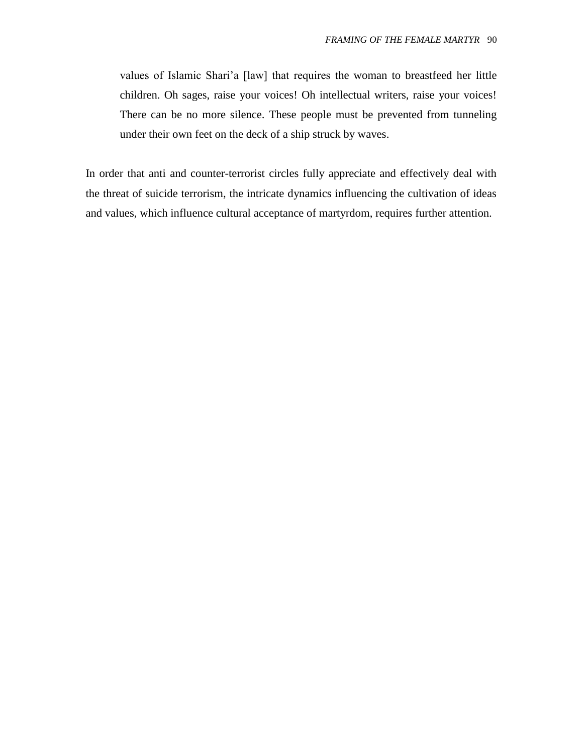> values of Islamic Shari'a [law] that requires the woman to breastfeed her little children. Oh sages, raise your voices! Oh intellectual writers, raise your voices! There can be no more silence. These people must be prevented from tunneling under their own feet on the deck of a ship struck by waves.

In order that anti and counter-terrorist circles fully appreciate and effectively deal with the threat of suicide terrorism, the intricate dynamics influencing the cultivation of ideas and values, which influence cultural acceptance of martyrdom, requires further attention.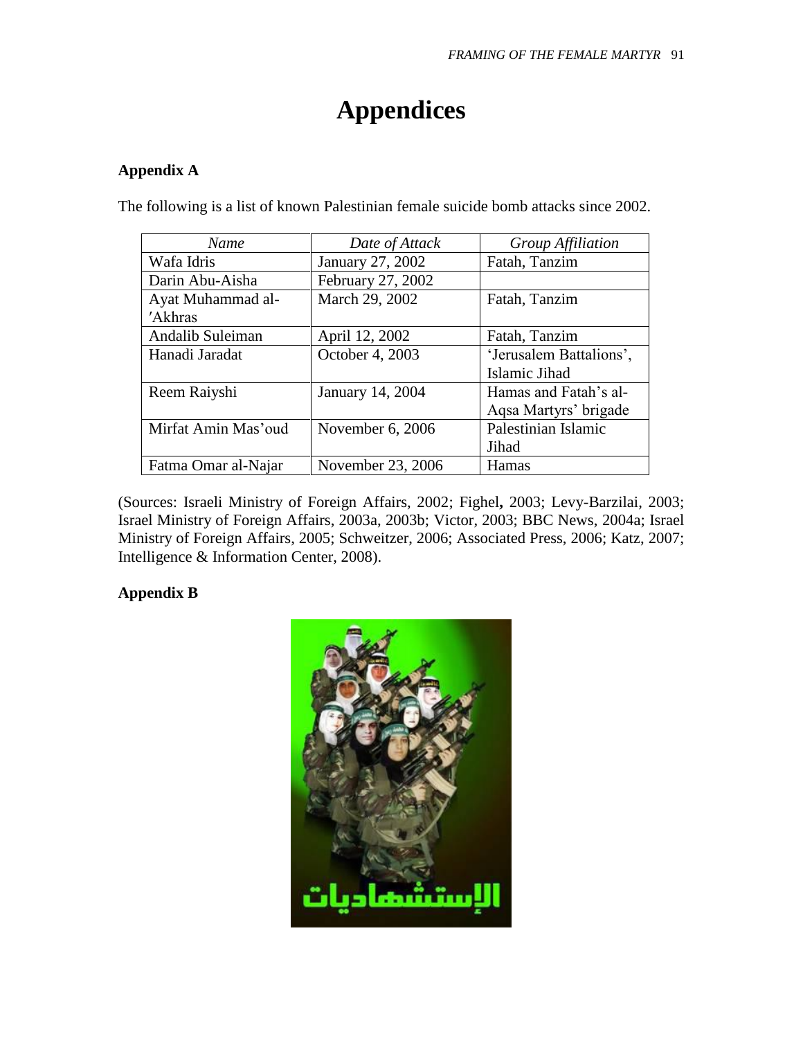# Appendices

## Appendix A

The following is a list of known Palestinian female suicide bomb attacks since 2002.

| *Name* | *Date of Attack* | *Group Affiliation* |
|---|---|---|
| Wafa Idris | January 27, 2002 | Fatah, Tanzim |
| Darin Abu-Aisha | February 27, 2002 | |
| Ayat Muhammad al-′Akhras | March 29, 2002 | Fatah, Tanzim |
| Andalib Suleiman | April 12, 2002 | Fatah, Tanzim |
| Hanadi Jaradat | October 4, 2003 | 'Jerusalem Battalions', Islamic Jihad |
| Reem Raiyshi | January 14, 2004 | Hamas and Fatah's al-Aqsa Martyrs' brigade |
| Mirfat Amin Mas'oud | November 6, 2006 | Palestinian Islamic Jihad |
| Fatma Omar al-Najar | November 23, 2006 | Hamas |

(Sources: Israeli Ministry of Foreign Affairs, 2002; Fighel, 2003; Levy-Barzilai, 2003; Israel Ministry of Foreign Affairs, 2003a, 2003b; Victor, 2003; BBC News, 2004a; Israel Ministry of Foreign Affairs, 2005; Schweitzer, 2006; Associated Press, 2006; Katz, 2007; Intelligence & Information Center, 2008).

## Appendix B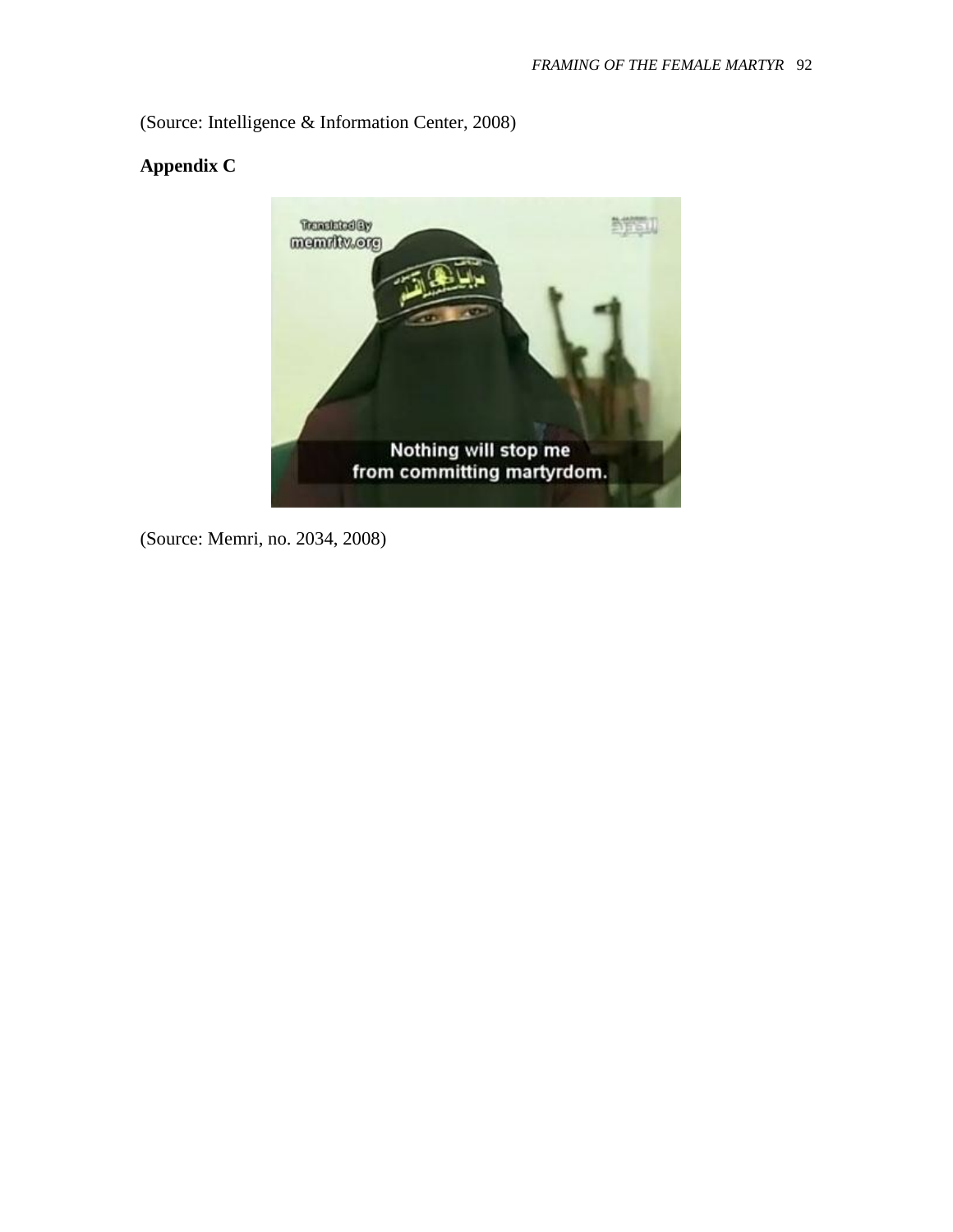(Source: Intelligence & Information Center, 2008)

**Appendix C**

(Source: Memri, no. 2034, 2008)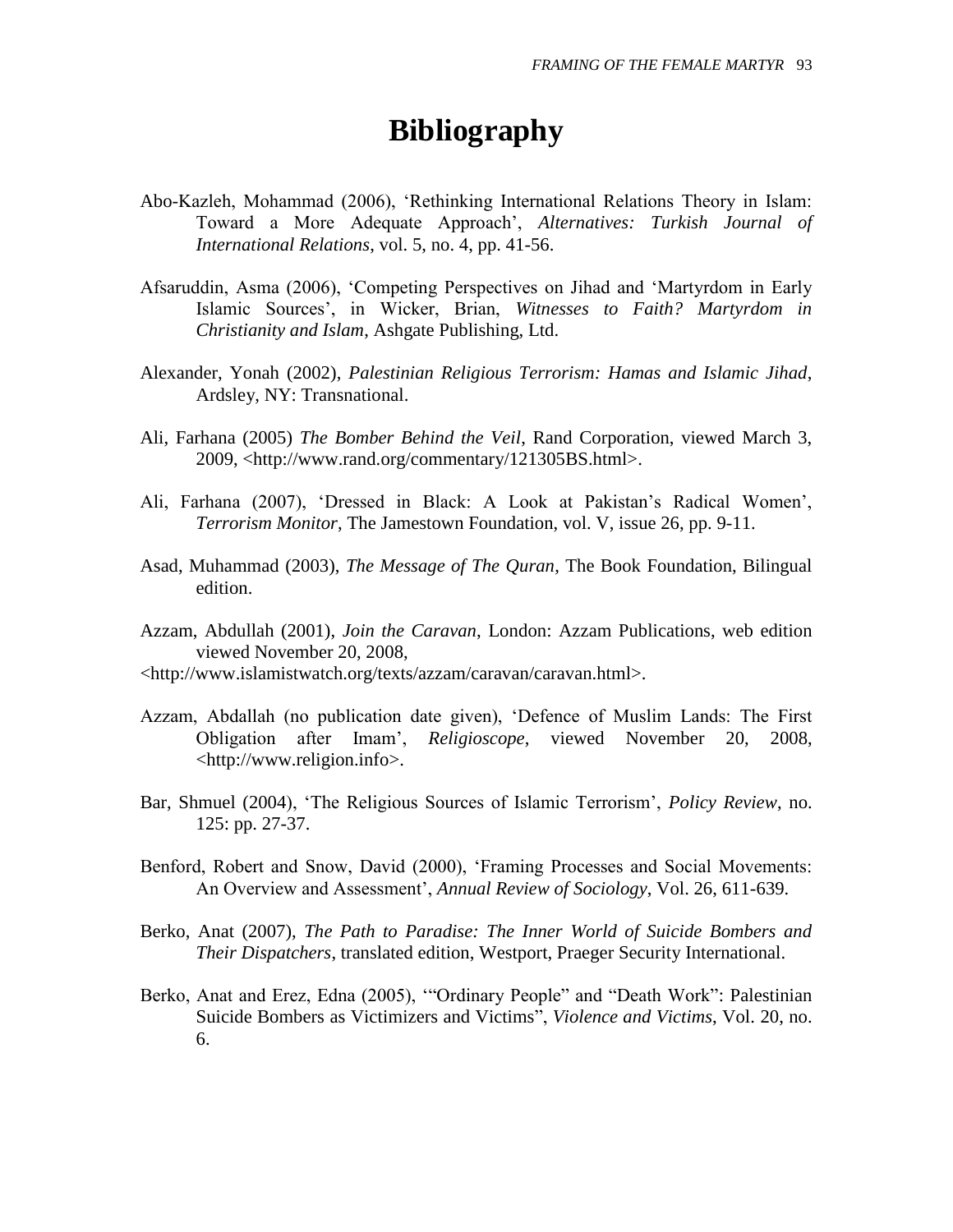# Bibliography

Abo-Kazleh, Mohammad (2006), 'Rethinking International Relations Theory in Islam: Toward a More Adequate Approach', *Alternatives: Turkish Journal of International Relations*, vol. 5, no. 4, pp. 41-56.

Afsaruddin, Asma (2006), 'Competing Perspectives on Jihad and 'Martyrdom in Early Islamic Sources', in Wicker, Brian, *Witnesses to Faith? Martyrdom in Christianity and Islam*, Ashgate Publishing, Ltd.

Alexander, Yonah (2002), *Palestinian Religious Terrorism: Hamas and Islamic Jihad*, Ardsley, NY: Transnational.

Ali, Farhana (2005) *The Bomber Behind the Veil*, Rand Corporation, viewed March 3, 2009, <http://www.rand.org/commentary/121305BS.html>.

Ali, Farhana (2007), 'Dressed in Black: A Look at Pakistan's Radical Women', *Terrorism Monitor*, The Jamestown Foundation, vol. V, issue 26, pp. 9-11.

Asad, Muhammad (2003), *The Message of The Quran*, The Book Foundation, Bilingual edition.

Azzam, Abdullah (2001), *Join the Caravan*, London: Azzam Publications, web edition viewed November 20, 2008, <http://www.islamistwatch.org/texts/azzam/caravan/caravan.html>.

Azzam, Abdallah (no publication date given), 'Defence of Muslim Lands: The First Obligation after Imam', *Religioscope*, viewed November 20, 2008, <http://www.religion.info>.

Bar, Shmuel (2004), 'The Religious Sources of Islamic Terrorism', *Policy Review*, no. 125: pp. 27-37.

Benford, Robert and Snow, David (2000), 'Framing Processes and Social Movements: An Overview and Assessment', *Annual Review of Sociology*, Vol. 26, 611-639.

Berko, Anat (2007), *The Path to Paradise: The Inner World of Suicide Bombers and Their Dispatchers*, translated edition, Westport, Praeger Security International.

Berko, Anat and Erez, Edna (2005), '"Ordinary People" and "Death Work": Palestinian Suicide Bombers as Victimizers and Victims", *Violence and Victims*, Vol. 20, no. 6.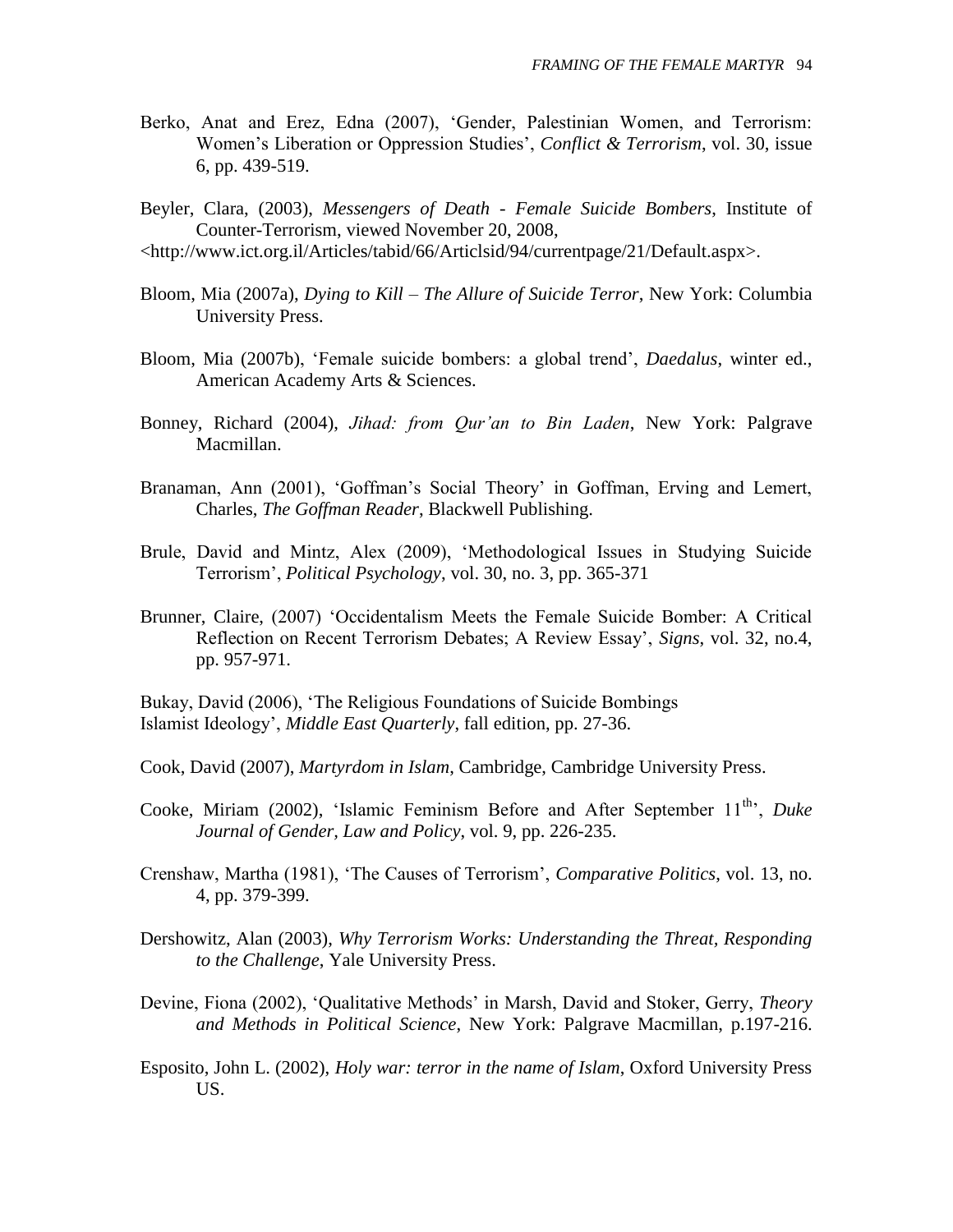Berko, Anat and Erez, Edna (2007), 'Gender, Palestinian Women, and Terrorism: Women's Liberation or Oppression Studies', *Conflict & Terrorism*, vol. 30, issue 6, pp. 439-519.

Beyler, Clara, (2003), *Messengers of Death - Female Suicide Bombers*, Institute of Counter-Terrorism, viewed November 20, 2008, <http://www.ict.org.il/Articles/tabid/66/Articlsid/94/currentpage/21/Default.aspx>.

Bloom, Mia (2007a), *Dying to Kill – The Allure of Suicide Terror*, New York: Columbia University Press.

Bloom, Mia (2007b), 'Female suicide bombers: a global trend', *Daedalus*, winter ed., American Academy Arts & Sciences.

Bonney, Richard (2004), *Jihad: from Qur'an to Bin Laden*, New York: Palgrave Macmillan.

Branaman, Ann (2001), 'Goffman's Social Theory' in Goffman, Erving and Lemert, Charles, *The Goffman Reader*, Blackwell Publishing.

Brule, David and Mintz, Alex (2009), 'Methodological Issues in Studying Suicide Terrorism', *Political Psychology*, vol. 30, no. 3, pp. 365-371

Brunner, Claire, (2007) 'Occidentalism Meets the Female Suicide Bomber: A Critical Reflection on Recent Terrorism Debates; A Review Essay', *Signs*, vol. 32, no.4, pp. 957-971.

Bukay, David (2006), 'The Religious Foundations of Suicide Bombings Islamist Ideology', *Middle East Quarterly*, fall edition, pp. 27-36.

Cook, David (2007), *Martyrdom in Islam*, Cambridge, Cambridge University Press.

Cooke, Miriam (2002), 'Islamic Feminism Before and After September 11th', *Duke Journal of Gender, Law and Policy*, vol. 9, pp. 226-235.

Crenshaw, Martha (1981), 'The Causes of Terrorism', *Comparative Politics*, vol. 13, no. 4, pp. 379-399.

Dershowitz, Alan (2003), *Why Terrorism Works: Understanding the Threat, Responding to the Challenge*, Yale University Press.

Devine, Fiona (2002), 'Qualitative Methods' in Marsh, David and Stoker, Gerry, *Theory and Methods in Political Science*, New York: Palgrave Macmillan, p.197-216.

Esposito, John L. (2002), *Holy war: terror in the name of Islam*, Oxford University Press US.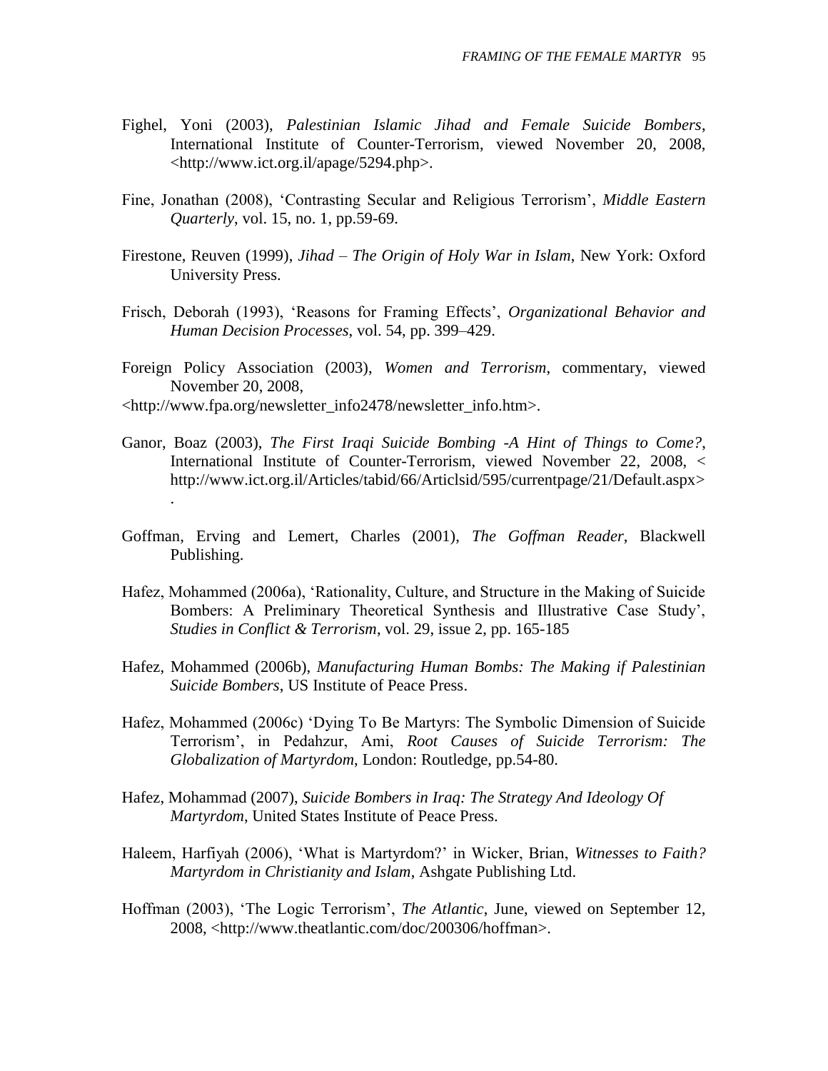Fighel, Yoni (2003), *Palestinian Islamic Jihad and Female Suicide Bombers*, International Institute of Counter-Terrorism, viewed November 20, 2008, <http://www.ict.org.il/apage/5294.php>.

Fine, Jonathan (2008), 'Contrasting Secular and Religious Terrorism', *Middle Eastern Quarterly*, vol. 15, no. 1, pp.59-69.

Firestone, Reuven (1999), *Jihad – The Origin of Holy War in Islam*, New York: Oxford University Press.

Frisch, Deborah (1993), 'Reasons for Framing Effects', *Organizational Behavior and Human Decision Processes*, vol. 54, pp. 399–429.

Foreign Policy Association (2003), *Women and Terrorism*, commentary, viewed November 20, 2008,
<http://www.fpa.org/newsletter_info2478/newsletter_info.htm>.

Ganor, Boaz (2003), *The First Iraqi Suicide Bombing -A Hint of Things to Come?*, International Institute of Counter-Terrorism, viewed November 22, 2008, < http://www.ict.org.il/Articles/tabid/66/Articlsid/595/currentpage/21/Default.aspx>
.

Goffman, Erving and Lemert, Charles (2001), *The Goffman Reader*, Blackwell Publishing.

Hafez, Mohammed (2006a), 'Rationality, Culture, and Structure in the Making of Suicide Bombers: A Preliminary Theoretical Synthesis and Illustrative Case Study', *Studies in Conflict & Terrorism*, vol. 29, issue 2, pp. 165-185

Hafez, Mohammed (2006b), *Manufacturing Human Bombs: The Making if Palestinian Suicide Bombers*, US Institute of Peace Press.

Hafez, Mohammed (2006c) 'Dying To Be Martyrs: The Symbolic Dimension of Suicide Terrorism', in Pedahzur, Ami, *Root Causes of Suicide Terrorism: The Globalization of Martyrdom*, London: Routledge, pp.54-80.

Hafez, Mohammad (2007), *Suicide Bombers in Iraq: The Strategy And Ideology Of Martyrdom*, United States Institute of Peace Press.

Haleem, Harfiyah (2006), 'What is Martyrdom?' in Wicker, Brian, *Witnesses to Faith? Martyrdom in Christianity and Islam*, Ashgate Publishing Ltd.

Hoffman (2003), 'The Logic Terrorism', *The Atlantic*, June, viewed on September 12, 2008, <http://www.theatlantic.com/doc/200306/hoffman>.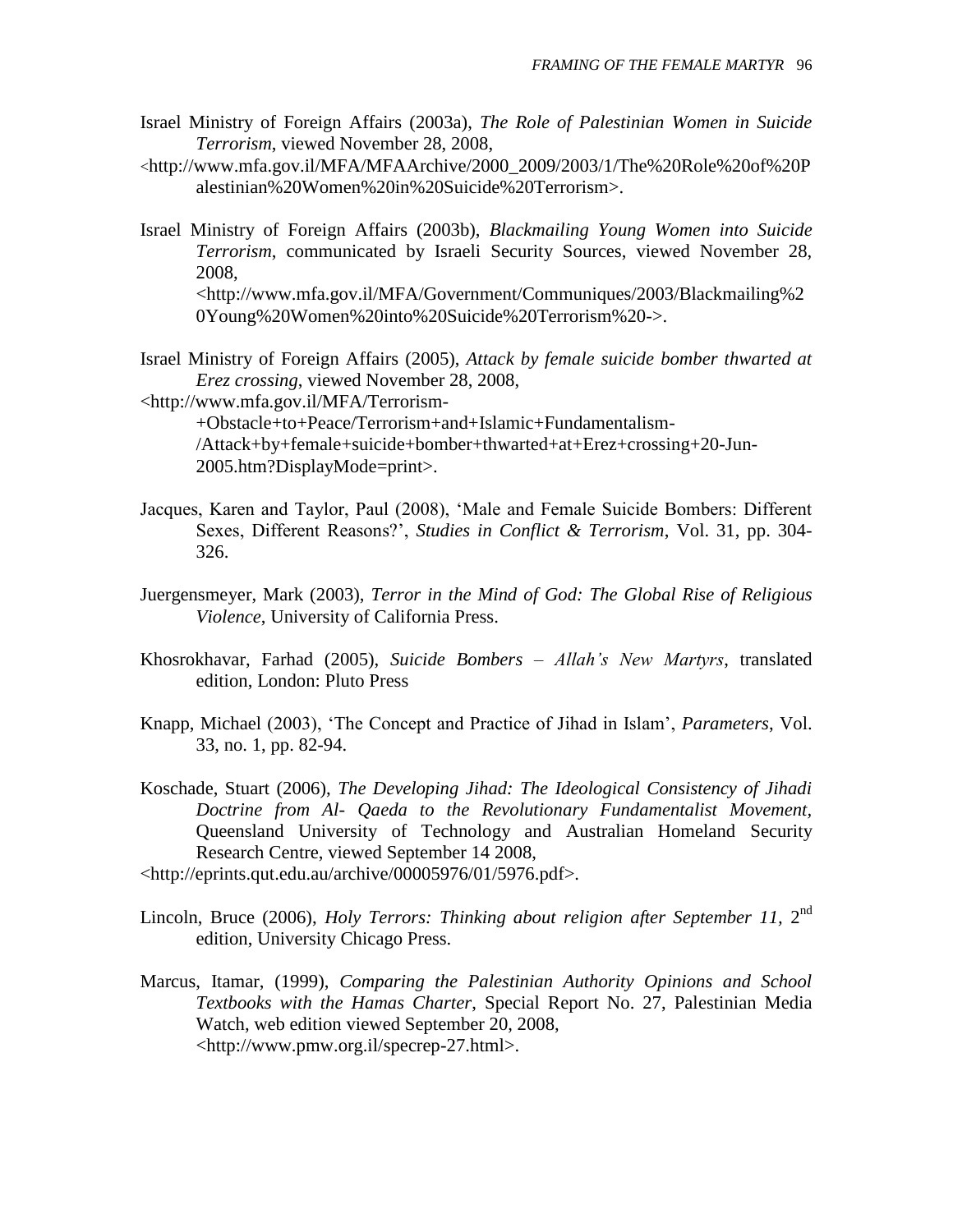Israel Ministry of Foreign Affairs (2003a), *The Role of Palestinian Women in Suicide Terrorism*, viewed November 28, 2008, <http://www.mfa.gov.il/MFA/MFAArchive/2000_2009/2003/1/The%20Role%20of%20Palestinian%20Women%20in%20Suicide%20Terrorism>.

Israel Ministry of Foreign Affairs (2003b), *Blackmailing Young Women into Suicide Terrorism*, communicated by Israeli Security Sources, viewed November 28, 2008, <http://www.mfa.gov.il/MFA/Government/Communiques/2003/Blackmailing%20Young%20Women%20into%20Suicide%20Terrorism%20->.

Israel Ministry of Foreign Affairs (2005), *Attack by female suicide bomber thwarted at Erez crossing*, viewed November 28, 2008, <http://www.mfa.gov.il/MFA/Terrorism-+Obstacle+to+Peace/Terrorism+and+Islamic+Fundamentalism-/Attack+by+female+suicide+bomber+thwarted+at+Erez+crossing+20-Jun-2005.htm?DisplayMode=print>.

Jacques, Karen and Taylor, Paul (2008), 'Male and Female Suicide Bombers: Different Sexes, Different Reasons?', *Studies in Conflict & Terrorism*, Vol. 31, pp. 304-326.

Juergensmeyer, Mark (2003), *Terror in the Mind of God: The Global Rise of Religious Violence*, University of California Press.

Khosrokhavar, Farhad (2005), *Suicide Bombers – Allah's New Martyrs*, translated edition, London: Pluto Press

Knapp, Michael (2003), 'The Concept and Practice of Jihad in Islam', *Parameters*, Vol. 33, no. 1, pp. 82-94.

Koschade, Stuart (2006), *The Developing Jihad: The Ideological Consistency of Jihadi Doctrine from Al- Qaeda to the Revolutionary Fundamentalist Movement*, Queensland University of Technology and Australian Homeland Security Research Centre, viewed September 14 2008, <http://eprints.qut.edu.au/archive/00005976/01/5976.pdf>.

Lincoln, Bruce (2006), *Holy Terrors: Thinking about religion after September 11*, 2nd edition, University Chicago Press.

Marcus, Itamar, (1999), *Comparing the Palestinian Authority Opinions and School Textbooks with the Hamas Charter*, Special Report No. 27, Palestinian Media Watch, web edition viewed September 20, 2008, <http://www.pmw.org.il/specrep-27.html>.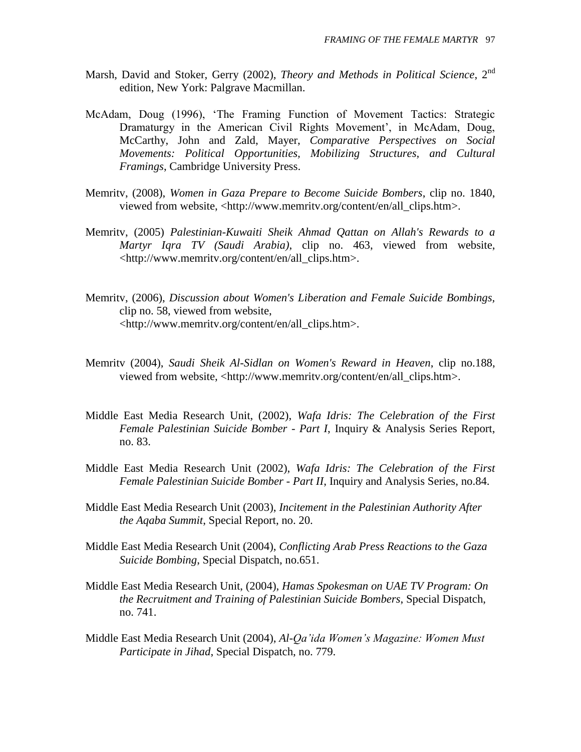Marsh, David and Stoker, Gerry (2002), *Theory and Methods in Political Science*, 2nd edition, New York: Palgrave Macmillan.

McAdam, Doug (1996), 'The Framing Function of Movement Tactics: Strategic Dramaturgy in the American Civil Rights Movement', in McAdam, Doug, McCarthy, John and Zald, Mayer, *Comparative Perspectives on Social Movements: Political Opportunities, Mobilizing Structures, and Cultural Framings*, Cambridge University Press.

Memritv, (2008), *Women in Gaza Prepare to Become Suicide Bombers*, clip no. 1840, viewed from website, <http://www.memritv.org/content/en/all_clips.htm>.

Memritv, (2005) *Palestinian-Kuwaiti Sheik Ahmad Qattan on Allah's Rewards to a Martyr Iqra TV (Saudi Arabia)*, clip no. 463, viewed from website, <http://www.memritv.org/content/en/all_clips.htm>.

Memritv, (2006), *Discussion about Women's Liberation and Female Suicide Bombings*, clip no. 58, viewed from website, <http://www.memritv.org/content/en/all_clips.htm>.

Memritv (2004), *Saudi Sheik Al-Sidlan on Women's Reward in Heaven*, clip no.188, viewed from website, <http://www.memritv.org/content/en/all_clips.htm>.

Middle East Media Research Unit, (2002), *Wafa Idris: The Celebration of the First Female Palestinian Suicide Bomber - Part I*, Inquiry & Analysis Series Report, no. 83.

Middle East Media Research Unit (2002), *Wafa Idris: The Celebration of the First Female Palestinian Suicide Bomber - Part II*, Inquiry and Analysis Series, no.84.

Middle East Media Research Unit (2003), *Incitement in the Palestinian Authority After the Aqaba Summit*, Special Report, no. 20.

Middle East Media Research Unit (2004), *Conflicting Arab Press Reactions to the Gaza Suicide Bombing*, Special Dispatch, no.651.

Middle East Media Research Unit, (2004), *Hamas Spokesman on UAE TV Program: On the Recruitment and Training of Palestinian Suicide Bombers*, Special Dispatch, no. 741.

Middle East Media Research Unit (2004), *Al-Qa'ida Women's Magazine: Women Must Participate in Jihad*, Special Dispatch, no. 779.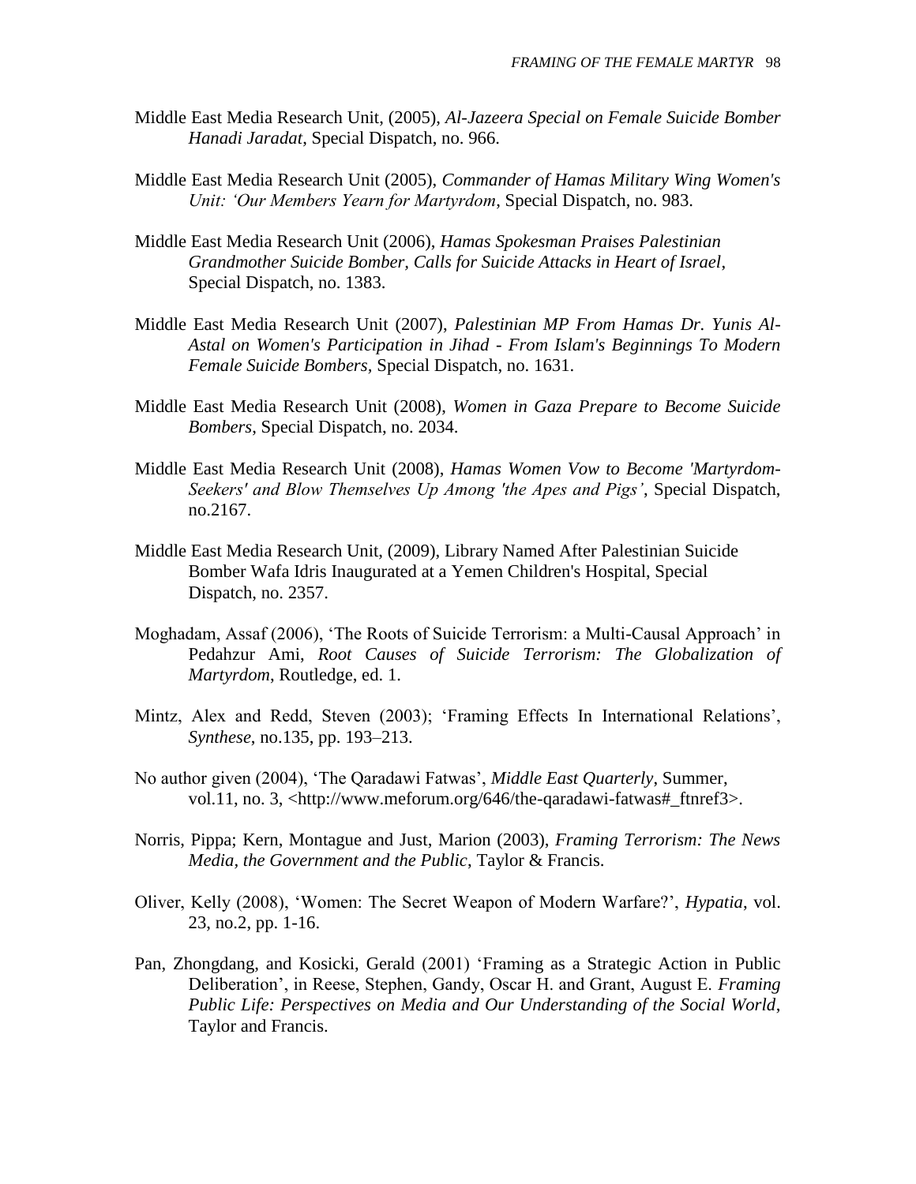Middle East Media Research Unit, (2005), *Al-Jazeera Special on Female Suicide Bomber Hanadi Jaradat*, Special Dispatch, no. 966.

Middle East Media Research Unit (2005), *Commander of Hamas Military Wing Women's Unit: 'Our Members Yearn for Martyrdom*, Special Dispatch, no. 983.

Middle East Media Research Unit (2006), *Hamas Spokesman Praises Palestinian Grandmother Suicide Bomber, Calls for Suicide Attacks in Heart of Israel*, Special Dispatch, no. 1383.

Middle East Media Research Unit (2007), *Palestinian MP From Hamas Dr. Yunis Al-Astal on Women's Participation in Jihad - From Islam's Beginnings To Modern Female Suicide Bombers*, Special Dispatch, no. 1631.

Middle East Media Research Unit (2008), *Women in Gaza Prepare to Become Suicide Bombers*, Special Dispatch, no. 2034.

Middle East Media Research Unit (2008), *Hamas Women Vow to Become 'Martyrdom-Seekers' and Blow Themselves Up Among 'the Apes and Pigs'*, Special Dispatch, no.2167.

Middle East Media Research Unit, (2009), Library Named After Palestinian Suicide Bomber Wafa Idris Inaugurated at a Yemen Children's Hospital, Special Dispatch, no. 2357.

Moghadam, Assaf (2006), 'The Roots of Suicide Terrorism: a Multi-Causal Approach' in Pedahzur Ami, *Root Causes of Suicide Terrorism: The Globalization of Martyrdom*, Routledge, ed. 1.

Mintz, Alex and Redd, Steven (2003); 'Framing Effects In International Relations', *Synthese*, no.135, pp. 193–213.

No author given (2004), 'The Qaradawi Fatwas', *Middle East Quarterly*, Summer, vol.11, no. 3, <http://www.meforum.org/646/the-qaradawi-fatwas#_ftnref3>.

Norris, Pippa; Kern, Montague and Just, Marion (2003), *Framing Terrorism: The News Media, the Government and the Public*, Taylor & Francis.

Oliver, Kelly (2008), 'Women: The Secret Weapon of Modern Warfare?', *Hypatia*, vol. 23, no.2, pp. 1-16.

Pan, Zhongdang, and Kosicki, Gerald (2001) 'Framing as a Strategic Action in Public Deliberation', in Reese, Stephen, Gandy, Oscar H. and Grant, August E. *Framing Public Life: Perspectives on Media and Our Understanding of the Social World*, Taylor and Francis.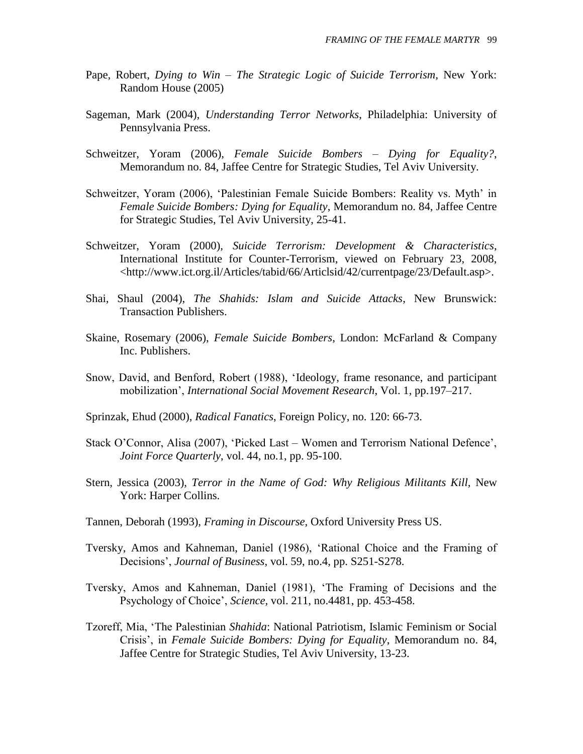Pape, Robert, *Dying to Win – The Strategic Logic of Suicide Terrorism*, New York: Random House (2005)

Sageman, Mark (2004), *Understanding Terror Networks*, Philadelphia: University of Pennsylvania Press.

Schweitzer, Yoram (2006), *Female Suicide Bombers – Dying for Equality?*, Memorandum no. 84, Jaffee Centre for Strategic Studies, Tel Aviv University.

Schweitzer, Yoram (2006), 'Palestinian Female Suicide Bombers: Reality vs. Myth' in *Female Suicide Bombers: Dying for Equality*, Memorandum no. 84, Jaffee Centre for Strategic Studies, Tel Aviv University, 25-41.

Schweitzer, Yoram (2000), *Suicide Terrorism: Development & Characteristics*, International Institute for Counter-Terrorism, viewed on February 23, 2008, <http://www.ict.org.il/Articles/tabid/66/Articlsid/42/currentpage/23/Default.asp>.

Shai, Shaul (2004), *The Shahids: Islam and Suicide Attacks*, New Brunswick: Transaction Publishers.

Skaine, Rosemary (2006), *Female Suicide Bombers*, London: McFarland & Company Inc. Publishers.

Snow, David, and Benford, Robert (1988), 'Ideology, frame resonance, and participant mobilization', *International Social Movement Research*, Vol. 1, pp.197–217.

Sprinzak, Ehud (2000), *Radical Fanatics*, Foreign Policy, no. 120: 66-73.

Stack O'Connor, Alisa (2007), 'Picked Last – Women and Terrorism National Defence', *Joint Force Quarterly*, vol. 44, no.1, pp. 95-100.

Stern, Jessica (2003), *Terror in the Name of God: Why Religious Militants Kill*, New York: Harper Collins.

Tannen, Deborah (1993), *Framing in Discourse*, Oxford University Press US.

Tversky, Amos and Kahneman, Daniel (1986), 'Rational Choice and the Framing of Decisions', *Journal of Business*, vol. 59, no.4, pp. S251-S278.

Tversky, Amos and Kahneman, Daniel (1981), 'The Framing of Decisions and the Psychology of Choice', *Science*, vol. 211, no.4481, pp. 453-458.

Tzoreff, Mia, 'The Palestinian *Shahida*: National Patriotism, Islamic Feminism or Social Crisis', in *Female Suicide Bombers: Dying for Equality*, Memorandum no. 84, Jaffee Centre for Strategic Studies, Tel Aviv University, 13-23.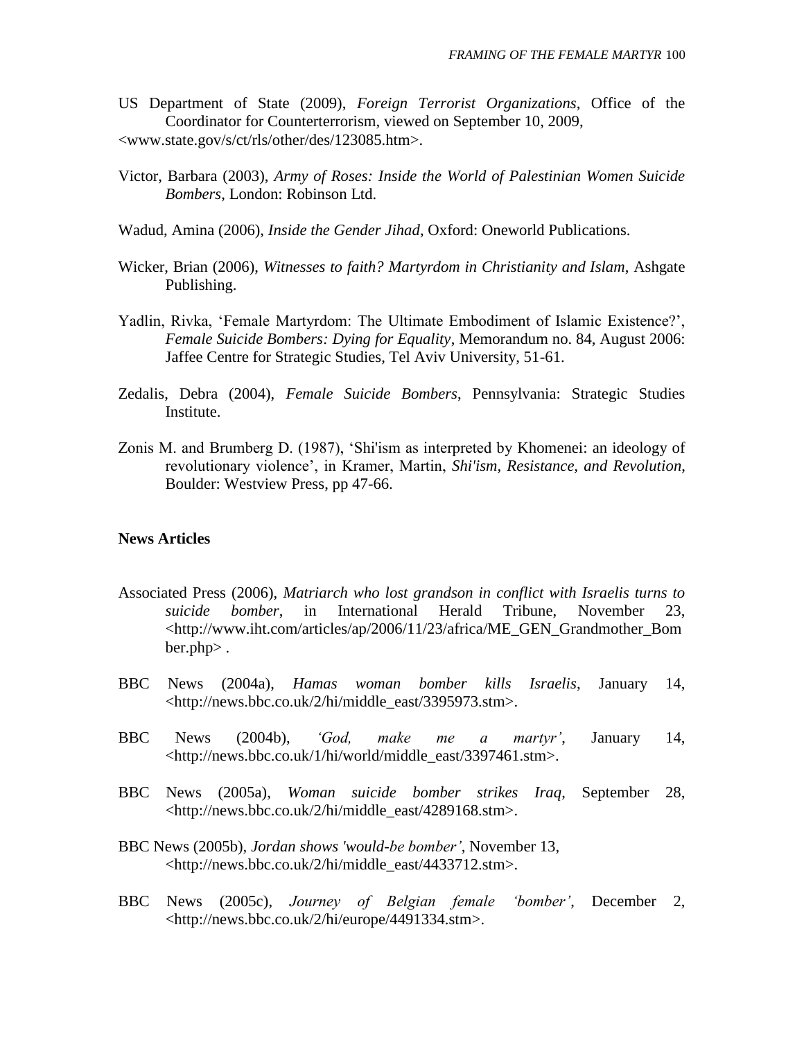US Department of State (2009), *Foreign Terrorist Organizations*, Office of the Coordinator for Counterterrorism, viewed on September 10, 2009, <www.state.gov/s/ct/rls/other/des/123085.htm>.

Victor, Barbara (2003), *Army of Roses: Inside the World of Palestinian Women Suicide Bombers*, London: Robinson Ltd.

Wadud, Amina (2006), *Inside the Gender Jihad*, Oxford: Oneworld Publications.

Wicker, Brian (2006), *Witnesses to faith? Martyrdom in Christianity and Islam*, Ashgate Publishing.

Yadlin, Rivka, 'Female Martyrdom: The Ultimate Embodiment of Islamic Existence?', *Female Suicide Bombers: Dying for Equality*, Memorandum no. 84, August 2006: Jaffee Centre for Strategic Studies, Tel Aviv University, 51-61.

Zedalis, Debra (2004), *Female Suicide Bombers*, Pennsylvania: Strategic Studies Institute.

Zonis M. and Brumberg D. (1987), 'Shi'ism as interpreted by Khomenei: an ideology of revolutionary violence', in Kramer, Martin, *Shi'ism, Resistance, and Revolution*, Boulder: Westview Press, pp 47-66.

**News Articles**

Associated Press (2006), *Matriarch who lost grandson in conflict with Israelis turns to suicide bomber*, in International Herald Tribune, November 23, <http://www.iht.com/articles/ap/2006/11/23/africa/ME_GEN_Grandmother_Bomber.php> .

BBC News (2004a), *Hamas woman bomber kills Israelis*, January 14, <http://news.bbc.co.uk/2/hi/middle_east/3395973.stm>.

BBC News (2004b), *'God, make me a martyr'*, January 14, <http://news.bbc.co.uk/1/hi/world/middle_east/3397461.stm>.

BBC News (2005a), *Woman suicide bomber strikes Iraq*, September 28, <http://news.bbc.co.uk/2/hi/middle_east/4289168.stm>.

BBC News (2005b), *Jordan shows 'would-be bomber'*, November 13, <http://news.bbc.co.uk/2/hi/middle_east/4433712.stm>.

BBC News (2005c), *Journey of Belgian female 'bomber'*, December 2, <http://news.bbc.co.uk/2/hi/europe/4491334.stm>.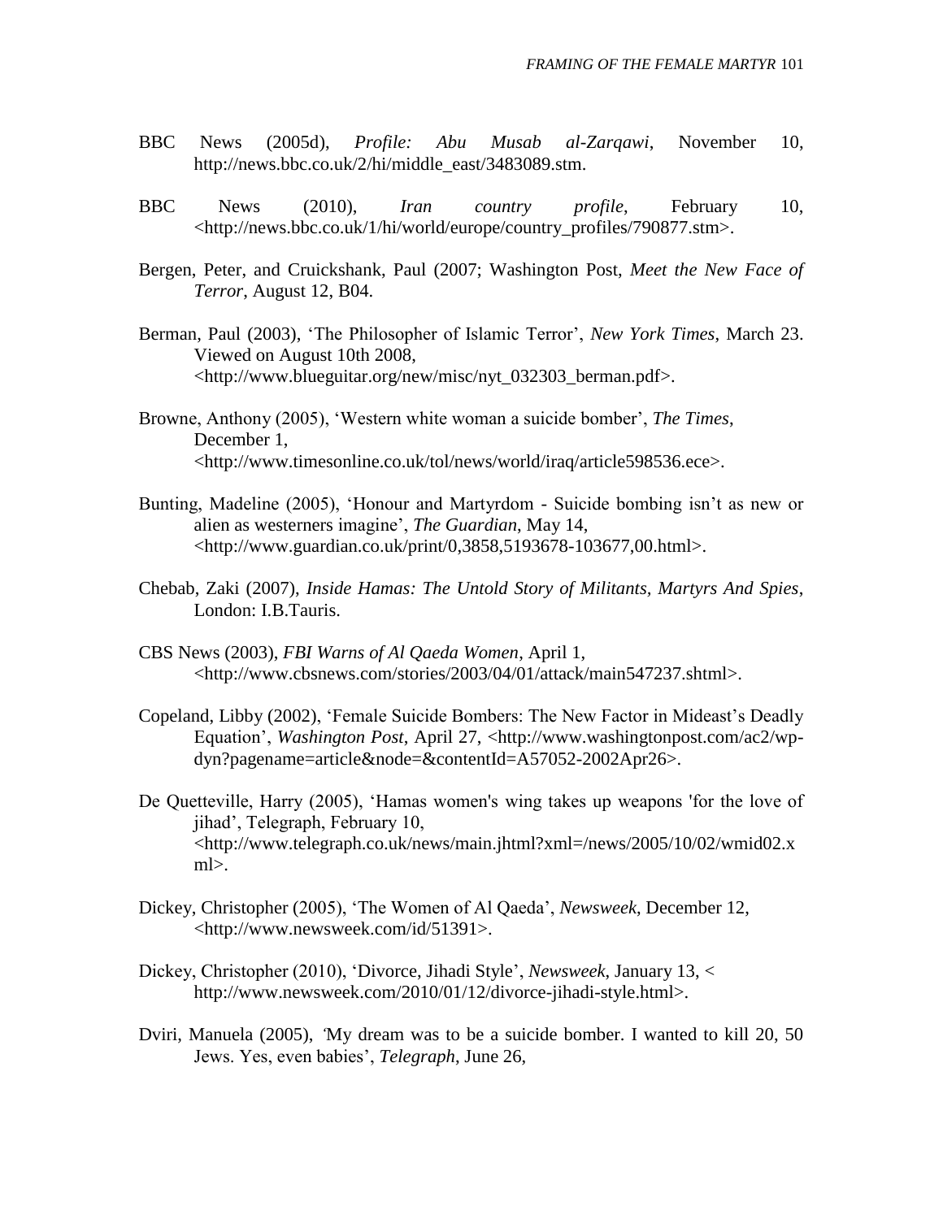BBC News (2005d), *Profile: Abu Musab al-Zarqawi*, November 10, http://news.bbc.co.uk/2/hi/middle_east/3483089.stm.

BBC News (2010), *Iran country profile*, February 10, <http://news.bbc.co.uk/1/hi/world/europe/country_profiles/790877.stm>.

Bergen, Peter, and Cruickshank, Paul (2007; Washington Post, *Meet the New Face of Terror*, August 12, B04.

Berman, Paul (2003), 'The Philosopher of Islamic Terror', *New York Times*, March 23. Viewed on August 10th 2008, <http://www.blueguitar.org/new/misc/nyt_032303_berman.pdf>.

Browne, Anthony (2005), 'Western white woman a suicide bomber', *The Times*, December 1, <http://www.timesonline.co.uk/tol/news/world/iraq/article598536.ece>.

Bunting, Madeline (2005), 'Honour and Martyrdom - Suicide bombing isn't as new or alien as westerners imagine', *The Guardian*, May 14, <http://www.guardian.co.uk/print/0,3858,5193678-103677,00.html>.

Chebab, Zaki (2007), *Inside Hamas: The Untold Story of Militants, Martyrs And Spies*, London: I.B.Tauris.

CBS News (2003), *FBI Warns of Al Qaeda Women*, April 1, <http://www.cbsnews.com/stories/2003/04/01/attack/main547237.shtml>.

Copeland, Libby (2002), 'Female Suicide Bombers: The New Factor in Mideast's Deadly Equation', *Washington Post*, April 27, <http://www.washingtonpost.com/ac2/wp-dyn?pagename=article&node=&contentId=A57052-2002Apr26>.

De Quetteville, Harry (2005), 'Hamas women's wing takes up weapons 'for the love of jihad', Telegraph, February 10, <http://www.telegraph.co.uk/news/main.jhtml?xml=/news/2005/10/02/wmid02.xml>.

Dickey, Christopher (2005), 'The Women of Al Qaeda', *Newsweek*, December 12, <http://www.newsweek.com/id/51391>.

Dickey, Christopher (2010), 'Divorce, Jihadi Style', *Newsweek*, January 13, < http://www.newsweek.com/2010/01/12/divorce-jihadi-style.html>.

Dviri, Manuela (2005), 'My dream was to be a suicide bomber. I wanted to kill 20, 50 Jews. Yes, even babies', *Telegraph*, June 26,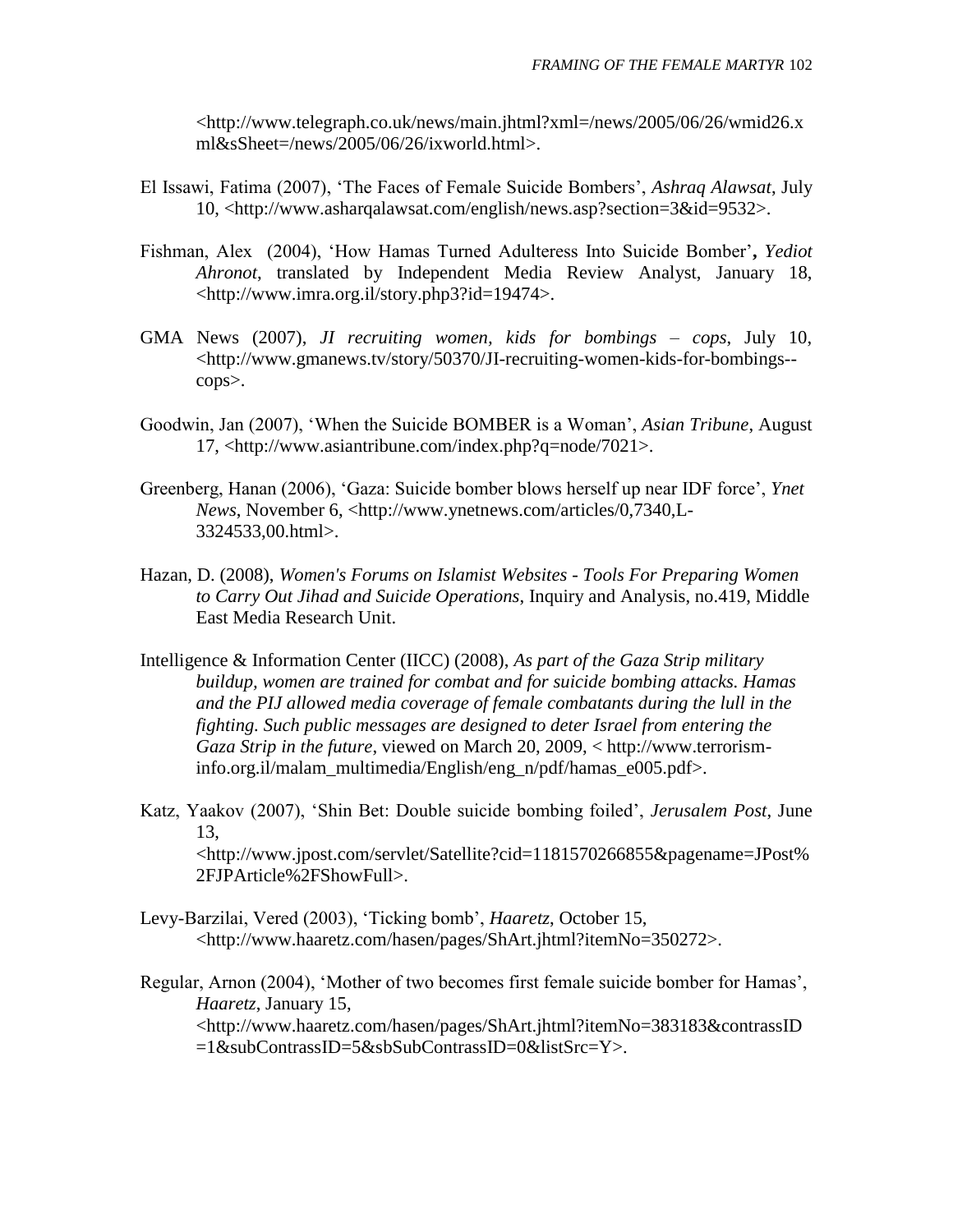<http://www.telegraph.co.uk/news/main.jhtml?xml=/news/2005/06/26/wmid26.xml&sSheet=/news/2005/06/26/ixworld.html>.

El Issawi, Fatima (2007), 'The Faces of Female Suicide Bombers', *Ashraq Alawsat*, July 10, <http://www.asharqalawsat.com/english/news.asp?section=3&id=9532>.

Fishman, Alex (2004), 'How Hamas Turned Adulteress Into Suicide Bomber', *Yediot Ahronot*, translated by Independent Media Review Analyst, January 18, <http://www.imra.org.il/story.php3?id=19474>.

GMA News (2007), *JI recruiting women, kids for bombings – cops*, July 10, <http://www.gmanews.tv/story/50370/JI-recruiting-women-kids-for-bombings--cops>.

Goodwin, Jan (2007), 'When the Suicide BOMBER is a Woman', *Asian Tribune*, August 17, <http://www.asiantribune.com/index.php?q=node/7021>.

Greenberg, Hanan (2006), 'Gaza: Suicide bomber blows herself up near IDF force', *Ynet News*, November 6, <http://www.ynetnews.com/articles/0,7340,L-3324533,00.html>.

Hazan, D. (2008), *Women's Forums on Islamist Websites - Tools For Preparing Women to Carry Out Jihad and Suicide Operations*, Inquiry and Analysis, no.419, Middle East Media Research Unit.

Intelligence & Information Center (IICC) (2008), *As part of the Gaza Strip military buildup, women are trained for combat and for suicide bombing attacks. Hamas and the PIJ allowed media coverage of female combatants during the lull in the fighting. Such public messages are designed to deter Israel from entering the Gaza Strip in the future*, viewed on March 20, 2009, < http://www.terrorism-info.org.il/malam_multimedia/English/eng_n/pdf/hamas_e005.pdf>.

Katz, Yaakov (2007), 'Shin Bet: Double suicide bombing foiled', *Jerusalem Post*, June 13, <http://www.jpost.com/servlet/Satellite?cid=1181570266855&pagename=JPost%2FJPArticle%2FShowFull>.

Levy-Barzilai, Vered (2003), 'Ticking bomb', *Haaretz*, October 15, <http://www.haaretz.com/hasen/pages/ShArt.jhtml?itemNo=350272>.

Regular, Arnon (2004), 'Mother of two becomes first female suicide bomber for Hamas', *Haaretz*, January 15, <http://www.haaretz.com/hasen/pages/ShArt.jhtml?itemNo=383183&contrassID=1&subContrassID=5&sbSubContrassID=0&listSrc=Y>.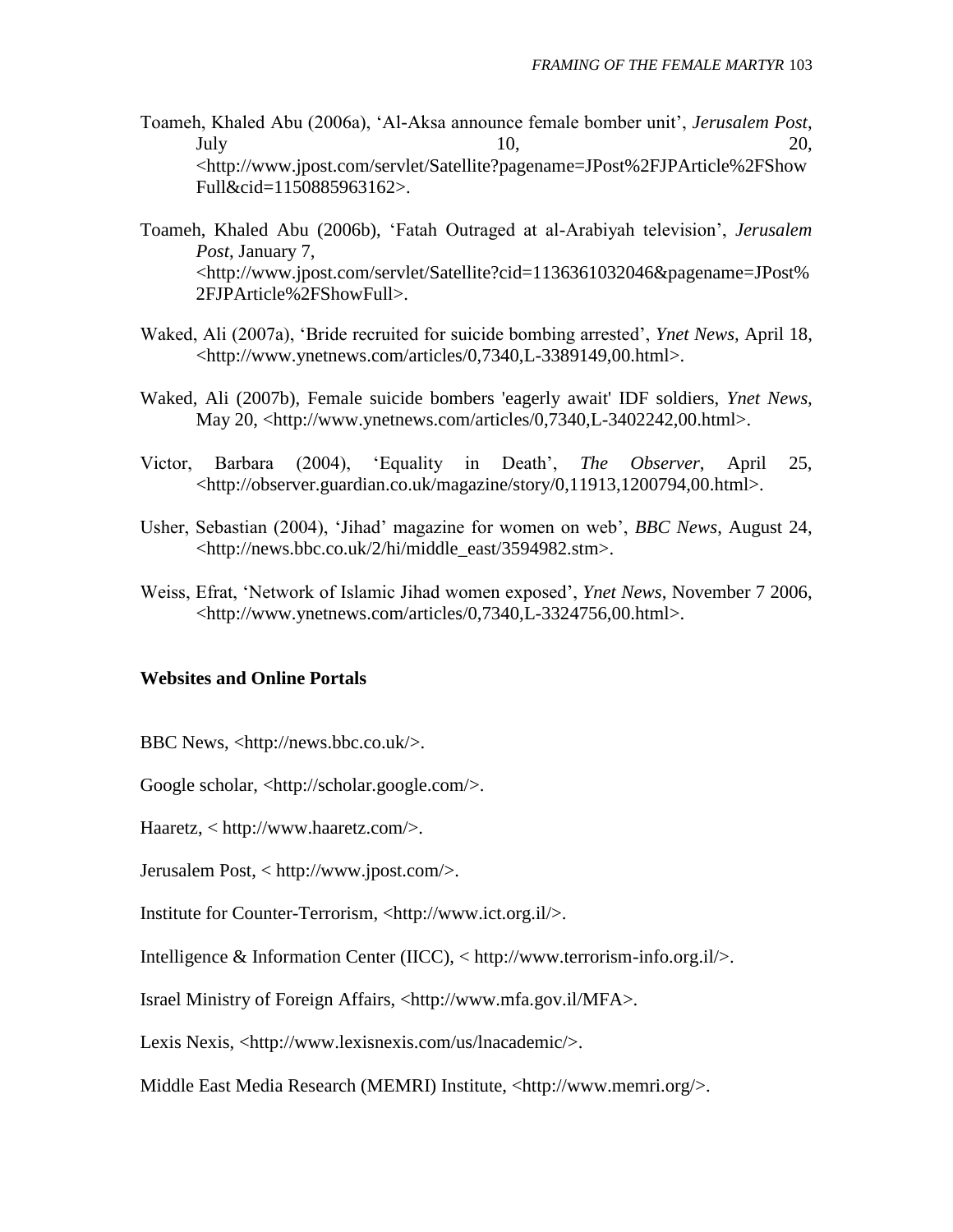Toameh, Khaled Abu (2006a), 'Al-Aksa announce female bomber unit', *Jerusalem Post*, July 10, 20, <http://www.jpost.com/servlet/Satellite?pagename=JPost%2FJPArticle%2FShowFull&cid=1150885963162>.

Toameh, Khaled Abu (2006b), 'Fatah Outraged at al-Arabiyah television', *Jerusalem Post*, January 7, <http://www.jpost.com/servlet/Satellite?cid=1136361032046&pagename=JPost%2FJPArticle%2FShowFull>.

Waked, Ali (2007a), 'Bride recruited for suicide bombing arrested', *Ynet News*, April 18, <http://www.ynetnews.com/articles/0,7340,L-3389149,00.html>.

Waked, Ali (2007b), Female suicide bombers 'eagerly await' IDF soldiers, *Ynet News*, May 20, <http://www.ynetnews.com/articles/0,7340,L-3402242,00.html>.

Victor, Barbara (2004), 'Equality in Death', *The Observer*, April 25, <http://observer.guardian.co.uk/magazine/story/0,11913,1200794,00.html>.

Usher, Sebastian (2004), 'Jihad' magazine for women on web', *BBC News*, August 24, <http://news.bbc.co.uk/2/hi/middle_east/3594982.stm>.

Weiss, Efrat, 'Network of Islamic Jihad women exposed', *Ynet News*, November 7 2006, <http://www.ynetnews.com/articles/0,7340,L-3324756,00.html>.

**Websites and Online Portals**

BBC News, <http://news.bbc.co.uk/>.

Google scholar, <http://scholar.google.com/>.

Haaretz, < http://www.haaretz.com/>.

Jerusalem Post, < http://www.jpost.com/>.

Institute for Counter-Terrorism, <http://www.ict.org.il/>.

Intelligence & Information Center (IICC), < http://www.terrorism-info.org.il/>.

Israel Ministry of Foreign Affairs, <http://www.mfa.gov.il/MFA>.

Lexis Nexis, <http://www.lexisnexis.com/us/lnacademic/>.

Middle East Media Research (MEMRI) Institute, <http://www.memri.org/>.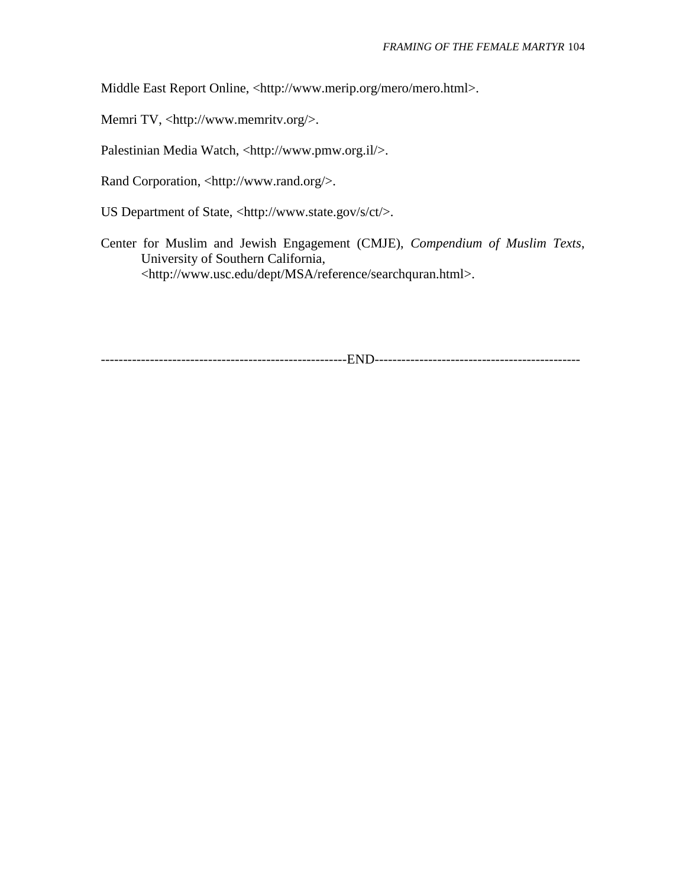Middle East Report Online, <http://www.merip.org/mero/mero.html>.

Memri TV, <http://www.memritv.org/>.

Palestinian Media Watch, <http://www.pmw.org.il/>.

Rand Corporation, <http://www.rand.org/>.

US Department of State, <http://www.state.gov/s/ct/>.

Center for Muslim and Jewish Engagement (CMJE), *Compendium of Muslim Texts*, University of Southern California, <http://www.usc.edu/dept/MSA/reference/searchquran.html>.

------------------------------------------------------END----------------------------------------------